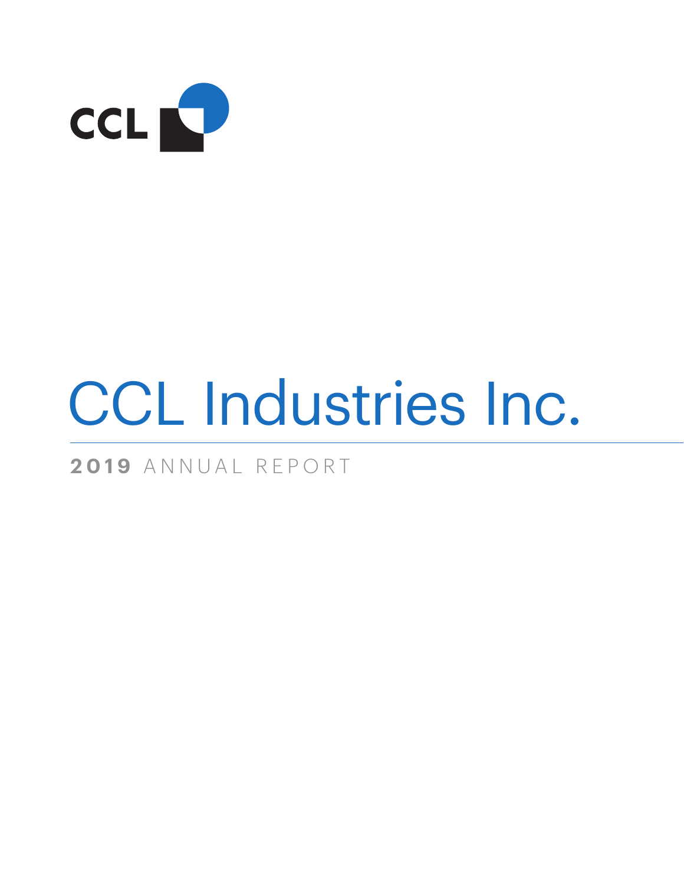CCL

# CCL Industries Inc.

**2019** ANNUAL REPORT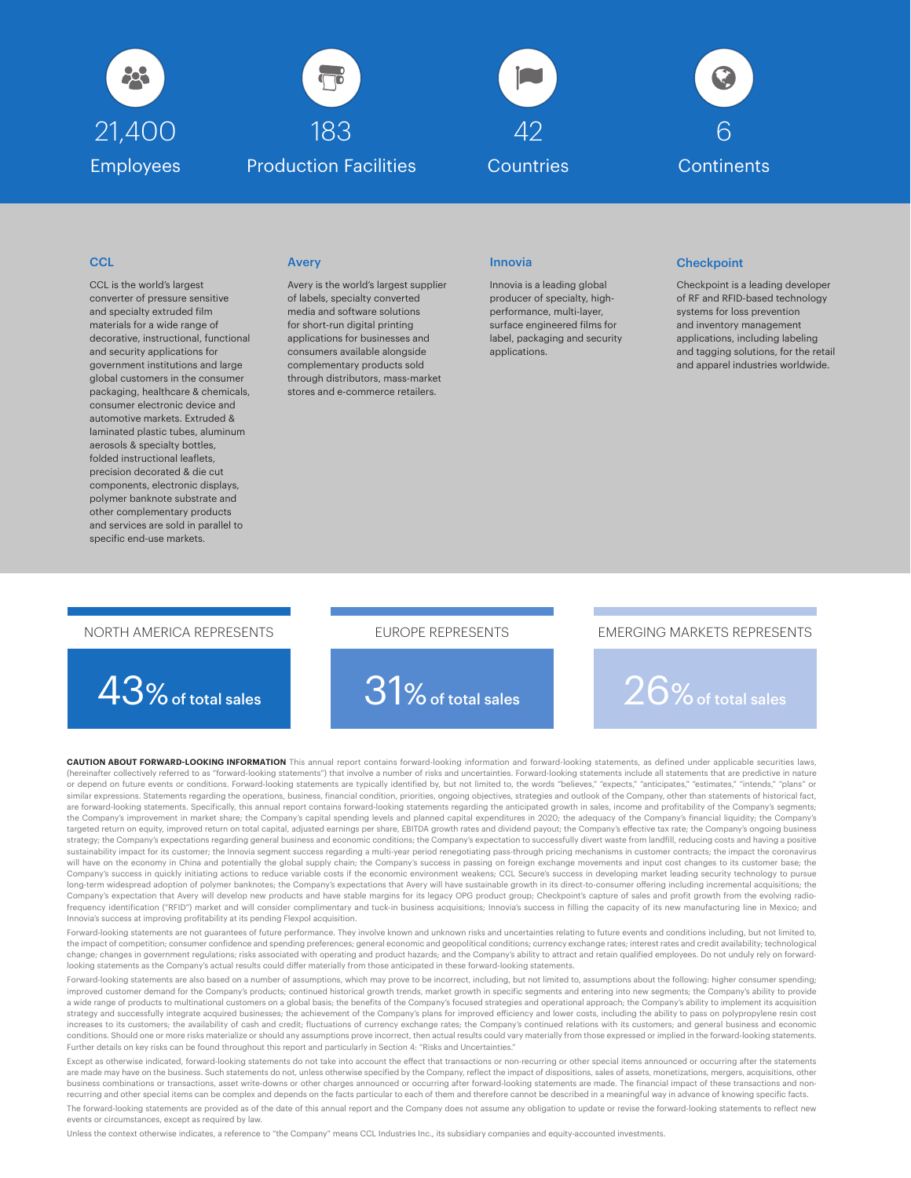21,400 Employees

183 Production Facilities

42 Countries

6 Continents

### CCL

CCL is the world's largest converter of pressure sensitive and specialty extruded film materials for a wide range of decorative, instructional, functional and security applications for government institutions and large global customers in the consumer packaging, healthcare & chemicals, consumer electronic device and automotive markets. Extruded & laminated plastic tubes, aluminum aerosols & specialty bottles, folded instructional leaflets, precision decorated & die cut components, electronic displays, polymer banknote substrate and other complementary products and services are sold in parallel to specific end-use markets.

### Avery

Avery is the world's largest supplier of labels, specialty converted media and software solutions for short-run digital printing applications for businesses and consumers available alongside complementary products sold through distributors, mass-market stores and e-commerce retailers.

### Innovia

Innovia is a leading global producer of specialty, high-performance, multi-layer, surface engineered films for label, packaging and security applications.

### Checkpoint

Checkpoint is a leading developer of RF and RFID-based technology systems for loss prevention and inventory management applications, including labeling and tagging solutions, for the retail and apparel industries worldwide.

NORTH AMERICA REPRESENTS 43% of total sales

EUROPE REPRESENTS 31% of total sales

EMERGING MARKETS REPRESENTS 26% of total sales

**CAUTION ABOUT FORWARD-LOOKING INFORMATION** This annual report contains forward-looking information and forward-looking statements, as defined under applicable securities laws, (hereinafter collectively referred to as "forward-looking statements") that involve a number of risks and uncertainties. Forward-looking statements include all statements that are predictive in nature or depend on future events or conditions. Forward-looking statements are typically identified by, but not limited to, the words "believes," "expects," "anticipates," "estimates," "intends," "plans" or similar expressions. Statements regarding the operations, business, financial condition, priorities, ongoing objectives, strategies and outlook of the Company, other than statements of historical fact, are forward-looking statements. Specifically, this annual report contains forward-looking statements regarding the anticipated growth in sales, income and profitability of the Company's segments; the Company's improvement in market share; the Company's capital spending levels and planned capital expenditures in 2020; the adequacy of the Company's financial liquidity; the Company's targeted return on equity, improved return on total capital, adjusted earnings per share, EBITDA growth rates and dividend payout; the Company's effective tax rate; the Company's ongoing business strategy; the Company's expectations regarding general business and economic conditions; the Company's expectation to successfully divert waste from landfill, reducing costs and having a positive sustainability impact for its customer; the Innovia segment success regarding a multi-year period renegotiating pass-through pricing mechanisms in customer contracts; the impact the coronavirus will have on the economy in China and potentially the global supply chain; the Company's success in passing on foreign exchange movements and input cost changes to its customer base; the Company's success in quickly initiating actions to reduce variable costs if the economic environment weakens; CCL Secure's success in developing market leading security technology to pursue long-term widespread adoption of polymer banknotes; the Company's expectations that Avery will have sustainable growth in its direct-to-consumer offering including incremental acquisitions; the Company's expectation that Avery will develop new products and have stable margins for its legacy OPG product group; Checkpoint's capture of sales and profit growth from the evolving radio-frequency identification ("RFID") market and will consider complimentary and tuck-in business acquisitions; Innovia's success in filling the capacity of its new manufacturing line in Mexico; and Innovia's success at improving profitability at its pending Flexpol acquisition.

Forward-looking statements are not guarantees of future performance. They involve known and unknown risks and uncertainties relating to future events and conditions including, but not limited to, the impact of competition; consumer confidence and spending preferences; general economic and geopolitical conditions; currency exchange rates; interest rates and credit availability; technological change; changes in government regulations; risks associated with operating and product hazards; and the Company's ability to attract and retain qualified employees. Do not unduly rely on forward-looking statements as the Company's actual results could differ materially from those anticipated in these forward-looking statements.

Forward-looking statements are also based on a number of assumptions, which may prove to be incorrect, including, but not limited to, assumptions about the following: higher consumer spending; improved customer demand for the Company's products; continued historical growth trends, market growth in specific segments and entering into new segments; the Company's ability to provide a wide range of products to multinational customers on a global basis; the benefits of the Company's focused strategies and operational approach; the Company's ability to implement its acquisition strategy and successfully integrate acquired businesses; the achievement of the Company's plans for improved efficiency and lower costs, including the ability to pass on polypropylene resin cost increases to its customers; the availability of cash and credit; fluctuations of currency exchange rates; the Company's continued relations with its customers; and general business and economic conditions. Should one or more risks materialize or should any assumptions prove incorrect, then actual results could vary materially from those expressed or implied in the forward-looking statements. Further details on key risks can be found throughout this report and particularly in Section 4: "Risks and Uncertainties."

Except as otherwise indicated, forward-looking statements do not take into account the effect that transactions or non-recurring or other special items announced or occurring after the statements are made may have on the business. Such statements do not, unless otherwise specified by the Company, reflect the impact of dispositions, sales of assets, monetizations, mergers, acquisitions, other business combinations or transactions, asset write-downs or other charges announced or occurring after forward-looking statements are made. The financial impact of these transactions and non-recurring and other special items can be complex and depends on the facts particular to each of them and therefore cannot be described in a meaningful way in advance of knowing specific facts.

The forward-looking statements are provided as of the date of this annual report and the Company does not assume any obligation to update or revise the forward-looking statements to reflect new events or circumstances, except as required by law.

Unless the context otherwise indicates, a reference to "the Company" means CCL Industries Inc., its subsidiary companies and equity-accounted investments.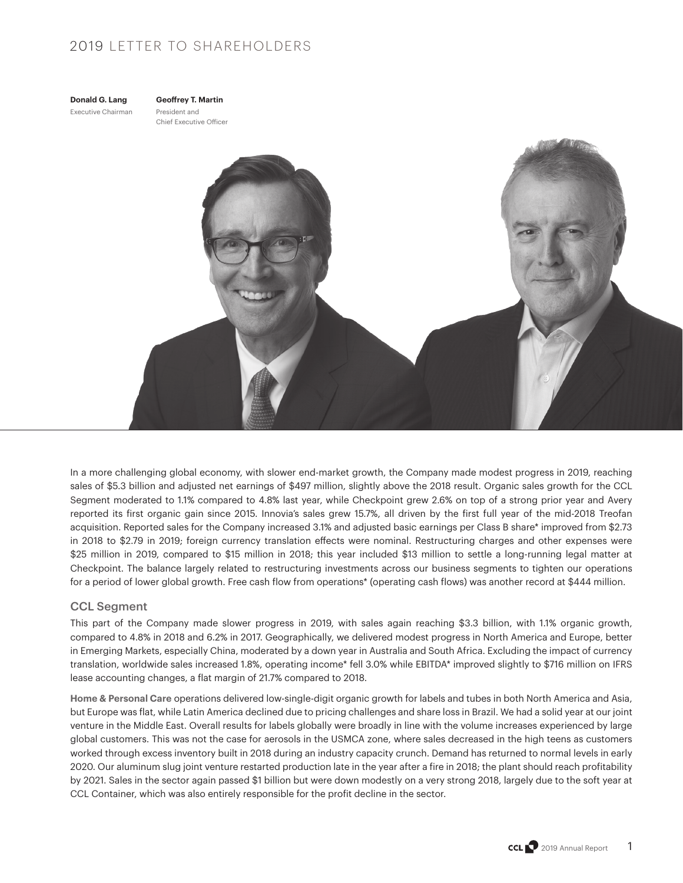# 2019 LETTER TO SHAREHOLDERS

**Donald G. Lang**
Executive Chairman

**Geoffrey T. Martin**
President and
Chief Executive Officer

In a more challenging global economy, with slower end-market growth, the Company made modest progress in 2019, reaching sales of $5.3 billion and adjusted net earnings of $497 million, slightly above the 2018 result. Organic sales growth for the CCL Segment moderated to 1.1% compared to 4.8% last year, while Checkpoint grew 2.6% on top of a strong prior year and Avery reported its first organic gain since 2015. Innovia's sales grew 15.7%, all driven by the first full year of the mid-2018 Treofan acquisition. Reported sales for the Company increased 3.1% and adjusted basic earnings per Class B share* improved from $2.73 in 2018 to $2.79 in 2019; foreign currency translation effects were nominal. Restructuring charges and other expenses were $25 million in 2019, compared to $15 million in 2018; this year included $13 million to settle a long-running legal matter at Checkpoint. The balance largely related to restructuring investments across our business segments to tighten our operations for a period of lower global growth. Free cash flow from operations* (operating cash flows) was another record at $444 million.

## CCL Segment

This part of the Company made slower progress in 2019, with sales again reaching $3.3 billion, with 1.1% organic growth, compared to 4.8% in 2018 and 6.2% in 2017. Geographically, we delivered modest progress in North America and Europe, better in Emerging Markets, especially China, moderated by a down year in Australia and South Africa. Excluding the impact of currency translation, worldwide sales increased 1.8%, operating income* fell 3.0% while EBITDA* improved slightly to $716 million on IFRS lease accounting changes, a flat margin of 21.7% compared to 2018.

**Home & Personal Care** operations delivered low-single-digit organic growth for labels and tubes in both North America and Asia, but Europe was flat, while Latin America declined due to pricing challenges and share loss in Brazil. We had a solid year at our joint venture in the Middle East. Overall results for labels globally were broadly in line with the volume increases experienced by large global customers. This was not the case for aerosols in the USMCA zone, where sales decreased in the high teens as customers worked through excess inventory built in 2018 during an industry capacity crunch. Demand has returned to normal levels in early 2020. Our aluminum slug joint venture restarted production late in the year after a fire in 2018; the plant should reach profitability by 2021. Sales in the sector again passed $1 billion but were down modestly on a very strong 2018, largely due to the soft year at CCL Container, which was also entirely responsible for the profit decline in the sector.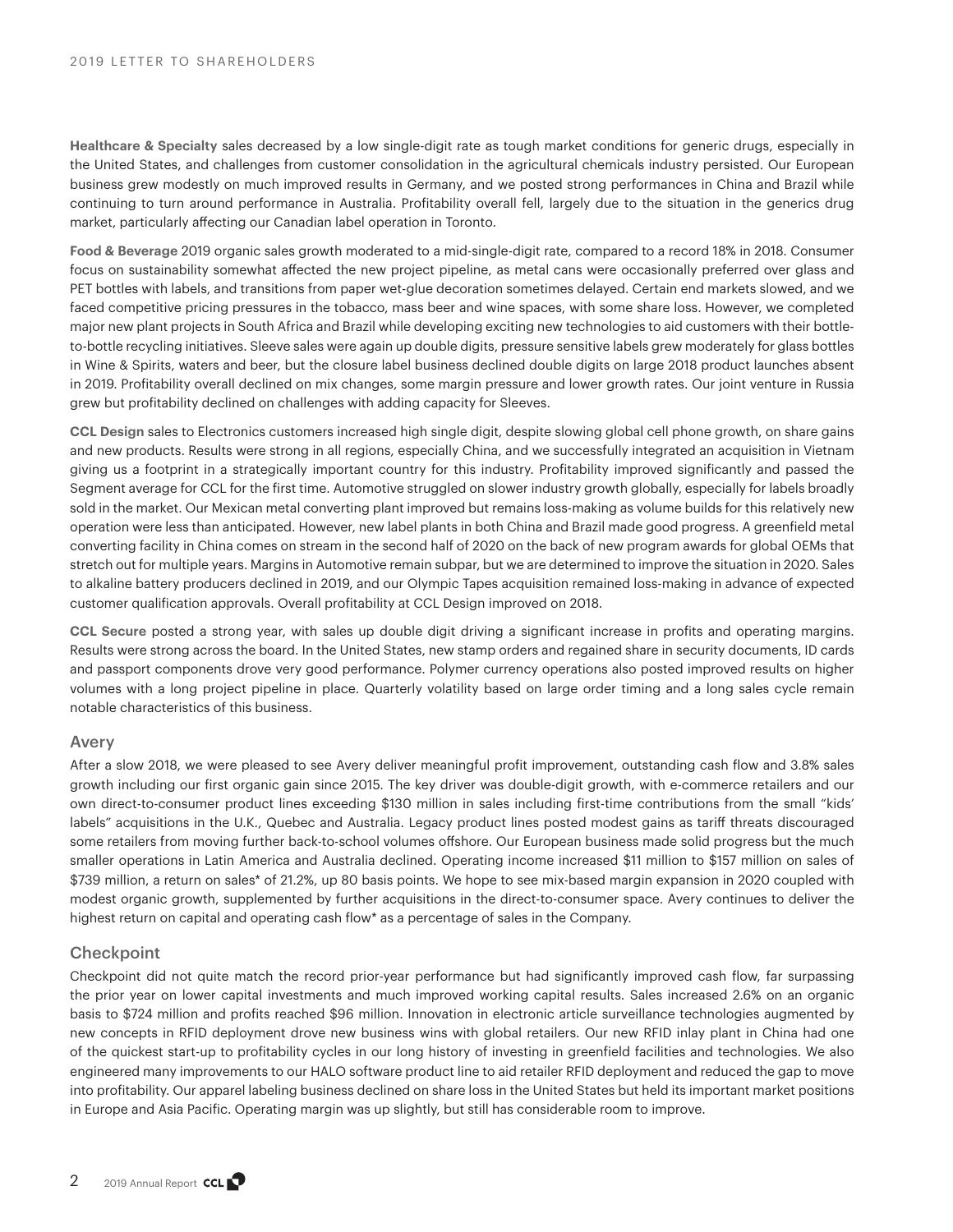**Healthcare & Specialty** sales decreased by a low single-digit rate as tough market conditions for generic drugs, especially in the United States, and challenges from customer consolidation in the agricultural chemicals industry persisted. Our European business grew modestly on much improved results in Germany, and we posted strong performances in China and Brazil while continuing to turn around performance in Australia. Profitability overall fell, largely due to the situation in the generics drug market, particularly affecting our Canadian label operation in Toronto.

**Food & Beverage** 2019 organic sales growth moderated to a mid-single-digit rate, compared to a record 18% in 2018. Consumer focus on sustainability somewhat affected the new project pipeline, as metal cans were occasionally preferred over glass and PET bottles with labels, and transitions from paper wet-glue decoration sometimes delayed. Certain end markets slowed, and we faced competitive pricing pressures in the tobacco, mass beer and wine spaces, with some share loss. However, we completed major new plant projects in South Africa and Brazil while developing exciting new technologies to aid customers with their bottle-to-bottle recycling initiatives. Sleeve sales were again up double digits, pressure sensitive labels grew moderately for glass bottles in Wine & Spirits, waters and beer, but the closure label business declined double digits on large 2018 product launches absent in 2019. Profitability overall declined on mix changes, some margin pressure and lower growth rates. Our joint venture in Russia grew but profitability declined on challenges with adding capacity for Sleeves.

**CCL Design** sales to Electronics customers increased high single digit, despite slowing global cell phone growth, on share gains and new products. Results were strong in all regions, especially China, and we successfully integrated an acquisition in Vietnam giving us a footprint in a strategically important country for this industry. Profitability improved significantly and passed the Segment average for CCL for the first time. Automotive struggled on slower industry growth globally, especially for labels broadly sold in the market. Our Mexican metal converting plant improved but remains loss-making as volume builds for this relatively new operation were less than anticipated. However, new label plants in both China and Brazil made good progress. A greenfield metal converting facility in China comes on stream in the second half of 2020 on the back of new program awards for global OEMs that stretch out for multiple years. Margins in Automotive remain subpar, but we are determined to improve the situation in 2020. Sales to alkaline battery producers declined in 2019, and our Olympic Tapes acquisition remained loss-making in advance of expected customer qualification approvals. Overall profitability at CCL Design improved on 2018.

**CCL Secure** posted a strong year, with sales up double digit driving a significant increase in profits and operating margins. Results were strong across the board. In the United States, new stamp orders and regained share in security documents, ID cards and passport components drove very good performance. Polymer currency operations also posted improved results on higher volumes with a long project pipeline in place. Quarterly volatility based on large order timing and a long sales cycle remain notable characteristics of this business.

## Avery

After a slow 2018, we were pleased to see Avery deliver meaningful profit improvement, outstanding cash flow and 3.8% sales growth including our first organic gain since 2015. The key driver was double-digit growth, with e-commerce retailers and our own direct-to-consumer product lines exceeding $130 million in sales including first-time contributions from the small "kids' labels" acquisitions in the U.K., Quebec and Australia. Legacy product lines posted modest gains as tariff threats discouraged some retailers from moving further back-to-school volumes offshore. Our European business made solid progress but the much smaller operations in Latin America and Australia declined. Operating income increased $11 million to $157 million on sales of $739 million, a return on sales* of 21.2%, up 80 basis points. We hope to see mix-based margin expansion in 2020 coupled with modest organic growth, supplemented by further acquisitions in the direct-to-consumer space. Avery continues to deliver the highest return on capital and operating cash flow* as a percentage of sales in the Company.

## Checkpoint

Checkpoint did not quite match the record prior-year performance but had significantly improved cash flow, far surpassing the prior year on lower capital investments and much improved working capital results. Sales increased 2.6% on an organic basis to $724 million and profits reached $96 million. Innovation in electronic article surveillance technologies augmented by new concepts in RFID deployment drove new business wins with global retailers. Our new RFID inlay plant in China had one of the quickest start-up to profitability cycles in our long history of investing in greenfield facilities and technologies. We also engineered many improvements to our HALO software product line to aid retailer RFID deployment and reduced the gap to move into profitability. Our apparel labeling business declined on share loss in the United States but held its important market positions in Europe and Asia Pacific. Operating margin was up slightly, but still has considerable room to improve.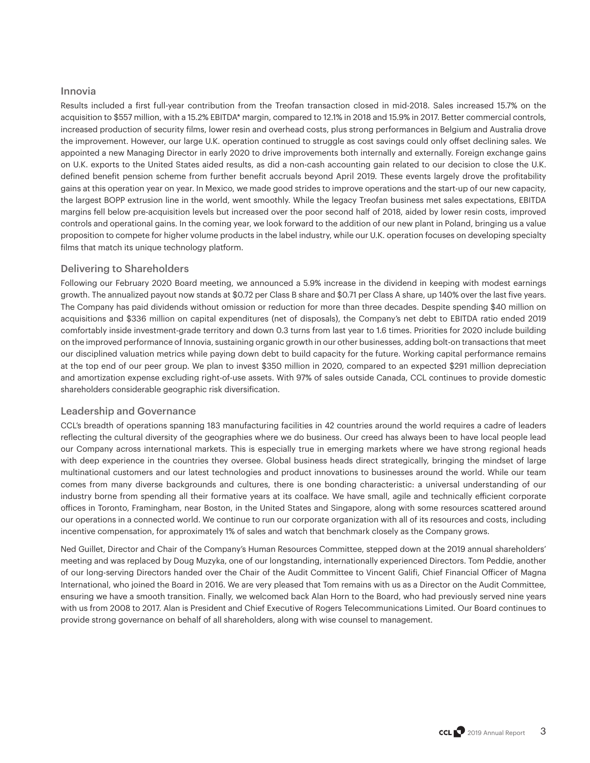## Innovia

Results included a first full-year contribution from the Treofan transaction closed in mid-2018. Sales increased 15.7% on the acquisition to $557 million, with a 15.2% EBITDA* margin, compared to 12.1% in 2018 and 15.9% in 2017. Better commercial controls, increased production of security films, lower resin and overhead costs, plus strong performances in Belgium and Australia drove the improvement. However, our large U.K. operation continued to struggle as cost savings could only offset declining sales. We appointed a new Managing Director in early 2020 to drive improvements both internally and externally. Foreign exchange gains on U.K. exports to the United States aided results, as did a non-cash accounting gain related to our decision to close the U.K. defined benefit pension scheme from further benefit accruals beyond April 2019. These events largely drove the profitability gains at this operation year on year. In Mexico, we made good strides to improve operations and the start-up of our new capacity, the largest BOPP extrusion line in the world, went smoothly. While the legacy Treofan business met sales expectations, EBITDA margins fell below pre-acquisition levels but increased over the poor second half of 2018, aided by lower resin costs, improved controls and operational gains. In the coming year, we look forward to the addition of our new plant in Poland, bringing us a value proposition to compete for higher volume products in the label industry, while our U.K. operation focuses on developing specialty films that match its unique technology platform.

## Delivering to Shareholders

Following our February 2020 Board meeting, we announced a 5.9% increase in the dividend in keeping with modest earnings growth. The annualized payout now stands at $0.72 per Class B share and $0.71 per Class A share, up 140% over the last five years. The Company has paid dividends without omission or reduction for more than three decades. Despite spending $40 million on acquisitions and $336 million on capital expenditures (net of disposals), the Company's net debt to EBITDA ratio ended 2019 comfortably inside investment-grade territory and down 0.3 turns from last year to 1.6 times. Priorities for 2020 include building on the improved performance of Innovia, sustaining organic growth in our other businesses, adding bolt-on transactions that meet our disciplined valuation metrics while paying down debt to build capacity for the future. Working capital performance remains at the top end of our peer group. We plan to invest $350 million in 2020, compared to an expected $291 million depreciation and amortization expense excluding right-of-use assets. With 97% of sales outside Canada, CCL continues to provide domestic shareholders considerable geographic risk diversification.

## Leadership and Governance

CCL's breadth of operations spanning 183 manufacturing facilities in 42 countries around the world requires a cadre of leaders reflecting the cultural diversity of the geographies where we do business. Our creed has always been to have local people lead our Company across international markets. This is especially true in emerging markets where we have strong regional heads with deep experience in the countries they oversee. Global business heads direct strategically, bringing the mindset of large multinational customers and our latest technologies and product innovations to businesses around the world. While our team comes from many diverse backgrounds and cultures, there is one bonding characteristic: a universal understanding of our industry borne from spending all their formative years at its coalface. We have small, agile and technically efficient corporate offices in Toronto, Framingham, near Boston, in the United States and Singapore, along with some resources scattered around our operations in a connected world. We continue to run our corporate organization with all of its resources and costs, including incentive compensation, for approximately 1% of sales and watch that benchmark closely as the Company grows.

Ned Guillet, Director and Chair of the Company's Human Resources Committee, stepped down at the 2019 annual shareholders' meeting and was replaced by Doug Muzyka, one of our longstanding, internationally experienced Directors. Tom Peddie, another of our long-serving Directors handed over the Chair of the Audit Committee to Vincent Galifi, Chief Financial Officer of Magna International, who joined the Board in 2016. We are very pleased that Tom remains with us as a Director on the Audit Committee, ensuring we have a smooth transition. Finally, we welcomed back Alan Horn to the Board, who had previously served nine years with us from 2008 to 2017. Alan is President and Chief Executive of Rogers Telecommunications Limited. Our Board continues to provide strong governance on behalf of all shareholders, along with wise counsel to management.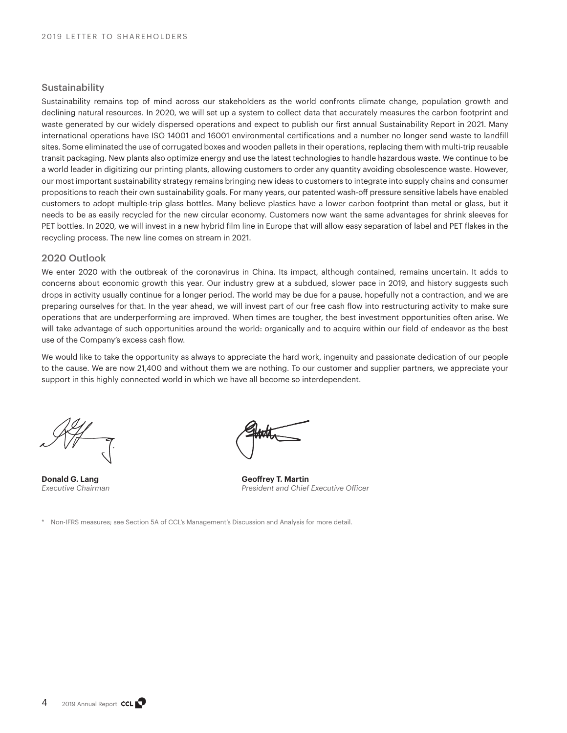## Sustainability

Sustainability remains top of mind across our stakeholders as the world confronts climate change, population growth and declining natural resources. In 2020, we will set up a system to collect data that accurately measures the carbon footprint and waste generated by our widely dispersed operations and expect to publish our first annual Sustainability Report in 2021. Many international operations have ISO 14001 and 16001 environmental certifications and a number no longer send waste to landfill sites. Some eliminated the use of corrugated boxes and wooden pallets in their operations, replacing them with multi-trip reusable transit packaging. New plants also optimize energy and use the latest technologies to handle hazardous waste. We continue to be a world leader in digitizing our printing plants, allowing customers to order any quantity avoiding obsolescence waste. However, our most important sustainability strategy remains bringing new ideas to customers to integrate into supply chains and consumer propositions to reach their own sustainability goals. For many years, our patented wash-off pressure sensitive labels have enabled customers to adopt multiple-trip glass bottles. Many believe plastics have a lower carbon footprint than metal or glass, but it needs to be as easily recycled for the new circular economy. Customers now want the same advantages for shrink sleeves for PET bottles. In 2020, we will invest in a new hybrid film line in Europe that will allow easy separation of label and PET flakes in the recycling process. The new line comes on stream in 2021.

## 2020 Outlook

We enter 2020 with the outbreak of the coronavirus in China. Its impact, although contained, remains uncertain. It adds to concerns about economic growth this year. Our industry grew at a subdued, slower pace in 2019, and history suggests such drops in activity usually continue for a longer period. The world may be due for a pause, hopefully not a contraction, and we are preparing ourselves for that. In the year ahead, we will invest part of our free cash flow into restructuring activity to make sure operations that are underperforming are improved. When times are tougher, the best investment opportunities often arise. We will take advantage of such opportunities around the world: organically and to acquire within our field of endeavor as the best use of the Company's excess cash flow.

We would like to take the opportunity as always to appreciate the hard work, ingenuity and passionate dedication of our people to the cause. We are now 21,400 and without them we are nothing. To our customer and supplier partners, we appreciate your support in this highly connected world in which we have all become so interdependent.

**Donald G. Lang**
*Executive Chairman*

**Geoffrey T. Martin**
*President and Chief Executive Officer*

\* Non-IFRS measures; see Section 5A of CCL's Management's Discussion and Analysis for more detail.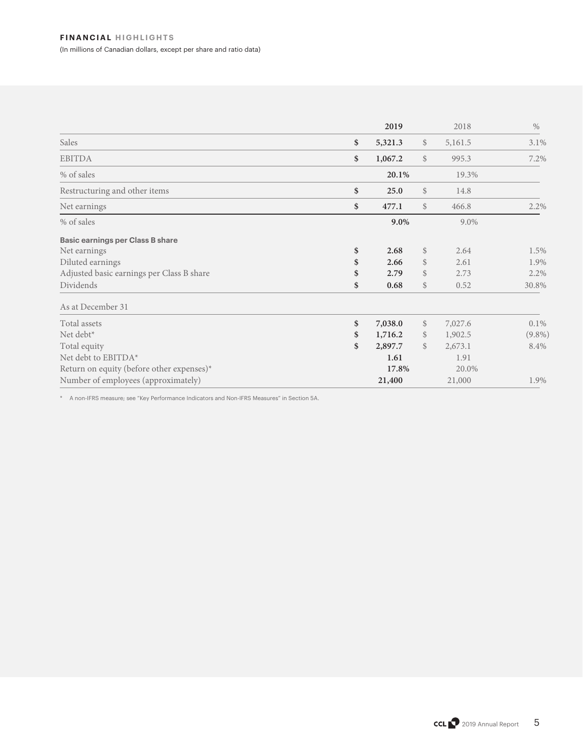## FINANCIAL HIGHLIGHTS

(In millions of Canadian dollars, except per share and ratio data)

| | 2019 | 2018 | % |
|---|---|---|---|
| Sales | **$ 5,321.3** | $ 5,161.5 | 3.1% |
| EBITDA | **$ 1,067.2** | $ 995.3 | 7.2% |
| % of sales | **20.1%** | 19.3% | |
| Restructuring and other items | **$ 25.0** | $ 14.8 | |
| Net earnings | **$ 477.1** | $ 466.8 | 2.2% |
| % of sales | **9.0%** | 9.0% | |
| **Basic earnings per Class B share** | | | |
| Net earnings | **$ 2.68** | $ 2.64 | 1.5% |
| Diluted earnings | **$ 2.66** | $ 2.61 | 1.9% |
| Adjusted basic earnings per Class B share | **$ 2.79** | $ 2.73 | 2.2% |
| Dividends | **$ 0.68** | $ 0.52 | 30.8% |
| As at December 31 | | | |
| Total assets | **$ 7,038.0** | $ 7,027.6 | 0.1% |
| Net debt* | **$ 1,716.2** | $ 1,902.5 | (9.8%) |
| Total equity | **$ 2,897.7** | $ 2,673.1 | 8.4% |
| Net debt to EBITDA* | **1.61** | 1.91 | |
| Return on equity (before other expenses)* | **17.8%** | 20.0% | |
| Number of employees (approximately) | **21,400** | 21,000 | 1.9% |

* A non-IFRS measure; see "Key Performance Indicators and Non-IFRS Measures" in Section 5A.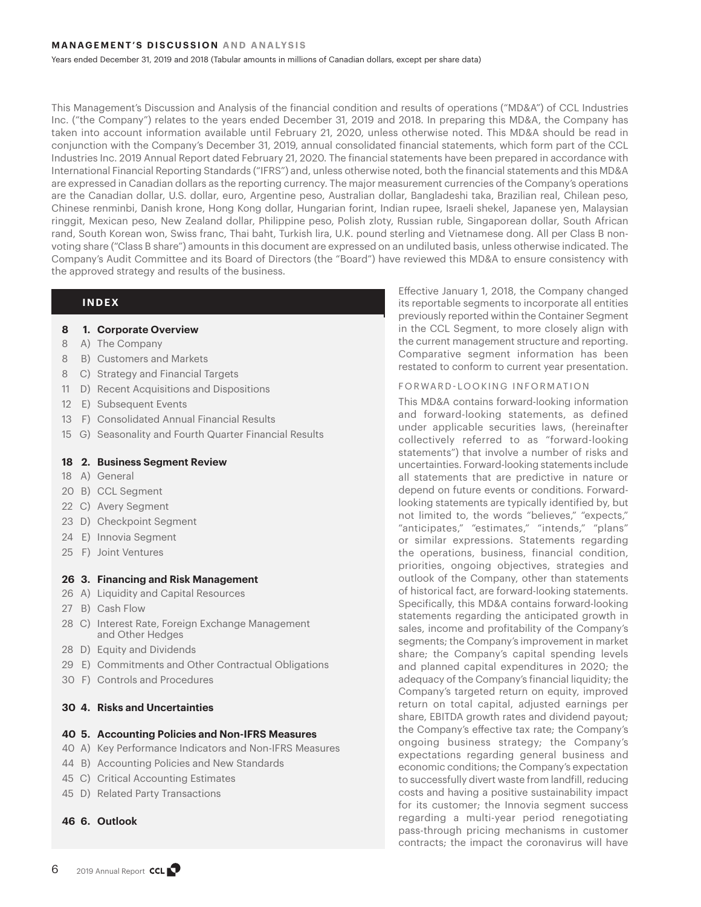# MANAGEMENT'S DISCUSSION AND ANALYSIS

Years ended December 31, 2019 and 2018 (Tabular amounts in millions of Canadian dollars, except per share data)

This Management's Discussion and Analysis of the financial condition and results of operations ("MD&A") of CCL Industries Inc. ("the Company") relates to the years ended December 31, 2019 and 2018. In preparing this MD&A, the Company has taken into account information available until February 21, 2020, unless otherwise noted. This MD&A should be read in conjunction with the Company's December 31, 2019, annual consolidated financial statements, which form part of the CCL Industries Inc. 2019 Annual Report dated February 21, 2020. The financial statements have been prepared in accordance with International Financial Reporting Standards ("IFRS") and, unless otherwise noted, both the financial statements and this MD&A are expressed in Canadian dollars as the reporting currency. The major measurement currencies of the Company's operations are the Canadian dollar, U.S. dollar, euro, Argentine peso, Australian dollar, Bangladeshi taka, Brazilian real, Chilean peso, Chinese renminbi, Danish krone, Hong Kong dollar, Hungarian forint, Indian rupee, Israeli shekel, Japanese yen, Malaysian ringgit, Mexican peso, New Zealand dollar, Philippine peso, Polish zloty, Russian ruble, Singaporean dollar, South African rand, South Korean won, Swiss franc, Thai baht, Turkish lira, U.K. pound sterling and Vietnamese dong. All per Class B non-voting share ("Class B share") amounts in this document are expressed on an undiluted basis, unless otherwise indicated. The Company's Audit Committee and its Board of Directors (the "Board") have reviewed this MD&A to ensure consistency with the approved strategy and results of the business.

## INDEX

**8 1. Corporate Overview**
- 8 A) The Company
- 8 B) Customers and Markets
- 8 C) Strategy and Financial Targets
- 11 D) Recent Acquisitions and Dispositions
- 12 E) Subsequent Events
- 13 F) Consolidated Annual Financial Results
- 15 G) Seasonality and Fourth Quarter Financial Results

**18 2. Business Segment Review**
- 18 A) General
- 20 B) CCL Segment
- 22 C) Avery Segment
- 23 D) Checkpoint Segment
- 24 E) Innovia Segment
- 25 F) Joint Ventures

**26 3. Financing and Risk Management**
- 26 A) Liquidity and Capital Resources
- 27 B) Cash Flow
- 28 C) Interest Rate, Foreign Exchange Management and Other Hedges
- 28 D) Equity and Dividends
- 29 E) Commitments and Other Contractual Obligations
- 30 F) Controls and Procedures

**30 4. Risks and Uncertainties**

**40 5. Accounting Policies and Non-IFRS Measures**
- 40 A) Key Performance Indicators and Non-IFRS Measures
- 44 B) Accounting Policies and New Standards
- 45 C) Critical Accounting Estimates
- 45 D) Related Party Transactions

**46 6. Outlook**

Effective January 1, 2018, the Company changed its reportable segments to incorporate all entities previously reported within the Container Segment in the CCL Segment, to more closely align with the current management structure and reporting. Comparative segment information has been restated to conform to current year presentation.

### FORWARD-LOOKING INFORMATION

This MD&A contains forward-looking information and forward-looking statements, as defined under applicable securities laws, (hereinafter collectively referred to as "forward-looking statements") that involve a number of risks and uncertainties. Forward-looking statements include all statements that are predictive in nature or depend on future events or conditions. Forward-looking statements are typically identified by, but not limited to, the words "believes," "expects," "anticipates," "estimates," "intends," "plans" or similar expressions. Statements regarding the operations, business, financial condition, priorities, ongoing objectives, strategies and outlook of the Company, other than statements of historical fact, are forward-looking statements. Specifically, this MD&A contains forward-looking statements regarding the anticipated growth in sales, income and profitability of the Company's segments; the Company's improvement in market share; the Company's capital spending levels and planned capital expenditures in 2020; the adequacy of the Company's financial liquidity; the Company's targeted return on equity, improved return on total capital, adjusted earnings per share, EBITDA growth rates and dividend payout; the Company's effective tax rate; the Company's ongoing business strategy; the Company's expectations regarding general business and economic conditions; the Company's expectation to successfully divert waste from landfill, reducing costs and having a positive sustainability impact for its customer; the Innovia segment success regarding a multi-year period renegotiating pass-through pricing mechanisms in customer contracts; the impact the coronavirus will have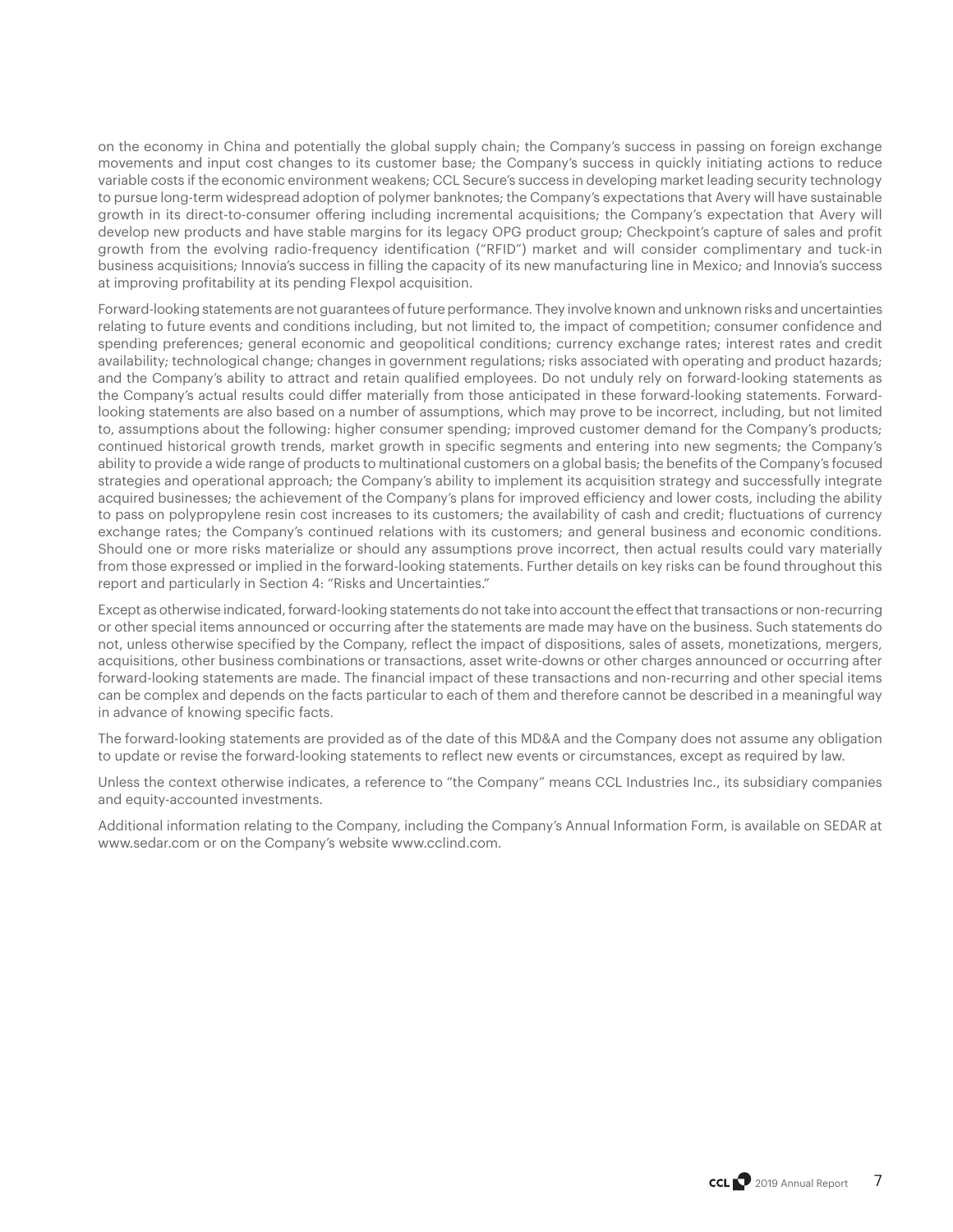on the economy in China and potentially the global supply chain; the Company's success in passing on foreign exchange movements and input cost changes to its customer base; the Company's success in quickly initiating actions to reduce variable costs if the economic environment weakens; CCL Secure's success in developing market leading security technology to pursue long-term widespread adoption of polymer banknotes; the Company's expectations that Avery will have sustainable growth in its direct-to-consumer offering including incremental acquisitions; the Company's expectation that Avery will develop new products and have stable margins for its legacy OPG product group; Checkpoint's capture of sales and profit growth from the evolving radio-frequency identification ("RFID") market and will consider complimentary and tuck-in business acquisitions; Innovia's success in filling the capacity of its new manufacturing line in Mexico; and Innovia's success at improving profitability at its pending Flexpol acquisition.

Forward-looking statements are not guarantees of future performance. They involve known and unknown risks and uncertainties relating to future events and conditions including, but not limited to, the impact of competition; consumer confidence and spending preferences; general economic and geopolitical conditions; currency exchange rates; interest rates and credit availability; technological change; changes in government regulations; risks associated with operating and product hazards; and the Company's ability to attract and retain qualified employees. Do not unduly rely on forward-looking statements as the Company's actual results could differ materially from those anticipated in these forward-looking statements. Forward-looking statements are also based on a number of assumptions, which may prove to be incorrect, including, but not limited to, assumptions about the following: higher consumer spending; improved customer demand for the Company's products; continued historical growth trends, market growth in specific segments and entering into new segments; the Company's ability to provide a wide range of products to multinational customers on a global basis; the benefits of the Company's focused strategies and operational approach; the Company's ability to implement its acquisition strategy and successfully integrate acquired businesses; the achievement of the Company's plans for improved efficiency and lower costs, including the ability to pass on polypropylene resin cost increases to its customers; the availability of cash and credit; fluctuations of currency exchange rates; the Company's continued relations with its customers; and general business and economic conditions. Should one or more risks materialize or should any assumptions prove incorrect, then actual results could vary materially from those expressed or implied in the forward-looking statements. Further details on key risks can be found throughout this report and particularly in Section 4: "Risks and Uncertainties."

Except as otherwise indicated, forward-looking statements do not take into account the effect that transactions or non-recurring or other special items announced or occurring after the statements are made may have on the business. Such statements do not, unless otherwise specified by the Company, reflect the impact of dispositions, sales of assets, monetizations, mergers, acquisitions, other business combinations or transactions, asset write-downs or other charges announced or occurring after forward-looking statements are made. The financial impact of these transactions and non-recurring and other special items can be complex and depends on the facts particular to each of them and therefore cannot be described in a meaningful way in advance of knowing specific facts.

The forward-looking statements are provided as of the date of this MD&A and the Company does not assume any obligation to update or revise the forward-looking statements to reflect new events or circumstances, except as required by law.

Unless the context otherwise indicates, a reference to "the Company" means CCL Industries Inc., its subsidiary companies and equity-accounted investments.

Additional information relating to the Company, including the Company's Annual Information Form, is available on SEDAR at www.sedar.com or on the Company's website www.cclind.com.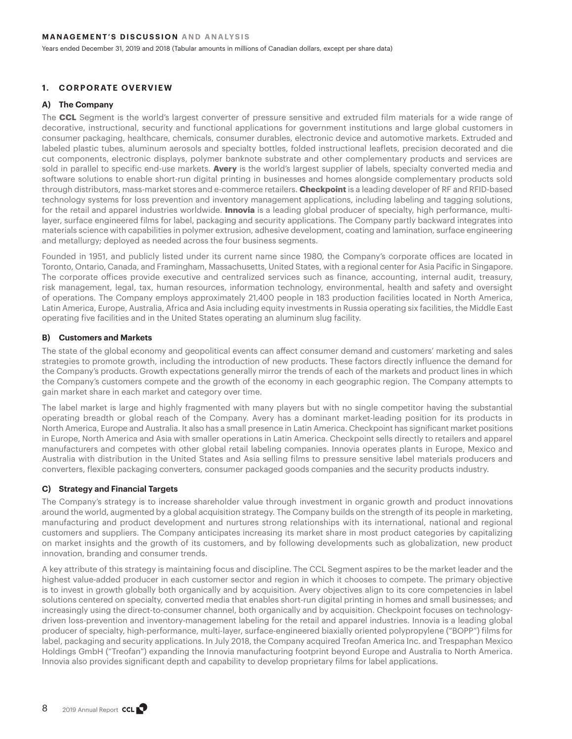## 1. CORPORATE OVERVIEW

### A) The Company

The **CCL** Segment is the world's largest converter of pressure sensitive and extruded film materials for a wide range of decorative, instructional, security and functional applications for government institutions and large global customers in consumer packaging, healthcare, chemicals, consumer durables, electronic device and automotive markets. Extruded and labeled plastic tubes, aluminum aerosols and specialty bottles, folded instructional leaflets, precision decorated and die cut components, electronic displays, polymer banknote substrate and other complementary products and services are sold in parallel to specific end-use markets. **Avery** is the world's largest supplier of labels, specialty converted media and software solutions to enable short-run digital printing in businesses and homes alongside complementary products sold through distributors, mass-market stores and e-commerce retailers. **Checkpoint** is a leading developer of RF and RFID-based technology systems for loss prevention and inventory management applications, including labeling and tagging solutions, for the retail and apparel industries worldwide. **Innovia** is a leading global producer of specialty, high performance, multi-layer, surface engineered films for label, packaging and security applications. The Company partly backward integrates into materials science with capabilities in polymer extrusion, adhesive development, coating and lamination, surface engineering and metallurgy; deployed as needed across the four business segments.

Founded in 1951, and publicly listed under its current name since 1980, the Company's corporate offices are located in Toronto, Ontario, Canada, and Framingham, Massachusetts, United States, with a regional center for Asia Pacific in Singapore. The corporate offices provide executive and centralized services such as finance, accounting, internal audit, treasury, risk management, legal, tax, human resources, information technology, environmental, health and safety and oversight of operations. The Company employs approximately 21,400 people in 183 production facilities located in North America, Latin America, Europe, Australia, Africa and Asia including equity investments in Russia operating six facilities, the Middle East operating five facilities and in the United States operating an aluminum slug facility.

### B) Customers and Markets

The state of the global economy and geopolitical events can affect consumer demand and customers' marketing and sales strategies to promote growth, including the introduction of new products. These factors directly influence the demand for the Company's products. Growth expectations generally mirror the trends of each of the markets and product lines in which the Company's customers compete and the growth of the economy in each geographic region. The Company attempts to gain market share in each market and category over time.

The label market is large and highly fragmented with many players but with no single competitor having the substantial operating breadth or global reach of the Company. Avery has a dominant market-leading position for its products in North America, Europe and Australia. It also has a small presence in Latin America. Checkpoint has significant market positions in Europe, North America and Asia with smaller operations in Latin America. Checkpoint sells directly to retailers and apparel manufacturers and competes with other global retail labeling companies. Innovia operates plants in Europe, Mexico and Australia with distribution in the United States and Asia selling films to pressure sensitive label materials producers and converters, flexible packaging converters, consumer packaged goods companies and the security products industry.

### C) Strategy and Financial Targets

The Company's strategy is to increase shareholder value through investment in organic growth and product innovations around the world, augmented by a global acquisition strategy. The Company builds on the strength of its people in marketing, manufacturing and product development and nurtures strong relationships with its international, national and regional customers and suppliers. The Company anticipates increasing its market share in most product categories by capitalizing on market insights and the growth of its customers, and by following developments such as globalization, new product innovation, branding and consumer trends.

A key attribute of this strategy is maintaining focus and discipline. The CCL Segment aspires to be the market leader and the highest value-added producer in each customer sector and region in which it chooses to compete. The primary objective is to invest in growth globally both organically and by acquisition. Avery objectives align to its core competencies in label solutions centered on specialty, converted media that enables short-run digital printing in homes and small businesses; and increasingly using the direct-to-consumer channel, both organically and by acquisition. Checkpoint focuses on technology-driven loss-prevention and inventory-management labeling for the retail and apparel industries. Innovia is a leading global producer of specialty, high-performance, multi-layer, surface-engineered biaxially oriented polypropylene ("BOPP") films for label, packaging and security applications. In July 2018, the Company acquired Treofan America Inc. and Trespaphan Mexico Holdings GmbH ("Treofan") expanding the Innovia manufacturing footprint beyond Europe and Australia to North America. Innovia also provides significant depth and capability to develop proprietary films for label applications.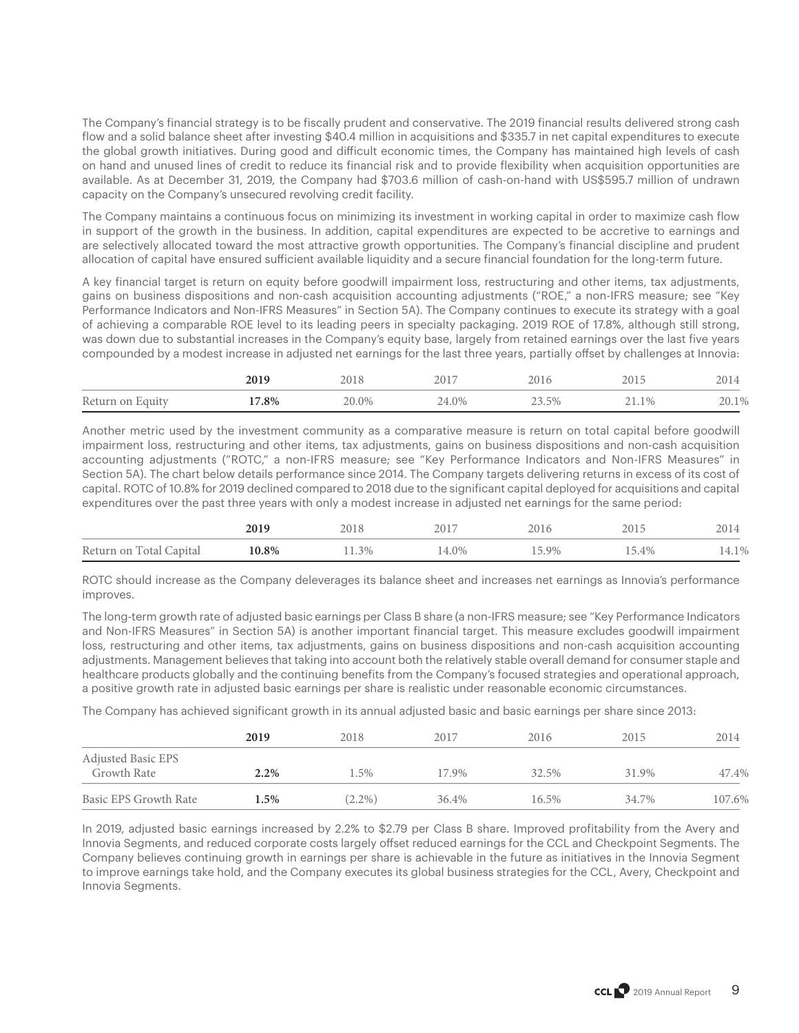The Company's financial strategy is to be fiscally prudent and conservative. The 2019 financial results delivered strong cash flow and a solid balance sheet after investing $40.4 million in acquisitions and $335.7 in net capital expenditures to execute the global growth initiatives. During good and difficult economic times, the Company has maintained high levels of cash on hand and unused lines of credit to reduce its financial risk and to provide flexibility when acquisition opportunities are available. As at December 31, 2019, the Company had $703.6 million of cash-on-hand with US$595.7 million of undrawn capacity on the Company's unsecured revolving credit facility.

The Company maintains a continuous focus on minimizing its investment in working capital in order to maximize cash flow in support of the growth in the business. In addition, capital expenditures are expected to be accretive to earnings and are selectively allocated toward the most attractive growth opportunities. The Company's financial discipline and prudent allocation of capital have ensured sufficient available liquidity and a secure financial foundation for the long-term future.

A key financial target is return on equity before goodwill impairment loss, restructuring and other items, tax adjustments, gains on business dispositions and non-cash acquisition accounting adjustments ("ROE," a non-IFRS measure; see "Key Performance Indicators and Non-IFRS Measures" in Section 5A). The Company continues to execute its strategy with a goal of achieving a comparable ROE level to its leading peers in specialty packaging. 2019 ROE of 17.8%, although still strong, was down due to substantial increases in the Company's equity base, largely from retained earnings over the last five years compounded by a modest increase in adjusted net earnings for the last three years, partially offset by challenges at Innovia:

| | **2019** | 2018 | 2017 | 2016 | 2015 | 2014 |
|---|---|---|---|---|---|---|
| Return on Equity | **17.8%** | 20.0% | 24.0% | 23.5% | 21.1% | 20.1% |

Another metric used by the investment community as a comparative measure is return on total capital before goodwill impairment loss, restructuring and other items, tax adjustments, gains on business dispositions and non-cash acquisition accounting adjustments ("ROTC," a non-IFRS measure; see "Key Performance Indicators and Non-IFRS Measures" in Section 5A). The chart below details performance since 2014. The Company targets delivering returns in excess of its cost of capital. ROTC of 10.8% for 2019 declined compared to 2018 due to the significant capital deployed for acquisitions and capital expenditures over the past three years with only a modest increase in adjusted net earnings for the same period:

| | **2019** | 2018 | 2017 | 2016 | 2015 | 2014 |
|---|---|---|---|---|---|---|
| Return on Total Capital | **10.8%** | 11.3% | 14.0% | 15.9% | 15.4% | 14.1% |

ROTC should increase as the Company deleverages its balance sheet and increases net earnings as Innovia's performance improves.

The long-term growth rate of adjusted basic earnings per Class B share (a non-IFRS measure; see "Key Performance Indicators and Non-IFRS Measures" in Section 5A) is another important financial target. This measure excludes goodwill impairment loss, restructuring and other items, tax adjustments, gains on business dispositions and non-cash acquisition accounting adjustments. Management believes that taking into account both the relatively stable overall demand for consumer staple and healthcare products globally and the continuing benefits from the Company's focused strategies and operational approach, a positive growth rate in adjusted basic earnings per share is realistic under reasonable economic circumstances.

The Company has achieved significant growth in its annual adjusted basic and basic earnings per share since 2013:

| | **2019** | 2018 | 2017 | 2016 | 2015 | 2014 |
|---|---|---|---|---|---|---|
| Adjusted Basic EPS Growth Rate | **2.2%** | 1.5% | 17.9% | 32.5% | 31.9% | 47.4% |
| Basic EPS Growth Rate | **1.5%** | (2.2%) | 36.4% | 16.5% | 34.7% | 107.6% |

In 2019, adjusted basic earnings increased by 2.2% to $2.79 per Class B share. Improved profitability from the Avery and Innovia Segments, and reduced corporate costs largely offset reduced earnings for the CCL and Checkpoint Segments. The Company believes continuing growth in earnings per share is achievable in the future as initiatives in the Innovia Segment to improve earnings take hold, and the Company executes its global business strategies for the CCL, Avery, Checkpoint and Innovia Segments.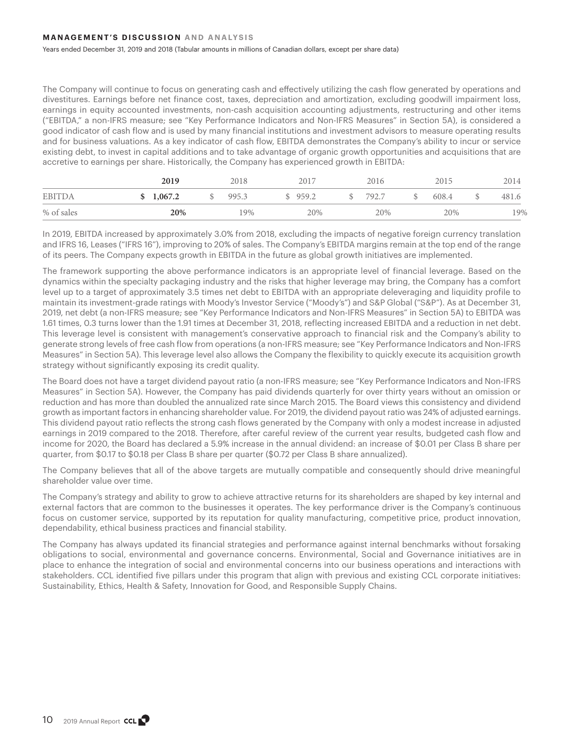The Company will continue to focus on generating cash and effectively utilizing the cash flow generated by operations and divestitures. Earnings before net finance cost, taxes, depreciation and amortization, excluding goodwill impairment loss, earnings in equity accounted investments, non-cash acquisition accounting adjustments, restructuring and other items ("EBITDA," a non-IFRS measure; see "Key Performance Indicators and Non-IFRS Measures" in Section 5A), is considered a good indicator of cash flow and is used by many financial institutions and investment advisors to measure operating results and for business valuations. As a key indicator of cash flow, EBITDA demonstrates the Company's ability to incur or service existing debt, to invest in capital additions and to take advantage of organic growth opportunities and acquisitions that are accretive to earnings per share. Historically, the Company has experienced growth in EBITDA:

| | **2019** | 2018 | 2017 | 2016 | 2015 | 2014 |
|---|---|---|---|---|---|---|
| EBITDA | **$ 1,067.2** | $ 995.3 | $ 959.2 | $ 792.7 | $ 608.4 | $ 481.6 |
| % of sales | **20%** | 19% | 20% | 20% | 20% | 19% |

In 2019, EBITDA increased by approximately 3.0% from 2018, excluding the impacts of negative foreign currency translation and IFRS 16, Leases ("IFRS 16"), improving to 20% of sales. The Company's EBITDA margins remain at the top end of the range of its peers. The Company expects growth in EBITDA in the future as global growth initiatives are implemented.

The framework supporting the above performance indicators is an appropriate level of financial leverage. Based on the dynamics within the specialty packaging industry and the risks that higher leverage may bring, the Company has a comfort level up to a target of approximately 3.5 times net debt to EBITDA with an appropriate deleveraging and liquidity profile to maintain its investment-grade ratings with Moody's Investor Service ("Moody's") and S&P Global ("S&P"). As at December 31, 2019, net debt (a non-IFRS measure; see "Key Performance Indicators and Non-IFRS Measures" in Section 5A) to EBITDA was 1.61 times, 0.3 turns lower than the 1.91 times at December 31, 2018, reflecting increased EBITDA and a reduction in net debt. This leverage level is consistent with management's conservative approach to financial risk and the Company's ability to generate strong levels of free cash flow from operations (a non-IFRS measure; see "Key Performance Indicators and Non-IFRS Measures" in Section 5A). This leverage level also allows the Company the flexibility to quickly execute its acquisition growth strategy without significantly exposing its credit quality.

The Board does not have a target dividend payout ratio (a non-IFRS measure; see "Key Performance Indicators and Non-IFRS Measures" in Section 5A). However, the Company has paid dividends quarterly for over thirty years without an omission or reduction and has more than doubled the annualized rate since March 2015. The Board views this consistency and dividend growth as important factors in enhancing shareholder value. For 2019, the dividend payout ratio was 24% of adjusted earnings. This dividend payout ratio reflects the strong cash flows generated by the Company with only a modest increase in adjusted earnings in 2019 compared to the 2018. Therefore, after careful review of the current year results, budgeted cash flow and income for 2020, the Board has declared a 5.9% increase in the annual dividend: an increase of $0.01 per Class B share per quarter, from $0.17 to $0.18 per Class B share per quarter ($0.72 per Class B share annualized).

The Company believes that all of the above targets are mutually compatible and consequently should drive meaningful shareholder value over time.

The Company's strategy and ability to grow to achieve attractive returns for its shareholders are shaped by key internal and external factors that are common to the businesses it operates. The key performance driver is the Company's continuous focus on customer service, supported by its reputation for quality manufacturing, competitive price, product innovation, dependability, ethical business practices and financial stability.

The Company has always updated its financial strategies and performance against internal benchmarks without forsaking obligations to social, environmental and governance concerns. Environmental, Social and Governance initiatives are in place to enhance the integration of social and environmental concerns into our business operations and interactions with stakeholders. CCL identified five pillars under this program that align with previous and existing CCL corporate initiatives: Sustainability, Ethics, Health & Safety, Innovation for Good, and Responsible Supply Chains.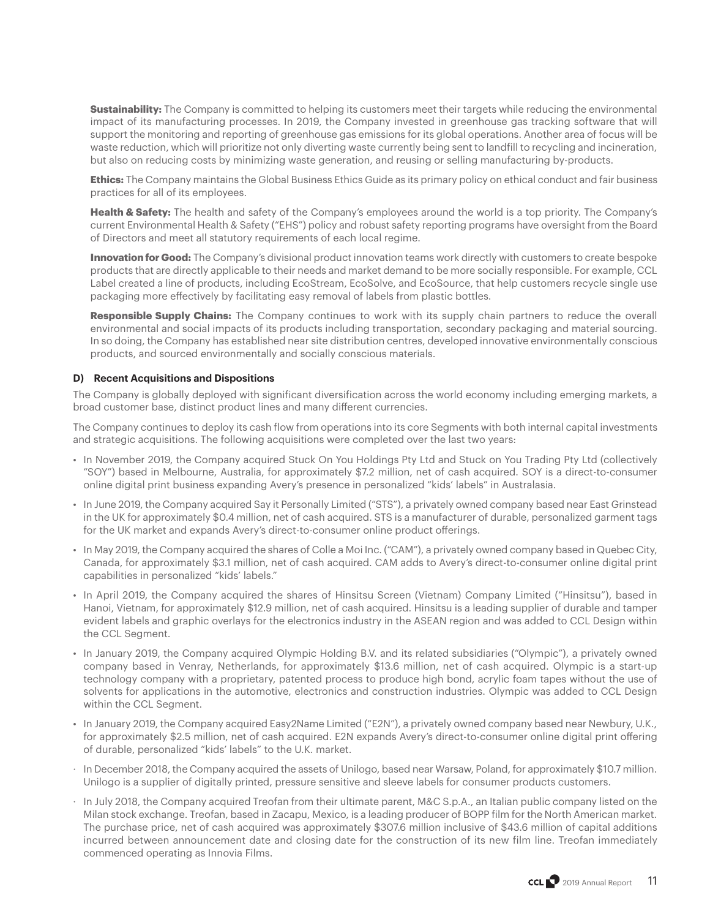**Sustainability:** The Company is committed to helping its customers meet their targets while reducing the environmental impact of its manufacturing processes. In 2019, the Company invested in greenhouse gas tracking software that will support the monitoring and reporting of greenhouse gas emissions for its global operations. Another area of focus will be waste reduction, which will prioritize not only diverting waste currently being sent to landfill to recycling and incineration, but also on reducing costs by minimizing waste generation, and reusing or selling manufacturing by-products.

**Ethics:** The Company maintains the Global Business Ethics Guide as its primary policy on ethical conduct and fair business practices for all of its employees.

**Health & Safety:** The health and safety of the Company's employees around the world is a top priority. The Company's current Environmental Health & Safety ("EHS") policy and robust safety reporting programs have oversight from the Board of Directors and meet all statutory requirements of each local regime.

**Innovation for Good:** The Company's divisional product innovation teams work directly with customers to create bespoke products that are directly applicable to their needs and market demand to be more socially responsible. For example, CCL Label created a line of products, including EcoStream, EcoSolve, and EcoSource, that help customers recycle single use packaging more effectively by facilitating easy removal of labels from plastic bottles.

**Responsible Supply Chains:** The Company continues to work with its supply chain partners to reduce the overall environmental and social impacts of its products including transportation, secondary packaging and material sourcing. In so doing, the Company has established near site distribution centres, developed innovative environmentally conscious products, and sourced environmentally and socially conscious materials.

### D) Recent Acquisitions and Dispositions

The Company is globally deployed with significant diversification across the world economy including emerging markets, a broad customer base, distinct product lines and many different currencies.

The Company continues to deploy its cash flow from operations into its core Segments with both internal capital investments and strategic acquisitions. The following acquisitions were completed over the last two years:

- In November 2019, the Company acquired Stuck On You Holdings Pty Ltd and Stuck on You Trading Pty Ltd (collectively "SOY") based in Melbourne, Australia, for approximately $7.2 million, net of cash acquired. SOY is a direct-to-consumer online digital print business expanding Avery's presence in personalized "kids' labels" in Australasia.
- In June 2019, the Company acquired Say it Personally Limited ("STS"), a privately owned company based near East Grinstead in the UK for approximately $0.4 million, net of cash acquired. STS is a manufacturer of durable, personalized garment tags for the UK market and expands Avery's direct-to-consumer online product offerings.
- In May 2019, the Company acquired the shares of Colle a Moi Inc. ("CAM"), a privately owned company based in Quebec City, Canada, for approximately $3.1 million, net of cash acquired. CAM adds to Avery's direct-to-consumer online digital print capabilities in personalized "kids' labels."
- In April 2019, the Company acquired the shares of Hinsitsu Screen (Vietnam) Company Limited ("Hinsitsu"), based in Hanoi, Vietnam, for approximately $12.9 million, net of cash acquired. Hinsitsu is a leading supplier of durable and tamper evident labels and graphic overlays for the electronics industry in the ASEAN region and was added to CCL Design within the CCL Segment.
- In January 2019, the Company acquired Olympic Holding B.V. and its related subsidiaries ("Olympic"), a privately owned company based in Venray, Netherlands, for approximately $13.6 million, net of cash acquired. Olympic is a start-up technology company with a proprietary, patented process to produce high bond, acrylic foam tapes without the use of solvents for applications in the automotive, electronics and construction industries. Olympic was added to CCL Design within the CCL Segment.
- In January 2019, the Company acquired Easy2Name Limited ("E2N"), a privately owned company based near Newbury, U.K., for approximately $2.5 million, net of cash acquired. E2N expands Avery's direct-to-consumer online digital print offering of durable, personalized "kids' labels" to the U.K. market.
- In December 2018, the Company acquired the assets of Unilogo, based near Warsaw, Poland, for approximately $10.7 million. Unilogo is a supplier of digitally printed, pressure sensitive and sleeve labels for consumer products customers.
- In July 2018, the Company acquired Treofan from their ultimate parent, M&C S.p.A., an Italian public company listed on the Milan stock exchange. Treofan, based in Zacapu, Mexico, is a leading producer of BOPP film for the North American market. The purchase price, net of cash acquired was approximately $307.6 million inclusive of $43.6 million of capital additions incurred between announcement date and closing date for the construction of its new film line. Treofan immediately commenced operating as Innovia Films.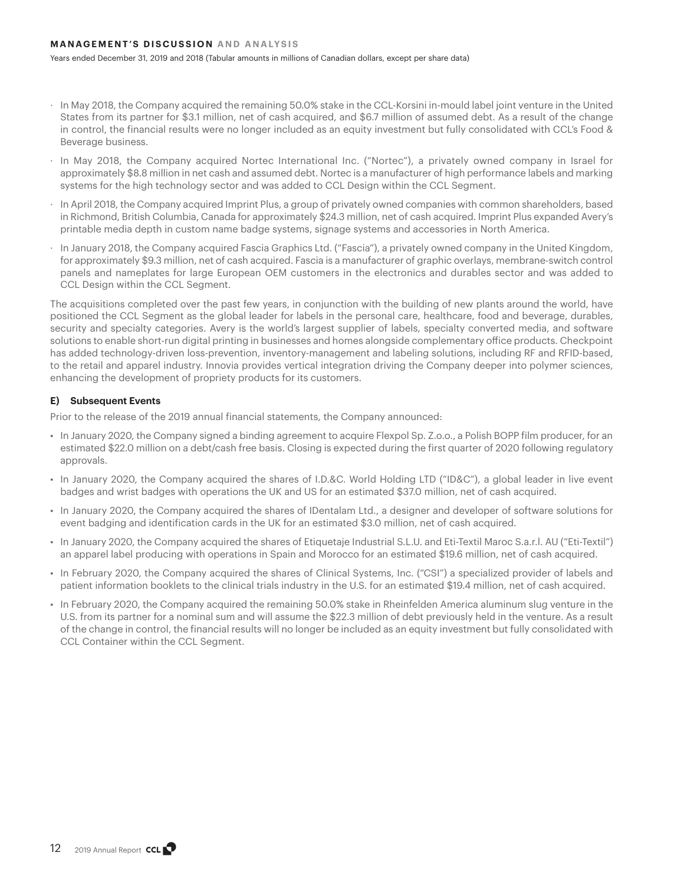- In May 2018, the Company acquired the remaining 50.0% stake in the CCL-Korsini in-mould label joint venture in the United States from its partner for $3.1 million, net of cash acquired, and $6.7 million of assumed debt. As a result of the change in control, the financial results were no longer included as an equity investment but fully consolidated with CCL's Food & Beverage business.
- In May 2018, the Company acquired Nortec International Inc. ("Nortec"), a privately owned company in Israel for approximately $8.8 million in net cash and assumed debt. Nortec is a manufacturer of high performance labels and marking systems for the high technology sector and was added to CCL Design within the CCL Segment.
- In April 2018, the Company acquired Imprint Plus, a group of privately owned companies with common shareholders, based in Richmond, British Columbia, Canada for approximately $24.3 million, net of cash acquired. Imprint Plus expanded Avery's printable media depth in custom name badge systems, signage systems and accessories in North America.
- In January 2018, the Company acquired Fascia Graphics Ltd. ("Fascia"), a privately owned company in the United Kingdom, for approximately $9.3 million, net of cash acquired. Fascia is a manufacturer of graphic overlays, membrane-switch control panels and nameplates for large European OEM customers in the electronics and durables sector and was added to CCL Design within the CCL Segment.

The acquisitions completed over the past few years, in conjunction with the building of new plants around the world, have positioned the CCL Segment as the global leader for labels in the personal care, healthcare, food and beverage, durables, security and specialty categories. Avery is the world's largest supplier of labels, specialty converted media, and software solutions to enable short-run digital printing in businesses and homes alongside complementary office products. Checkpoint has added technology-driven loss-prevention, inventory-management and labeling solutions, including RF and RFID-based, to the retail and apparel industry. Innovia provides vertical integration driving the Company deeper into polymer sciences, enhancing the development of propriety products for its customers.

### E) Subsequent Events

Prior to the release of the 2019 annual financial statements, the Company announced:

- In January 2020, the Company signed a binding agreement to acquire Flexpol Sp. Z.o.o., a Polish BOPP film producer, for an estimated $22.0 million on a debt/cash free basis. Closing is expected during the first quarter of 2020 following regulatory approvals.
- In January 2020, the Company acquired the shares of I.D.&C. World Holding LTD ("ID&C"), a global leader in live event badges and wrist badges with operations the UK and US for an estimated $37.0 million, net of cash acquired.
- In January 2020, the Company acquired the shares of IDentalam Ltd., a designer and developer of software solutions for event badging and identification cards in the UK for an estimated $3.0 million, net of cash acquired.
- In January 2020, the Company acquired the shares of Etiquetaje Industrial S.L.U. and Eti-Textil Maroc S.a.r.l. AU ("Eti-Textil") an apparel label producing with operations in Spain and Morocco for an estimated $19.6 million, net of cash acquired.
- In February 2020, the Company acquired the shares of Clinical Systems, Inc. ("CSI") a specialized provider of labels and patient information booklets to the clinical trials industry in the U.S. for an estimated $19.4 million, net of cash acquired.
- In February 2020, the Company acquired the remaining 50.0% stake in Rheinfelden America aluminum slug venture in the U.S. from its partner for a nominal sum and will assume the $22.3 million of debt previously held in the venture. As a result of the change in control, the financial results will no longer be included as an equity investment but fully consolidated with CCL Container within the CCL Segment.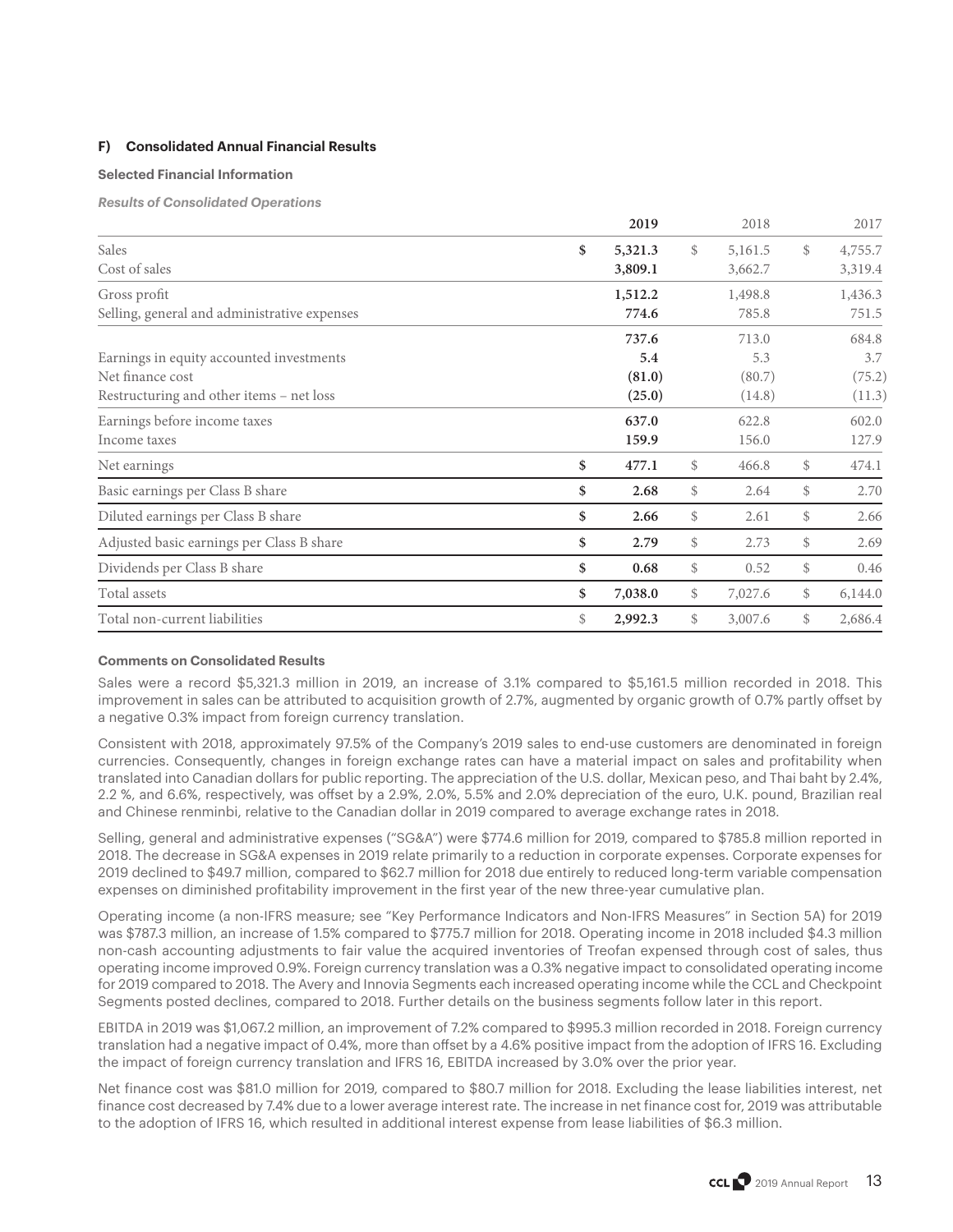## F) Consolidated Annual Financial Results

### Selected Financial Information

***Results of Consolidated Operations***

| | 2019 | 2018 | 2017 |
|---|---|---|---|
| Sales | $ 5,321.3 | $ 5,161.5 | $ 4,755.7 |
| Cost of sales | 3,809.1 | 3,662.7 | 3,319.4 |
| Gross profit | 1,512.2 | 1,498.8 | 1,436.3 |
| Selling, general and administrative expenses | 774.6 | 785.8 | 751.5 |
| | 737.6 | 713.0 | 684.8 |
| Earnings in equity accounted investments | 5.4 | 5.3 | 3.7 |
| Net finance cost | (81.0) | (80.7) | (75.2) |
| Restructuring and other items – net loss | (25.0) | (14.8) | (11.3) |
| Earnings before income taxes | 637.0 | 622.8 | 602.0 |
| Income taxes | 159.9 | 156.0 | 127.9 |
| Net earnings | $ 477.1 | $ 466.8 | $ 474.1 |
| Basic earnings per Class B share | $ 2.68 | $ 2.64 | $ 2.70 |
| Diluted earnings per Class B share | $ 2.66 | $ 2.61 | $ 2.66 |
| Adjusted basic earnings per Class B share | $ 2.79 | $ 2.73 | $ 2.69 |
| Dividends per Class B share | $ 0.68 | $ 0.52 | $ 0.46 |
| Total assets | $ 7,038.0 | $ 7,027.6 | $ 6,144.0 |
| Total non-current liabilities | $ 2,992.3 | $ 3,007.6 | $ 2,686.4 |

### Comments on Consolidated Results

Sales were a record $5,321.3 million in 2019, an increase of 3.1% compared to $5,161.5 million recorded in 2018. This improvement in sales can be attributed to acquisition growth of 2.7%, augmented by organic growth of 0.7% partly offset by a negative 0.3% impact from foreign currency translation.

Consistent with 2018, approximately 97.5% of the Company's 2019 sales to end-use customers are denominated in foreign currencies. Consequently, changes in foreign exchange rates can have a material impact on sales and profitability when translated into Canadian dollars for public reporting. The appreciation of the U.S. dollar, Mexican peso, and Thai baht by 2.4%, 2.2 %, and 6.6%, respectively, was offset by a 2.9%, 2.0%, 5.5% and 2.0% depreciation of the euro, U.K. pound, Brazilian real and Chinese renminbi, relative to the Canadian dollar in 2019 compared to average exchange rates in 2018.

Selling, general and administrative expenses ("SG&A") were $774.6 million for 2019, compared to $785.8 million reported in 2018. The decrease in SG&A expenses in 2019 relate primarily to a reduction in corporate expenses. Corporate expenses for 2019 declined to $49.7 million, compared to $62.7 million for 2018 due entirely to reduced long-term variable compensation expenses on diminished profitability improvement in the first year of the new three-year cumulative plan.

Operating income (a non-IFRS measure; see "Key Performance Indicators and Non-IFRS Measures" in Section 5A) for 2019 was $787.3 million, an increase of 1.5% compared to $775.7 million for 2018. Operating income in 2018 included $4.3 million non-cash accounting adjustments to fair value the acquired inventories of Treofan expensed through cost of sales, thus operating income improved 0.9%. Foreign currency translation was a 0.3% negative impact to consolidated operating income for 2019 compared to 2018. The Avery and Innovia Segments each increased operating income while the CCL and Checkpoint Segments posted declines, compared to 2018. Further details on the business segments follow later in this report.

EBITDA in 2019 was $1,067.2 million, an improvement of 7.2% compared to $995.3 million recorded in 2018. Foreign currency translation had a negative impact of 0.4%, more than offset by a 4.6% positive impact from the adoption of IFRS 16. Excluding the impact of foreign currency translation and IFRS 16, EBITDA increased by 3.0% over the prior year.

Net finance cost was $81.0 million for 2019, compared to $80.7 million for 2018. Excluding the lease liabilities interest, net finance cost decreased by 7.4% due to a lower average interest rate. The increase in net finance cost for, 2019 was attributable to the adoption of IFRS 16, which resulted in additional interest expense from lease liabilities of $6.3 million.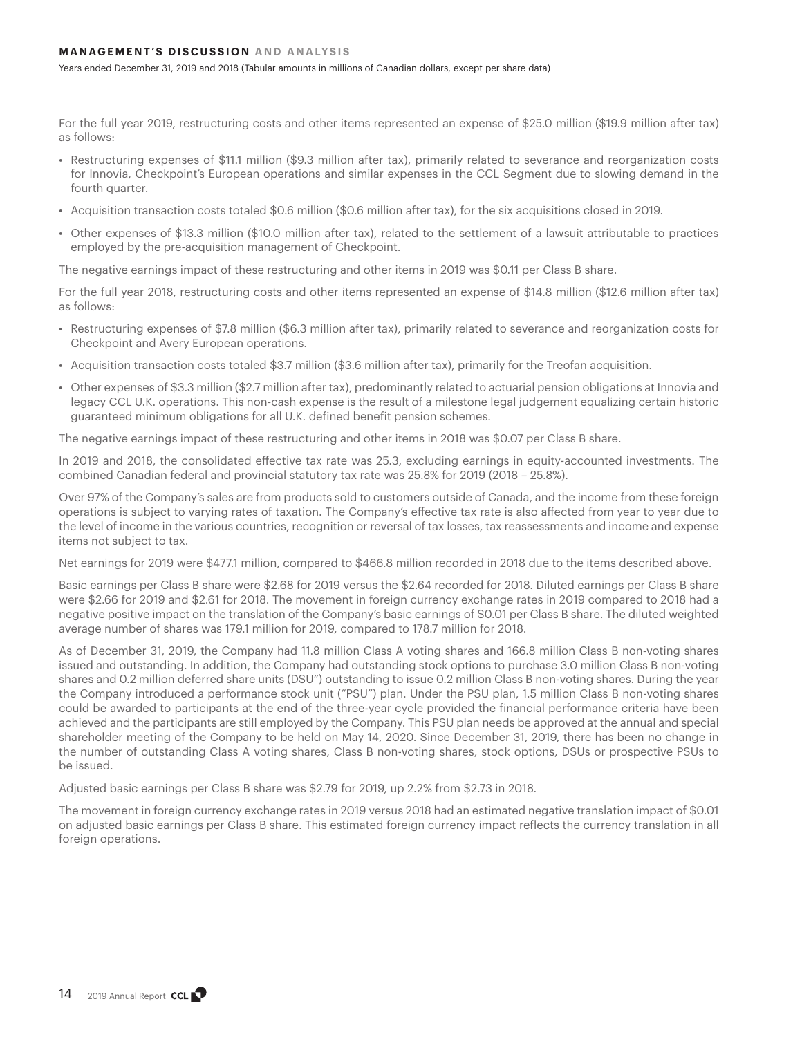For the full year 2019, restructuring costs and other items represented an expense of $25.0 million ($19.9 million after tax) as follows:

- Restructuring expenses of $11.1 million ($9.3 million after tax), primarily related to severance and reorganization costs for Innovia, Checkpoint's European operations and similar expenses in the CCL Segment due to slowing demand in the fourth quarter.
- Acquisition transaction costs totaled $0.6 million ($0.6 million after tax), for the six acquisitions closed in 2019.
- Other expenses of $13.3 million ($10.0 million after tax), related to the settlement of a lawsuit attributable to practices employed by the pre-acquisition management of Checkpoint.

The negative earnings impact of these restructuring and other items in 2019 was $0.11 per Class B share.

For the full year 2018, restructuring costs and other items represented an expense of $14.8 million ($12.6 million after tax) as follows:

- Restructuring expenses of $7.8 million ($6.3 million after tax), primarily related to severance and reorganization costs for Checkpoint and Avery European operations.
- Acquisition transaction costs totaled $3.7 million ($3.6 million after tax), primarily for the Treofan acquisition.
- Other expenses of $3.3 million ($2.7 million after tax), predominantly related to actuarial pension obligations at Innovia and legacy CCL U.K. operations. This non-cash expense is the result of a milestone legal judgement equalizing certain historic guaranteed minimum obligations for all U.K. defined benefit pension schemes.

The negative earnings impact of these restructuring and other items in 2018 was $0.07 per Class B share.

In 2019 and 2018, the consolidated effective tax rate was 25.3, excluding earnings in equity-accounted investments. The combined Canadian federal and provincial statutory tax rate was 25.8% for 2019 (2018 – 25.8%).

Over 97% of the Company's sales are from products sold to customers outside of Canada, and the income from these foreign operations is subject to varying rates of taxation. The Company's effective tax rate is also affected from year to year due to the level of income in the various countries, recognition or reversal of tax losses, tax reassessments and income and expense items not subject to tax.

Net earnings for 2019 were $477.1 million, compared to $466.8 million recorded in 2018 due to the items described above.

Basic earnings per Class B share were $2.68 for 2019 versus the $2.64 recorded for 2018. Diluted earnings per Class B share were $2.66 for 2019 and $2.61 for 2018. The movement in foreign currency exchange rates in 2019 compared to 2018 had a negative positive impact on the translation of the Company's basic earnings of $0.01 per Class B share. The diluted weighted average number of shares was 179.1 million for 2019, compared to 178.7 million for 2018.

As of December 31, 2019, the Company had 11.8 million Class A voting shares and 166.8 million Class B non-voting shares issued and outstanding. In addition, the Company had outstanding stock options to purchase 3.0 million Class B non-voting shares and 0.2 million deferred share units (DSU") outstanding to issue 0.2 million Class B non-voting shares. During the year the Company introduced a performance stock unit ("PSU") plan. Under the PSU plan, 1.5 million Class B non-voting shares could be awarded to participants at the end of the three-year cycle provided the financial performance criteria have been achieved and the participants are still employed by the Company. This PSU plan needs be approved at the annual and special shareholder meeting of the Company to be held on May 14, 2020. Since December 31, 2019, there has been no change in the number of outstanding Class A voting shares, Class B non-voting shares, stock options, DSUs or prospective PSUs to be issued.

Adjusted basic earnings per Class B share was $2.79 for 2019, up 2.2% from $2.73 in 2018.

The movement in foreign currency exchange rates in 2019 versus 2018 had an estimated negative translation impact of $0.01 on adjusted basic earnings per Class B share. This estimated foreign currency impact reflects the currency translation in all foreign operations.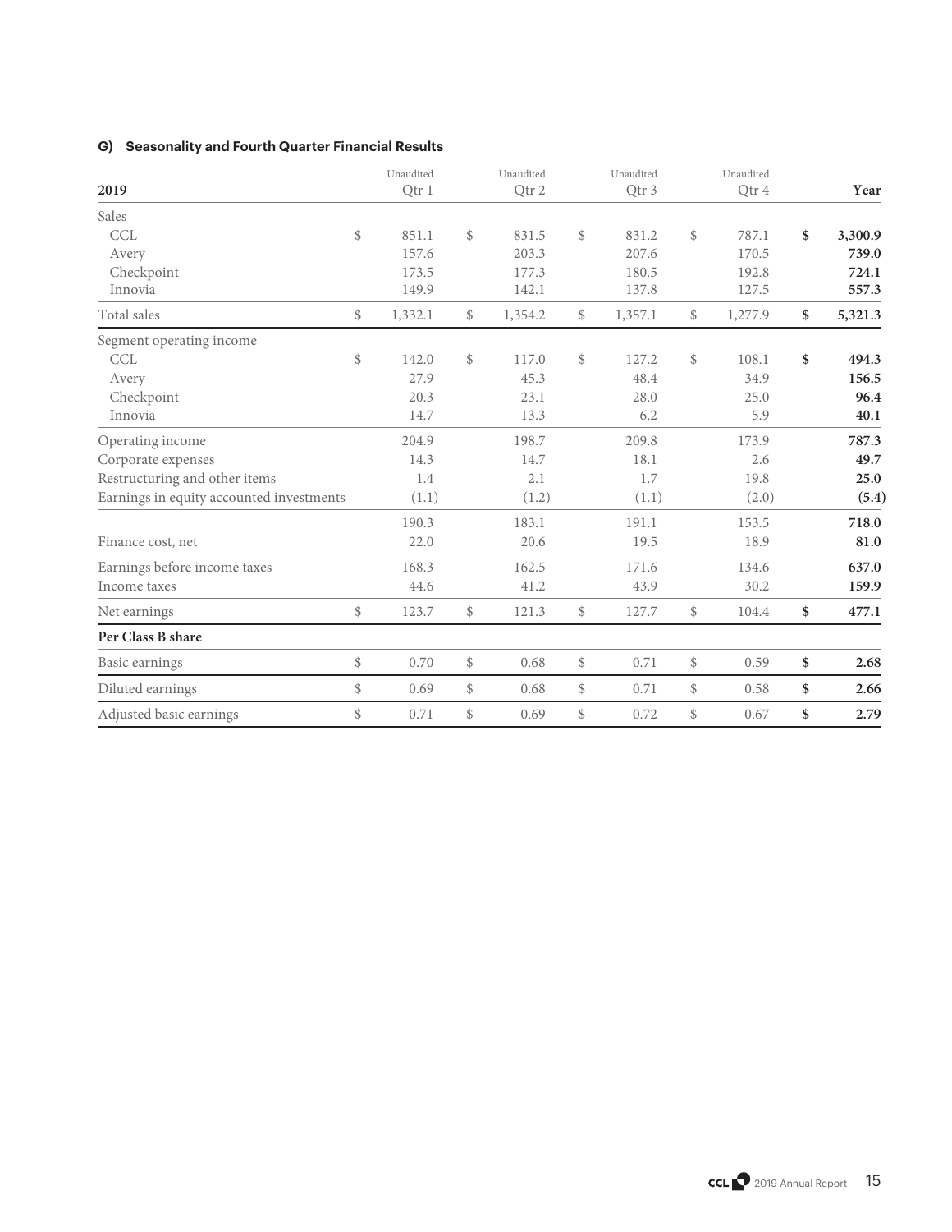### G) Seasonality and Fourth Quarter Financial Results

| 2019 | Unaudited Qtr 1 | Unaudited Qtr 2 | Unaudited Qtr 3 | Unaudited Qtr 4 | Year |
|---|---|---|---|---|---|
| Sales | | | | | |
| CCL | $ 851.1 | $ 831.5 | $ 831.2 | $ 787.1 | **$ 3,300.9** |
| Avery | 157.6 | 203.3 | 207.6 | 170.5 | **739.0** |
| Checkpoint | 173.5 | 177.3 | 180.5 | 192.8 | **724.1** |
| Innovia | 149.9 | 142.1 | 137.8 | 127.5 | **557.3** |
| Total sales | $ 1,332.1 | $ 1,354.2 | $ 1,357.1 | $ 1,277.9 | **$ 5,321.3** |
| Segment operating income | | | | | |
| CCL | $ 142.0 | $ 117.0 | $ 127.2 | $ 108.1 | **$ 494.3** |
| Avery | 27.9 | 45.3 | 48.4 | 34.9 | **156.5** |
| Checkpoint | 20.3 | 23.1 | 28.0 | 25.0 | **96.4** |
| Innovia | 14.7 | 13.3 | 6.2 | 5.9 | **40.1** |
| Operating income | 204.9 | 198.7 | 209.8 | 173.9 | **787.3** |
| Corporate expenses | 14.3 | 14.7 | 18.1 | 2.6 | **49.7** |
| Restructuring and other items | 1.4 | 2.1 | 1.7 | 19.8 | **25.0** |
| Earnings in equity accounted investments | (1.1) | (1.2) | (1.1) | (2.0) | **(5.4)** |
| | 190.3 | 183.1 | 191.1 | 153.5 | **718.0** |
| Finance cost, net | 22.0 | 20.6 | 19.5 | 18.9 | **81.0** |
| Earnings before income taxes | 168.3 | 162.5 | 171.6 | 134.6 | **637.0** |
| Income taxes | 44.6 | 41.2 | 43.9 | 30.2 | **159.9** |
| Net earnings | $ 123.7 | $ 121.3 | $ 127.7 | $ 104.4 | **$ 477.1** |
| **Per Class B share** | | | | | |
| Basic earnings | $ 0.70 | $ 0.68 | $ 0.71 | $ 0.59 | **$ 2.68** |
| Diluted earnings | $ 0.69 | $ 0.68 | $ 0.71 | $ 0.58 | **$ 2.66** |
| Adjusted basic earnings | $ 0.71 | $ 0.69 | $ 0.72 | $ 0.67 | **$ 2.79** |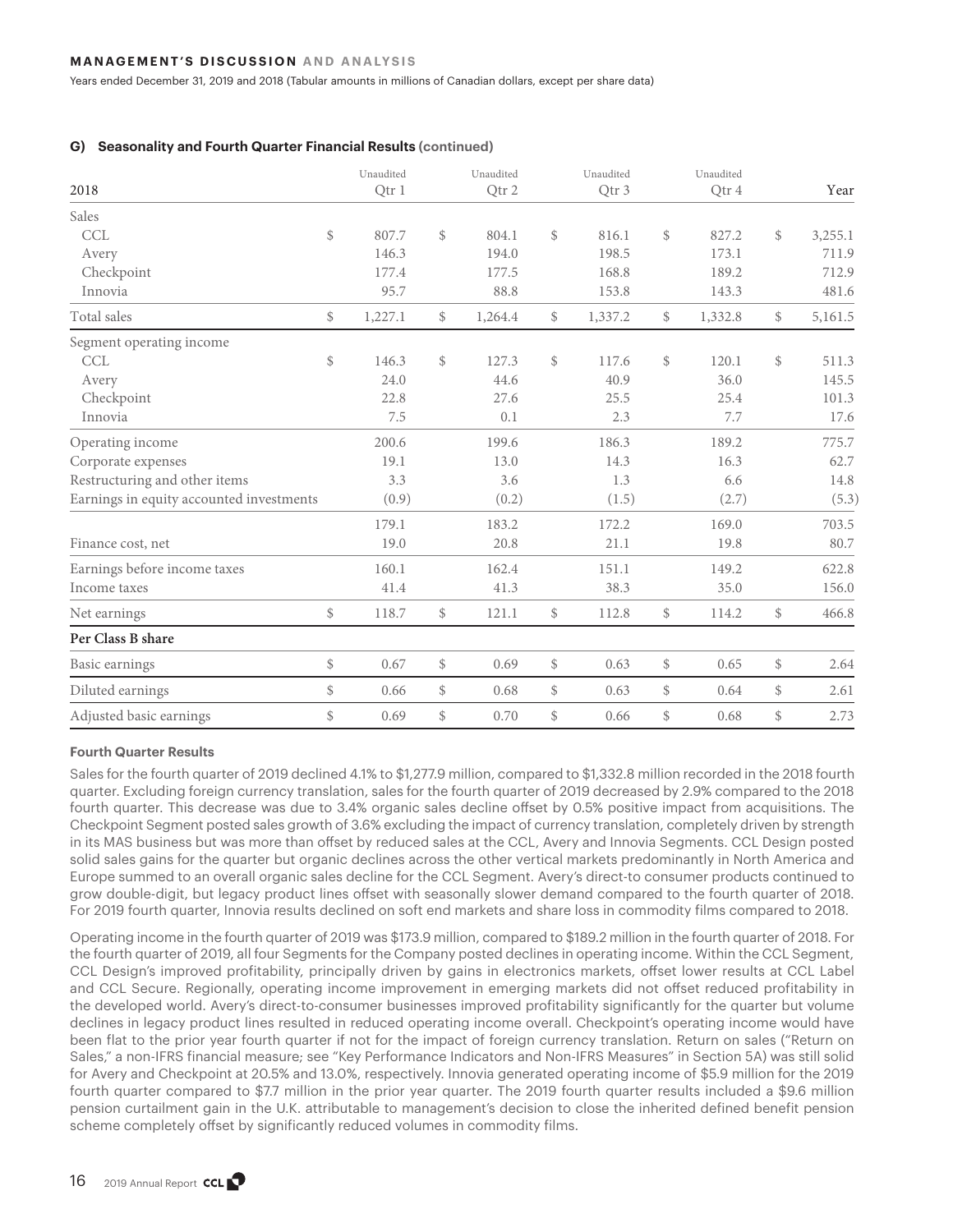## G) Seasonality and Fourth Quarter Financial Results (continued)

| 2018 | Unaudited Qtr 1 | Unaudited Qtr 2 | Unaudited Qtr 3 | Unaudited Qtr 4 | Year |
|---|---|---|---|---|---|
| Sales | | | | | |
| CCL | $ 807.7 | $ 804.1 | $ 816.1 | $ 827.2 | $ 3,255.1 |
| Avery | 146.3 | 194.0 | 198.5 | 173.1 | 711.9 |
| Checkpoint | 177.4 | 177.5 | 168.8 | 189.2 | 712.9 |
| Innovia | 95.7 | 88.8 | 153.8 | 143.3 | 481.6 |
| Total sales | $ 1,227.1 | $ 1,264.4 | $ 1,337.2 | $ 1,332.8 | $ 5,161.5 |
| Segment operating income | | | | | |
| CCL | $ 146.3 | $ 127.3 | $ 117.6 | $ 120.1 | $ 511.3 |
| Avery | 24.0 | 44.6 | 40.9 | 36.0 | 145.5 |
| Checkpoint | 22.8 | 27.6 | 25.5 | 25.4 | 101.3 |
| Innovia | 7.5 | 0.1 | 2.3 | 7.7 | 17.6 |
| Operating income | 200.6 | 199.6 | 186.3 | 189.2 | 775.7 |
| Corporate expenses | 19.1 | 13.0 | 14.3 | 16.3 | 62.7 |
| Restructuring and other items | 3.3 | 3.6 | 1.3 | 6.6 | 14.8 |
| Earnings in equity accounted investments | (0.9) | (0.2) | (1.5) | (2.7) | (5.3) |
| | 179.1 | 183.2 | 172.2 | 169.0 | 703.5 |
| Finance cost, net | 19.0 | 20.8 | 21.1 | 19.8 | 80.7 |
| Earnings before income taxes | 160.1 | 162.4 | 151.1 | 149.2 | 622.8 |
| Income taxes | 41.4 | 41.3 | 38.3 | 35.0 | 156.0 |
| Net earnings | $ 118.7 | $ 121.1 | $ 112.8 | $ 114.2 | $ 466.8 |
| **Per Class B share** | | | | | |
| Basic earnings | $ 0.67 | $ 0.69 | $ 0.63 | $ 0.65 | $ 2.64 |
| Diluted earnings | $ 0.66 | $ 0.68 | $ 0.63 | $ 0.64 | $ 2.61 |
| Adjusted basic earnings | $ 0.69 | $ 0.70 | $ 0.66 | $ 0.68 | $ 2.73 |

### Fourth Quarter Results

Sales for the fourth quarter of 2019 declined 4.1% to $1,277.9 million, compared to $1,332.8 million recorded in the 2018 fourth quarter. Excluding foreign currency translation, sales for the fourth quarter of 2019 decreased by 2.9% compared to the 2018 fourth quarter. This decrease was due to 3.4% organic sales decline offset by 0.5% positive impact from acquisitions. The Checkpoint Segment posted sales growth of 3.6% excluding the impact of currency translation, completely driven by strength in its MAS business but was more than offset by reduced sales at the CCL, Avery and Innovia Segments. CCL Design posted solid sales gains for the quarter but organic declines across the other vertical markets predominantly in North America and Europe summed to an overall organic sales decline for the CCL Segment. Avery's direct-to-consumer products continued to grow double-digit, but legacy product lines offset with seasonally slower demand compared to the fourth quarter of 2018. For 2019 fourth quarter, Innovia results declined on soft end markets and share loss in commodity films compared to 2018.

Operating income in the fourth quarter of 2019 was $173.9 million, compared to $189.2 million in the fourth quarter of 2018. For the fourth quarter of 2019, all four Segments for the Company posted declines in operating income. Within the CCL Segment, CCL Design's improved profitability, principally driven by gains in electronics markets, offset lower results at CCL Label and CCL Secure. Regionally, operating income improvement in emerging markets did not offset reduced profitability in the developed world. Avery's direct-to-consumer businesses improved profitability significantly for the quarter but volume declines in legacy product lines resulted in reduced operating income overall. Checkpoint's operating income would have been flat to the prior year fourth quarter if not for the impact of foreign currency translation. Return on sales ("Return on Sales," a non-IFRS financial measure; see "Key Performance Indicators and Non-IFRS Measures" in Section 5A) was still solid for Avery and Checkpoint at 20.5% and 13.0%, respectively. Innovia generated operating income of $5.9 million for the 2019 fourth quarter compared to $7.7 million in the prior year quarter. The 2019 fourth quarter results included a $9.6 million pension curtailment gain in the U.K. attributable to management's decision to close the inherited defined benefit pension scheme completely offset by significantly reduced volumes in commodity films.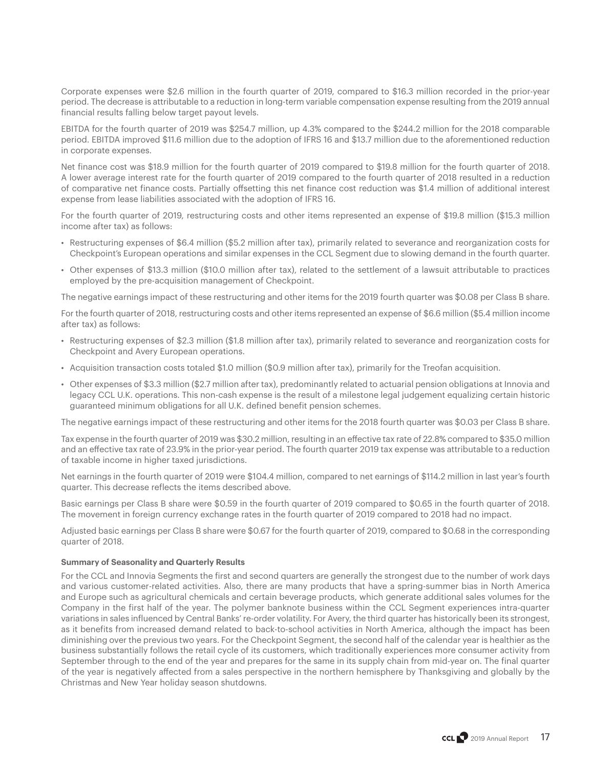Corporate expenses were $2.6 million in the fourth quarter of 2019, compared to $16.3 million recorded in the prior-year period. The decrease is attributable to a reduction in long-term variable compensation expense resulting from the 2019 annual financial results falling below target payout levels.

EBITDA for the fourth quarter of 2019 was $254.7 million, up 4.3% compared to the $244.2 million for the 2018 comparable period. EBITDA improved $11.6 million due to the adoption of IFRS 16 and $13.7 million due to the aforementioned reduction in corporate expenses.

Net finance cost was $18.9 million for the fourth quarter of 2019 compared to $19.8 million for the fourth quarter of 2018. A lower average interest rate for the fourth quarter of 2019 compared to the fourth quarter of 2018 resulted in a reduction of comparative net finance costs. Partially offsetting this net finance cost reduction was $1.4 million of additional interest expense from lease liabilities associated with the adoption of IFRS 16.

For the fourth quarter of 2019, restructuring costs and other items represented an expense of $19.8 million ($15.3 million income after tax) as follows:

- Restructuring expenses of $6.4 million ($5.2 million after tax), primarily related to severance and reorganization costs for Checkpoint's European operations and similar expenses in the CCL Segment due to slowing demand in the fourth quarter.
- Other expenses of $13.3 million ($10.0 million after tax), related to the settlement of a lawsuit attributable to practices employed by the pre-acquisition management of Checkpoint.

The negative earnings impact of these restructuring and other items for the 2019 fourth quarter was $0.08 per Class B share.

For the fourth quarter of 2018, restructuring costs and other items represented an expense of $6.6 million ($5.4 million income after tax) as follows:

- Restructuring expenses of $2.3 million ($1.8 million after tax), primarily related to severance and reorganization costs for Checkpoint and Avery European operations.
- Acquisition transaction costs totaled $1.0 million ($0.9 million after tax), primarily for the Treofan acquisition.
- Other expenses of $3.3 million ($2.7 million after tax), predominantly related to actuarial pension obligations at Innovia and legacy CCL U.K. operations. This non-cash expense is the result of a milestone legal judgement equalizing certain historic guaranteed minimum obligations for all U.K. defined benefit pension schemes.

The negative earnings impact of these restructuring and other items for the 2018 fourth quarter was $0.03 per Class B share.

Tax expense in the fourth quarter of 2019 was $30.2 million, resulting in an effective tax rate of 22.8% compared to $35.0 million and an effective tax rate of 23.9% in the prior-year period. The fourth quarter 2019 tax expense was attributable to a reduction of taxable income in higher taxed jurisdictions.

Net earnings in the fourth quarter of 2019 were $104.4 million, compared to net earnings of $114.2 million in last year's fourth quarter. This decrease reflects the items described above.

Basic earnings per Class B share were $0.59 in the fourth quarter of 2019 compared to $0.65 in the fourth quarter of 2018. The movement in foreign currency exchange rates in the fourth quarter of 2019 compared to 2018 had no impact.

Adjusted basic earnings per Class B share were $0.67 for the fourth quarter of 2019, compared to $0.68 in the corresponding quarter of 2018.

**Summary of Seasonality and Quarterly Results**

For the CCL and Innovia Segments the first and second quarters are generally the strongest due to the number of work days and various customer-related activities. Also, there are many products that have a spring-summer bias in North America and Europe such as agricultural chemicals and certain beverage products, which generate additional sales volumes for the Company in the first half of the year. The polymer banknote business within the CCL Segment experiences intra-quarter variations in sales influenced by Central Banks' re-order volatility. For Avery, the third quarter has historically been its strongest, as it benefits from increased demand related to back-to-school activities in North America, although the impact has been diminishing over the previous two years. For the Checkpoint Segment, the second half of the calendar year is healthier as the business substantially follows the retail cycle of its customers, which traditionally experiences more consumer activity from September through to the end of the year and prepares for the same in its supply chain from mid-year on. The final quarter of the year is negatively affected from a sales perspective in the northern hemisphere by Thanksgiving and globally by the Christmas and New Year holiday season shutdowns.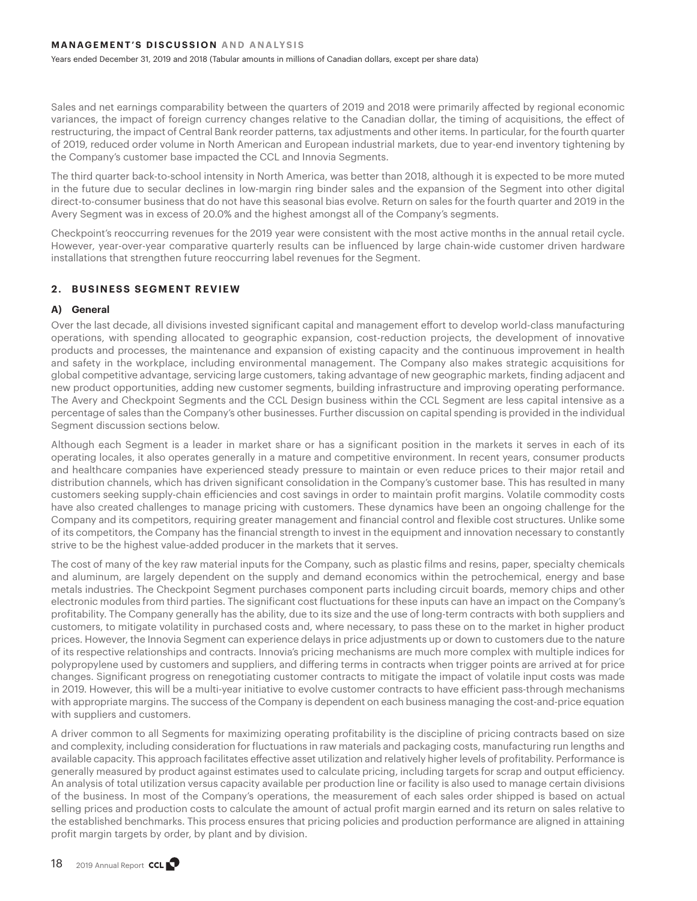Sales and net earnings comparability between the quarters of 2019 and 2018 were primarily affected by regional economic variances, the impact of foreign currency changes relative to the Canadian dollar, the timing of acquisitions, the effect of restructuring, the impact of Central Bank reorder patterns, tax adjustments and other items. In particular, for the fourth quarter of 2019, reduced order volume in North American and European industrial markets, due to year-end inventory tightening by the Company's customer base impacted the CCL and Innovia Segments.

The third quarter back-to-school intensity in North America, was better than 2018, although it is expected to be more muted in the future due to secular declines in low-margin ring binder sales and the expansion of the Segment into other digital direct-to-consumer business that do not have this seasonal bias evolve. Return on sales for the fourth quarter and 2019 in the Avery Segment was in excess of 20.0% and the highest amongst all of the Company's segments.

Checkpoint's reoccurring revenues for the 2019 year were consistent with the most active months in the annual retail cycle. However, year-over-year comparative quarterly results can be influenced by large chain-wide customer driven hardware installations that strengthen future reoccurring label revenues for the Segment.

## 2. BUSINESS SEGMENT REVIEW

### A) General

Over the last decade, all divisions invested significant capital and management effort to develop world-class manufacturing operations, with spending allocated to geographic expansion, cost-reduction projects, the development of innovative products and processes, the maintenance and expansion of existing capacity and the continuous improvement in health and safety in the workplace, including environmental management. The Company also makes strategic acquisitions for global competitive advantage, servicing large customers, taking advantage of new geographic markets, finding adjacent and new product opportunities, adding new customer segments, building infrastructure and improving operating performance. The Avery and Checkpoint Segments and the CCL Design business within the CCL Segment are less capital intensive as a percentage of sales than the Company's other businesses. Further discussion on capital spending is provided in the individual Segment discussion sections below.

Although each Segment is a leader in market share or has a significant position in the markets it serves in each of its operating locales, it also operates generally in a mature and competitive environment. In recent years, consumer products and healthcare companies have experienced steady pressure to maintain or even reduce prices to their major retail and distribution channels, which has driven significant consolidation in the Company's customer base. This has resulted in many customers seeking supply-chain efficiencies and cost savings in order to maintain profit margins. Volatile commodity costs have also created challenges to manage pricing with customers. These dynamics have been an ongoing challenge for the Company and its competitors, requiring greater management and financial control and flexible cost structures. Unlike some of its competitors, the Company has the financial strength to invest in the equipment and innovation necessary to constantly strive to be the highest value-added producer in the markets that it serves.

The cost of many of the key raw material inputs for the Company, such as plastic films and resins, paper, specialty chemicals and aluminum, are largely dependent on the supply and demand economics within the petrochemical, energy and base metals industries. The Checkpoint Segment purchases component parts including circuit boards, memory chips and other electronic modules from third parties. The significant cost fluctuations for these inputs can have an impact on the Company's profitability. The Company generally has the ability, due to its size and the use of long-term contracts with both suppliers and customers, to mitigate volatility in purchased costs and, where necessary, to pass these on to the market in higher product prices. However, the Innovia Segment can experience delays in price adjustments up or down to customers due to the nature of its respective relationships and contracts. Innovia's pricing mechanisms are much more complex with multiple indices for polypropylene used by customers and suppliers, and differing terms in contracts when trigger points are arrived at for price changes. Significant progress on renegotiating customer contracts to mitigate the impact of volatile input costs was made in 2019. However, this will be a multi-year initiative to evolve customer contracts to have efficient pass-through mechanisms with appropriate margins. The success of the Company is dependent on each business managing the cost-and-price equation with suppliers and customers.

A driver common to all Segments for maximizing operating profitability is the discipline of pricing contracts based on size and complexity, including consideration for fluctuations in raw materials and packaging costs, manufacturing run lengths and available capacity. This approach facilitates effective asset utilization and relatively higher levels of profitability. Performance is generally measured by product against estimates used to calculate pricing, including targets for scrap and output efficiency. An analysis of total utilization versus capacity available per production line or facility is also used to manage certain divisions of the business. In most of the Company's operations, the measurement of each sales order shipped is based on actual selling prices and production costs to calculate the amount of actual profit margin earned and its return on sales relative to the established benchmarks. This process ensures that pricing policies and production performance are aligned in attaining profit margin targets by order, by plant and by division.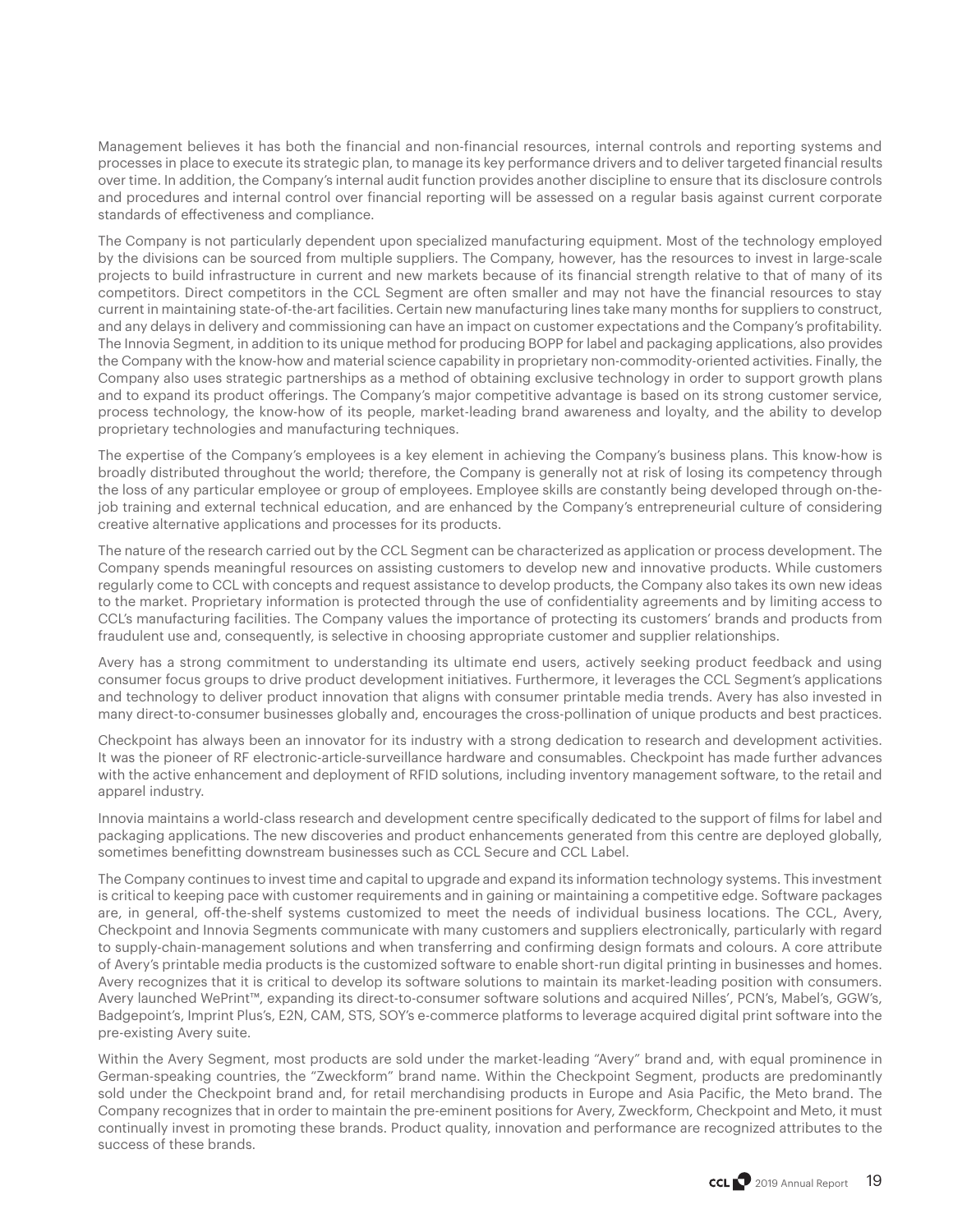Management believes it has both the financial and non-financial resources, internal controls and reporting systems and processes in place to execute its strategic plan, to manage its key performance drivers and to deliver targeted financial results over time. In addition, the Company's internal audit function provides another discipline to ensure that its disclosure controls and procedures and internal control over financial reporting will be assessed on a regular basis against current corporate standards of effectiveness and compliance.

The Company is not particularly dependent upon specialized manufacturing equipment. Most of the technology employed by the divisions can be sourced from multiple suppliers. The Company, however, has the resources to invest in large-scale projects to build infrastructure in current and new markets because of its financial strength relative to that of many of its competitors. Direct competitors in the CCL Segment are often smaller and may not have the financial resources to stay current in maintaining state-of-the-art facilities. Certain new manufacturing lines take many months for suppliers to construct, and any delays in delivery and commissioning can have an impact on customer expectations and the Company's profitability. The Innovia Segment, in addition to its unique method for producing BOPP for label and packaging applications, also provides the Company with the know-how and material science capability in proprietary non-commodity-oriented activities. Finally, the Company also uses strategic partnerships as a method of obtaining exclusive technology in order to support growth plans and to expand its product offerings. The Company's major competitive advantage is based on its strong customer service, process technology, the know-how of its people, market-leading brand awareness and loyalty, and the ability to develop proprietary technologies and manufacturing techniques.

The expertise of the Company's employees is a key element in achieving the Company's business plans. This know-how is broadly distributed throughout the world; therefore, the Company is generally not at risk of losing its competency through the loss of any particular employee or group of employees. Employee skills are constantly being developed through on-the-job training and external technical education, and are enhanced by the Company's entrepreneurial culture of considering creative alternative applications and processes for its products.

The nature of the research carried out by the CCL Segment can be characterized as application or process development. The Company spends meaningful resources on assisting customers to develop new and innovative products. While customers regularly come to CCL with concepts and request assistance to develop products, the Company also takes its own new ideas to the market. Proprietary information is protected through the use of confidentiality agreements and by limiting access to CCL's manufacturing facilities. The Company values the importance of protecting its customers' brands and products from fraudulent use and, consequently, is selective in choosing appropriate customer and supplier relationships.

Avery has a strong commitment to understanding its ultimate end users, actively seeking product feedback and using consumer focus groups to drive product development initiatives. Furthermore, it leverages the CCL Segment's applications and technology to deliver product innovation that aligns with consumer printable media trends. Avery has also invested in many direct-to-consumer businesses globally and, encourages the cross-pollination of unique products and best practices.

Checkpoint has always been an innovator for its industry with a strong dedication to research and development activities. It was the pioneer of RF electronic-article-surveillance hardware and consumables. Checkpoint has made further advances with the active enhancement and deployment of RFID solutions, including inventory management software, to the retail and apparel industry.

Innovia maintains a world-class research and development centre specifically dedicated to the support of films for label and packaging applications. The new discoveries and product enhancements generated from this centre are deployed globally, sometimes benefitting downstream businesses such as CCL Secure and CCL Label.

The Company continues to invest time and capital to upgrade and expand its information technology systems. This investment is critical to keeping pace with customer requirements and in gaining or maintaining a competitive edge. Software packages are, in general, off-the-shelf systems customized to meet the needs of individual business locations. The CCL, Avery, Checkpoint and Innovia Segments communicate with many customers and suppliers electronically, particularly with regard to supply-chain-management solutions and when transferring and confirming design formats and colours. A core attribute of Avery's printable media products is the customized software to enable short-run digital printing in businesses and homes. Avery recognizes that it is critical to develop its software solutions to maintain its market-leading position with consumers. Avery launched WePrint™, expanding its direct-to-consumer software solutions and acquired Nilles', PCN's, Mabel's, GGW's, Badgepoint's, Imprint Plus's, E2N, CAM, STS, SOY's e-commerce platforms to leverage acquired digital print software into the pre-existing Avery suite.

Within the Avery Segment, most products are sold under the market-leading "Avery" brand and, with equal prominence in German-speaking countries, the "Zweckform" brand name. Within the Checkpoint Segment, products are predominantly sold under the Checkpoint brand and, for retail merchandising products in Europe and Asia Pacific, the Meto brand. The Company recognizes that in order to maintain the pre-eminent positions for Avery, Zweckform, Checkpoint and Meto, it must continually invest in promoting these brands. Product quality, innovation and performance are recognized attributes to the success of these brands.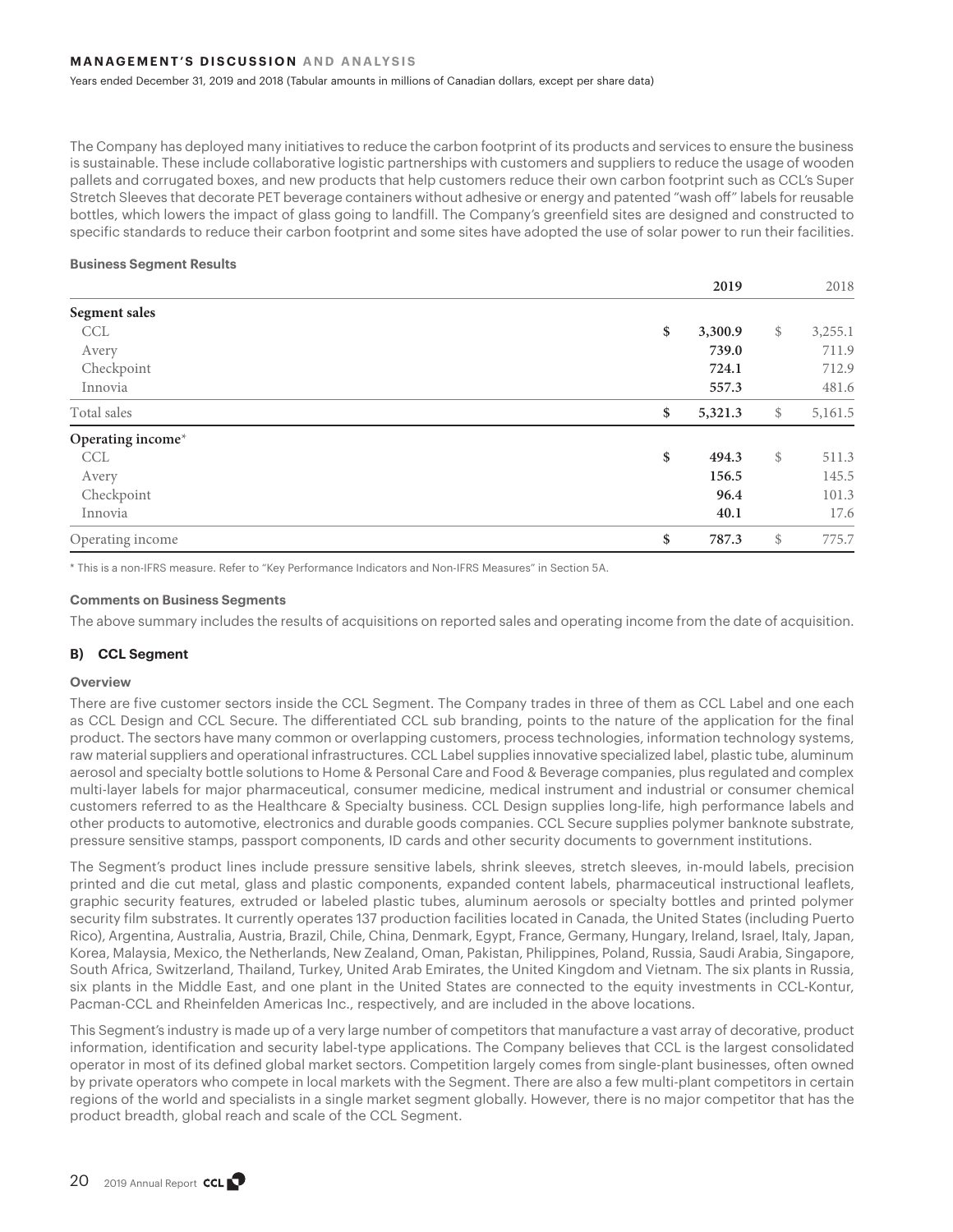The Company has deployed many initiatives to reduce the carbon footprint of its products and services to ensure the business is sustainable. These include collaborative logistic partnerships with customers and suppliers to reduce the usage of wooden pallets and corrugated boxes, and new products that help customers reduce their own carbon footprint such as CCL's Super Stretch Sleeves that decorate PET beverage containers without adhesive or energy and patented "wash off" labels for reusable bottles, which lowers the impact of glass going to landfill. The Company's greenfield sites are designed and constructed to specific standards to reduce their carbon footprint and some sites have adopted the use of solar power to run their facilities.

**Business Segment Results**

| | 2019 | 2018 |
|---|---|---|
| **Segment sales** | | |
| CCL | $ 3,300.9 | $ 3,255.1 |
| Avery | 739.0 | 711.9 |
| Checkpoint | 724.1 | 712.9 |
| Innovia | 557.3 | 481.6 |
| Total sales | $ 5,321.3 | $ 5,161.5 |
| **Operating income*** | | |
| CCL | $ 494.3 | $ 511.3 |
| Avery | 156.5 | 145.5 |
| Checkpoint | 96.4 | 101.3 |
| Innovia | 40.1 | 17.6 |
| Operating income | $ 787.3 | $ 775.7 |

* This is a non-IFRS measure. Refer to "Key Performance Indicators and Non-IFRS Measures" in Section 5A.

**Comments on Business Segments**

The above summary includes the results of acquisitions on reported sales and operating income from the date of acquisition.

### B) CCL Segment

**Overview**

There are five customer sectors inside the CCL Segment. The Company trades in three of them as CCL Label and one each as CCL Design and CCL Secure. The differentiated CCL sub branding, points to the nature of the application for the final product. The sectors have many common or overlapping customers, process technologies, information technology systems, raw material suppliers and operational infrastructures. CCL Label supplies innovative specialized label, plastic tube, aluminum aerosol and specialty bottle solutions to Home & Personal Care and Food & Beverage companies, plus regulated and complex multi-layer labels for major pharmaceutical, consumer medicine, medical instrument and industrial or consumer chemical customers referred to as the Healthcare & Specialty business. CCL Design supplies long-life, high performance labels and other products to automotive, electronics and durable goods companies. CCL Secure supplies polymer banknote substrate, pressure sensitive stamps, passport components, ID cards and other security documents to government institutions.

The Segment's product lines include pressure sensitive labels, shrink sleeves, stretch sleeves, in-mould labels, precision printed and die cut metal, glass and plastic components, expanded content labels, pharmaceutical instructional leaflets, graphic security features, extruded or labeled plastic tubes, aluminum aerosols or specialty bottles and printed polymer security film substrates. It currently operates 137 production facilities located in Canada, the United States (including Puerto Rico), Argentina, Australia, Austria, Brazil, Chile, China, Denmark, Egypt, France, Germany, Hungary, Ireland, Israel, Italy, Japan, Korea, Malaysia, Mexico, the Netherlands, New Zealand, Oman, Pakistan, Philippines, Poland, Russia, Saudi Arabia, Singapore, South Africa, Switzerland, Thailand, Turkey, United Arab Emirates, the United Kingdom and Vietnam. The six plants in Russia, six plants in the Middle East, and one plant in the United States are connected to the equity investments in CCL-Kontur, Pacman-CCL and Rheinfelden Americas Inc., respectively, and are included in the above locations.

This Segment's industry is made up of a very large number of competitors that manufacture a vast array of decorative, product information, identification and security label-type applications. The Company believes that CCL is the largest consolidated operator in most of its defined global market sectors. Competition largely comes from single-plant businesses, often owned by private operators who compete in local markets with the Segment. There are also a few multi-plant competitors in certain regions of the world and specialists in a single market segment globally. However, there is no major competitor that has the product breadth, global reach and scale of the CCL Segment.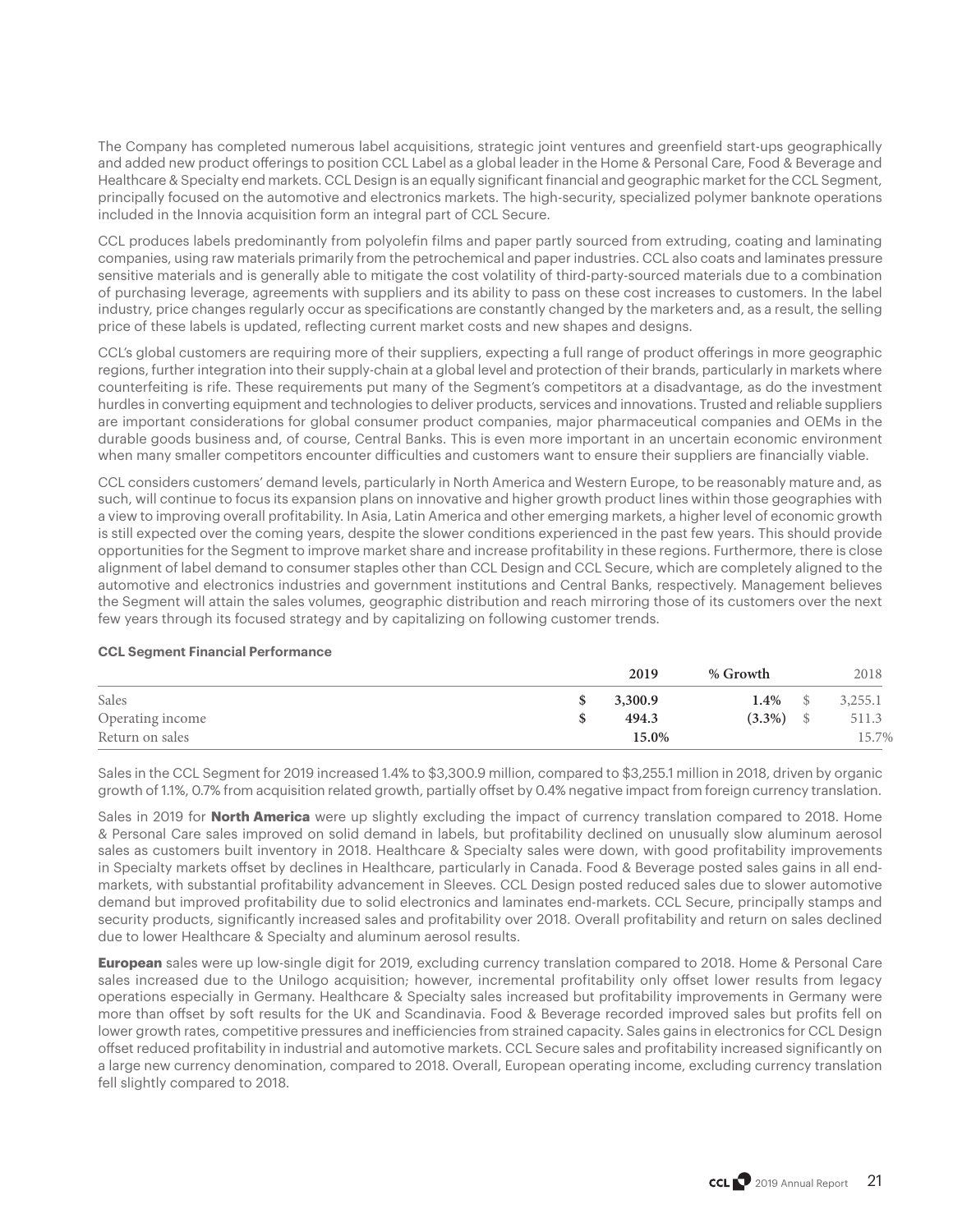The Company has completed numerous label acquisitions, strategic joint ventures and greenfield start-ups geographically and added new product offerings to position CCL Label as a global leader in the Home & Personal Care, Food & Beverage and Healthcare & Specialty end markets. CCL Design is an equally significant financial and geographic market for the CCL Segment, principally focused on the automotive and electronics markets. The high-security, specialized polymer banknote operations included in the Innovia acquisition form an integral part of CCL Secure.

CCL produces labels predominantly from polyolefin films and paper partly sourced from extruding, coating and laminating companies, using raw materials primarily from the petrochemical and paper industries. CCL also coats and laminates pressure sensitive materials and is generally able to mitigate the cost volatility of third-party-sourced materials due to a combination of purchasing leverage, agreements with suppliers and its ability to pass on these cost increases to customers. In the label industry, price changes regularly occur as specifications are constantly changed by the marketers and, as a result, the selling price of these labels is updated, reflecting current market costs and new shapes and designs.

CCL's global customers are requiring more of their suppliers, expecting a full range of product offerings in more geographic regions, further integration into their supply-chain at a global level and protection of their brands, particularly in markets where counterfeiting is rife. These requirements put many of the Segment's competitors at a disadvantage, as do the investment hurdles in converting equipment and technologies to deliver products, services and innovations. Trusted and reliable suppliers are important considerations for global consumer product companies, major pharmaceutical companies and OEMs in the durable goods business and, of course, Central Banks. This is even more important in an uncertain economic environment when many smaller competitors encounter difficulties and customers want to ensure their suppliers are financially viable.

CCL considers customers' demand levels, particularly in North America and Western Europe, to be reasonably mature and, as such, will continue to focus its expansion plans on innovative and higher growth product lines within those geographies with a view to improving overall profitability. In Asia, Latin America and other emerging markets, a higher level of economic growth is still expected over the coming years, despite the slower conditions experienced in the past few years. This should provide opportunities for the Segment to improve market share and increase profitability in these regions. Furthermore, there is close alignment of label demand to consumer staples other than CCL Design and CCL Secure, which are completely aligned to the automotive and electronics industries and government institutions and Central Banks, respectively. Management believes the Segment will attain the sales volumes, geographic distribution and reach mirroring those of its customers over the next few years through its focused strategy and by capitalizing on following customer trends.

**CCL Segment Financial Performance**

| | 2019 | % Growth | 2018 |
|---|---|---|---|
| Sales | $ 3,300.9 | 1.4% | $ 3,255.1 |
| Operating income | $ 494.3 | (3.3%) | $ 511.3 |
| Return on sales | 15.0% | | 15.7% |

Sales in the CCL Segment for 2019 increased 1.4% to $3,300.9 million, compared to $3,255.1 million in 2018, driven by organic growth of 1.1%, 0.7% from acquisition related growth, partially offset by 0.4% negative impact from foreign currency translation.

Sales in 2019 for **North America** were up slightly excluding the impact of currency translation compared to 2018. Home & Personal Care sales improved on solid demand in labels, but profitability declined on unusually slow aluminum aerosol sales as customers built inventory in 2018. Healthcare & Specialty sales were down, with good profitability improvements in Specialty markets offset by declines in Healthcare, particularly in Canada. Food & Beverage posted sales gains in all end-markets, with substantial profitability advancement in Sleeves. CCL Design posted reduced sales due to slower automotive demand but improved profitability due to solid electronics and laminates end-markets. CCL Secure, principally stamps and security products, significantly increased sales and profitability over 2018. Overall profitability and return on sales declined due to lower Healthcare & Specialty and aluminum aerosol results.

**European** sales were up low-single digit for 2019, excluding currency translation compared to 2018. Home & Personal Care sales increased due to the Unilogo acquisition; however, incremental profitability only offset lower results from legacy operations especially in Germany. Healthcare & Specialty sales increased but profitability improvements in Germany were more than offset by soft results for the UK and Scandinavia. Food & Beverage recorded improved sales but profits fell on lower growth rates, competitive pressures and inefficiencies from strained capacity. Sales gains in electronics for CCL Design offset reduced profitability in industrial and automotive markets. CCL Secure sales and profitability increased significantly on a large new currency denomination, compared to 2018. Overall, European operating income, excluding currency translation fell slightly compared to 2018.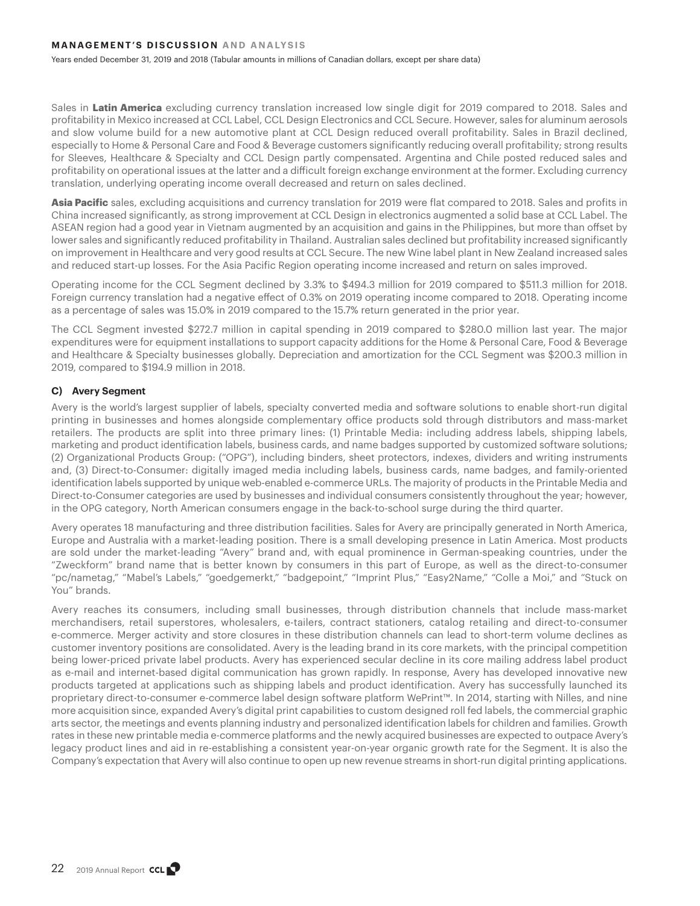Sales in **Latin America** excluding currency translation increased low single digit for 2019 compared to 2018. Sales and profitability in Mexico increased at CCL Label, CCL Design Electronics and CCL Secure. However, sales for aluminum aerosols and slow volume build for a new automotive plant at CCL Design reduced overall profitability. Sales in Brazil declined, especially to Home & Personal Care and Food & Beverage customers significantly reducing overall profitability; strong results for Sleeves, Healthcare & Specialty and CCL Design partly compensated. Argentina and Chile posted reduced sales and profitability on operational issues at the latter and a difficult foreign exchange environment at the former. Excluding currency translation, underlying operating income overall decreased and return on sales declined.

**Asia Pacific** sales, excluding acquisitions and currency translation for 2019 were flat compared to 2018. Sales and profits in China increased significantly, as strong improvement at CCL Design in electronics augmented a solid base at CCL Label. The ASEAN region had a good year in Vietnam augmented by an acquisition and gains in the Philippines, but more than offset by lower sales and significantly reduced profitability in Thailand. Australian sales declined but profitability increased significantly on improvement in Healthcare and very good results at CCL Secure. The new Wine label plant in New Zealand increased sales and reduced start-up losses. For the Asia Pacific Region operating income increased and return on sales improved.

Operating income for the CCL Segment declined by 3.3% to $494.3 million for 2019 compared to $511.3 million for 2018. Foreign currency translation had a negative effect of 0.3% on 2019 operating income compared to 2018. Operating income as a percentage of sales was 15.0% in 2019 compared to the 15.7% return generated in the prior year.

The CCL Segment invested $272.7 million in capital spending in 2019 compared to $280.0 million last year. The major expenditures were for equipment installations to support capacity additions for the Home & Personal Care, Food & Beverage and Healthcare & Specialty businesses globally. Depreciation and amortization for the CCL Segment was $200.3 million in 2019, compared to $194.9 million in 2018.

### C) Avery Segment

Avery is the world's largest supplier of labels, specialty converted media and software solutions to enable short-run digital printing in businesses and homes alongside complementary office products sold through distributors and mass-market retailers. The products are split into three primary lines: (1) Printable Media: including address labels, shipping labels, marketing and product identification labels, business cards, and name badges supported by customized software solutions; (2) Organizational Products Group: ("OPG"), including binders, sheet protectors, indexes, dividers and writing instruments and, (3) Direct-to-Consumer: digitally imaged media including labels, business cards, name badges, and family-oriented identification labels supported by unique web-enabled e-commerce URLs. The majority of products in the Printable Media and Direct-to-Consumer categories are used by businesses and individual consumers consistently throughout the year; however, in the OPG category, North American consumers engage in the back-to-school surge during the third quarter.

Avery operates 18 manufacturing and three distribution facilities. Sales for Avery are principally generated in North America, Europe and Australia with a market-leading position. There is a small developing presence in Latin America. Most products are sold under the market-leading "Avery" brand and, with equal prominence in German-speaking countries, under the "Zweckform" brand name that is better known by consumers in this part of Europe, as well as the direct-to-consumer "pc/nametag," "Mabel's Labels," "goedgemerkt," "badgepoint," "Imprint Plus," "Easy2Name," "Colle a Moi," and "Stuck on You" brands.

Avery reaches its consumers, including small businesses, through distribution channels that include mass-market merchandisers, retail superstores, wholesalers, e-tailers, contract stationers, catalog retailing and direct-to-consumer e-commerce. Merger activity and store closures in these distribution channels can lead to short-term volume declines as customer inventory positions are consolidated. Avery is the leading brand in its core markets, with the principal competition being lower-priced private label products. Avery has experienced secular decline in its core mailing address label product as e-mail and internet-based digital communication has grown rapidly. In response, Avery has developed innovative new products targeted at applications such as shipping labels and product identification. Avery has successfully launched its proprietary direct-to-consumer e-commerce label design software platform WePrint™. In 2014, starting with Nilles, and nine more acquisition since, expanded Avery's digital print capabilities to custom designed roll fed labels, the commercial graphic arts sector, the meetings and events planning industry and personalized identification labels for children and families. Growth rates in these new printable media e-commerce platforms and the newly acquired businesses are expected to outpace Avery's legacy product lines and aid in re-establishing a consistent year-on-year organic growth rate for the Segment. It is also the Company's expectation that Avery will also continue to open up new revenue streams in short-run digital printing applications.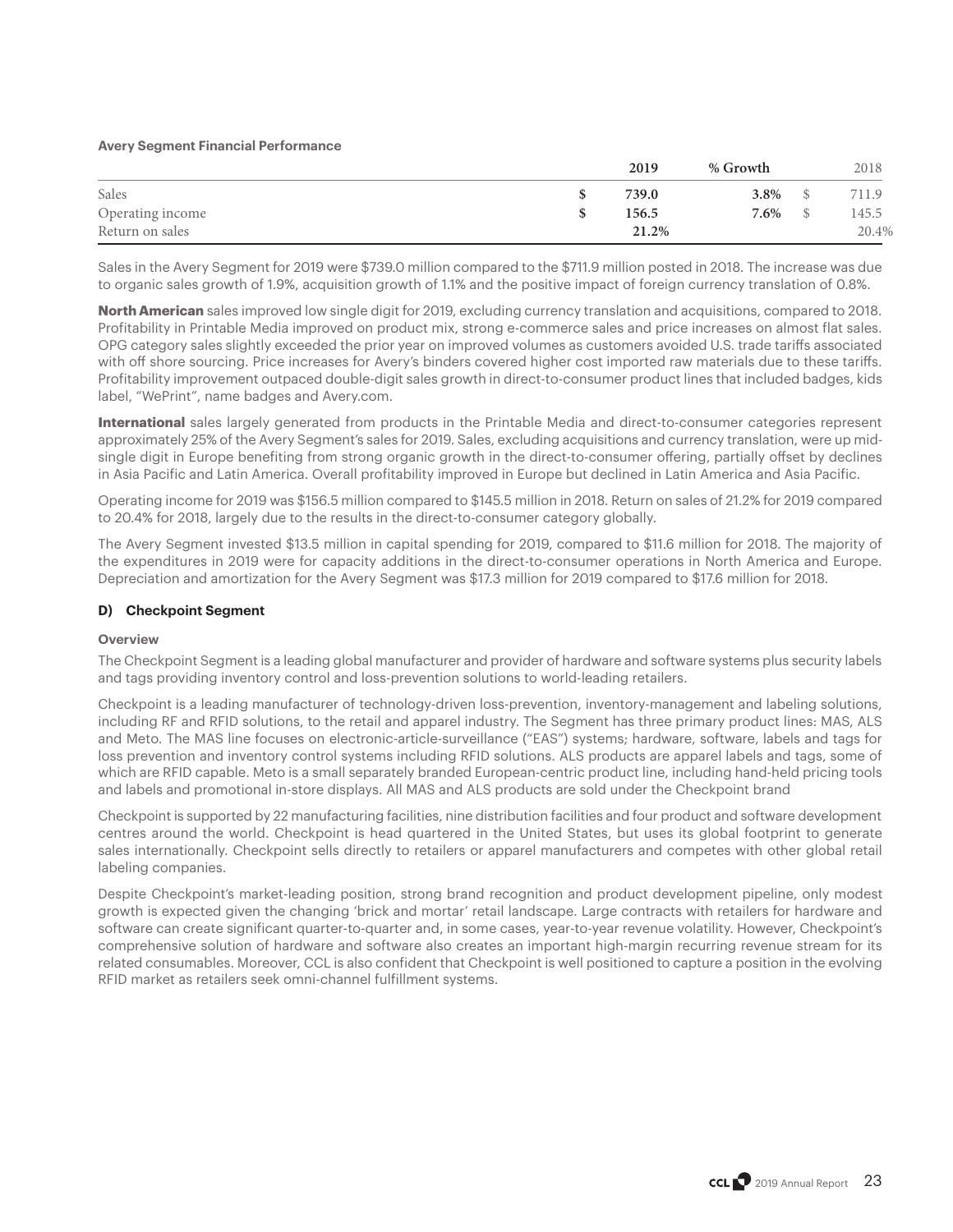**Avery Segment Financial Performance**

| | | 2019 | % Growth | | 2018 |
|---|---|---|---|---|---|
| Sales | $ | **739.0** | **3.8%** | $ | 711.9 |
| Operating income | $ | **156.5** | **7.6%** | $ | 145.5 |
| Return on sales | | **21.2%** | | | 20.4% |

Sales in the Avery Segment for 2019 were $739.0 million compared to the $711.9 million posted in 2018. The increase was due to organic sales growth of 1.9%, acquisition growth of 1.1% and the positive impact of foreign currency translation of 0.8%.

**North American** sales improved low single digit for 2019, excluding currency translation and acquisitions, compared to 2018. Profitability in Printable Media improved on product mix, strong e-commerce sales and price increases on almost flat sales. OPG category sales slightly exceeded the prior year on improved volumes as customers avoided U.S. trade tariffs associated with off shore sourcing. Price increases for Avery's binders covered higher cost imported raw materials due to these tariffs. Profitability improvement outpaced double-digit sales growth in direct-to-consumer product lines that included badges, kids label, "WePrint", name badges and Avery.com.

**International** sales largely generated from products in the Printable Media and direct-to-consumer categories represent approximately 25% of the Avery Segment's sales for 2019. Sales, excluding acquisitions and currency translation, were up mid-single digit in Europe benefiting from strong organic growth in the direct-to-consumer offering, partially offset by declines in Asia Pacific and Latin America. Overall profitability improved in Europe but declined in Latin America and Asia Pacific.

Operating income for 2019 was $156.5 million compared to $145.5 million in 2018. Return on sales of 21.2% for 2019 compared to 20.4% for 2018, largely due to the results in the direct-to-consumer category globally.

The Avery Segment invested $13.5 million in capital spending for 2019, compared to $11.6 million for 2018. The majority of the expenditures in 2019 were for capacity additions in the direct-to-consumer operations in North America and Europe. Depreciation and amortization for the Avery Segment was $17.3 million for 2019 compared to $17.6 million for 2018.

### D) Checkpoint Segment

#### Overview

The Checkpoint Segment is a leading global manufacturer and provider of hardware and software systems plus security labels and tags providing inventory control and loss-prevention solutions to world-leading retailers.

Checkpoint is a leading manufacturer of technology-driven loss-prevention, inventory-management and labeling solutions, including RF and RFID solutions, to the retail and apparel industry. The Segment has three primary product lines: MAS, ALS and Meto. The MAS line focuses on electronic-article-surveillance ("EAS") systems; hardware, software, labels and tags for loss prevention and inventory control systems including RFID solutions. ALS products are apparel labels and tags, some of which are RFID capable. Meto is a small separately branded European-centric product line, including hand-held pricing tools and labels and promotional in-store displays. All MAS and ALS products are sold under the Checkpoint brand

Checkpoint is supported by 22 manufacturing facilities, nine distribution facilities and four product and software development centres around the world. Checkpoint is head quartered in the United States, but uses its global footprint to generate sales internationally. Checkpoint sells directly to retailers or apparel manufacturers and competes with other global retail labeling companies.

Despite Checkpoint's market-leading position, strong brand recognition and product development pipeline, only modest growth is expected given the changing 'brick and mortar' retail landscape. Large contracts with retailers for hardware and software can create significant quarter-to-quarter and, in some cases, year-to-year revenue volatility. However, Checkpoint's comprehensive solution of hardware and software also creates an important high-margin recurring revenue stream for its related consumables. Moreover, CCL is also confident that Checkpoint is well positioned to capture a position in the evolving RFID market as retailers seek omni-channel fulfillment systems.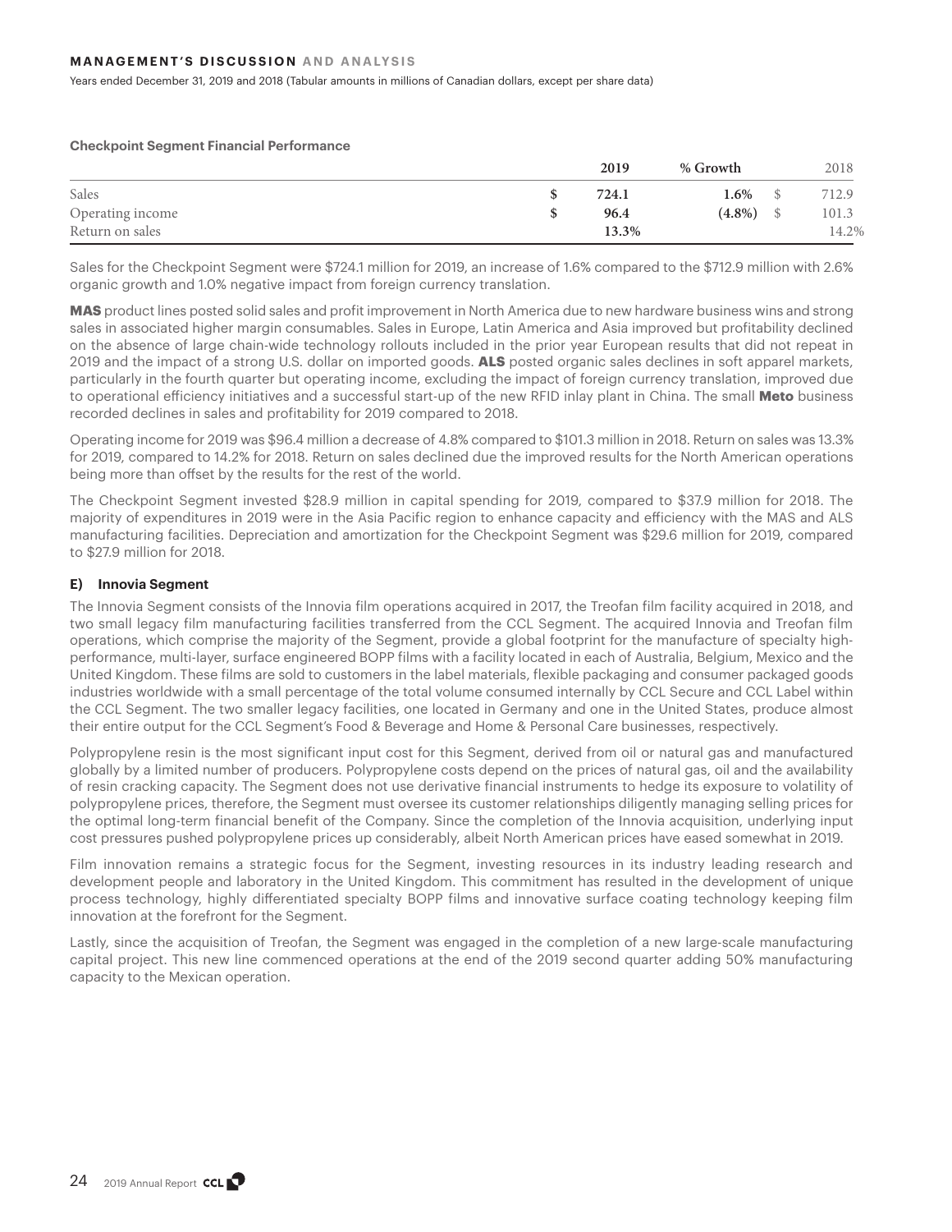**Checkpoint Segment Financial Performance**

| | 2019 | % Growth | 2018 |
|---|---|---|---|
| Sales | $ 724.1 | 1.6% | $ 712.9 |
| Operating income | $ 96.4 | (4.8%) | $ 101.3 |
| Return on sales | 13.3% | | 14.2% |

Sales for the Checkpoint Segment were $724.1 million for 2019, an increase of 1.6% compared to the $712.9 million with 2.6% organic growth and 1.0% negative impact from foreign currency translation.

**MAS** product lines posted solid sales and profit improvement in North America due to new hardware business wins and strong sales in associated higher margin consumables. Sales in Europe, Latin America and Asia improved but profitability declined on the absence of large chain-wide technology rollouts included in the prior year European results that did not repeat in 2019 and the impact of a strong U.S. dollar on imported goods. **ALS** posted organic sales declines in soft apparel markets, particularly in the fourth quarter but operating income, excluding the impact of foreign currency translation, improved due to operational efficiency initiatives and a successful start-up of the new RFID inlay plant in China. The small **Meto** business recorded declines in sales and profitability for 2019 compared to 2018.

Operating income for 2019 was $96.4 million a decrease of 4.8% compared to $101.3 million in 2018. Return on sales was 13.3% for 2019, compared to 14.2% for 2018. Return on sales declined due the improved results for the North American operations being more than offset by the results for the rest of the world.

The Checkpoint Segment invested $28.9 million in capital spending for 2019, compared to $37.9 million for 2018. The majority of expenditures in 2019 were in the Asia Pacific region to enhance capacity and efficiency with the MAS and ALS manufacturing facilities. Depreciation and amortization for the Checkpoint Segment was $29.6 million for 2019, compared to $27.9 million for 2018.

### E) Innovia Segment

The Innovia Segment consists of the Innovia film operations acquired in 2017, the Treofan film facility acquired in 2018, and two small legacy film manufacturing facilities transferred from the CCL Segment. The acquired Innovia and Treofan film operations, which comprise the majority of the Segment, provide a global footprint for the manufacture of specialty high-performance, multi-layer, surface engineered BOPP films with a facility located in each of Australia, Belgium, Mexico and the United Kingdom. These films are sold to customers in the label materials, flexible packaging and consumer packaged goods industries worldwide with a small percentage of the total volume consumed internally by CCL Secure and CCL Label within the CCL Segment. The two smaller legacy facilities, one located in Germany and one in the United States, produce almost their entire output for the CCL Segment's Food & Beverage and Home & Personal Care businesses, respectively.

Polypropylene resin is the most significant input cost for this Segment, derived from oil or natural gas and manufactured globally by a limited number of producers. Polypropylene costs depend on the prices of natural gas, oil and the availability of resin cracking capacity. The Segment does not use derivative financial instruments to hedge its exposure to volatility of polypropylene prices, therefore, the Segment must oversee its customer relationships diligently managing selling prices for the optimal long-term financial benefit of the Company. Since the completion of the Innovia acquisition, underlying input cost pressures pushed polypropylene prices up considerably, albeit North American prices have eased somewhat in 2019.

Film innovation remains a strategic focus for the Segment, investing resources in its industry leading research and development people and laboratory in the United Kingdom. This commitment has resulted in the development of unique process technology, highly differentiated specialty BOPP films and innovative surface coating technology keeping film innovation at the forefront for the Segment.

Lastly, since the acquisition of Treofan, the Segment was engaged in the completion of a new large-scale manufacturing capital project. This new line commenced operations at the end of the 2019 second quarter adding 50% manufacturing capacity to the Mexican operation.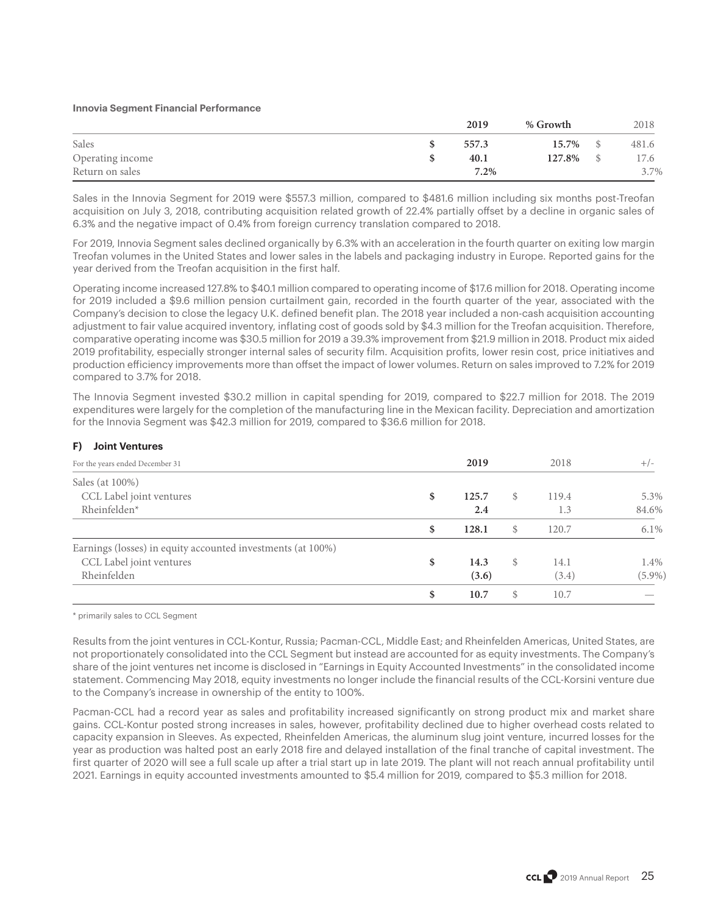**Innovia Segment Financial Performance**

| | | 2019 | % Growth | | 2018 |
|---|---|---|---|---|---|
| Sales | $ | **557.3** | **15.7%** | $ | 481.6 |
| Operating income | $ | **40.1** | **127.8%** | $ | 17.6 |
| Return on sales | | **7.2%** | | | 3.7% |

Sales in the Innovia Segment for 2019 were $557.3 million, compared to $481.6 million including six months post-Treofan acquisition on July 3, 2018, contributing acquisition related growth of 22.4% partially offset by a decline in organic sales of 6.3% and the negative impact of 0.4% from foreign currency translation compared to 2018.

For 2019, Innovia Segment sales declined organically by 6.3% with an acceleration in the fourth quarter on exiting low margin Treofan volumes in the United States and lower sales in the labels and packaging industry in Europe. Reported gains for the year derived from the Treofan acquisition in the first half.

Operating income increased 127.8% to $40.1 million compared to operating income of $17.6 million for 2018. Operating income for 2019 included a $9.6 million pension curtailment gain, recorded in the fourth quarter of the year, associated with the Company's decision to close the legacy U.K. defined benefit plan. The 2018 year included a non-cash acquisition accounting adjustment to fair value acquired inventory, inflating cost of goods sold by $4.3 million for the Treofan acquisition. Therefore, comparative operating income was $30.5 million for 2019 a 39.3% improvement from $21.9 million in 2018. Product mix aided 2019 profitability, especially stronger internal sales of security film. Acquisition profits, lower resin cost, price initiatives and production efficiency improvements more than offset the impact of lower volumes. Return on sales improved to 7.2% for 2019 compared to 3.7% for 2018.

The Innovia Segment invested $30.2 million in capital spending for 2019, compared to $22.7 million for 2018. The 2019 expenditures were largely for the completion of the manufacturing line in the Mexican facility. Depreciation and amortization for the Innovia Segment was $42.3 million for 2019, compared to $36.6 million for 2018.

### F) Joint Ventures

| For the years ended December 31 | | 2019 | | 2018 | +/- |
|---|---|---|---|---|---|
| Sales (at 100%) | | | | | |
| CCL Label joint ventures | $ | **125.7** | $ | 119.4 | 5.3% |
| Rheinfelden* | | **2.4** | | 1.3 | 84.6% |
| | $ | **128.1** | $ | 120.7 | 6.1% |
| Earnings (losses) in equity accounted investments (at 100%) | | | | | |
| CCL Label joint ventures | $ | **14.3** | $ | 14.1 | 1.4% |
| Rheinfelden | | **(3.6)** | | (3.4) | (5.9%) |
| | $ | **10.7** | $ | 10.7 | — |

\* primarily sales to CCL Segment

Results from the joint ventures in CCL-Kontur, Russia; Pacman-CCL, Middle East; and Rheinfelden Americas, United States, are not proportionately consolidated into the CCL Segment but instead are accounted for as equity investments. The Company's share of the joint ventures net income is disclosed in "Earnings in Equity Accounted Investments" in the consolidated income statement. Commencing May 2018, equity investments no longer include the financial results of the CCL-Korsini venture due to the Company's increase in ownership of the entity to 100%.

Pacman-CCL had a record year as sales and profitability increased significantly on strong product mix and market share gains. CCL-Kontur posted strong increases in sales, however, profitability declined due to higher overhead costs related to capacity expansion in Sleeves. As expected, Rheinfelden Americas, the aluminum slug joint venture, incurred losses for the year as production was halted post an early 2018 fire and delayed installation of the final tranche of capital investment. The first quarter of 2020 will see a full scale up after a trial start up in late 2019. The plant will not reach annual profitability until 2021. Earnings in equity accounted investments amounted to $5.4 million for 2019, compared to $5.3 million for 2018.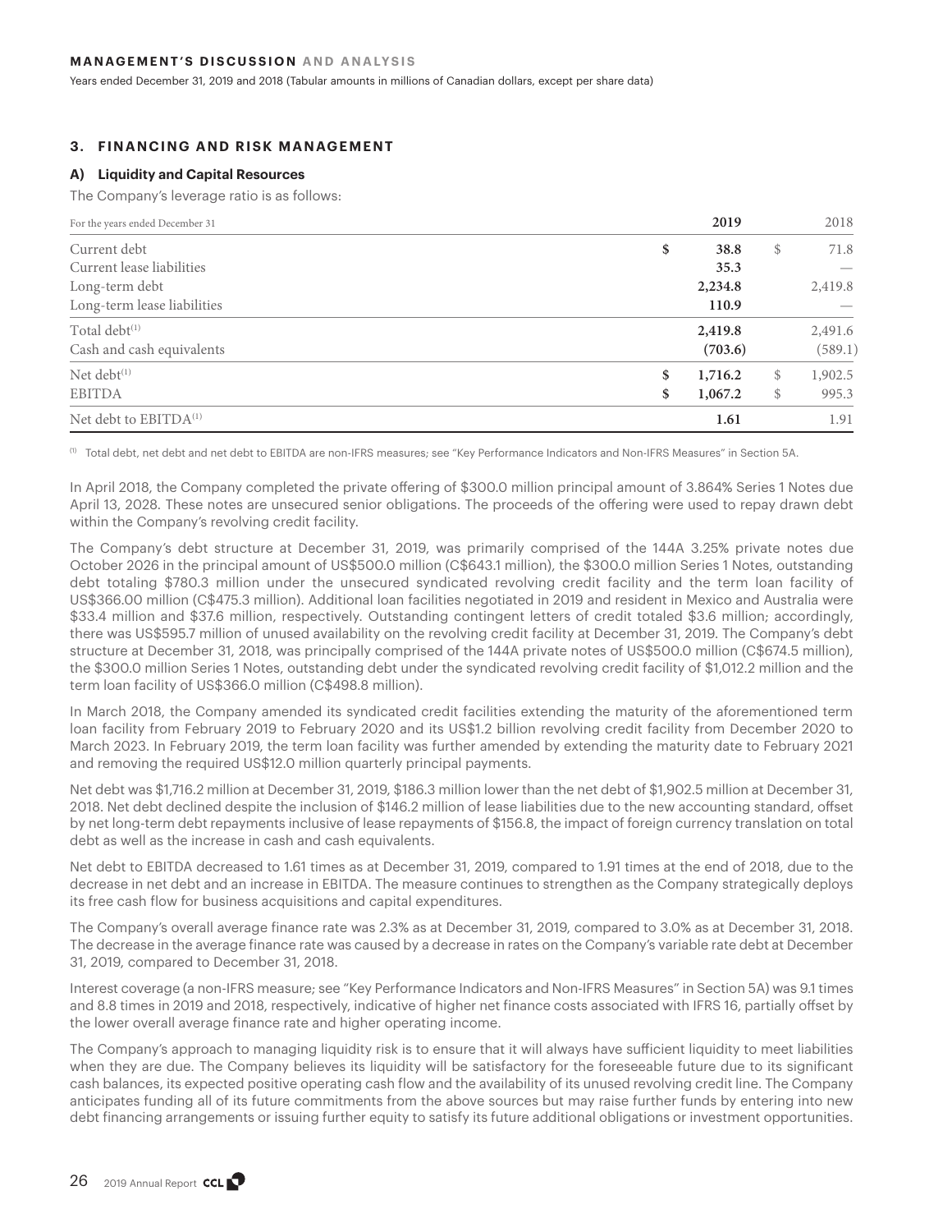### 3. FINANCING AND RISK MANAGEMENT

#### A) Liquidity and Capital Resources

The Company's leverage ratio is as follows:

| For the years ended December 31 | 2019 | 2018 |
|---|---|---|
| Current debt | $ 38.8 | $ 71.8 |
| Current lease liabilities | 35.3 | — |
| Long-term debt | 2,234.8 | 2,419.8 |
| Long-term lease liabilities | 110.9 | — |
| Total debt[(1)] | 2,419.8 | 2,491.6 |
| Cash and cash equivalents | (703.6) | (589.1) |
| Net debt[(1)] | $ 1,716.2 | $ 1,902.5 |
| EBITDA | $ 1,067.2 | $ 995.3 |
| Net debt to EBITDA[(1)] | 1.61 | 1.91 |

(1) Total debt, net debt and net debt to EBITDA are non-IFRS measures; see "Key Performance Indicators and Non-IFRS Measures" in Section 5A.

In April 2018, the Company completed the private offering of $300.0 million principal amount of 3.864% Series 1 Notes due April 13, 2028. These notes are unsecured senior obligations. The proceeds of the offering were used to repay drawn debt within the Company's revolving credit facility.

The Company's debt structure at December 31, 2019, was primarily comprised of the 144A 3.25% private notes due October 2026 in the principal amount of US$500.0 million (C$643.1 million), the $300.0 million Series 1 Notes, outstanding debt totaling $780.3 million under the unsecured syndicated revolving credit facility and the term loan facility of US$366.00 million (C$475.3 million). Additional loan facilities negotiated in 2019 and resident in Mexico and Australia were $33.4 million and $37.6 million, respectively. Outstanding contingent letters of credit totaled $3.6 million; accordingly, there was US$595.7 million of unused availability on the revolving credit facility at December 31, 2019. The Company's debt structure at December 31, 2018, was principally comprised of the 144A private notes of US$500.0 million (C$674.5 million), the $300.0 million Series 1 Notes, outstanding debt under the syndicated revolving credit facility of $1,012.2 million and the term loan facility of US$366.0 million (C$498.8 million).

In March 2018, the Company amended its syndicated credit facilities extending the maturity of the aforementioned term loan facility from February 2019 to February 2020 and its US$1.2 billion revolving credit facility from December 2020 to March 2023. In February 2019, the term loan facility was further amended by extending the maturity date to February 2021 and removing the required US$12.0 million quarterly principal payments.

Net debt was $1,716.2 million at December 31, 2019, $186.3 million lower than the net debt of $1,902.5 million at December 31, 2018. Net debt declined despite the inclusion of $146.2 million of lease liabilities due to the new accounting standard, offset by net long-term debt repayments inclusive of lease repayments of $156.8, the impact of foreign currency translation on total debt as well as the increase in cash and cash equivalents.

Net debt to EBITDA decreased to 1.61 times as at December 31, 2019, compared to 1.91 times at the end of 2018, due to the decrease in net debt and an increase in EBITDA. The measure continues to strengthen as the Company strategically deploys its free cash flow for business acquisitions and capital expenditures.

The Company's overall average finance rate was 2.3% as at December 31, 2019, compared to 3.0% as at December 31, 2018. The decrease in the average finance rate was caused by a decrease in rates on the Company's variable rate debt at December 31, 2019, compared to December 31, 2018.

Interest coverage (a non-IFRS measure; see "Key Performance Indicators and Non-IFRS Measures" in Section 5A) was 9.1 times and 8.8 times in 2019 and 2018, respectively, indicative of higher net finance costs associated with IFRS 16, partially offset by the lower overall average finance rate and higher operating income.

The Company's approach to managing liquidity risk is to ensure that it will always have sufficient liquidity to meet liabilities when they are due. The Company believes its liquidity will be satisfactory for the foreseeable future due to its significant cash balances, its expected positive operating cash flow and the availability of its unused revolving credit line. The Company anticipates funding all of its future commitments from the above sources but may raise further funds by entering into new debt financing arrangements or issuing further equity to satisfy its future additional obligations or investment opportunities.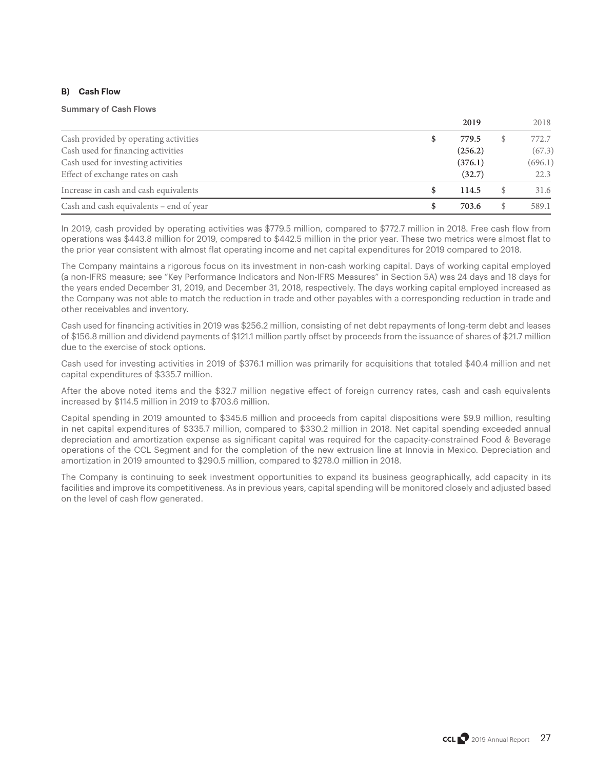### B) Cash Flow

**Summary of Cash Flows**

| | 2019 | 2018 |
|---|---|---|
| Cash provided by operating activities | $ 779.5 | $ 772.7 |
| Cash used for financing activities | (256.2) | (67.3) |
| Cash used for investing activities | (376.1) | (696.1) |
| Effect of exchange rates on cash | (32.7) | 22.3 |
| Increase in cash and cash equivalents | $ 114.5 | $ 31.6 |
| Cash and cash equivalents – end of year | $ 703.6 | $ 589.1 |

In 2019, cash provided by operating activities was $779.5 million, compared to $772.7 million in 2018. Free cash flow from operations was $443.8 million for 2019, compared to $442.5 million in the prior year. These two metrics were almost flat to the prior year consistent with almost flat operating income and net capital expenditures for 2019 compared to 2018.

The Company maintains a rigorous focus on its investment in non-cash working capital. Days of working capital employed (a non-IFRS measure; see "Key Performance Indicators and Non-IFRS Measures" in Section 5A) was 24 days and 18 days for the years ended December 31, 2019, and December 31, 2018, respectively. The days working capital employed increased as the Company was not able to match the reduction in trade and other payables with a corresponding reduction in trade and other receivables and inventory.

Cash used for financing activities in 2019 was $256.2 million, consisting of net debt repayments of long-term debt and leases of $156.8 million and dividend payments of $121.1 million partly offset by proceeds from the issuance of shares of $21.7 million due to the exercise of stock options.

Cash used for investing activities in 2019 of $376.1 million was primarily for acquisitions that totaled $40.4 million and net capital expenditures of $335.7 million.

After the above noted items and the $32.7 million negative effect of foreign currency rates, cash and cash equivalents increased by $114.5 million in 2019 to $703.6 million.

Capital spending in 2019 amounted to $345.6 million and proceeds from capital dispositions were $9.9 million, resulting in net capital expenditures of $335.7 million, compared to $330.2 million in 2018. Net capital spending exceeded annual depreciation and amortization expense as significant capital was required for the capacity-constrained Food & Beverage operations of the CCL Segment and for the completion of the new extrusion line at Innovia in Mexico. Depreciation and amortization in 2019 amounted to $290.5 million, compared to $278.0 million in 2018.

The Company is continuing to seek investment opportunities to expand its business geographically, add capacity in its facilities and improve its competitiveness. As in previous years, capital spending will be monitored closely and adjusted based on the level of cash flow generated.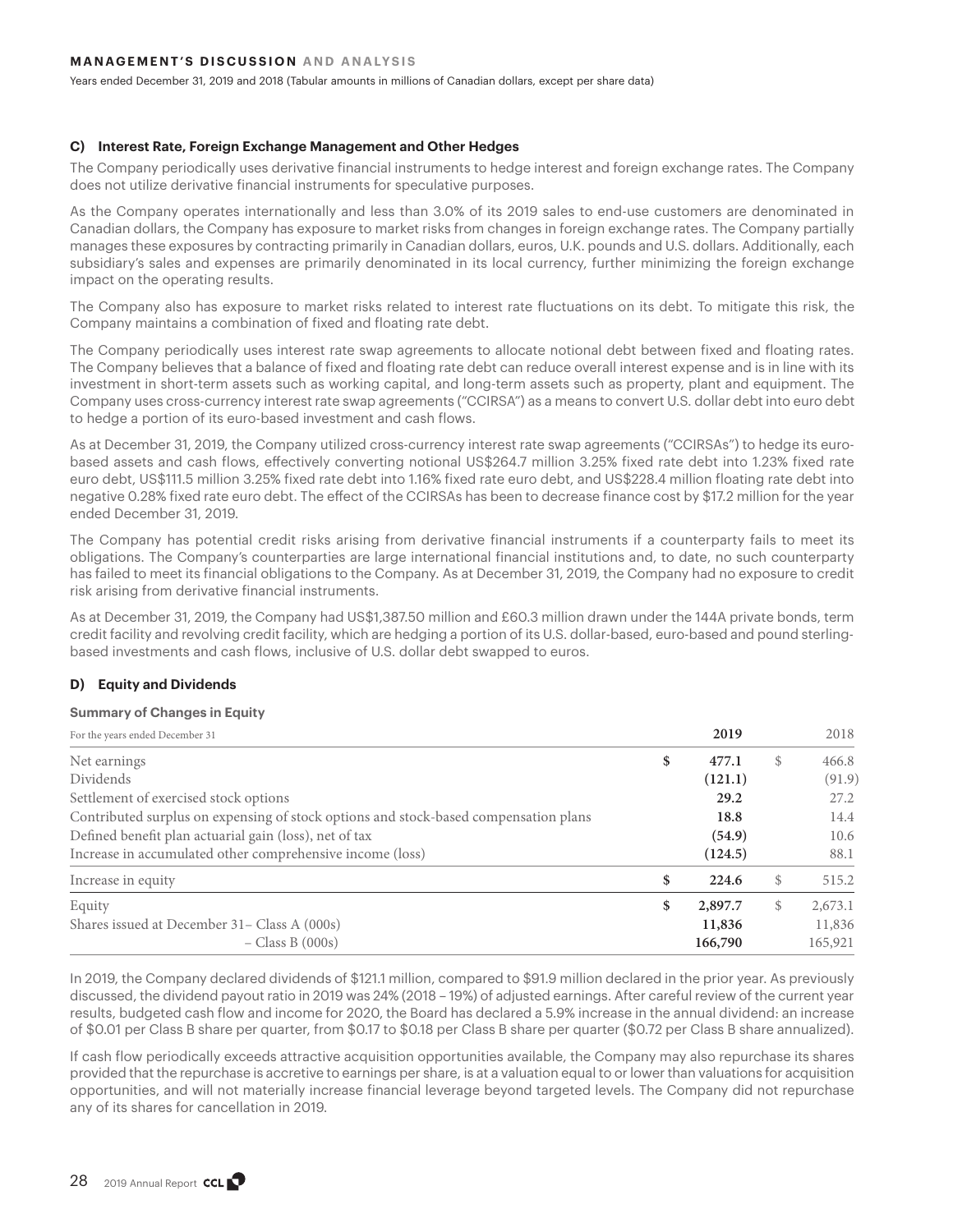### C) Interest Rate, Foreign Exchange Management and Other Hedges

The Company periodically uses derivative financial instruments to hedge interest and foreign exchange rates. The Company does not utilize derivative financial instruments for speculative purposes.

As the Company operates internationally and less than 3.0% of its 2019 sales to end-use customers are denominated in Canadian dollars, the Company has exposure to market risks from changes in foreign exchange rates. The Company partially manages these exposures by contracting primarily in Canadian dollars, euros, U.K. pounds and U.S. dollars. Additionally, each subsidiary's sales and expenses are primarily denominated in its local currency, further minimizing the foreign exchange impact on the operating results.

The Company also has exposure to market risks related to interest rate fluctuations on its debt. To mitigate this risk, the Company maintains a combination of fixed and floating rate debt.

The Company periodically uses interest rate swap agreements to allocate notional debt between fixed and floating rates. The Company believes that a balance of fixed and floating rate debt can reduce overall interest expense and is in line with its investment in short-term assets such as working capital, and long-term assets such as property, plant and equipment. The Company uses cross-currency interest rate swap agreements ("CCIRSA") as a means to convert U.S. dollar debt into euro debt to hedge a portion of its euro-based investment and cash flows.

As at December 31, 2019, the Company utilized cross-currency interest rate swap agreements ("CCIRSAs") to hedge its euro-based assets and cash flows, effectively converting notional US$264.7 million 3.25% fixed rate debt into 1.23% fixed rate euro debt, US$111.5 million 3.25% fixed rate debt into 1.16% fixed rate euro debt, and US$228.4 million floating rate debt into negative 0.28% fixed rate euro debt. The effect of the CCIRSAs has been to decrease finance cost by $17.2 million for the year ended December 31, 2019.

The Company has potential credit risks arising from derivative financial instruments if a counterparty fails to meet its obligations. The Company's counterparties are large international financial institutions and, to date, no such counterparty has failed to meet its financial obligations to the Company. As at December 31, 2019, the Company had no exposure to credit risk arising from derivative financial instruments.

As at December 31, 2019, the Company had US$1,387.50 million and £60.3 million drawn under the 144A private bonds, term credit facility and revolving credit facility, which are hedging a portion of its U.S. dollar-based, euro-based and pound sterling-based investments and cash flows, inclusive of U.S. dollar debt swapped to euros.

### D) Equity and Dividends

**Summary of Changes in Equity**

| For the years ended December 31 | 2019 | 2018 |
|---|---|---|
| Net earnings | $ 477.1 | $ 466.8 |
| Dividends | (121.1) | (91.9) |
| Settlement of exercised stock options | 29.2 | 27.2 |
| Contributed surplus on expensing of stock options and stock-based compensation plans | 18.8 | 14.4 |
| Defined benefit plan actuarial gain (loss), net of tax | (54.9) | 10.6 |
| Increase in accumulated other comprehensive income (loss) | (124.5) | 88.1 |
| Increase in equity | $ 224.6 | $ 515.2 |
| Equity | $ 2,897.7 | $ 2,673.1 |
| Shares issued at December 31 – Class A (000s) | 11,836 | 11,836 |
| – Class B (000s) | 166,790 | 165,921 |

In 2019, the Company declared dividends of $121.1 million, compared to $91.9 million declared in the prior year. As previously discussed, the dividend payout ratio in 2019 was 24% (2018 – 19%) of adjusted earnings. After careful review of the current year results, budgeted cash flow and income for 2020, the Board has declared a 5.9% increase in the annual dividend: an increase of $0.01 per Class B share per quarter, from $0.17 to $0.18 per Class B share per quarter ($0.72 per Class B share annualized).

If cash flow periodically exceeds attractive acquisition opportunities available, the Company may also repurchase its shares provided that the repurchase is accretive to earnings per share, is at a valuation equal to or lower than valuations for acquisition opportunities, and will not materially increase financial leverage beyond targeted levels. The Company did not repurchase any of its shares for cancellation in 2019.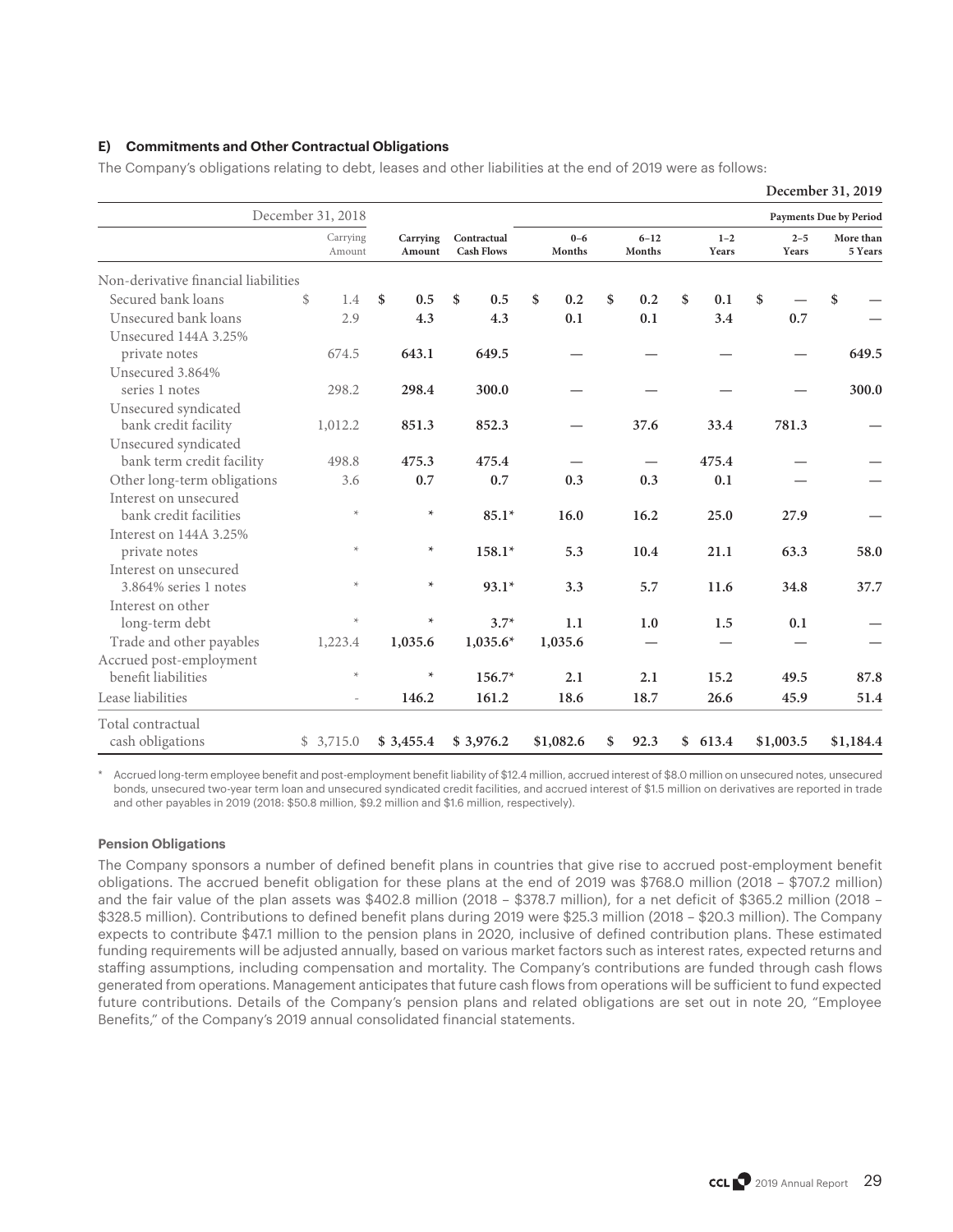### E) Commitments and Other Contractual Obligations

The Company's obligations relating to debt, leases and other liabilities at the end of 2019 were as follows:

| | December 31, 2018 | December 31, 2019 | | | | | | |
|---|---|---|---|---|---|---|---|---|
| | | | | Payments Due by Period | | | | |
| | Carrying Amount | Carrying Amount | Contractual Cash Flows | 0–6 Months | 6–12 Months | 1–2 Years | 2–5 Years | More than 5 Years |
| Non-derivative financial liabilities | | | | | | | | |
| Secured bank loans | $ 1.4 | $ 0.5 | $ 0.5 | $ 0.2 | $ 0.2 | $ 0.1 | $ — | $ — |
| Unsecured bank loans | 2.9 | 4.3 | 4.3 | 0.1 | 0.1 | 3.4 | 0.7 | — |
| Unsecured 144A 3.25% private notes | 674.5 | 643.1 | 649.5 | — | — | — | — | 649.5 |
| Unsecured 3.864% series 1 notes | 298.2 | 298.4 | 300.0 | — | — | — | — | 300.0 |
| Unsecured syndicated bank credit facility | 1,012.2 | 851.3 | 852.3 | — | 37.6 | 33.4 | 781.3 | — |
| Unsecured syndicated bank term credit facility | 498.8 | 475.3 | 475.4 | — | — | 475.4 | — | — |
| Other long-term obligations | 3.6 | 0.7 | 0.7 | 0.3 | 0.3 | 0.1 | — | — |
| Interest on unsecured bank credit facilities | * | * | 85.1* | 16.0 | 16.2 | 25.0 | 27.9 | — |
| Interest on 144A 3.25% private notes | * | * | 158.1* | 5.3 | 10.4 | 21.1 | 63.3 | 58.0 |
| Interest on unsecured 3.864% series 1 notes | * | * | 93.1* | 3.3 | 5.7 | 11.6 | 34.8 | 37.7 |
| Interest on other long-term debt | * | * | 3.7* | 1.1 | 1.0 | 1.5 | 0.1 | — |
| Trade and other payables | 1,223.4 | 1,035.6 | 1,035.6* | 1,035.6 | — | — | — | — |
| Accrued post-employment benefit liabilities | * | * | 156.7* | 2.1 | 2.1 | 15.2 | 49.5 | 87.8 |
| Lease liabilities | - | 146.2 | 161.2 | 18.6 | 18.7 | 26.6 | 45.9 | 51.4 |
| Total contractual cash obligations | $ 3,715.0 | $ 3,455.4 | $ 3,976.2 | $1,082.6 | $ 92.3 | $ 613.4 | $1,003.5 | $1,184.4 |

\* Accrued long-term employee benefit and post-employment benefit liability of $12.4 million, accrued interest of $8.0 million on unsecured notes, unsecured bonds, unsecured two-year term loan and unsecured syndicated credit facilities, and accrued interest of $1.5 million on derivatives are reported in trade and other payables in 2019 (2018: $50.8 million, $9.2 million and $1.6 million, respectively).

#### Pension Obligations

The Company sponsors a number of defined benefit plans in countries that give rise to accrued post-employment benefit obligations. The accrued benefit obligation for these plans at the end of 2019 was $768.0 million (2018 – $707.2 million) and the fair value of the plan assets was $402.8 million (2018 – $378.7 million), for a net deficit of $365.2 million (2018 – $328.5 million). Contributions to defined benefit plans during 2019 were $25.3 million (2018 – $20.3 million). The Company expects to contribute $47.1 million to the pension plans in 2020, inclusive of defined contribution plans. These estimated funding requirements will be adjusted annually, based on various market factors such as interest rates, expected returns and staffing assumptions, including compensation and mortality. The Company's contributions are funded through cash flows generated from operations. Management anticipates that future cash flows from operations will be sufficient to fund expected future contributions. Details of the Company's pension plans and related obligations are set out in note 20, "Employee Benefits," of the Company's 2019 annual consolidated financial statements.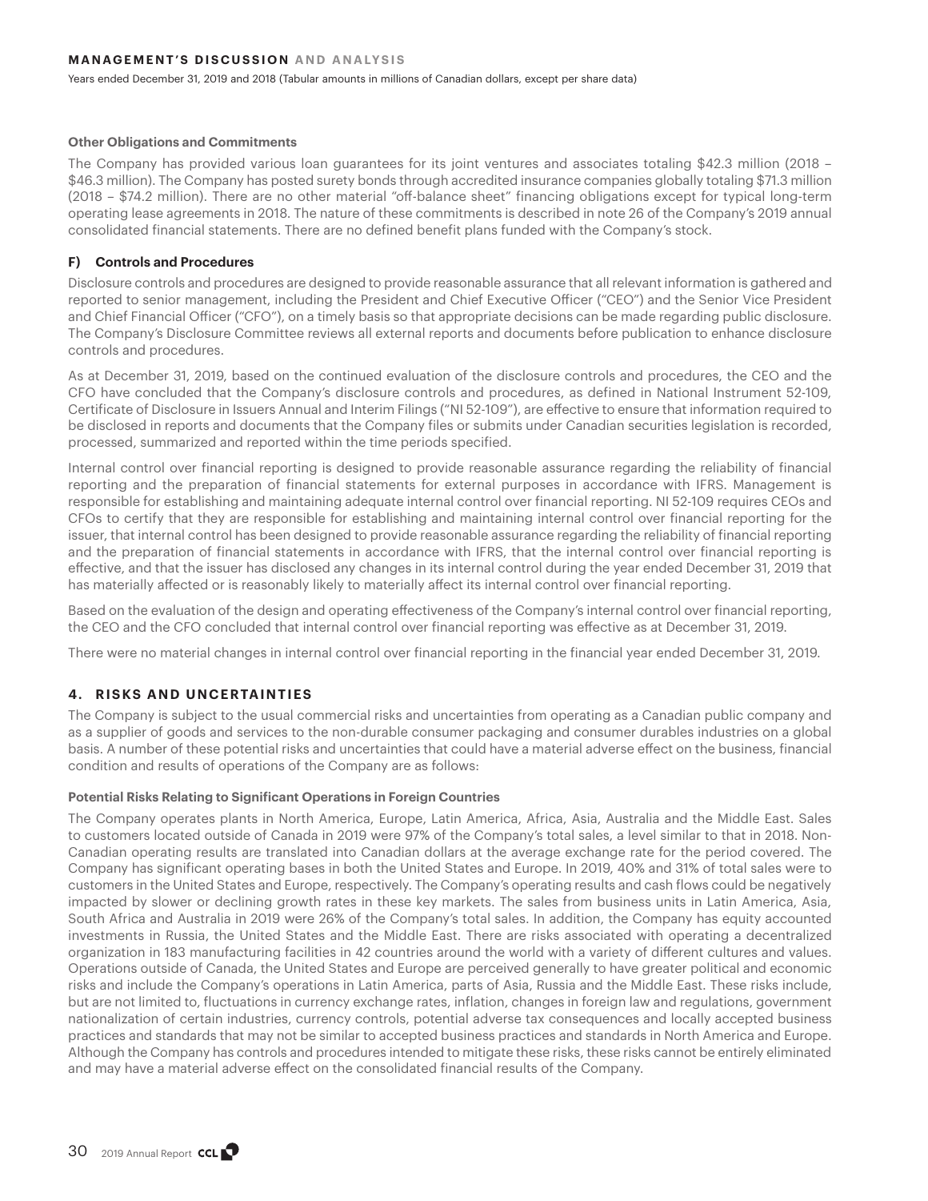**Other Obligations and Commitments**

The Company has provided various loan guarantees for its joint ventures and associates totaling $42.3 million (2018 – $46.3 million). The Company has posted surety bonds through accredited insurance companies globally totaling $71.3 million (2018 – $74.2 million). There are no other material "off-balance sheet" financing obligations except for typical long-term operating lease agreements in 2018. The nature of these commitments is described in note 26 of the Company's 2019 annual consolidated financial statements. There are no defined benefit plans funded with the Company's stock.

### F) Controls and Procedures

Disclosure controls and procedures are designed to provide reasonable assurance that all relevant information is gathered and reported to senior management, including the President and Chief Executive Officer ("CEO") and the Senior Vice President and Chief Financial Officer ("CFO"), on a timely basis so that appropriate decisions can be made regarding public disclosure. The Company's Disclosure Committee reviews all external reports and documents before publication to enhance disclosure controls and procedures.

As at December 31, 2019, based on the continued evaluation of the disclosure controls and procedures, the CEO and the CFO have concluded that the Company's disclosure controls and procedures, as defined in National Instrument 52-109, Certificate of Disclosure in Issuers Annual and Interim Filings ("NI 52-109"), are effective to ensure that information required to be disclosed in reports and documents that the Company files or submits under Canadian securities legislation is recorded, processed, summarized and reported within the time periods specified.

Internal control over financial reporting is designed to provide reasonable assurance regarding the reliability of financial reporting and the preparation of financial statements for external purposes in accordance with IFRS. Management is responsible for establishing and maintaining adequate internal control over financial reporting. NI 52-109 requires CEOs and CFOs to certify that they are responsible for establishing and maintaining internal control over financial reporting for the issuer, that internal control has been designed to provide reasonable assurance regarding the reliability of financial reporting and the preparation of financial statements in accordance with IFRS, that the internal control over financial reporting is effective, and that the issuer has disclosed any changes in its internal control during the year ended December 31, 2019 that has materially affected or is reasonably likely to materially affect its internal control over financial reporting.

Based on the evaluation of the design and operating effectiveness of the Company's internal control over financial reporting, the CEO and the CFO concluded that internal control over financial reporting was effective as at December 31, 2019.

There were no material changes in internal control over financial reporting in the financial year ended December 31, 2019.

## 4. RISKS AND UNCERTAINTIES

The Company is subject to the usual commercial risks and uncertainties from operating as a Canadian public company and as a supplier of goods and services to the non-durable consumer packaging and consumer durables industries on a global basis. A number of these potential risks and uncertainties that could have a material adverse effect on the business, financial condition and results of operations of the Company are as follows:

**Potential Risks Relating to Significant Operations in Foreign Countries**

The Company operates plants in North America, Europe, Latin America, Africa, Asia, Australia and the Middle East. Sales to customers located outside of Canada in 2019 were 97% of the Company's total sales, a level similar to that in 2018. Non-Canadian operating results are translated into Canadian dollars at the average exchange rate for the period covered. The Company has significant operating bases in both the United States and Europe. In 2019, 40% and 31% of total sales were to customers in the United States and Europe, respectively. The Company's operating results and cash flows could be negatively impacted by slower or declining growth rates in these key markets. The sales from business units in Latin America, Asia, South Africa and Australia in 2019 were 26% of the Company's total sales. In addition, the Company has equity accounted investments in Russia, the United States and the Middle East. There are risks associated with operating a decentralized organization in 183 manufacturing facilities in 42 countries around the world with a variety of different cultures and values. Operations outside of Canada, the United States and Europe are perceived generally to have greater political and economic risks and include the Company's operations in Latin America, parts of Asia, Russia and the Middle East. These risks include, but are not limited to, fluctuations in currency exchange rates, inflation, changes in foreign law and regulations, government nationalization of certain industries, currency controls, potential adverse tax consequences and locally accepted business practices and standards that may not be similar to accepted business practices and standards in North America and Europe. Although the Company has controls and procedures intended to mitigate these risks, these risks cannot be entirely eliminated and may have a material adverse effect on the consolidated financial results of the Company.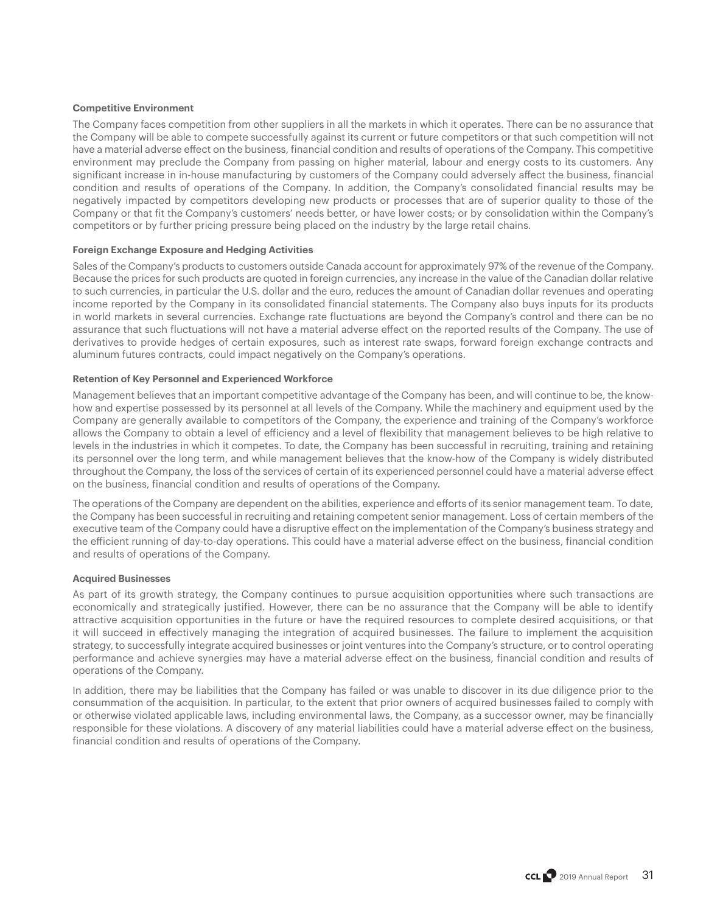**Competitive Environment**

The Company faces competition from other suppliers in all the markets in which it operates. There can be no assurance that the Company will be able to compete successfully against its current or future competitors or that such competition will not have a material adverse effect on the business, financial condition and results of operations of the Company. This competitive environment may preclude the Company from passing on higher material, labour and energy costs to its customers. Any significant increase in in-house manufacturing by customers of the Company could adversely affect the business, financial condition and results of operations of the Company. In addition, the Company's consolidated financial results may be negatively impacted by competitors developing new products or processes that are of superior quality to those of the Company or that fit the Company's customers' needs better, or have lower costs; or by consolidation within the Company's competitors or by further pricing pressure being placed on the industry by the large retail chains.

**Foreign Exchange Exposure and Hedging Activities**

Sales of the Company's products to customers outside Canada account for approximately 97% of the revenue of the Company. Because the prices for such products are quoted in foreign currencies, any increase in the value of the Canadian dollar relative to such currencies, in particular the U.S. dollar and the euro, reduces the amount of Canadian dollar revenues and operating income reported by the Company in its consolidated financial statements. The Company also buys inputs for its products in world markets in several currencies. Exchange rate fluctuations are beyond the Company's control and there can be no assurance that such fluctuations will not have a material adverse effect on the reported results of the Company. The use of derivatives to provide hedges of certain exposures, such as interest rate swaps, forward foreign exchange contracts and aluminum futures contracts, could impact negatively on the Company's operations.

**Retention of Key Personnel and Experienced Workforce**

Management believes that an important competitive advantage of the Company has been, and will continue to be, the know-how and expertise possessed by its personnel at all levels of the Company. While the machinery and equipment used by the Company are generally available to competitors of the Company, the experience and training of the Company's workforce allows the Company to obtain a level of efficiency and a level of flexibility that management believes to be high relative to levels in the industries in which it competes. To date, the Company has been successful in recruiting, training and retaining its personnel over the long term, and while management believes that the know-how of the Company is widely distributed throughout the Company, the loss of the services of certain of its experienced personnel could have a material adverse effect on the business, financial condition and results of operations of the Company.

The operations of the Company are dependent on the abilities, experience and efforts of its senior management team. To date, the Company has been successful in recruiting and retaining competent senior management. Loss of certain members of the executive team of the Company could have a disruptive effect on the implementation of the Company's business strategy and the efficient running of day-to-day operations. This could have a material adverse effect on the business, financial condition and results of operations of the Company.

**Acquired Businesses**

As part of its growth strategy, the Company continues to pursue acquisition opportunities where such transactions are economically and strategically justified. However, there can be no assurance that the Company will be able to identify attractive acquisition opportunities in the future or have the required resources to complete desired acquisitions, or that it will succeed in effectively managing the integration of acquired businesses. The failure to implement the acquisition strategy, to successfully integrate acquired businesses or joint ventures into the Company's structure, or to control operating performance and achieve synergies may have a material adverse effect on the business, financial condition and results of operations of the Company.

In addition, there may be liabilities that the Company has failed or was unable to discover in its due diligence prior to the consummation of the acquisition. In particular, to the extent that prior owners of acquired businesses failed to comply with or otherwise violated applicable laws, including environmental laws, the Company, as a successor owner, may be financially responsible for these violations. A discovery of any material liabilities could have a material adverse effect on the business, financial condition and results of operations of the Company.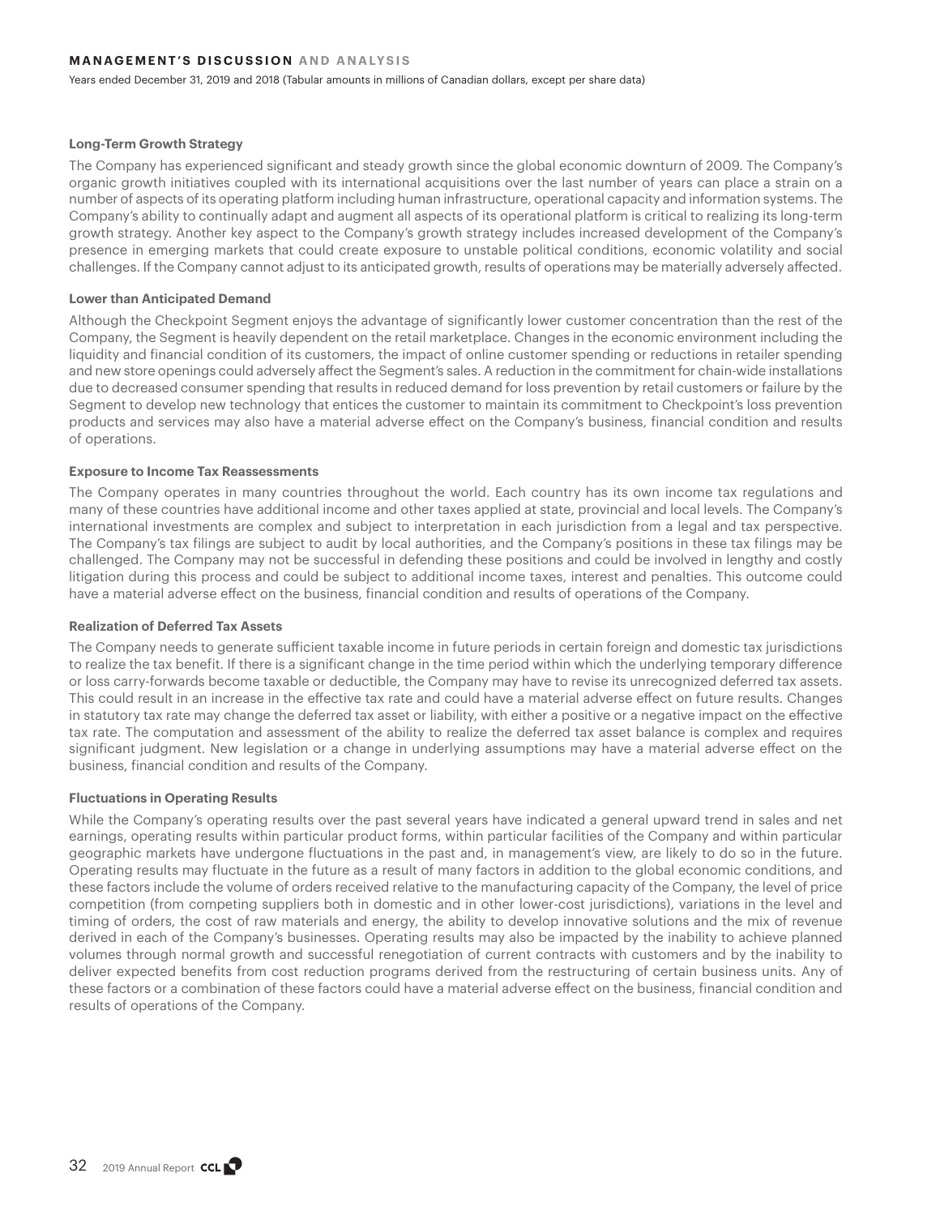#### Long-Term Growth Strategy

The Company has experienced significant and steady growth since the global economic downturn of 2009. The Company's organic growth initiatives coupled with its international acquisitions over the last number of years can place a strain on a number of aspects of its operating platform including human infrastructure, operational capacity and information systems. The Company's ability to continually adapt and augment all aspects of its operational platform is critical to realizing its long-term growth strategy. Another key aspect to the Company's growth strategy includes increased development of the Company's presence in emerging markets that could create exposure to unstable political conditions, economic volatility and social challenges. If the Company cannot adjust to its anticipated growth, results of operations may be materially adversely affected.

#### Lower than Anticipated Demand

Although the Checkpoint Segment enjoys the advantage of significantly lower customer concentration than the rest of the Company, the Segment is heavily dependent on the retail marketplace. Changes in the economic environment including the liquidity and financial condition of its customers, the impact of online customer spending or reductions in retailer spending and new store openings could adversely affect the Segment's sales. A reduction in the commitment for chain-wide installations due to decreased consumer spending that results in reduced demand for loss prevention by retail customers or failure by the Segment to develop new technology that entices the customer to maintain its commitment to Checkpoint's loss prevention products and services may also have a material adverse effect on the Company's business, financial condition and results of operations.

#### Exposure to Income Tax Reassessments

The Company operates in many countries throughout the world. Each country has its own income tax regulations and many of these countries have additional income and other taxes applied at state, provincial and local levels. The Company's international investments are complex and subject to interpretation in each jurisdiction from a legal and tax perspective. The Company's tax filings are subject to audit by local authorities, and the Company's positions in these tax filings may be challenged. The Company may not be successful in defending these positions and could be involved in lengthy and costly litigation during this process and could be subject to additional income taxes, interest and penalties. This outcome could have a material adverse effect on the business, financial condition and results of operations of the Company.

#### Realization of Deferred Tax Assets

The Company needs to generate sufficient taxable income in future periods in certain foreign and domestic tax jurisdictions to realize the tax benefit. If there is a significant change in the time period within which the underlying temporary difference or loss carry-forwards become taxable or deductible, the Company may have to revise its unrecognized deferred tax assets. This could result in an increase in the effective tax rate and could have a material adverse effect on future results. Changes in statutory tax rate may change the deferred tax asset or liability, with either a positive or a negative impact on the effective tax rate. The computation and assessment of the ability to realize the deferred tax asset balance is complex and requires significant judgment. New legislation or a change in underlying assumptions may have a material adverse effect on the business, financial condition and results of the Company.

#### Fluctuations in Operating Results

While the Company's operating results over the past several years have indicated a general upward trend in sales and net earnings, operating results within particular product forms, within particular facilities of the Company and within particular geographic markets have undergone fluctuations in the past and, in management's view, are likely to do so in the future. Operating results may fluctuate in the future as a result of many factors in addition to the global economic conditions, and these factors include the volume of orders received relative to the manufacturing capacity of the Company, the level of price competition (from competing suppliers both in domestic and in other lower-cost jurisdictions), variations in the level and timing of orders, the cost of raw materials and energy, the ability to develop innovative solutions and the mix of revenue derived in each of the Company's businesses. Operating results may also be impacted by the inability to achieve planned volumes through normal growth and successful renegotiation of current contracts with customers and by the inability to deliver expected benefits from cost reduction programs derived from the restructuring of certain business units. Any of these factors or a combination of these factors could have a material adverse effect on the business, financial condition and results of operations of the Company.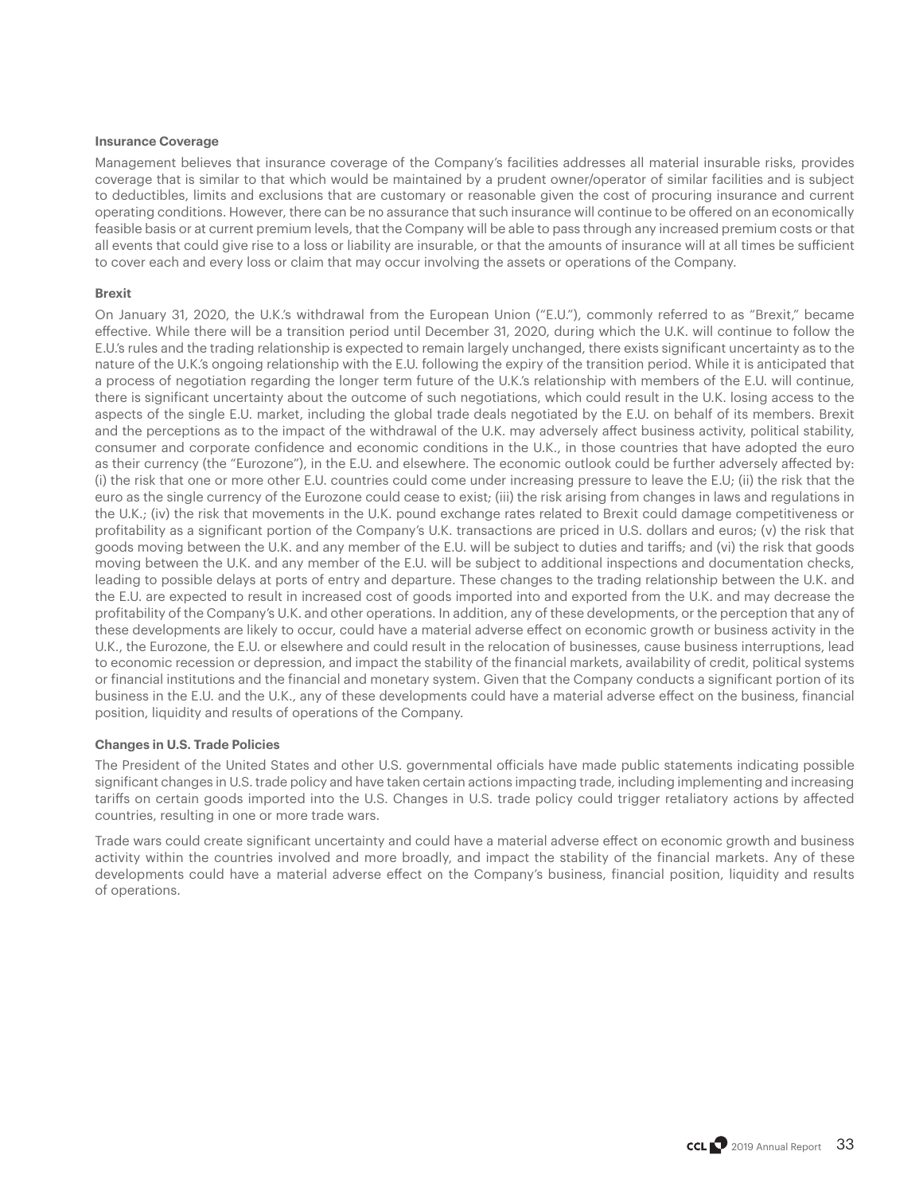### Insurance Coverage

Management believes that insurance coverage of the Company's facilities addresses all material insurable risks, provides coverage that is similar to that which would be maintained by a prudent owner/operator of similar facilities and is subject to deductibles, limits and exclusions that are customary or reasonable given the cost of procuring insurance and current operating conditions. However, there can be no assurance that such insurance will continue to be offered on an economically feasible basis or at current premium levels, that the Company will be able to pass through any increased premium costs or that all events that could give rise to a loss or liability are insurable, or that the amounts of insurance will at all times be sufficient to cover each and every loss or claim that may occur involving the assets or operations of the Company.

### Brexit

On January 31, 2020, the U.K.'s withdrawal from the European Union ("E.U."), commonly referred to as "Brexit," became effective. While there will be a transition period until December 31, 2020, during which the U.K. will continue to follow the E.U.'s rules and the trading relationship is expected to remain largely unchanged, there exists significant uncertainty as to the nature of the U.K.'s ongoing relationship with the E.U. following the expiry of the transition period. While it is anticipated that a process of negotiation regarding the longer term future of the U.K.'s relationship with members of the E.U. will continue, there is significant uncertainty about the outcome of such negotiations, which could result in the U.K. losing access to the aspects of the single E.U. market, including the global trade deals negotiated by the E.U. on behalf of its members. Brexit and the perceptions as to the impact of the withdrawal of the U.K. may adversely affect business activity, political stability, consumer and corporate confidence and economic conditions in the U.K., in those countries that have adopted the euro as their currency (the "Eurozone"), in the E.U. and elsewhere. The economic outlook could be further adversely affected by: (i) the risk that one or more other E.U. countries could come under increasing pressure to leave the E.U; (ii) the risk that the euro as the single currency of the Eurozone could cease to exist; (iii) the risk arising from changes in laws and regulations in the U.K.; (iv) the risk that movements in the U.K. pound exchange rates related to Brexit could damage competitiveness or profitability as a significant portion of the Company's U.K. transactions are priced in U.S. dollars and euros; (v) the risk that goods moving between the U.K. and any member of the E.U. will be subject to duties and tariffs; and (vi) the risk that goods moving between the U.K. and any member of the E.U. will be subject to additional inspections and documentation checks, leading to possible delays at ports of entry and departure. These changes to the trading relationship between the U.K. and the E.U. are expected to result in increased cost of goods imported into and exported from the U.K. and may decrease the profitability of the Company's U.K. and other operations. In addition, any of these developments, or the perception that any of these developments are likely to occur, could have a material adverse effect on economic growth or business activity in the U.K., the Eurozone, the E.U. or elsewhere and could result in the relocation of businesses, cause business interruptions, lead to economic recession or depression, and impact the stability of the financial markets, availability of credit, political systems or financial institutions and the financial and monetary system. Given that the Company conducts a significant portion of its business in the E.U. and the U.K., any of these developments could have a material adverse effect on the business, financial position, liquidity and results of operations of the Company.

### Changes in U.S. Trade Policies

The President of the United States and other U.S. governmental officials have made public statements indicating possible significant changes in U.S. trade policy and have taken certain actions impacting trade, including implementing and increasing tariffs on certain goods imported into the U.S. Changes in U.S. trade policy could trigger retaliatory actions by affected countries, resulting in one or more trade wars.

Trade wars could create significant uncertainty and could have a material adverse effect on economic growth and business activity within the countries involved and more broadly, and impact the stability of the financial markets. Any of these developments could have a material adverse effect on the Company's business, financial position, liquidity and results of operations.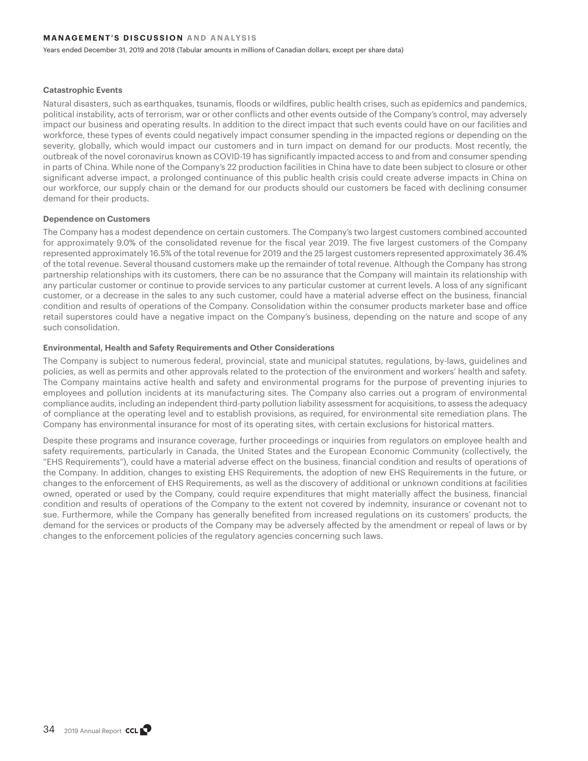#### Catastrophic Events

Natural disasters, such as earthquakes, tsunamis, floods or wildfires, public health crises, such as epidemics and pandemics, political instability, acts of terrorism, war or other conflicts and other events outside of the Company's control, may adversely impact our business and operating results. In addition to the direct impact that such events could have on our facilities and workforce, these types of events could negatively impact consumer spending in the impacted regions or depending on the severity, globally, which would impact our customers and in turn impact on demand for our products. Most recently, the outbreak of the novel coronavirus known as COVID-19 has significantly impacted access to and from and consumer spending in parts of China. While none of the Company's 22 production facilities in China have to date been subject to closure or other significant adverse impact, a prolonged continuance of this public health crisis could create adverse impacts in China on our workforce, our supply chain or the demand for our products should our customers be faced with declining consumer demand for their products.

#### Dependence on Customers

The Company has a modest dependence on certain customers. The Company's two largest customers combined accounted for approximately 9.0% of the consolidated revenue for the fiscal year 2019. The five largest customers of the Company represented approximately 16.5% of the total revenue for 2019 and the 25 largest customers represented approximately 36.4% of the total revenue. Several thousand customers make up the remainder of total revenue. Although the Company has strong partnership relationships with its customers, there can be no assurance that the Company will maintain its relationship with any particular customer or continue to provide services to any particular customer at current levels. A loss of any significant customer, or a decrease in the sales to any such customer, could have a material adverse effect on the business, financial condition and results of operations of the Company. Consolidation within the consumer products marketer base and office retail superstores could have a negative impact on the Company's business, depending on the nature and scope of any such consolidation.

#### Environmental, Health and Safety Requirements and Other Considerations

The Company is subject to numerous federal, provincial, state and municipal statutes, regulations, by-laws, guidelines and policies, as well as permits and other approvals related to the protection of the environment and workers' health and safety. The Company maintains active health and safety and environmental programs for the purpose of preventing injuries to employees and pollution incidents at its manufacturing sites. The Company also carries out a program of environmental compliance audits, including an independent third-party pollution liability assessment for acquisitions, to assess the adequacy of compliance at the operating level and to establish provisions, as required, for environmental site remediation plans. The Company has environmental insurance for most of its operating sites, with certain exclusions for historical matters.

Despite these programs and insurance coverage, further proceedings or inquiries from regulators on employee health and safety requirements, particularly in Canada, the United States and the European Economic Community (collectively, the "EHS Requirements"), could have a material adverse effect on the business, financial condition and results of operations of the Company. In addition, changes to existing EHS Requirements, the adoption of new EHS Requirements in the future, or changes to the enforcement of EHS Requirements, as well as the discovery of additional or unknown conditions at facilities owned, operated or used by the Company, could require expenditures that might materially affect the business, financial condition and results of operations of the Company to the extent not covered by indemnity, insurance or covenant not to sue. Furthermore, while the Company has generally benefited from increased regulations on its customers' products, the demand for the services or products of the Company may be adversely affected by the amendment or repeal of laws or by changes to the enforcement policies of the regulatory agencies concerning such laws.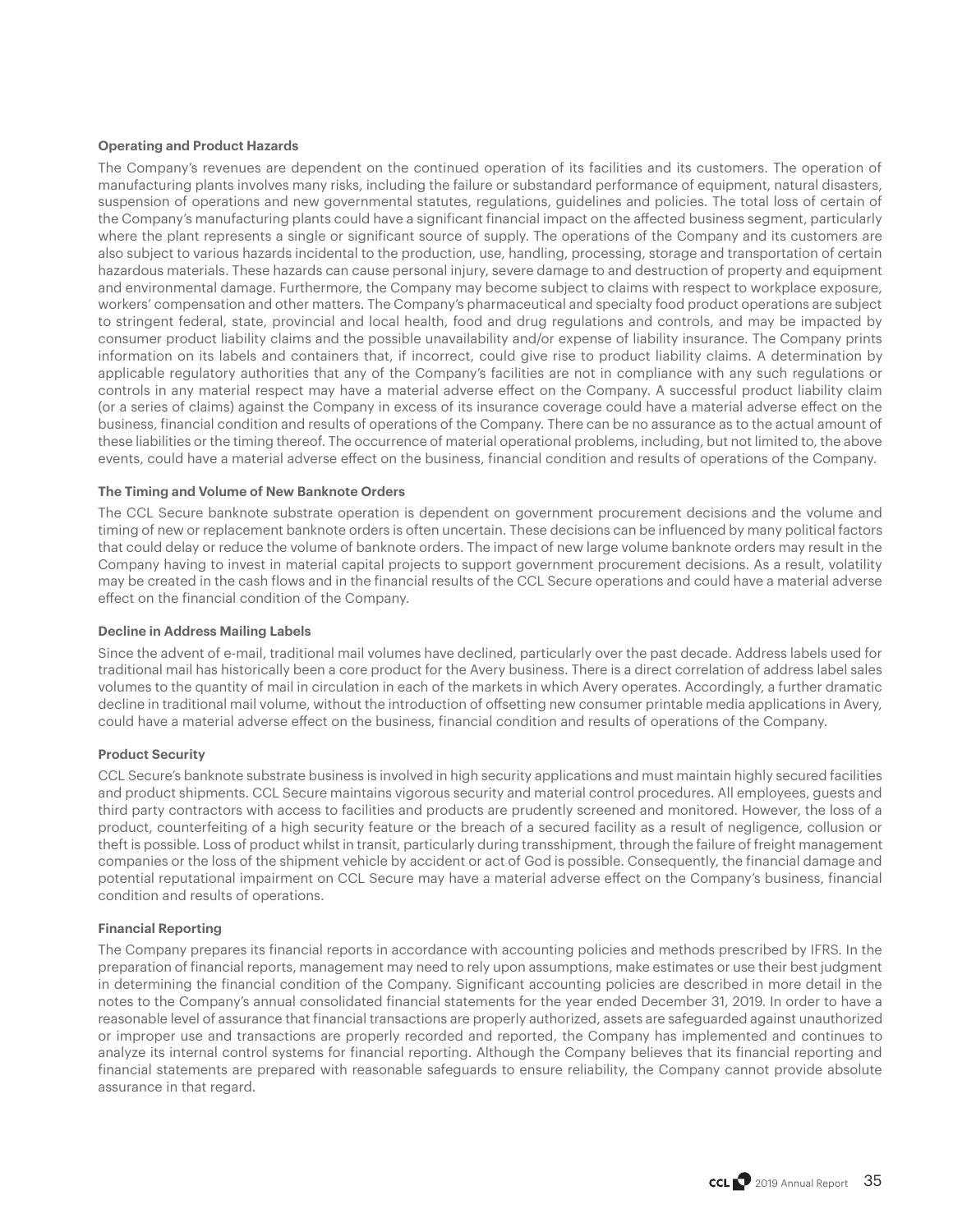**Operating and Product Hazards**

The Company's revenues are dependent on the continued operation of its facilities and its customers. The operation of manufacturing plants involves many risks, including the failure or substandard performance of equipment, natural disasters, suspension of operations and new governmental statutes, regulations, guidelines and policies. The total loss of certain of the Company's manufacturing plants could have a significant financial impact on the affected business segment, particularly where the plant represents a single or significant source of supply. The operations of the Company and its customers are also subject to various hazards incidental to the production, use, handling, processing, storage and transportation of certain hazardous materials. These hazards can cause personal injury, severe damage to and destruction of property and equipment and environmental damage. Furthermore, the Company may become subject to claims with respect to workplace exposure, workers' compensation and other matters. The Company's pharmaceutical and specialty food product operations are subject to stringent federal, state, provincial and local health, food and drug regulations and controls, and may be impacted by consumer product liability claims and the possible unavailability and/or expense of liability insurance. The Company prints information on its labels and containers that, if incorrect, could give rise to product liability claims. A determination by applicable regulatory authorities that any of the Company's facilities are not in compliance with any such regulations or controls in any material respect may have a material adverse effect on the Company. A successful product liability claim (or a series of claims) against the Company in excess of its insurance coverage could have a material adverse effect on the business, financial condition and results of operations of the Company. There can be no assurance as to the actual amount of these liabilities or the timing thereof. The occurrence of material operational problems, including, but not limited to, the above events, could have a material adverse effect on the business, financial condition and results of operations of the Company.

**The Timing and Volume of New Banknote Orders**

The CCL Secure banknote substrate operation is dependent on government procurement decisions and the volume and timing of new or replacement banknote orders is often uncertain. These decisions can be influenced by many political factors that could delay or reduce the volume of banknote orders. The impact of new large volume banknote orders may result in the Company having to invest in material capital projects to support government procurement decisions. As a result, volatility may be created in the cash flows and in the financial results of the CCL Secure operations and could have a material adverse effect on the financial condition of the Company.

**Decline in Address Mailing Labels**

Since the advent of e-mail, traditional mail volumes have declined, particularly over the past decade. Address labels used for traditional mail has historically been a core product for the Avery business. There is a direct correlation of address label sales volumes to the quantity of mail in circulation in each of the markets in which Avery operates. Accordingly, a further dramatic decline in traditional mail volume, without the introduction of offsetting new consumer printable media applications in Avery, could have a material adverse effect on the business, financial condition and results of operations of the Company.

**Product Security**

CCL Secure's banknote substrate business is involved in high security applications and must maintain highly secured facilities and product shipments. CCL Secure maintains vigorous security and material control procedures. All employees, guests and third party contractors with access to facilities and products are prudently screened and monitored. However, the loss of a product, counterfeiting of a high security feature or the breach of a secured facility as a result of negligence, collusion or theft is possible. Loss of product whilst in transit, particularly during transshipment, through the failure of freight management companies or the loss of the shipment vehicle by accident or act of God is possible. Consequently, the financial damage and potential reputational impairment on CCL Secure may have a material adverse effect on the Company's business, financial condition and results of operations.

**Financial Reporting**

The Company prepares its financial reports in accordance with accounting policies and methods prescribed by IFRS. In the preparation of financial reports, management may need to rely upon assumptions, make estimates or use their best judgment in determining the financial condition of the Company. Significant accounting policies are described in more detail in the notes to the Company's annual consolidated financial statements for the year ended December 31, 2019. In order to have a reasonable level of assurance that financial transactions are properly authorized, assets are safeguarded against unauthorized or improper use and transactions are properly recorded and reported, the Company has implemented and continues to analyze its internal control systems for financial reporting. Although the Company believes that its financial reporting and financial statements are prepared with reasonable safeguards to ensure reliability, the Company cannot provide absolute assurance in that regard.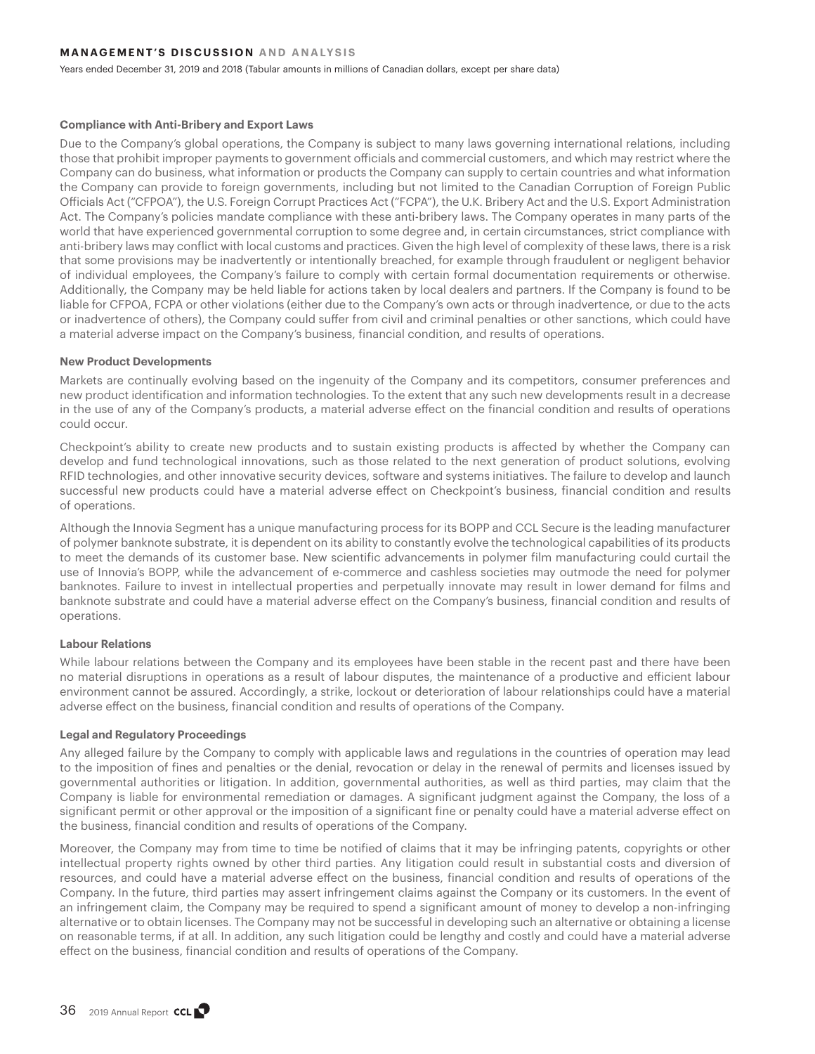#### Compliance with Anti-Bribery and Export Laws

Due to the Company's global operations, the Company is subject to many laws governing international relations, including those that prohibit improper payments to government officials and commercial customers, and which may restrict where the Company can do business, what information or products the Company can supply to certain countries and what information the Company can provide to foreign governments, including but not limited to the Canadian Corruption of Foreign Public Officials Act ("CFPOA"), the U.S. Foreign Corrupt Practices Act ("FCPA"), the U.K. Bribery Act and the U.S. Export Administration Act. The Company's policies mandate compliance with these anti-bribery laws. The Company operates in many parts of the world that have experienced governmental corruption to some degree and, in certain circumstances, strict compliance with anti-bribery laws may conflict with local customs and practices. Given the high level of complexity of these laws, there is a risk that some provisions may be inadvertently or intentionally breached, for example through fraudulent or negligent behavior of individual employees, the Company's failure to comply with certain formal documentation requirements or otherwise. Additionally, the Company may be held liable for actions taken by local dealers and partners. If the Company is found to be liable for CFPOA, FCPA or other violations (either due to the Company's own acts or through inadvertence, or due to the acts or inadvertence of others), the Company could suffer from civil and criminal penalties or other sanctions, which could have a material adverse impact on the Company's business, financial condition, and results of operations.

#### New Product Developments

Markets are continually evolving based on the ingenuity of the Company and its competitors, consumer preferences and new product identification and information technologies. To the extent that any such new developments result in a decrease in the use of any of the Company's products, a material adverse effect on the financial condition and results of operations could occur.

Checkpoint's ability to create new products and to sustain existing products is affected by whether the Company can develop and fund technological innovations, such as those related to the next generation of product solutions, evolving RFID technologies, and other innovative security devices, software and systems initiatives. The failure to develop and launch successful new products could have a material adverse effect on Checkpoint's business, financial condition and results of operations.

Although the Innovia Segment has a unique manufacturing process for its BOPP and CCL Secure is the leading manufacturer of polymer banknote substrate, it is dependent on its ability to constantly evolve the technological capabilities of its products to meet the demands of its customer base. New scientific advancements in polymer film manufacturing could curtail the use of Innovia's BOPP, while the advancement of e-commerce and cashless societies may outmode the need for polymer banknotes. Failure to invest in intellectual properties and perpetually innovate may result in lower demand for films and banknote substrate and could have a material adverse effect on the Company's business, financial condition and results of operations.

#### Labour Relations

While labour relations between the Company and its employees have been stable in the recent past and there have been no material disruptions in operations as a result of labour disputes, the maintenance of a productive and efficient labour environment cannot be assured. Accordingly, a strike, lockout or deterioration of labour relationships could have a material adverse effect on the business, financial condition and results of operations of the Company.

#### Legal and Regulatory Proceedings

Any alleged failure by the Company to comply with applicable laws and regulations in the countries of operation may lead to the imposition of fines and penalties or the denial, revocation or delay in the renewal of permits and licenses issued by governmental authorities or litigation. In addition, governmental authorities, as well as third parties, may claim that the Company is liable for environmental remediation or damages. A significant judgment against the Company, the loss of a significant permit or other approval or the imposition of a significant fine or penalty could have a material adverse effect on the business, financial condition and results of operations of the Company.

Moreover, the Company may from time to time be notified of claims that it may be infringing patents, copyrights or other intellectual property rights owned by other third parties. Any litigation could result in substantial costs and diversion of resources, and could have a material adverse effect on the business, financial condition and results of operations of the Company. In the future, third parties may assert infringement claims against the Company or its customers. In the event of an infringement claim, the Company may be required to spend a significant amount of money to develop a non-infringing alternative or to obtain licenses. The Company may not be successful in developing such an alternative or obtaining a license on reasonable terms, if at all. In addition, any such litigation could be lengthy and costly and could have a material adverse effect on the business, financial condition and results of operations of the Company.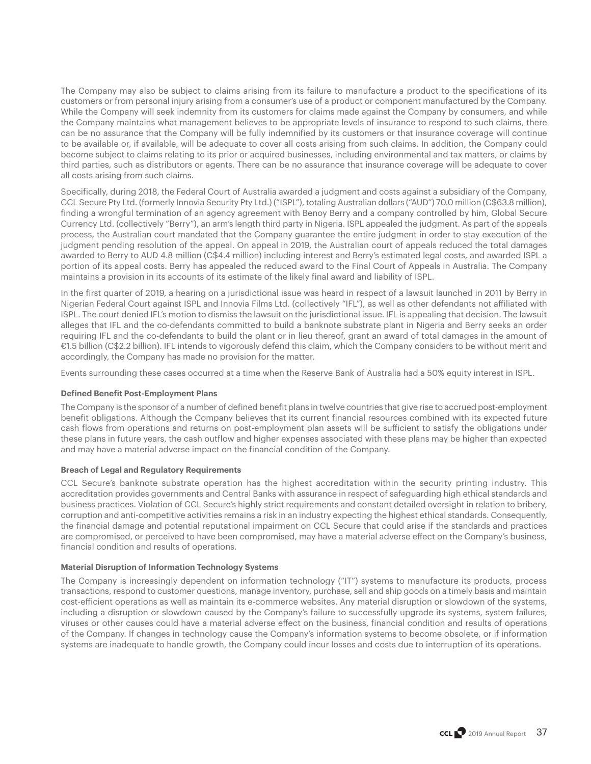The Company may also be subject to claims arising from its failure to manufacture a product to the specifications of its customers or from personal injury arising from a consumer's use of a product or component manufactured by the Company. While the Company will seek indemnity from its customers for claims made against the Company by consumers, and while the Company maintains what management believes to be appropriate levels of insurance to respond to such claims, there can be no assurance that the Company will be fully indemnified by its customers or that insurance coverage will continue to be available or, if available, will be adequate to cover all costs arising from such claims. In addition, the Company could become subject to claims relating to its prior or acquired businesses, including environmental and tax matters, or claims by third parties, such as distributors or agents. There can be no assurance that insurance coverage will be adequate to cover all costs arising from such claims.

Specifically, during 2018, the Federal Court of Australia awarded a judgment and costs against a subsidiary of the Company, CCL Secure Pty Ltd. (formerly Innovia Security Pty Ltd.) ("ISPL"), totaling Australian dollars ("AUD") 70.0 million (C$63.8 million), finding a wrongful termination of an agency agreement with Benoy Berry and a company controlled by him, Global Secure Currency Ltd. (collectively "Berry"), an arm's length third party in Nigeria. ISPL appealed the judgment. As part of the appeals process, the Australian court mandated that the Company guarantee the entire judgment in order to stay execution of the judgment pending resolution of the appeal. On appeal in 2019, the Australian court of appeals reduced the total damages awarded to Berry to AUD 4.8 million (C$4.4 million) including interest and Berry's estimated legal costs, and awarded ISPL a portion of its appeal costs. Berry has appealed the reduced award to the Final Court of Appeals in Australia. The Company maintains a provision in its accounts of its estimate of the likely final award and liability of ISPL.

In the first quarter of 2019, a hearing on a jurisdictional issue was heard in respect of a lawsuit launched in 2011 by Berry in Nigerian Federal Court against ISPL and Innovia Films Ltd. (collectively "IFL"), as well as other defendants not affiliated with ISPL. The court denied IFL's motion to dismiss the lawsuit on the jurisdictional issue. IFL is appealing that decision. The lawsuit alleges that IFL and the co-defendants committed to build a banknote substrate plant in Nigeria and Berry seeks an order requiring IFL and the co-defendants to build the plant or in lieu thereof, grant an award of total damages in the amount of €1.5 billion (C$2.2 billion). IFL intends to vigorously defend this claim, which the Company considers to be without merit and accordingly, the Company has made no provision for the matter.

Events surrounding these cases occurred at a time when the Reserve Bank of Australia had a 50% equity interest in ISPL.

#### Defined Benefit Post-Employment Plans

The Company is the sponsor of a number of defined benefit plans in twelve countries that give rise to accrued post-employment benefit obligations. Although the Company believes that its current financial resources combined with its expected future cash flows from operations and returns on post-employment plan assets will be sufficient to satisfy the obligations under these plans in future years, the cash outflow and higher expenses associated with these plans may be higher than expected and may have a material adverse impact on the financial condition of the Company.

#### Breach of Legal and Regulatory Requirements

CCL Secure's banknote substrate operation has the highest accreditation within the security printing industry. This accreditation provides governments and Central Banks with assurance in respect of safeguarding high ethical standards and business practices. Violation of CCL Secure's highly strict requirements and constant detailed oversight in relation to bribery, corruption and anti-competitive activities remains a risk in an industry expecting the highest ethical standards. Consequently, the financial damage and potential reputational impairment on CCL Secure that could arise if the standards and practices are compromised, or perceived to have been compromised, may have a material adverse effect on the Company's business, financial condition and results of operations.

#### Material Disruption of Information Technology Systems

The Company is increasingly dependent on information technology ("IT") systems to manufacture its products, process transactions, respond to customer questions, manage inventory, purchase, sell and ship goods on a timely basis and maintain cost-efficient operations as well as maintain its e-commerce websites. Any material disruption or slowdown of the systems, including a disruption or slowdown caused by the Company's failure to successfully upgrade its systems, system failures, viruses or other causes could have a material adverse effect on the business, financial condition and results of operations of the Company. If changes in technology cause the Company's information systems to become obsolete, or if information systems are inadequate to handle growth, the Company could incur losses and costs due to interruption of its operations.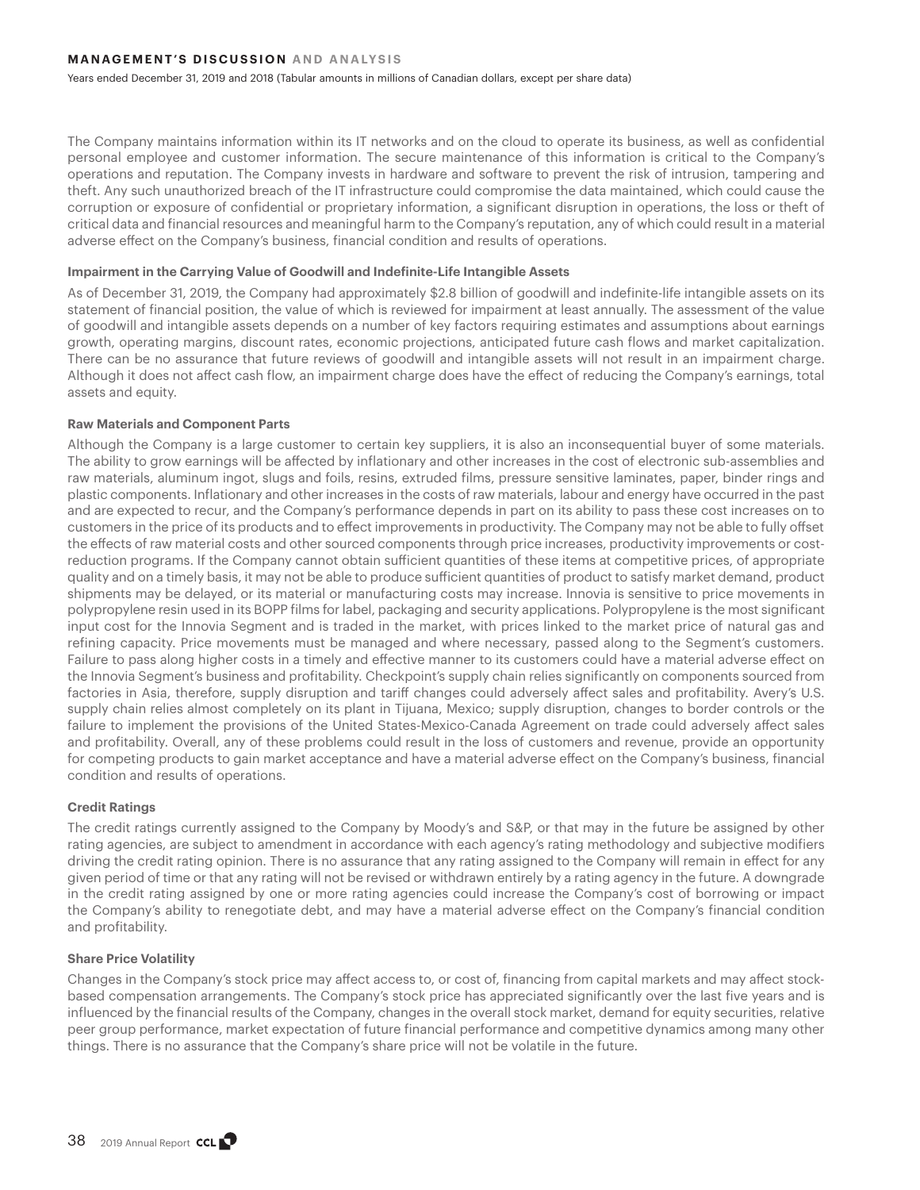The Company maintains information within its IT networks and on the cloud to operate its business, as well as confidential personal employee and customer information. The secure maintenance of this information is critical to the Company's operations and reputation. The Company invests in hardware and software to prevent the risk of intrusion, tampering and theft. Any such unauthorized breach of the IT infrastructure could compromise the data maintained, which could cause the corruption or exposure of confidential or proprietary information, a significant disruption in operations, the loss or theft of critical data and financial resources and meaningful harm to the Company's reputation, any of which could result in a material adverse effect on the Company's business, financial condition and results of operations.

**Impairment in the Carrying Value of Goodwill and Indefinite-Life Intangible Assets**

As of December 31, 2019, the Company had approximately $2.8 billion of goodwill and indefinite-life intangible assets on its statement of financial position, the value of which is reviewed for impairment at least annually. The assessment of the value of goodwill and intangible assets depends on a number of key factors requiring estimates and assumptions about earnings growth, operating margins, discount rates, economic projections, anticipated future cash flows and market capitalization. There can be no assurance that future reviews of goodwill and intangible assets will not result in an impairment charge. Although it does not affect cash flow, an impairment charge does have the effect of reducing the Company's earnings, total assets and equity.

**Raw Materials and Component Parts**

Although the Company is a large customer to certain key suppliers, it is also an inconsequential buyer of some materials. The ability to grow earnings will be affected by inflationary and other increases in the cost of electronic sub-assemblies and raw materials, aluminum ingot, slugs and foils, resins, extruded films, pressure sensitive laminates, paper, binder rings and plastic components. Inflationary and other increases in the costs of raw materials, labour and energy have occurred in the past and are expected to recur, and the Company's performance depends in part on its ability to pass these cost increases on to customers in the price of its products and to effect improvements in productivity. The Company may not be able to fully offset the effects of raw material costs and other sourced components through price increases, productivity improvements or cost-reduction programs. If the Company cannot obtain sufficient quantities of these items at competitive prices, of appropriate quality and on a timely basis, it may not be able to produce sufficient quantities of product to satisfy market demand, product shipments may be delayed, or its material or manufacturing costs may increase. Innovia is sensitive to price movements in polypropylene resin used in its BOPP films for label, packaging and security applications. Polypropylene is the most significant input cost for the Innovia Segment and is traded in the market, with prices linked to the market price of natural gas and refining capacity. Price movements must be managed and where necessary, passed along to the Segment's customers. Failure to pass along higher costs in a timely and effective manner to its customers could have a material adverse effect on the Innovia Segment's business and profitability. Checkpoint's supply chain relies significantly on components sourced from factories in Asia, therefore, supply disruption and tariff changes could adversely affect sales and profitability. Avery's U.S. supply chain relies almost completely on its plant in Tijuana, Mexico; supply disruption, changes to border controls or the failure to implement the provisions of the United States-Mexico-Canada Agreement on trade could adversely affect sales and profitability. Overall, any of these problems could result in the loss of customers and revenue, provide an opportunity for competing products to gain market acceptance and have a material adverse effect on the Company's business, financial condition and results of operations.

**Credit Ratings**

The credit ratings currently assigned to the Company by Moody's and S&P, or that may in the future be assigned by other rating agencies, are subject to amendment in accordance with each agency's rating methodology and subjective modifiers driving the credit rating opinion. There is no assurance that any rating assigned to the Company will remain in effect for any given period of time or that any rating will not be revised or withdrawn entirely by a rating agency in the future. A downgrade in the credit rating assigned by one or more rating agencies could increase the Company's cost of borrowing or impact the Company's ability to renegotiate debt, and may have a material adverse effect on the Company's financial condition and profitability.

**Share Price Volatility**

Changes in the Company's stock price may affect access to, or cost of, financing from capital markets and may affect stock-based compensation arrangements. The Company's stock price has appreciated significantly over the last five years and is influenced by the financial results of the Company, changes in the overall stock market, demand for equity securities, relative peer group performance, market expectation of future financial performance and competitive dynamics among many other things. There is no assurance that the Company's share price will not be volatile in the future.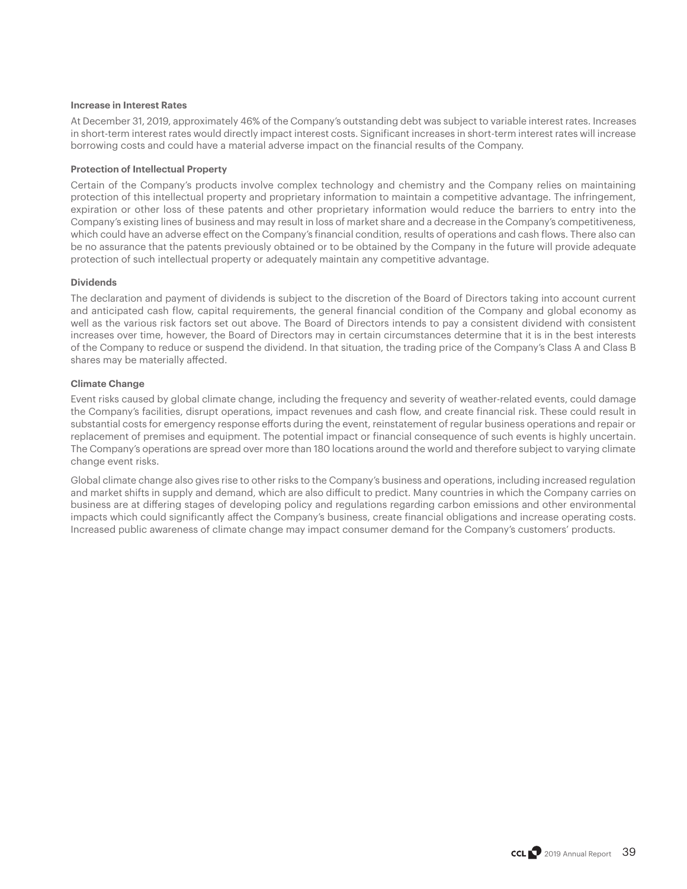**Increase in Interest Rates**

At December 31, 2019, approximately 46% of the Company's outstanding debt was subject to variable interest rates. Increases in short-term interest rates would directly impact interest costs. Significant increases in short-term interest rates will increase borrowing costs and could have a material adverse impact on the financial results of the Company.

**Protection of Intellectual Property**

Certain of the Company's products involve complex technology and chemistry and the Company relies on maintaining protection of this intellectual property and proprietary information to maintain a competitive advantage. The infringement, expiration or other loss of these patents and other proprietary information would reduce the barriers to entry into the Company's existing lines of business and may result in loss of market share and a decrease in the Company's competitiveness, which could have an adverse effect on the Company's financial condition, results of operations and cash flows. There also can be no assurance that the patents previously obtained or to be obtained by the Company in the future will provide adequate protection of such intellectual property or adequately maintain any competitive advantage.

**Dividends**

The declaration and payment of dividends is subject to the discretion of the Board of Directors taking into account current and anticipated cash flow, capital requirements, the general financial condition of the Company and global economy as well as the various risk factors set out above. The Board of Directors intends to pay a consistent dividend with consistent increases over time, however, the Board of Directors may in certain circumstances determine that it is in the best interests of the Company to reduce or suspend the dividend. In that situation, the trading price of the Company's Class A and Class B shares may be materially affected.

**Climate Change**

Event risks caused by global climate change, including the frequency and severity of weather-related events, could damage the Company's facilities, disrupt operations, impact revenues and cash flow, and create financial risk. These could result in substantial costs for emergency response efforts during the event, reinstatement of regular business operations and repair or replacement of premises and equipment. The potential impact or financial consequence of such events is highly uncertain. The Company's operations are spread over more than 180 locations around the world and therefore subject to varying climate change event risks.

Global climate change also gives rise to other risks to the Company's business and operations, including increased regulation and market shifts in supply and demand, which are also difficult to predict. Many countries in which the Company carries on business are at differing stages of developing policy and regulations regarding carbon emissions and other environmental impacts which could significantly affect the Company's business, create financial obligations and increase operating costs. Increased public awareness of climate change may impact consumer demand for the Company's customers' products.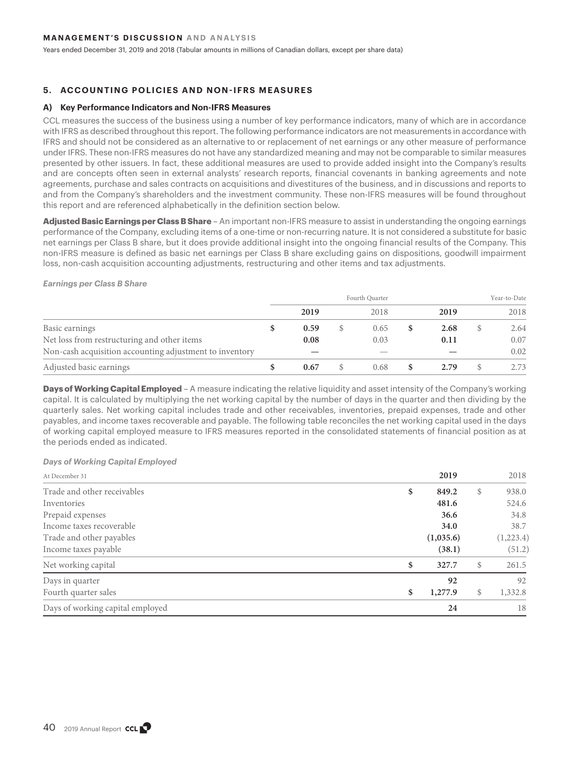## 5. ACCOUNTING POLICIES AND NON-IFRS MEASURES

### A) Key Performance Indicators and Non-IFRS Measures

CCL measures the success of the business using a number of key performance indicators, many of which are in accordance with IFRS as described throughout this report. The following performance indicators are not measurements in accordance with IFRS and should not be considered as an alternative to or replacement of net earnings or any other measure of performance under IFRS. These non-IFRS measures do not have any standardized meaning and may not be comparable to similar measures presented by other issuers. In fact, these additional measures are used to provide added insight into the Company's results and are concepts often seen in external analysts' research reports, financial covenants in banking agreements and note agreements, purchase and sales contracts on acquisitions and divestitures of the business, and in discussions and reports to and from the Company's shareholders and the investment community. These non-IFRS measures will be found throughout this report and are referenced alphabetically in the definition section below.

**Adjusted Basic Earnings per Class B Share** – An important non-IFRS measure to assist in understanding the ongoing earnings performance of the Company, excluding items of a one-time or non-recurring nature. It is not considered a substitute for basic net earnings per Class B share, but it does provide additional insight into the ongoing financial results of the Company. This non-IFRS measure is defined as basic net earnings per Class B share excluding gains on dispositions, goodwill impairment loss, non-cash acquisition accounting adjustments, restructuring and other items and tax adjustments.

***Earnings per Class B Share***

| | Fourth Quarter | | Year-to-Date | |
|---|---|---|---|---|
| | **2019** | 2018 | **2019** | 2018 |
| Basic earnings | **$ 0.59** | $ 0.65 | **$ 2.68** | $ 2.64 |
| Net loss from restructuring and other items | **0.08** | 0.03 | **0.11** | 0.07 |
| Non-cash acquisition accounting adjustment to inventory | **—** | — | **—** | 0.02 |
| Adjusted basic earnings | **$ 0.67** | $ 0.68 | **$ 2.79** | $ 2.73 |

**Days of Working Capital Employed** – A measure indicating the relative liquidity and asset intensity of the Company's working capital. It is calculated by multiplying the net working capital by the number of days in the quarter and then dividing by the quarterly sales. Net working capital includes trade and other receivables, inventories, prepaid expenses, trade and other payables, and income taxes recoverable and payable. The following table reconciles the net working capital used in the days of working capital employed measure to IFRS measures reported in the consolidated statements of financial position as at the periods ended as indicated.

***Days of Working Capital Employed***

| At December 31 | **2019** | 2018 |
|---|---|---|
| Trade and other receivables | **$ 849.2** | $ 938.0 |
| Inventories | **481.6** | 524.6 |
| Prepaid expenses | **36.6** | 34.8 |
| Income taxes recoverable | **34.0** | 38.7 |
| Trade and other payables | **(1,035.6)** | (1,223.4) |
| Income taxes payable | **(38.1)** | (51.2) |
| Net working capital | **$ 327.7** | $ 261.5 |
| Days in quarter | **92** | 92 |
| Fourth quarter sales | **$ 1,277.9** | $ 1,332.8 |
| Days of working capital employed | **24** | 18 |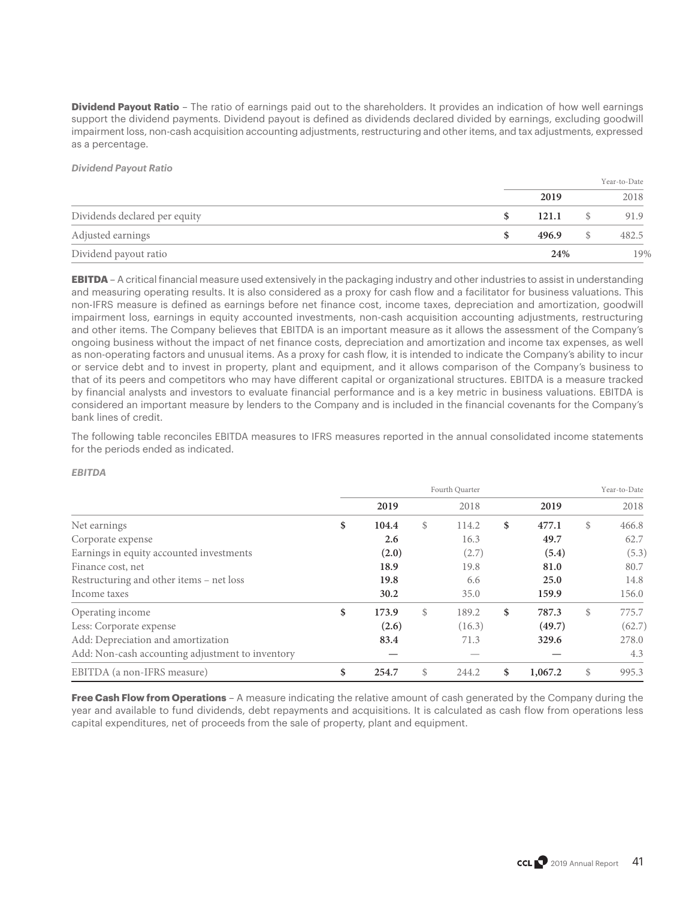**Dividend Payout Ratio** – The ratio of earnings paid out to the shareholders. It provides an indication of how well earnings support the dividend payments. Dividend payout is defined as dividends declared divided by earnings, excluding goodwill impairment loss, non-cash acquisition accounting adjustments, restructuring and other items, and tax adjustments, expressed as a percentage.

***Dividend Payout Ratio***

| | Year-to-Date | |
|---|---|---|
| | **2019** | 2018 |
| Dividends declared per equity | **$ 121.1** | $ 91.9 |
| Adjusted earnings | **$ 496.9** | $ 482.5 |
| Dividend payout ratio | **24%** | 19% |

**EBITDA** – A critical financial measure used extensively in the packaging industry and other industries to assist in understanding and measuring operating results. It is also considered as a proxy for cash flow and a facilitator for business valuations. This non-IFRS measure is defined as earnings before net finance cost, income taxes, depreciation and amortization, goodwill impairment loss, earnings in equity accounted investments, non-cash acquisition accounting adjustments, restructuring and other items. The Company believes that EBITDA is an important measure as it allows the assessment of the Company's ongoing business without the impact of net finance costs, depreciation and amortization and income tax expenses, as well as non-operating factors and unusual items. As a proxy for cash flow, it is intended to indicate the Company's ability to incur or service debt and to invest in property, plant and equipment, and it allows comparison of the Company's business to that of its peers and competitors who may have different capital or organizational structures. EBITDA is a measure tracked by financial analysts and investors to evaluate financial performance and is a key metric in business valuations. EBITDA is considered an important measure by lenders to the Company and is included in the financial covenants for the Company's bank lines of credit.

The following table reconciles EBITDA measures to IFRS measures reported in the annual consolidated income statements for the periods ended as indicated.

***EBITDA***

| | Fourth Quarter | | Year-to-Date | |
|---|---|---|---|---|
| | **2019** | 2018 | **2019** | 2018 |
| Net earnings | **$ 104.4** | $ 114.2 | **$ 477.1** | $ 466.8 |
| Corporate expense | **2.6** | 16.3 | **49.7** | 62.7 |
| Earnings in equity accounted investments | **(2.0)** | (2.7) | **(5.4)** | (5.3) |
| Finance cost, net | **18.9** | 19.8 | **81.0** | 80.7 |
| Restructuring and other items – net loss | **19.8** | 6.6 | **25.0** | 14.8 |
| Income taxes | **30.2** | 35.0 | **159.9** | 156.0 |
| Operating income | **$ 173.9** | $ 189.2 | **$ 787.3** | $ 775.7 |
| Less: Corporate expense | **(2.6)** | (16.3) | **(49.7)** | (62.7) |
| Add: Depreciation and amortization | **83.4** | 71.3 | **329.6** | 278.0 |
| Add: Non-cash accounting adjustment to inventory | **—** | — | **—** | 4.3 |
| EBITDA (a non-IFRS measure) | **$ 254.7** | $ 244.2 | **$ 1,067.2** | $ 995.3 |

**Free Cash Flow from Operations** – A measure indicating the relative amount of cash generated by the Company during the year and available to fund dividends, debt repayments and acquisitions. It is calculated as cash flow from operations less capital expenditures, net of proceeds from the sale of property, plant and equipment.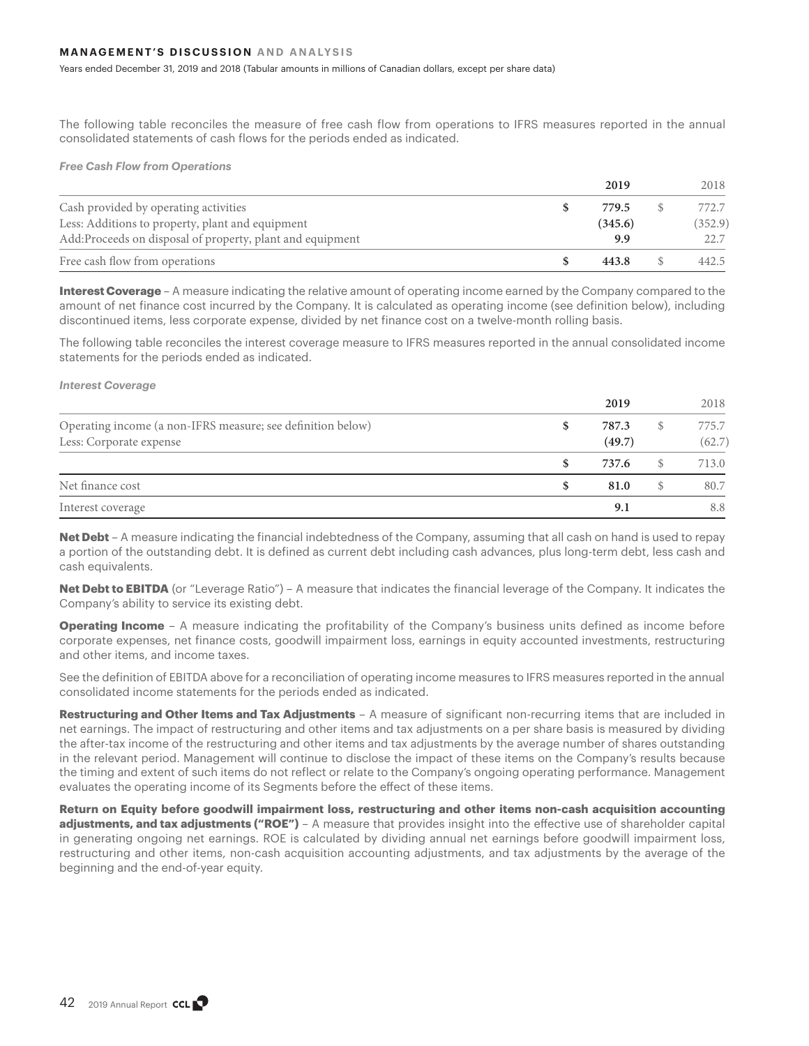The following table reconciles the measure of free cash flow from operations to IFRS measures reported in the annual consolidated statements of cash flows for the periods ended as indicated.

***Free Cash Flow from Operations***

| | 2019 | 2018 |
|---|---|---|
| Cash provided by operating activities | **$ 779.5** | $ 772.7 |
| Less: Additions to property, plant and equipment | **(345.6)** | (352.9) |
| Add:Proceeds on disposal of property, plant and equipment | **9.9** | 22.7 |
| Free cash flow from operations | **$ 443.8** | $ 442.5 |

**Interest Coverage** – A measure indicating the relative amount of operating income earned by the Company compared to the amount of net finance cost incurred by the Company. It is calculated as operating income (see definition below), including discontinued items, less corporate expense, divided by net finance cost on a twelve-month rolling basis.

The following table reconciles the interest coverage measure to IFRS measures reported in the annual consolidated income statements for the periods ended as indicated.

***Interest Coverage***

| | 2019 | 2018 |
|---|---|---|
| Operating income (a non-IFRS measure; see definition below) | **$ 787.3** | $ 775.7 |
| Less: Corporate expense | **(49.7)** | (62.7) |
| | **$ 737.6** | $ 713.0 |
| Net finance cost | **$ 81.0** | $ 80.7 |
| Interest coverage | **9.1** | 8.8 |

**Net Debt** – A measure indicating the financial indebtedness of the Company, assuming that all cash on hand is used to repay a portion of the outstanding debt. It is defined as current debt including cash advances, plus long-term debt, less cash and cash equivalents.

**Net Debt to EBITDA** (or "Leverage Ratio") – A measure that indicates the financial leverage of the Company. It indicates the Company's ability to service its existing debt.

**Operating Income** – A measure indicating the profitability of the Company's business units defined as income before corporate expenses, net finance costs, goodwill impairment loss, earnings in equity accounted investments, restructuring and other items, and income taxes.

See the definition of EBITDA above for a reconciliation of operating income measures to IFRS measures reported in the annual consolidated income statements for the periods ended as indicated.

**Restructuring and Other Items and Tax Adjustments** – A measure of significant non-recurring items that are included in net earnings. The impact of restructuring and other items and tax adjustments on a per share basis is measured by dividing the after-tax income of the restructuring and other items and tax adjustments by the average number of shares outstanding in the relevant period. Management will continue to disclose the impact of these items on the Company's results because the timing and extent of such items do not reflect or relate to the Company's ongoing operating performance. Management evaluates the operating income of its Segments before the effect of these items.

**Return on Equity before goodwill impairment loss, restructuring and other items non-cash acquisition accounting adjustments, and tax adjustments ("ROE")** – A measure that provides insight into the effective use of shareholder capital in generating ongoing net earnings. ROE is calculated by dividing annual net earnings before goodwill impairment loss, restructuring and other items, non-cash acquisition accounting adjustments, and tax adjustments by the average of the beginning and the end-of-year equity.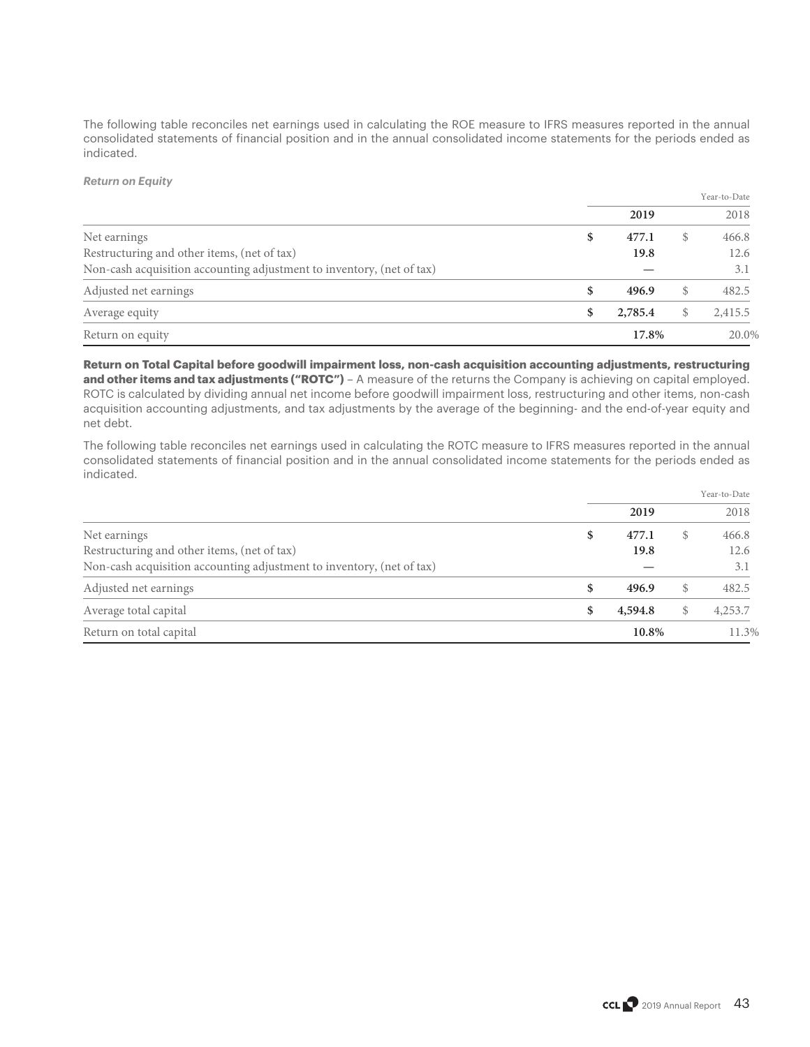The following table reconciles net earnings used in calculating the ROE measure to IFRS measures reported in the annual consolidated statements of financial position and in the annual consolidated income statements for the periods ended as indicated.

***Return on Equity***

| | Year-to-Date | |
|---|---|---|
| | **2019** | 2018 |
| Net earnings | **$ 477.1** | $ 466.8 |
| Restructuring and other items, (net of tax) | **19.8** | 12.6 |
| Non-cash acquisition accounting adjustment to inventory, (net of tax) | **—** | 3.1 |
| Adjusted net earnings | **$ 496.9** | $ 482.5 |
| Average equity | **$ 2,785.4** | $ 2,415.5 |
| Return on equity | **17.8%** | 20.0% |

**Return on Total Capital before goodwill impairment loss, non-cash acquisition accounting adjustments, restructuring and other items and tax adjustments ("ROTC")** – A measure of the returns the Company is achieving on capital employed. ROTC is calculated by dividing annual net income before goodwill impairment loss, restructuring and other items, non-cash acquisition accounting adjustments, and tax adjustments by the average of the beginning- and the end-of-year equity and net debt.

The following table reconciles net earnings used in calculating the ROTC measure to IFRS measures reported in the annual consolidated statements of financial position and in the annual consolidated income statements for the periods ended as indicated.

| | Year-to-Date | |
|---|---|---|
| | **2019** | 2018 |
| Net earnings | **$ 477.1** | $ 466.8 |
| Restructuring and other items, (net of tax) | **19.8** | 12.6 |
| Non-cash acquisition accounting adjustment to inventory, (net of tax) | **—** | 3.1 |
| Adjusted net earnings | **$ 496.9** | $ 482.5 |
| Average total capital | **$ 4,594.8** | $ 4,253.7 |
| Return on total capital | **10.8%** | 11.3% |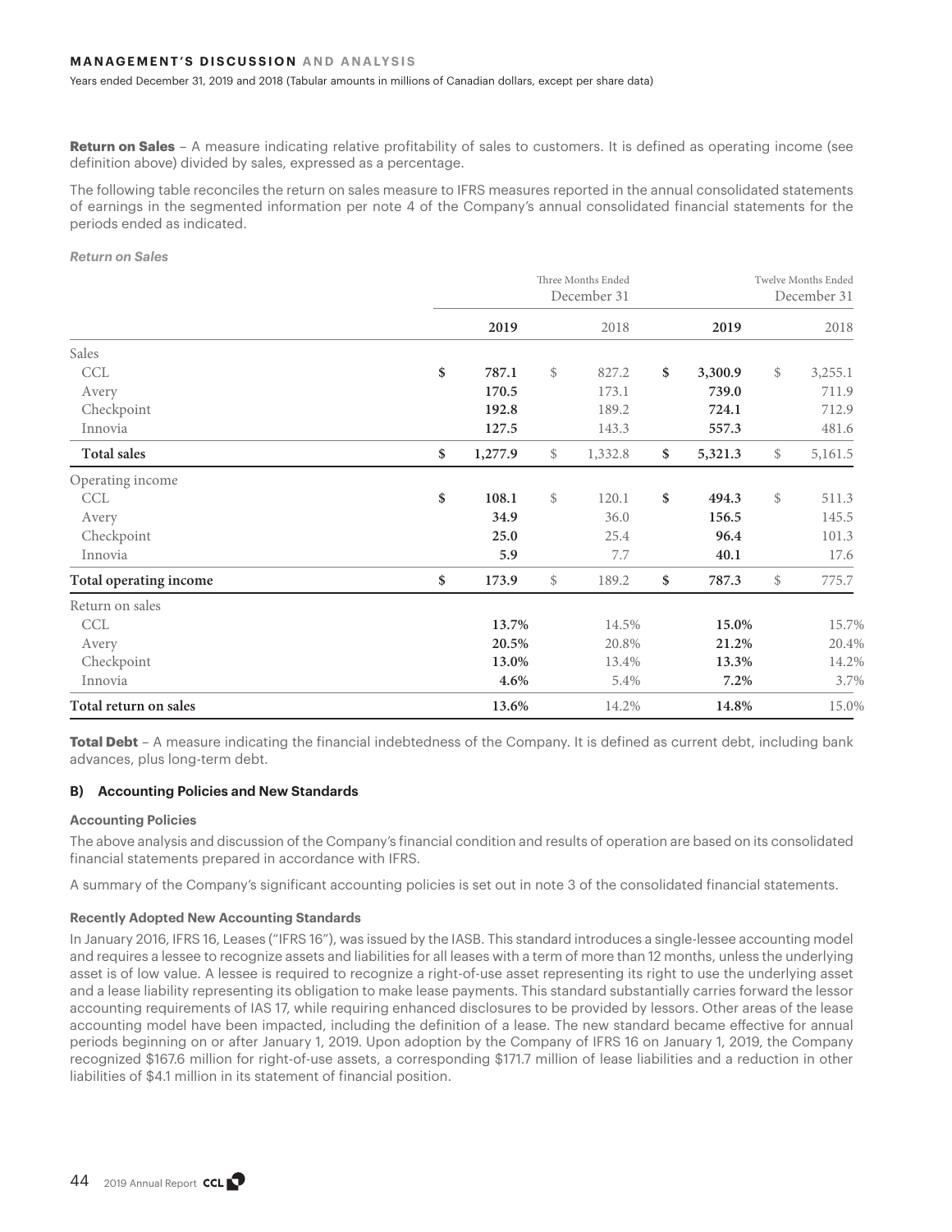**Return on Sales** – A measure indicating relative profitability of sales to customers. It is defined as operating income (see definition above) divided by sales, expressed as a percentage.

The following table reconciles the return on sales measure to IFRS measures reported in the annual consolidated statements of earnings in the segmented information per note 4 of the Company's annual consolidated financial statements for the periods ended as indicated.

***Return on Sales***

| | Three Months Ended December 31 | | Twelve Months Ended December 31 | |
|---|---|---|---|---|
| | **2019** | 2018 | **2019** | 2018 |
| Sales | | | | |
| CCL | **$ 787.1** | $ 827.2 | **$ 3,300.9** | $ 3,255.1 |
| Avery | **170.5** | 173.1 | **739.0** | 711.9 |
| Checkpoint | **192.8** | 189.2 | **724.1** | 712.9 |
| Innovia | **127.5** | 143.3 | **557.3** | 481.6 |
| **Total sales** | **$ 1,277.9** | $ 1,332.8 | **$ 5,321.3** | $ 5,161.5 |
| Operating income | | | | |
| CCL | **$ 108.1** | $ 120.1 | **$ 494.3** | $ 511.3 |
| Avery | **34.9** | 36.0 | **156.5** | 145.5 |
| Checkpoint | **25.0** | 25.4 | **96.4** | 101.3 |
| Innovia | **5.9** | 7.7 | **40.1** | 17.6 |
| **Total operating income** | **$ 173.9** | $ 189.2 | **$ 787.3** | $ 775.7 |
| Return on sales | | | | |
| CCL | **13.7%** | 14.5% | **15.0%** | 15.7% |
| Avery | **20.5%** | 20.8% | **21.2%** | 20.4% |
| Checkpoint | **13.0%** | 13.4% | **13.3%** | 14.2% |
| Innovia | **4.6%** | 5.4% | **7.2%** | 3.7% |
| **Total return on sales** | **13.6%** | 14.2% | **14.8%** | 15.0% |

**Total Debt** – A measure indicating the financial indebtedness of the Company. It is defined as current debt, including bank advances, plus long-term debt.

### B) Accounting Policies and New Standards

#### Accounting Policies

The above analysis and discussion of the Company's financial condition and results of operation are based on its consolidated financial statements prepared in accordance with IFRS.

A summary of the Company's significant accounting policies is set out in note 3 of the consolidated financial statements.

#### Recently Adopted New Accounting Standards

In January 2016, IFRS 16, Leases ("IFRS 16"), was issued by the IASB. This standard introduces a single-lessee accounting model and requires a lessee to recognize assets and liabilities for all leases with a term of more than 12 months, unless the underlying asset is of low value. A lessee is required to recognize a right-of-use asset representing its right to use the underlying asset and a lease liability representing its obligation to make lease payments. This standard substantially carries forward the lessor accounting requirements of IAS 17, while requiring enhanced disclosures to be provided by lessors. Other areas of the lease accounting model have been impacted, including the definition of a lease. The new standard became effective for annual periods beginning on or after January 1, 2019. Upon adoption by the Company of IFRS 16 on January 1, 2019, the Company recognized $167.6 million for right-of-use assets, a corresponding $171.7 million of lease liabilities and a reduction in other liabilities of $4.1 million in its statement of financial position.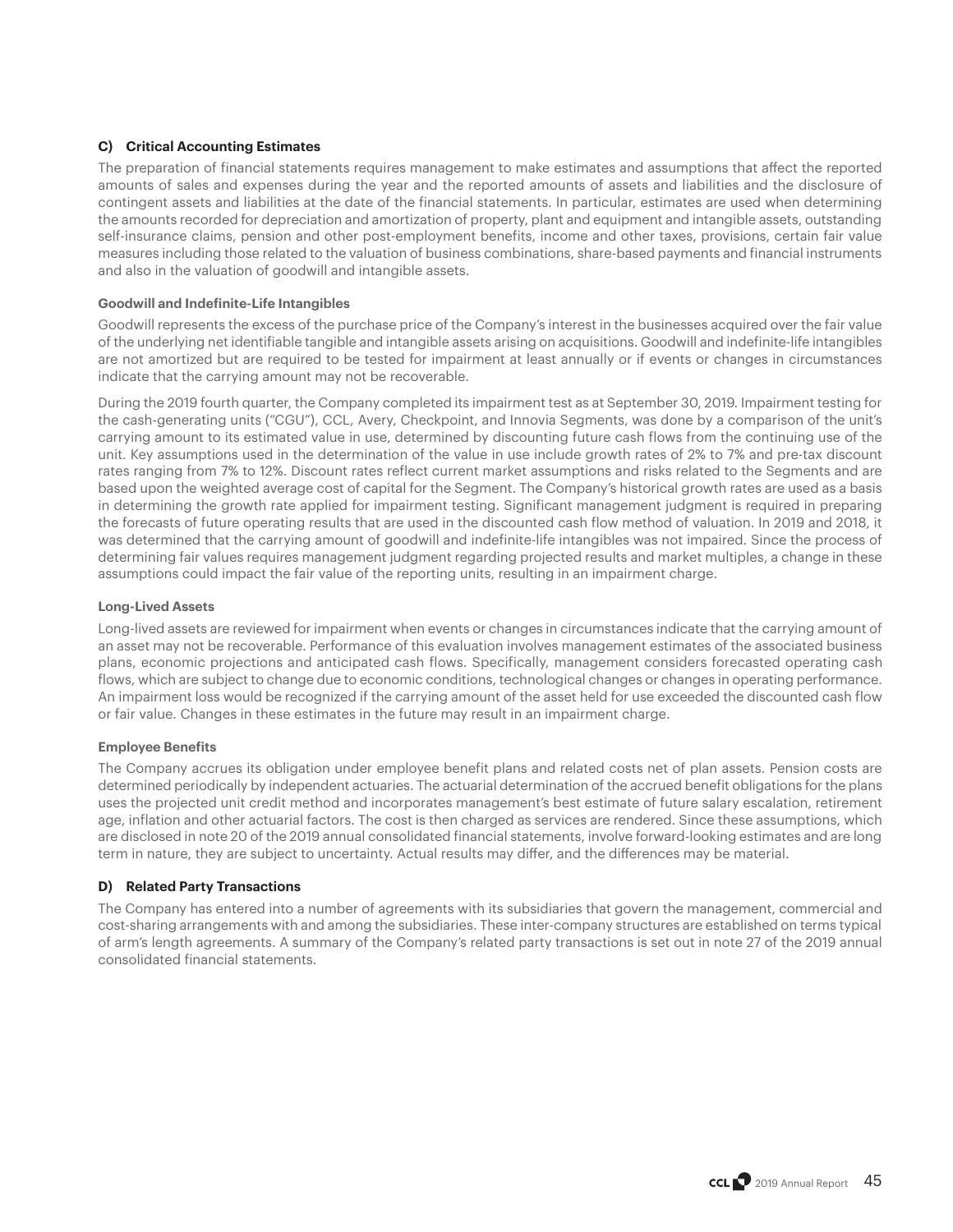### C) Critical Accounting Estimates

The preparation of financial statements requires management to make estimates and assumptions that affect the reported amounts of sales and expenses during the year and the reported amounts of assets and liabilities and the disclosure of contingent assets and liabilities at the date of the financial statements. In particular, estimates are used when determining the amounts recorded for depreciation and amortization of property, plant and equipment and intangible assets, outstanding self-insurance claims, pension and other post-employment benefits, income and other taxes, provisions, certain fair value measures including those related to the valuation of business combinations, share-based payments and financial instruments and also in the valuation of goodwill and intangible assets.

#### Goodwill and Indefinite-Life Intangibles

Goodwill represents the excess of the purchase price of the Company's interest in the businesses acquired over the fair value of the underlying net identifiable tangible and intangible assets arising on acquisitions. Goodwill and indefinite-life intangibles are not amortized but are required to be tested for impairment at least annually or if events or changes in circumstances indicate that the carrying amount may not be recoverable.

During the 2019 fourth quarter, the Company completed its impairment test as at September 30, 2019. Impairment testing for the cash-generating units ("CGU"), CCL, Avery, Checkpoint, and Innovia Segments, was done by a comparison of the unit's carrying amount to its estimated value in use, determined by discounting future cash flows from the continuing use of the unit. Key assumptions used in the determination of the value in use include growth rates of 2% to 7% and pre-tax discount rates ranging from 7% to 12%. Discount rates reflect current market assumptions and risks related to the Segments and are based upon the weighted average cost of capital for the Segment. The Company's historical growth rates are used as a basis in determining the growth rate applied for impairment testing. Significant management judgment is required in preparing the forecasts of future operating results that are used in the discounted cash flow method of valuation. In 2019 and 2018, it was determined that the carrying amount of goodwill and indefinite-life intangibles was not impaired. Since the process of determining fair values requires management judgment regarding projected results and market multiples, a change in these assumptions could impact the fair value of the reporting units, resulting in an impairment charge.

#### Long-Lived Assets

Long-lived assets are reviewed for impairment when events or changes in circumstances indicate that the carrying amount of an asset may not be recoverable. Performance of this evaluation involves management estimates of the associated business plans, economic projections and anticipated cash flows. Specifically, management considers forecasted operating cash flows, which are subject to change due to economic conditions, technological changes or changes in operating performance. An impairment loss would be recognized if the carrying amount of the asset held for use exceeded the discounted cash flow or fair value. Changes in these estimates in the future may result in an impairment charge.

#### Employee Benefits

The Company accrues its obligation under employee benefit plans and related costs net of plan assets. Pension costs are determined periodically by independent actuaries. The actuarial determination of the accrued benefit obligations for the plans uses the projected unit credit method and incorporates management's best estimate of future salary escalation, retirement age, inflation and other actuarial factors. The cost is then charged as services are rendered. Since these assumptions, which are disclosed in note 20 of the 2019 annual consolidated financial statements, involve forward-looking estimates and are long term in nature, they are subject to uncertainty. Actual results may differ, and the differences may be material.

### D) Related Party Transactions

The Company has entered into a number of agreements with its subsidiaries that govern the management, commercial and cost-sharing arrangements with and among the subsidiaries. These inter-company structures are established on terms typical of arm's length agreements. A summary of the Company's related party transactions is set out in note 27 of the 2019 annual consolidated financial statements.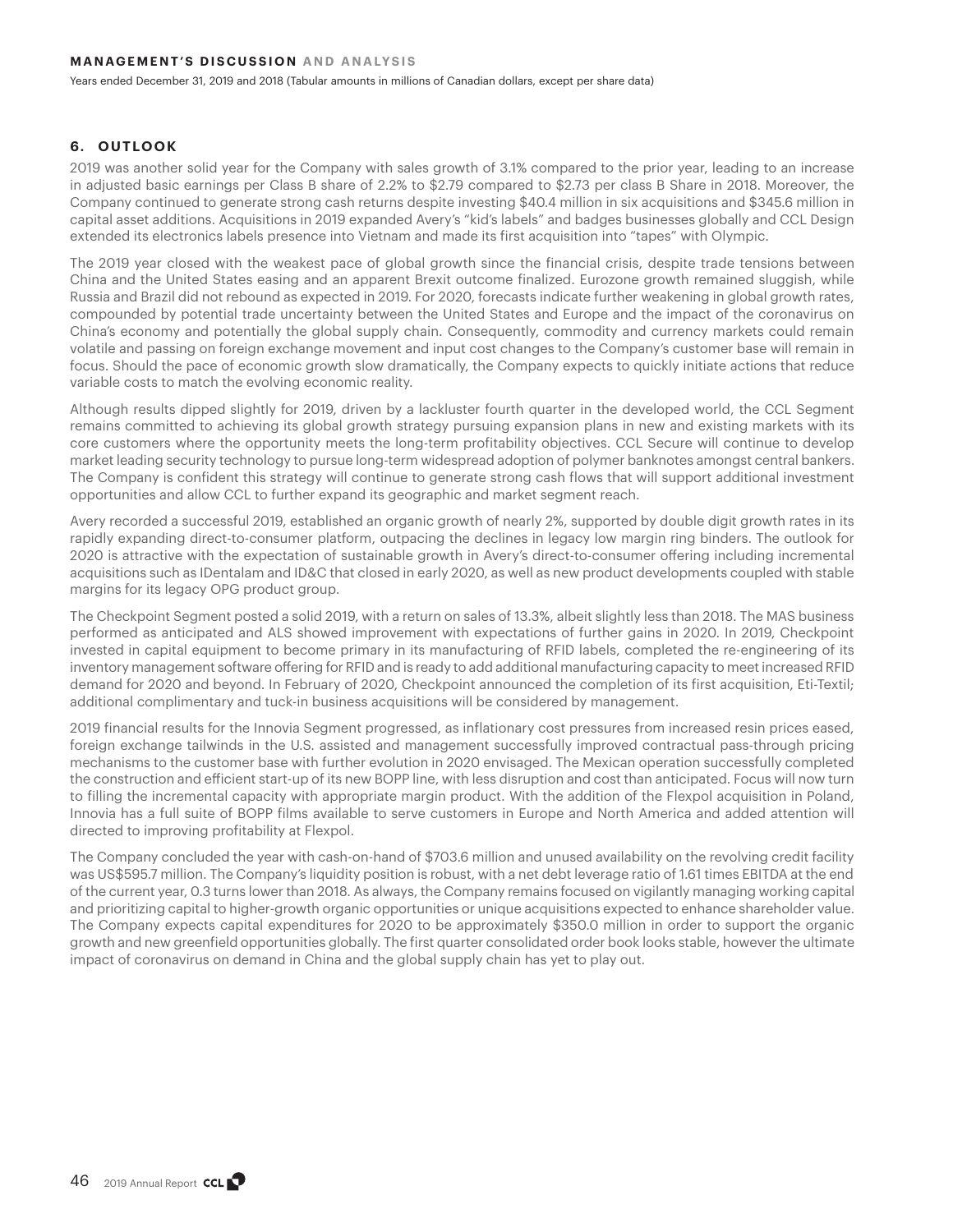## 6. OUTLOOK

2019 was another solid year for the Company with sales growth of 3.1% compared to the prior year, leading to an increase in adjusted basic earnings per Class B share of 2.2% to $2.79 compared to $2.73 per class B Share in 2018. Moreover, the Company continued to generate strong cash returns despite investing $40.4 million in six acquisitions and $345.6 million in capital asset additions. Acquisitions in 2019 expanded Avery's "kid's labels" and badges businesses globally and CCL Design extended its electronics labels presence into Vietnam and made its first acquisition into "tapes" with Olympic.

The 2019 year closed with the weakest pace of global growth since the financial crisis, despite trade tensions between China and the United States easing and an apparent Brexit outcome finalized. Eurozone growth remained sluggish, while Russia and Brazil did not rebound as expected in 2019. For 2020, forecasts indicate further weakening in global growth rates, compounded by potential trade uncertainty between the United States and Europe and the impact of the coronavirus on China's economy and potentially the global supply chain. Consequently, commodity and currency markets could remain volatile and passing on foreign exchange movement and input cost changes to the Company's customer base will remain in focus. Should the pace of economic growth slow dramatically, the Company expects to quickly initiate actions that reduce variable costs to match the evolving economic reality.

Although results dipped slightly for 2019, driven by a lackluster fourth quarter in the developed world, the CCL Segment remains committed to achieving its global growth strategy pursuing expansion plans in new and existing markets with its core customers where the opportunity meets the long-term profitability objectives. CCL Secure will continue to develop market leading security technology to pursue long-term widespread adoption of polymer banknotes amongst central bankers. The Company is confident this strategy will continue to generate strong cash flows that will support additional investment opportunities and allow CCL to further expand its geographic and market segment reach.

Avery recorded a successful 2019, established an organic growth of nearly 2%, supported by double digit growth rates in its rapidly expanding direct-to-consumer platform, outpacing the declines in legacy low margin ring binders. The outlook for 2020 is attractive with the expectation of sustainable growth in Avery's direct-to-consumer offering including incremental acquisitions such as IDentalam and ID&C that closed in early 2020, as well as new product developments coupled with stable margins for its legacy OPG product group.

The Checkpoint Segment posted a solid 2019, with a return on sales of 13.3%, albeit slightly less than 2018. The MAS business performed as anticipated and ALS showed improvement with expectations of further gains in 2020. In 2019, Checkpoint invested in capital equipment to become primary in its manufacturing of RFID labels, completed the re-engineering of its inventory management software offering for RFID and is ready to add additional manufacturing capacity to meet increased RFID demand for 2020 and beyond. In February of 2020, Checkpoint announced the completion of its first acquisition, Eti-Textil; additional complimentary and tuck-in business acquisitions will be considered by management.

2019 financial results for the Innovia Segment progressed, as inflationary cost pressures from increased resin prices eased, foreign exchange tailwinds in the U.S. assisted and management successfully improved contractual pass-through pricing mechanisms to the customer base with further evolution in 2020 envisaged. The Mexican operation successfully completed the construction and efficient start-up of its new BOPP line, with less disruption and cost than anticipated. Focus will now turn to filling the incremental capacity with appropriate margin product. With the addition of the Flexpol acquisition in Poland, Innovia has a full suite of BOPP films available to serve customers in Europe and North America and added attention will directed to improving profitability at Flexpol.

The Company concluded the year with cash-on-hand of $703.6 million and unused availability on the revolving credit facility was US$595.7 million. The Company's liquidity position is robust, with a net debt leverage ratio of 1.61 times EBITDA at the end of the current year, 0.3 turns lower than 2018. As always, the Company remains focused on vigilantly managing working capital and prioritizing capital to higher-growth organic opportunities or unique acquisitions expected to enhance shareholder value. The Company expects capital expenditures for 2020 to be approximately $350.0 million in order to support the organic growth and new greenfield opportunities globally. The first quarter consolidated order book looks stable, however the ultimate impact of coronavirus on demand in China and the global supply chain has yet to play out.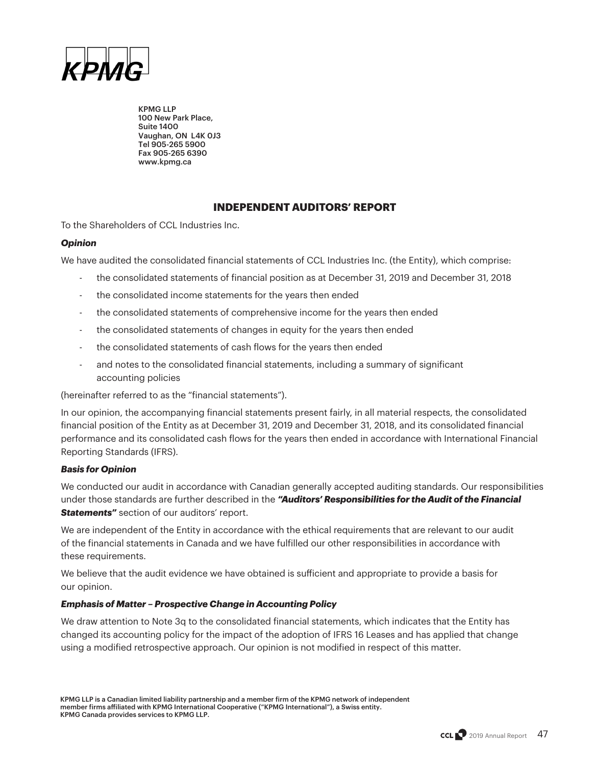KPMG

KPMG LLP
100 New Park Place,
Suite 1400
Vaughan, ON L4K 0J3
Tel 905-265 5900
Fax 905-265 6390
www.kpmg.ca

## INDEPENDENT AUDITORS' REPORT

To the Shareholders of CCL Industries Inc.

***Opinion***

We have audited the consolidated financial statements of CCL Industries Inc. (the Entity), which comprise:

- the consolidated statements of financial position as at December 31, 2019 and December 31, 2018
- the consolidated income statements for the years then ended
- the consolidated statements of comprehensive income for the years then ended
- the consolidated statements of changes in equity for the years then ended
- the consolidated statements of cash flows for the years then ended
- and notes to the consolidated financial statements, including a summary of significant accounting policies

(hereinafter referred to as the "financial statements").

In our opinion, the accompanying financial statements present fairly, in all material respects, the consolidated financial position of the Entity as at December 31, 2019 and December 31, 2018, and its consolidated financial performance and its consolidated cash flows for the years then ended in accordance with International Financial Reporting Standards (IFRS).

***Basis for Opinion***

We conducted our audit in accordance with Canadian generally accepted auditing standards. Our responsibilities under those standards are further described in the ***"Auditors' Responsibilities for the Audit of the Financial Statements"*** section of our auditors' report.

We are independent of the Entity in accordance with the ethical requirements that are relevant to our audit of the financial statements in Canada and we have fulfilled our other responsibilities in accordance with these requirements.

We believe that the audit evidence we have obtained is sufficient and appropriate to provide a basis for our opinion.

***Emphasis of Matter – Prospective Change in Accounting Policy***

We draw attention to Note 3q to the consolidated financial statements, which indicates that the Entity has changed its accounting policy for the impact of the adoption of IFRS 16 Leases and has applied that change using a modified retrospective approach. Our opinion is not modified in respect of this matter.

KPMG LLP is a Canadian limited liability partnership and a member firm of the KPMG network of independent member firms affiliated with KPMG International Cooperative ("KPMG International"), a Swiss entity. KPMG Canada provides services to KPMG LLP.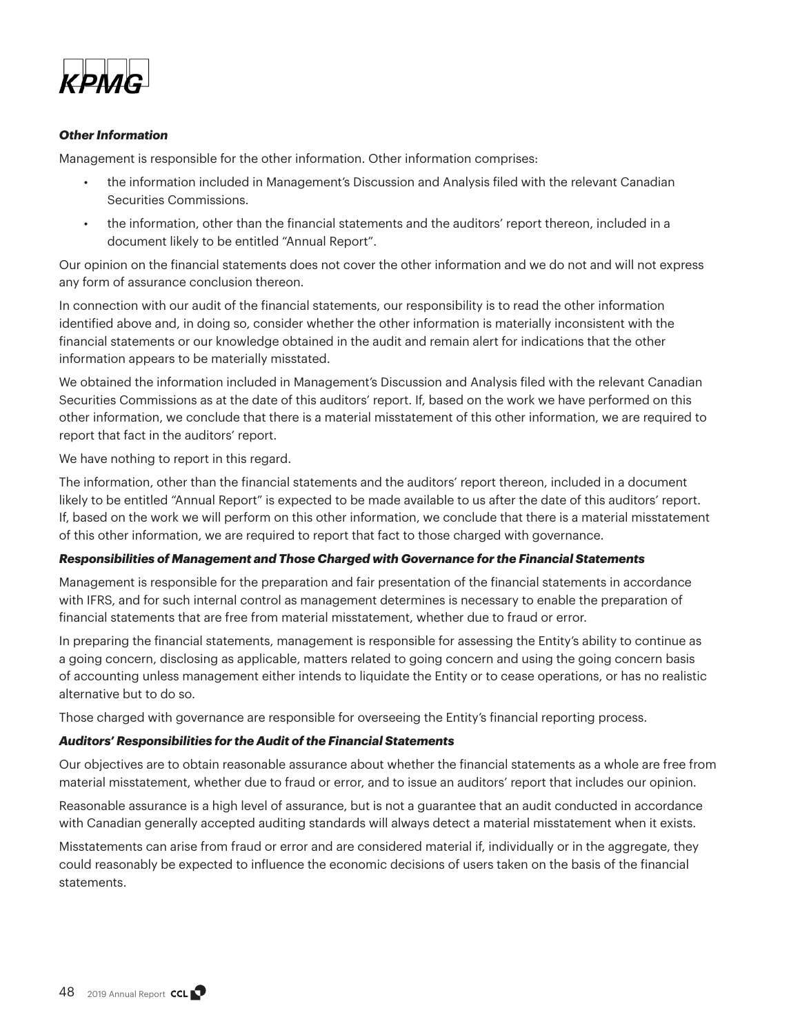*KPMG*

***Other Information***

Management is responsible for the other information. Other information comprises:

- the information included in Management's Discussion and Analysis filed with the relevant Canadian Securities Commissions.
- the information, other than the financial statements and the auditors' report thereon, included in a document likely to be entitled "Annual Report".

Our opinion on the financial statements does not cover the other information and we do not and will not express any form of assurance conclusion thereon.

In connection with our audit of the financial statements, our responsibility is to read the other information identified above and, in doing so, consider whether the other information is materially inconsistent with the financial statements or our knowledge obtained in the audit and remain alert for indications that the other information appears to be materially misstated.

We obtained the information included in Management's Discussion and Analysis filed with the relevant Canadian Securities Commissions as at the date of this auditors' report. If, based on the work we have performed on this other information, we conclude that there is a material misstatement of this other information, we are required to report that fact in the auditors' report.

We have nothing to report in this regard.

The information, other than the financial statements and the auditors' report thereon, included in a document likely to be entitled "Annual Report" is expected to be made available to us after the date of this auditors' report. If, based on the work we will perform on this other information, we conclude that there is a material misstatement of this other information, we are required to report that fact to those charged with governance.

***Responsibilities of Management and Those Charged with Governance for the Financial Statements***

Management is responsible for the preparation and fair presentation of the financial statements in accordance with IFRS, and for such internal control as management determines is necessary to enable the preparation of financial statements that are free from material misstatement, whether due to fraud or error.

In preparing the financial statements, management is responsible for assessing the Entity's ability to continue as a going concern, disclosing as applicable, matters related to going concern and using the going concern basis of accounting unless management either intends to liquidate the Entity or to cease operations, or has no realistic alternative but to do so.

Those charged with governance are responsible for overseeing the Entity's financial reporting process.

***Auditors' Responsibilities for the Audit of the Financial Statements***

Our objectives are to obtain reasonable assurance about whether the financial statements as a whole are free from material misstatement, whether due to fraud or error, and to issue an auditors' report that includes our opinion.

Reasonable assurance is a high level of assurance, but is not a guarantee that an audit conducted in accordance with Canadian generally accepted auditing standards will always detect a material misstatement when it exists.

Misstatements can arise from fraud or error and are considered material if, individually or in the aggregate, they could reasonably be expected to influence the economic decisions of users taken on the basis of the financial statements.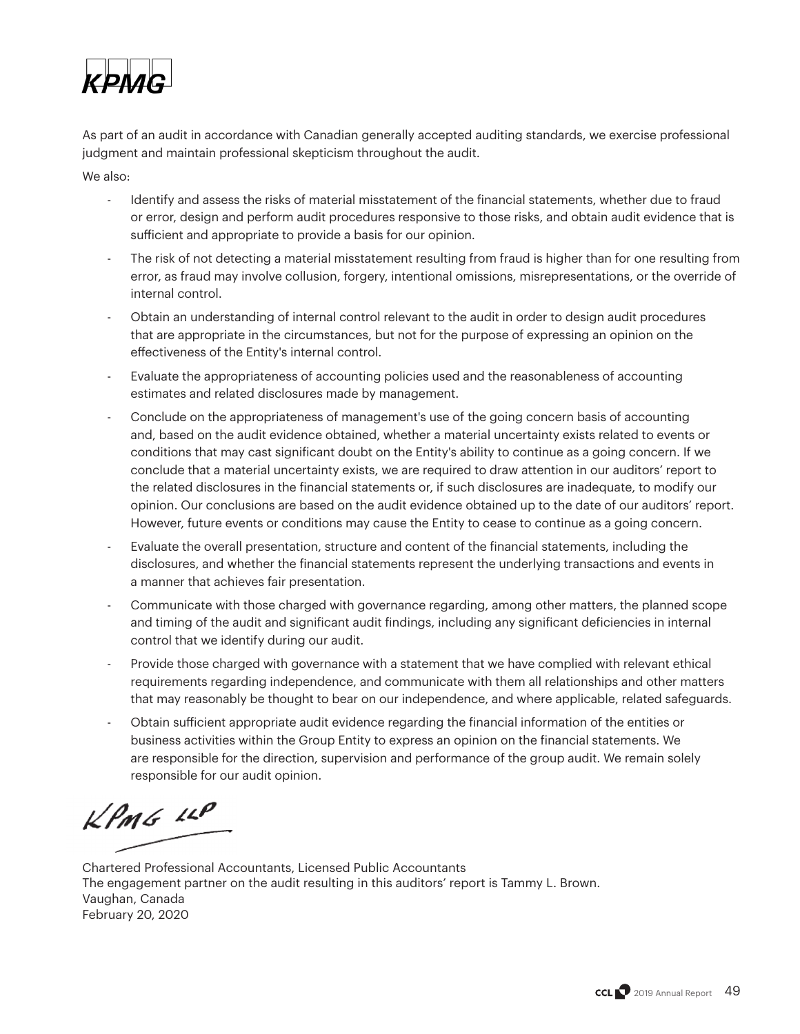As part of an audit in accordance with Canadian generally accepted auditing standards, we exercise professional judgment and maintain professional skepticism throughout the audit.

We also:

- Identify and assess the risks of material misstatement of the financial statements, whether due to fraud or error, design and perform audit procedures responsive to those risks, and obtain audit evidence that is sufficient and appropriate to provide a basis for our opinion.
- The risk of not detecting a material misstatement resulting from fraud is higher than for one resulting from error, as fraud may involve collusion, forgery, intentional omissions, misrepresentations, or the override of internal control.
- Obtain an understanding of internal control relevant to the audit in order to design audit procedures that are appropriate in the circumstances, but not for the purpose of expressing an opinion on the effectiveness of the Entity's internal control.
- Evaluate the appropriateness of accounting policies used and the reasonableness of accounting estimates and related disclosures made by management.
- Conclude on the appropriateness of management's use of the going concern basis of accounting and, based on the audit evidence obtained, whether a material uncertainty exists related to events or conditions that may cast significant doubt on the Entity's ability to continue as a going concern. If we conclude that a material uncertainty exists, we are required to draw attention in our auditors' report to the related disclosures in the financial statements or, if such disclosures are inadequate, to modify our opinion. Our conclusions are based on the audit evidence obtained up to the date of our auditors' report. However, future events or conditions may cause the Entity to cease to continue as a going concern.
- Evaluate the overall presentation, structure and content of the financial statements, including the disclosures, and whether the financial statements represent the underlying transactions and events in a manner that achieves fair presentation.
- Communicate with those charged with governance regarding, among other matters, the planned scope and timing of the audit and significant audit findings, including any significant deficiencies in internal control that we identify during our audit.
- Provide those charged with governance with a statement that we have complied with relevant ethical requirements regarding independence, and communicate with them all relationships and other matters that may reasonably be thought to bear on our independence, and where applicable, related safeguards.
- Obtain sufficient appropriate audit evidence regarding the financial information of the entities or business activities within the Group Entity to express an opinion on the financial statements. We are responsible for the direction, supervision and performance of the group audit. We remain solely responsible for our audit opinion.

KPMG LLP

Chartered Professional Accountants, Licensed Public Accountants
The engagement partner on the audit resulting in this auditors' report is Tammy L. Brown.
Vaughan, Canada
February 20, 2020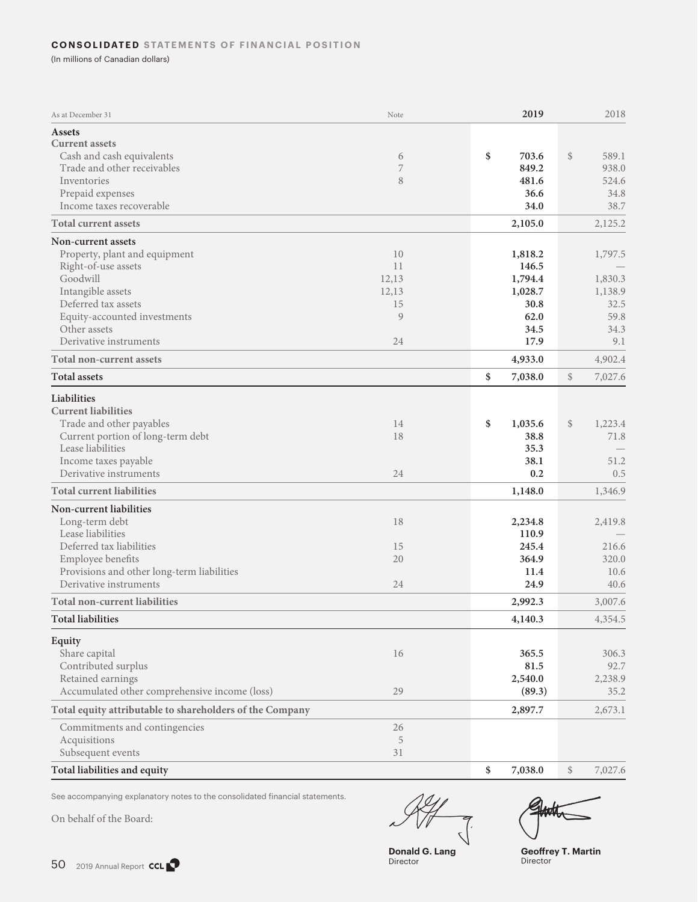# CONSOLIDATED STATEMENTS OF FINANCIAL POSITION

(In millions of Canadian dollars)

| As at December 31 | Note | 2019 | 2018 |
|---|---|---|---|
| **Assets** | | | |
| **Current assets** | | | |
| Cash and cash equivalents | 6 | $ 703.6 | $ 589.1 |
| Trade and other receivables | 7 | 849.2 | 938.0 |
| Inventories | 8 | 481.6 | 524.6 |
| Prepaid expenses | | 36.6 | 34.8 |
| Income taxes recoverable | | 34.0 | 38.7 |
| **Total current assets** | | 2,105.0 | 2,125.2 |
| **Non-current assets** | | | |
| Property, plant and equipment | 10 | 1,818.2 | 1,797.5 |
| Right-of-use assets | 11 | 146.5 | — |
| Goodwill | 12,13 | 1,794.4 | 1,830.3 |
| Intangible assets | 12,13 | 1,028.7 | 1,138.9 |
| Deferred tax assets | 15 | 30.8 | 32.5 |
| Equity-accounted investments | 9 | 62.0 | 59.8 |
| Other assets | | 34.5 | 34.3 |
| Derivative instruments | 24 | 17.9 | 9.1 |
| **Total non-current assets** | | 4,933.0 | 4,902.4 |
| **Total assets** | | $ 7,038.0 | $ 7,027.6 |
| **Liabilities** | | | |
| **Current liabilities** | | | |
| Trade and other payables | 14 | $ 1,035.6 | $ 1,223.4 |
| Current portion of long-term debt | 18 | 38.8 | 71.8 |
| Lease liabilities | | 35.3 | — |
| Income taxes payable | | 38.1 | 51.2 |
| Derivative instruments | 24 | 0.2 | 0.5 |
| **Total current liabilities** | | 1,148.0 | 1,346.9 |
| **Non-current liabilities** | | | |
| Long-term debt | 18 | 2,234.8 | 2,419.8 |
| Lease liabilities | | 110.9 | — |
| Deferred tax liabilities | 15 | 245.4 | 216.6 |
| Employee benefits | 20 | 364.9 | 320.0 |
| Provisions and other long-term liabilities | | 11.4 | 10.6 |
| Derivative instruments | 24 | 24.9 | 40.6 |
| **Total non-current liabilities** | | 2,992.3 | 3,007.6 |
| **Total liabilities** | | 4,140.3 | 4,354.5 |
| **Equity** | | | |
| Share capital | 16 | 365.5 | 306.3 |
| Contributed surplus | | 81.5 | 92.7 |
| Retained earnings | | 2,540.0 | 2,238.9 |
| Accumulated other comprehensive income (loss) | 29 | (89.3) | 35.2 |
| **Total equity attributable to shareholders of the Company** | | 2,897.7 | 2,673.1 |
| Commitments and contingencies | 26 | | |
| Acquisitions | 5 | | |
| Subsequent events | 31 | | |
| **Total liabilities and equity** | | $ 7,038.0 | $ 7,027.6 |

See accompanying explanatory notes to the consolidated financial statements.

On behalf of the Board:

**Donald G. Lang**
Director

**Geoffrey T. Martin**
Director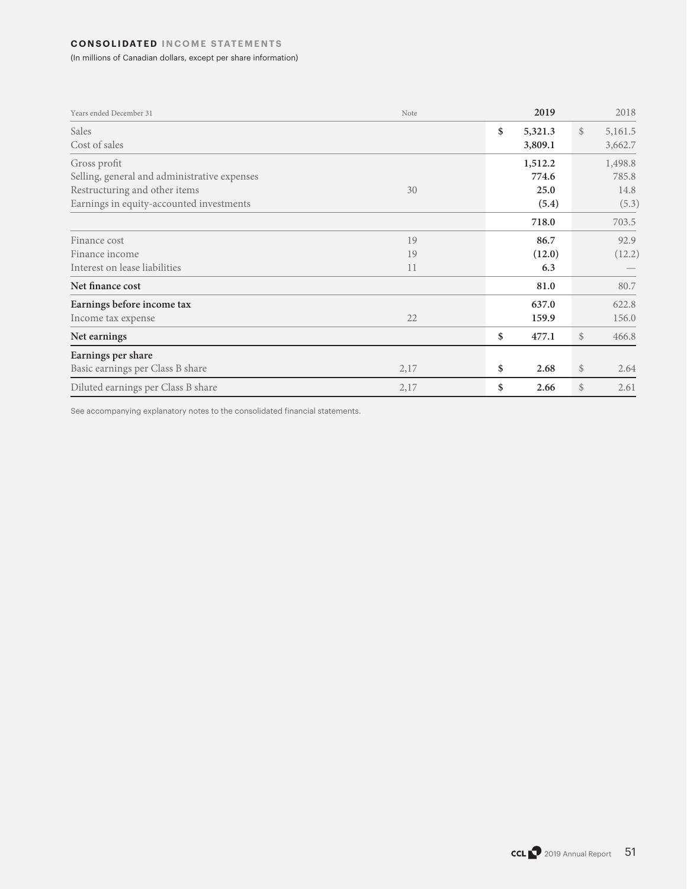## **CONSOLIDATED** INCOME STATEMENTS

(In millions of Canadian dollars, except per share information)

| Years ended December 31 | Note | 2019 | 2018 |
|---|---|---|---|
| Sales | | $ 5,321.3 | $ 5,161.5 |
| Cost of sales | | 3,809.1 | 3,662.7 |
| Gross profit | | 1,512.2 | 1,498.8 |
| Selling, general and administrative expenses | | 774.6 | 785.8 |
| Restructuring and other items | 30 | 25.0 | 14.8 |
| Earnings in equity-accounted investments | | (5.4) | (5.3) |
| | | 718.0 | 703.5 |
| Finance cost | 19 | 86.7 | 92.9 |
| Finance income | 19 | (12.0) | (12.2) |
| Interest on lease liabilities | 11 | 6.3 | — |
| **Net finance cost** | | 81.0 | 80.7 |
| **Earnings before income tax** | | 637.0 | 622.8 |
| Income tax expense | 22 | 159.9 | 156.0 |
| **Net earnings** | | $ 477.1 | $ 466.8 |
| **Earnings per share** | | | |
| Basic earnings per Class B share | 2,17 | $ 2.68 | $ 2.64 |
| Diluted earnings per Class B share | 2,17 | $ 2.66 | $ 2.61 |

See accompanying explanatory notes to the consolidated financial statements.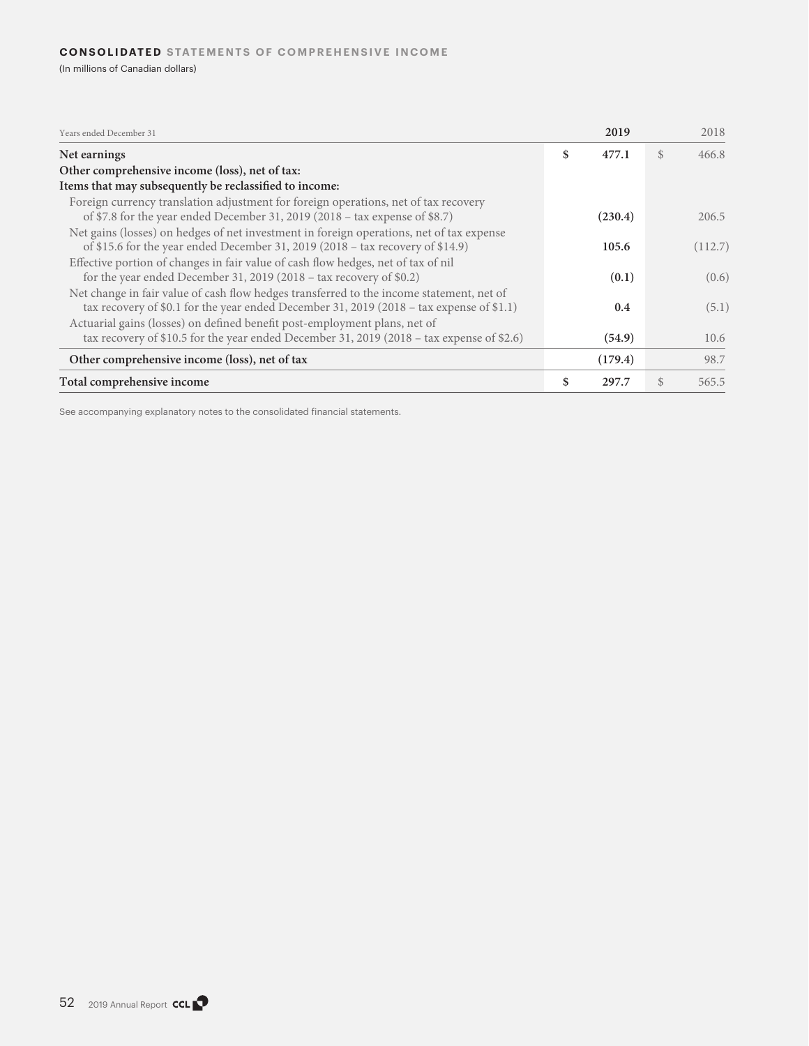## CONSOLIDATED STATEMENTS OF COMPREHENSIVE INCOME

(In millions of Canadian dollars)

| Years ended December 31 | 2019 | 2018 |
|---|---|---|
| **Net earnings** | **$ 477.1** | $ 466.8 |
| **Other comprehensive income (loss), net of tax:** | | |
| **Items that may subsequently be reclassified to income:** | | |
| Foreign currency translation adjustment for foreign operations, net of tax recovery of $7.8 for the year ended December 31, 2019 (2018 – tax expense of $8.7) | **(230.4)** | 206.5 |
| Net gains (losses) on hedges of net investment in foreign operations, net of tax expense of $15.6 for the year ended December 31, 2019 (2018 – tax recovery of $14.9) | **105.6** | (112.7) |
| Effective portion of changes in fair value of cash flow hedges, net of tax of nil for the year ended December 31, 2019 (2018 – tax recovery of $0.2) | **(0.1)** | (0.6) |
| Net change in fair value of cash flow hedges transferred to the income statement, net of tax recovery of $0.1 for the year ended December 31, 2019 (2018 – tax expense of $1.1) | **0.4** | (5.1) |
| Actuarial gains (losses) on defined benefit post-employment plans, net of tax recovery of $10.5 for the year ended December 31, 2019 (2018 – tax expense of $2.6) | **(54.9)** | 10.6 |
| **Other comprehensive income (loss), net of tax** | **(179.4)** | 98.7 |
| **Total comprehensive income** | **$ 297.7** | $ 565.5 |

See accompanying explanatory notes to the consolidated financial statements.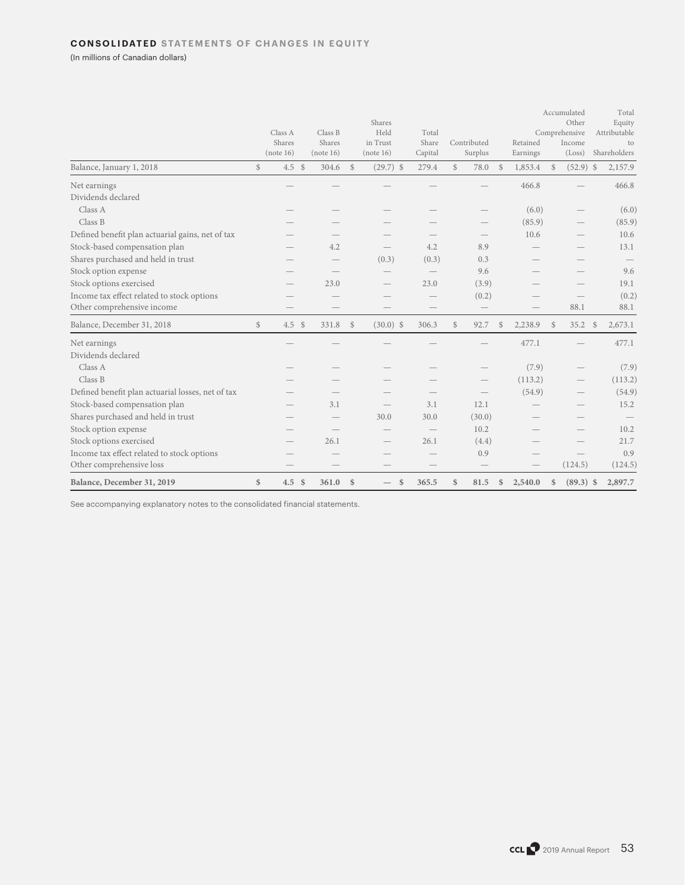# CONSOLIDATED STATEMENTS OF CHANGES IN EQUITY

(In millions of Canadian dollars)

| | Class A Shares (note 16) | Class B Shares (note 16) | Shares Held in Trust (note 16) | Total Share Capital | Contributed Surplus | Retained Earnings | Accumulated Other Comprehensive Income (Loss) | Total Equity Attributable to Shareholders |
|---|---|---|---|---|---|---|---|---|
| Balance, January 1, 2018 | $ 4.5 | $ 304.6 | $ (29.7) | $ 279.4 | $ 78.0 | $ 1,853.4 | $ (52.9) | $ 2,157.9 |
| Net earnings | — | — | — | — | — | 466.8 | — | 466.8 |
| Dividends declared | | | | | | | | |
| Class A | — | — | — | — | — | (6.0) | — | (6.0) |
| Class B | — | — | — | — | — | (85.9) | — | (85.9) |
| Defined benefit plan actuarial gains, net of tax | — | — | — | — | — | 10.6 | — | 10.6 |
| Stock-based compensation plan | — | 4.2 | — | 4.2 | 8.9 | — | — | 13.1 |
| Shares purchased and held in trust | — | — | (0.3) | (0.3) | 0.3 | — | — | — |
| Stock option expense | — | — | — | — | 9.6 | — | — | 9.6 |
| Stock options exercised | — | 23.0 | — | 23.0 | (3.9) | — | — | 19.1 |
| Income tax effect related to stock options | — | — | — | — | (0.2) | — | — | (0.2) |
| Other comprehensive income | — | — | — | — | — | — | 88.1 | 88.1 |
| Balance, December 31, 2018 | $ 4.5 | $ 331.8 | $ (30.0) | $ 306.3 | $ 92.7 | $ 2,238.9 | $ 35.2 | $ 2,673.1 |
| Net earnings | — | — | — | — | — | 477.1 | — | 477.1 |
| Dividends declared | | | | | | | | |
| Class A | — | — | — | — | — | (7.9) | — | (7.9) |
| Class B | — | — | — | — | — | (113.2) | — | (113.2) |
| Defined benefit plan actuarial losses, net of tax | — | — | — | — | — | (54.9) | — | (54.9) |
| Stock-based compensation plan | — | 3.1 | — | 3.1 | 12.1 | — | — | 15.2 |
| Shares purchased and held in trust | — | — | 30.0 | 30.0 | (30.0) | — | — | — |
| Stock option expense | — | — | — | — | 10.2 | — | — | 10.2 |
| Stock options exercised | — | 26.1 | — | 26.1 | (4.4) | — | — | 21.7 |
| Income tax effect related to stock options | — | — | — | — | 0.9 | — | — | 0.9 |
| Other comprehensive loss | — | — | — | — | — | — | (124.5) | (124.5) |
| **Balance, December 31, 2019** | **$ 4.5** | **$ 361.0** | **$ —** | **$ 365.5** | **$ 81.5** | **$ 2,540.0** | **$ (89.3)** | **$ 2,897.7** |

See accompanying explanatory notes to the consolidated financial statements.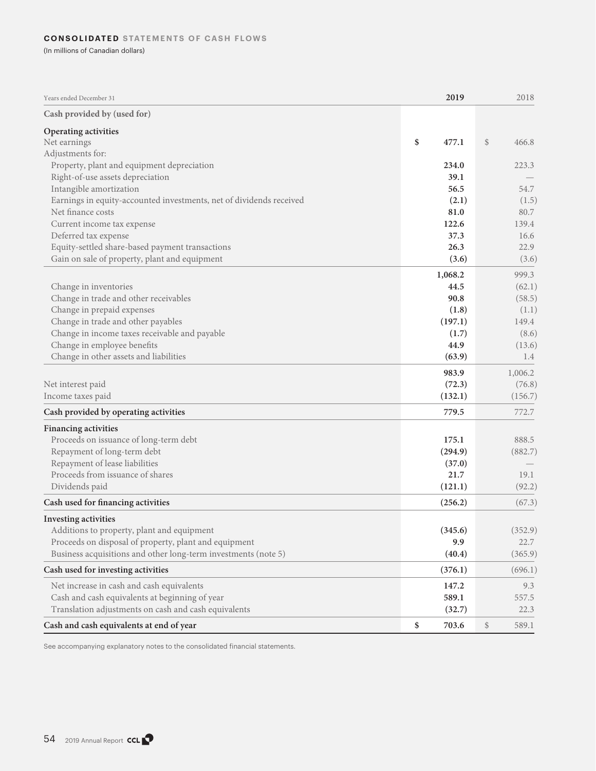# CONSOLIDATED STATEMENTS OF CASH FLOWS

(In millions of Canadian dollars)

| Years ended December 31 | 2019 | 2018 |
|---|---|---|
| **Cash provided by (used for)** | | |
| **Operating activities** | | |
| Net earnings | $ 477.1 | $ 466.8 |
| Adjustments for: | | |
| Property, plant and equipment depreciation | 234.0 | 223.3 |
| Right-of-use assets depreciation | 39.1 | — |
| Intangible amortization | 56.5 | 54.7 |
| Earnings in equity-accounted investments, net of dividends received | (2.1) | (1.5) |
| Net finance costs | 81.0 | 80.7 |
| Current income tax expense | 122.6 | 139.4 |
| Deferred tax expense | 37.3 | 16.6 |
| Equity-settled share-based payment transactions | 26.3 | 22.9 |
| Gain on sale of property, plant and equipment | (3.6) | (3.6) |
| | 1,068.2 | 999.3 |
| Change in inventories | 44.5 | (62.1) |
| Change in trade and other receivables | 90.8 | (58.5) |
| Change in prepaid expenses | (1.8) | (1.1) |
| Change in trade and other payables | (197.1) | 149.4 |
| Change in income taxes receivable and payable | (1.7) | (8.6) |
| Change in employee benefits | 44.9 | (13.6) |
| Change in other assets and liabilities | (63.9) | 1.4 |
| | 983.9 | 1,006.2 |
| Net interest paid | (72.3) | (76.8) |
| Income taxes paid | (132.1) | (156.7) |
| **Cash provided by operating activities** | 779.5 | 772.7 |
| **Financing activities** | | |
| Proceeds on issuance of long-term debt | 175.1 | 888.5 |
| Repayment of long-term debt | (294.9) | (882.7) |
| Repayment of lease liabilities | (37.0) | — |
| Proceeds from issuance of shares | 21.7 | 19.1 |
| Dividends paid | (121.1) | (92.2) |
| **Cash used for financing activities** | (256.2) | (67.3) |
| **Investing activities** | | |
| Additions to property, plant and equipment | (345.6) | (352.9) |
| Proceeds on disposal of property, plant and equipment | 9.9 | 22.7 |
| Business acquisitions and other long-term investments (note 5) | (40.4) | (365.9) |
| **Cash used for investing activities** | (376.1) | (696.1) |
| Net increase in cash and cash equivalents | 147.2 | 9.3 |
| Cash and cash equivalents at beginning of year | 589.1 | 557.5 |
| Translation adjustments on cash and cash equivalents | (32.7) | 22.3 |
| **Cash and cash equivalents at end of year** | $ 703.6 | $ 589.1 |

See accompanying explanatory notes to the consolidated financial statements.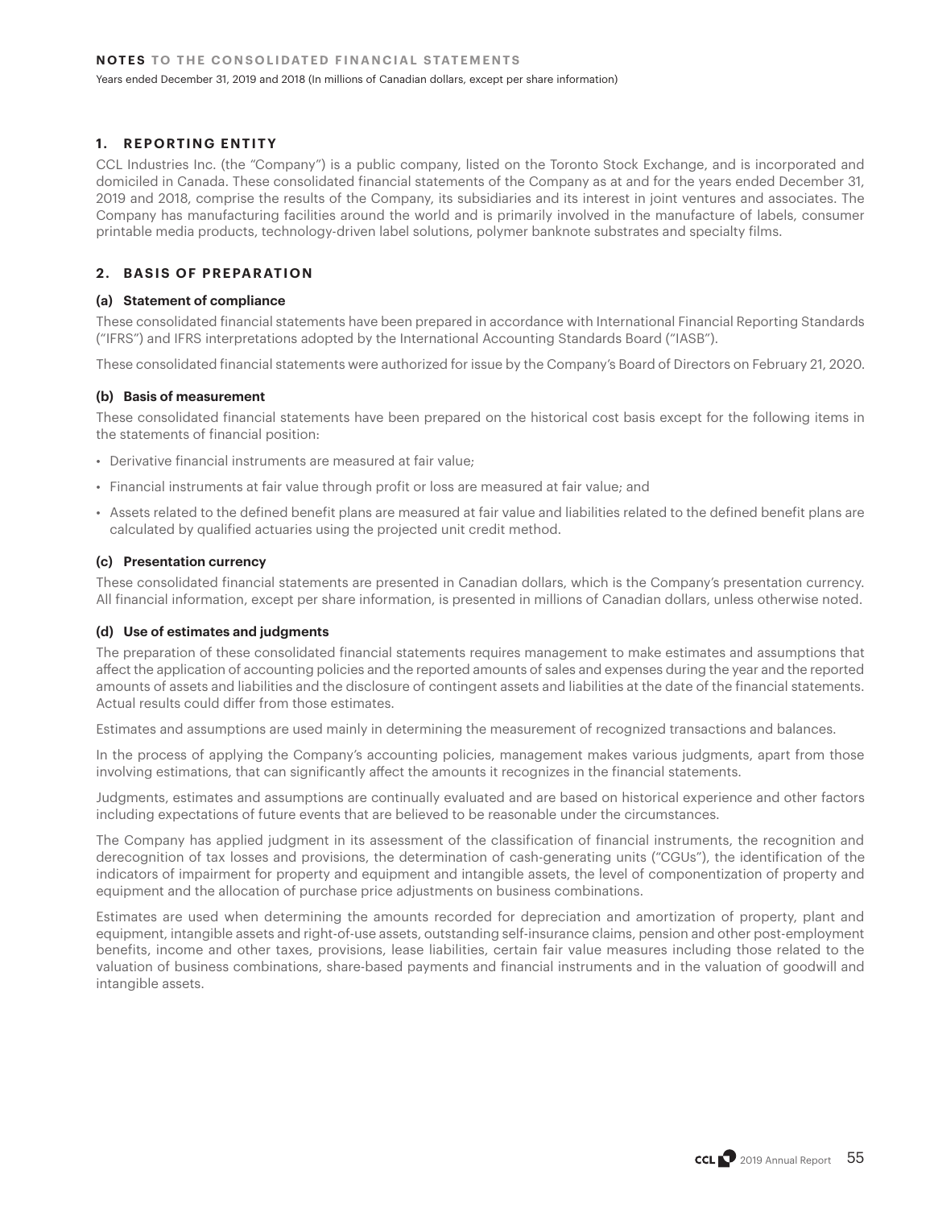## 1. REPORTING ENTITY

CCL Industries Inc. (the "Company") is a public company, listed on the Toronto Stock Exchange, and is incorporated and domiciled in Canada. These consolidated financial statements of the Company as at and for the years ended December 31, 2019 and 2018, comprise the results of the Company, its subsidiaries and its interest in joint ventures and associates. The Company has manufacturing facilities around the world and is primarily involved in the manufacture of labels, consumer printable media products, technology-driven label solutions, polymer banknote substrates and specialty films.

## 2. BASIS OF PREPARATION

### (a) Statement of compliance

These consolidated financial statements have been prepared in accordance with International Financial Reporting Standards ("IFRS") and IFRS interpretations adopted by the International Accounting Standards Board ("IASB").

These consolidated financial statements were authorized for issue by the Company's Board of Directors on February 21, 2020.

### (b) Basis of measurement

These consolidated financial statements have been prepared on the historical cost basis except for the following items in the statements of financial position:

- Derivative financial instruments are measured at fair value;
- Financial instruments at fair value through profit or loss are measured at fair value; and
- Assets related to the defined benefit plans are measured at fair value and liabilities related to the defined benefit plans are calculated by qualified actuaries using the projected unit credit method.

### (c) Presentation currency

These consolidated financial statements are presented in Canadian dollars, which is the Company's presentation currency. All financial information, except per share information, is presented in millions of Canadian dollars, unless otherwise noted.

### (d) Use of estimates and judgments

The preparation of these consolidated financial statements requires management to make estimates and assumptions that affect the application of accounting policies and the reported amounts of sales and expenses during the year and the reported amounts of assets and liabilities and the disclosure of contingent assets and liabilities at the date of the financial statements. Actual results could differ from those estimates.

Estimates and assumptions are used mainly in determining the measurement of recognized transactions and balances.

In the process of applying the Company's accounting policies, management makes various judgments, apart from those involving estimations, that can significantly affect the amounts it recognizes in the financial statements.

Judgments, estimates and assumptions are continually evaluated and are based on historical experience and other factors including expectations of future events that are believed to be reasonable under the circumstances.

The Company has applied judgment in its assessment of the classification of financial instruments, the recognition and derecognition of tax losses and provisions, the determination of cash-generating units ("CGUs"), the identification of the indicators of impairment for property and equipment and intangible assets, the level of componentization of property and equipment and the allocation of purchase price adjustments on business combinations.

Estimates are used when determining the amounts recorded for depreciation and amortization of property, plant and equipment, intangible assets and right-of-use assets, outstanding self-insurance claims, pension and other post-employment benefits, income and other taxes, provisions, lease liabilities, certain fair value measures including those related to the valuation of business combinations, share-based payments and financial instruments and in the valuation of goodwill and intangible assets.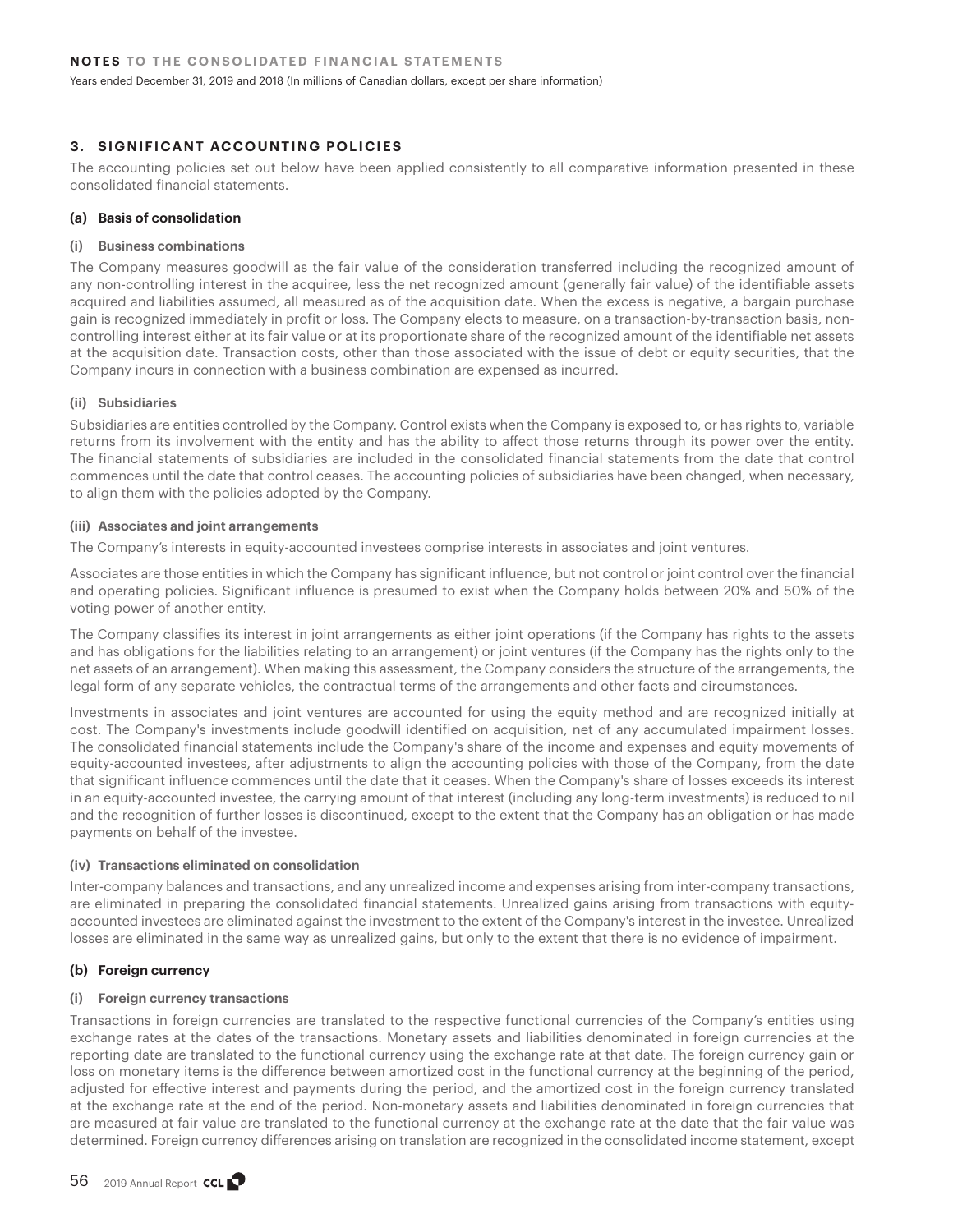## 3. SIGNIFICANT ACCOUNTING POLICIES

The accounting policies set out below have been applied consistently to all comparative information presented in these consolidated financial statements.

### (a) Basis of consolidation

#### (i) Business combinations

The Company measures goodwill as the fair value of the consideration transferred including the recognized amount of any non-controlling interest in the acquiree, less the net recognized amount (generally fair value) of the identifiable assets acquired and liabilities assumed, all measured as of the acquisition date. When the excess is negative, a bargain purchase gain is recognized immediately in profit or loss. The Company elects to measure, on a transaction-by-transaction basis, non-controlling interest either at its fair value or at its proportionate share of the recognized amount of the identifiable net assets at the acquisition date. Transaction costs, other than those associated with the issue of debt or equity securities, that the Company incurs in connection with a business combination are expensed as incurred.

#### (ii) Subsidiaries

Subsidiaries are entities controlled by the Company. Control exists when the Company is exposed to, or has rights to, variable returns from its involvement with the entity and has the ability to affect those returns through its power over the entity. The financial statements of subsidiaries are included in the consolidated financial statements from the date that control commences until the date that control ceases. The accounting policies of subsidiaries have been changed, when necessary, to align them with the policies adopted by the Company.

#### (iii) Associates and joint arrangements

The Company's interests in equity-accounted investees comprise interests in associates and joint ventures.

Associates are those entities in which the Company has significant influence, but not control or joint control over the financial and operating policies. Significant influence is presumed to exist when the Company holds between 20% and 50% of the voting power of another entity.

The Company classifies its interest in joint arrangements as either joint operations (if the Company has rights to the assets and has obligations for the liabilities relating to an arrangement) or joint ventures (if the Company has the rights only to the net assets of an arrangement). When making this assessment, the Company considers the structure of the arrangements, the legal form of any separate vehicles, the contractual terms of the arrangements and other facts and circumstances.

Investments in associates and joint ventures are accounted for using the equity method and are recognized initially at cost. The Company's investments include goodwill identified on acquisition, net of any accumulated impairment losses. The consolidated financial statements include the Company's share of the income and expenses and equity movements of equity-accounted investees, after adjustments to align the accounting policies with those of the Company, from the date that significant influence commences until the date that it ceases. When the Company's share of losses exceeds its interest in an equity-accounted investee, the carrying amount of that interest (including any long-term investments) is reduced to nil and the recognition of further losses is discontinued, except to the extent that the Company has an obligation or has made payments on behalf of the investee.

#### (iv) Transactions eliminated on consolidation

Inter-company balances and transactions, and any unrealized income and expenses arising from inter-company transactions, are eliminated in preparing the consolidated financial statements. Unrealized gains arising from transactions with equity-accounted investees are eliminated against the investment to the extent of the Company's interest in the investee. Unrealized losses are eliminated in the same way as unrealized gains, but only to the extent that there is no evidence of impairment.

### (b) Foreign currency

#### (i) Foreign currency transactions

Transactions in foreign currencies are translated to the respective functional currencies of the Company's entities using exchange rates at the dates of the transactions. Monetary assets and liabilities denominated in foreign currencies at the reporting date are translated to the functional currency using the exchange rate at that date. The foreign currency gain or loss on monetary items is the difference between amortized cost in the functional currency at the beginning of the period, adjusted for effective interest and payments during the period, and the amortized cost in the foreign currency translated at the exchange rate at the end of the period. Non-monetary assets and liabilities denominated in foreign currencies that are measured at fair value are translated to the functional currency at the exchange rate at the date that the fair value was determined. Foreign currency differences arising on translation are recognized in the consolidated income statement, except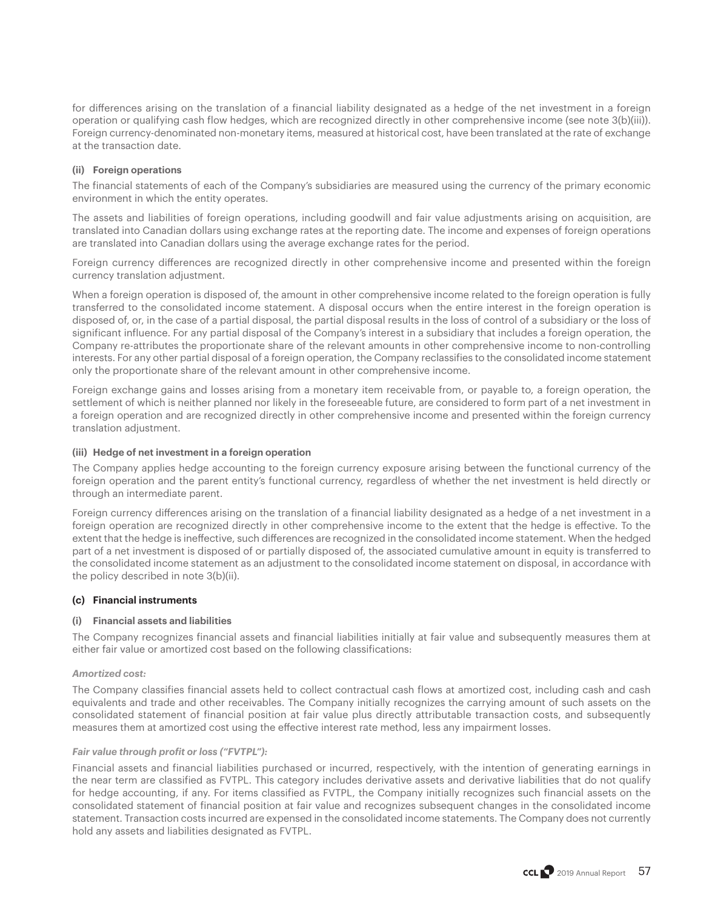for differences arising on the translation of a financial liability designated as a hedge of the net investment in a foreign operation or qualifying cash flow hedges, which are recognized directly in other comprehensive income (see note 3(b)(iii)). Foreign currency-denominated non-monetary items, measured at historical cost, have been translated at the rate of exchange at the transaction date.

#### (ii) Foreign operations

The financial statements of each of the Company's subsidiaries are measured using the currency of the primary economic environment in which the entity operates.

The assets and liabilities of foreign operations, including goodwill and fair value adjustments arising on acquisition, are translated into Canadian dollars using exchange rates at the reporting date. The income and expenses of foreign operations are translated into Canadian dollars using the average exchange rates for the period.

Foreign currency differences are recognized directly in other comprehensive income and presented within the foreign currency translation adjustment.

When a foreign operation is disposed of, the amount in other comprehensive income related to the foreign operation is fully transferred to the consolidated income statement. A disposal occurs when the entire interest in the foreign operation is disposed of, or, in the case of a partial disposal, the partial disposal results in the loss of control of a subsidiary or the loss of significant influence. For any partial disposal of the Company's interest in a subsidiary that includes a foreign operation, the Company re-attributes the proportionate share of the relevant amounts in other comprehensive income to non-controlling interests. For any other partial disposal of a foreign operation, the Company reclassifies to the consolidated income statement only the proportionate share of the relevant amount in other comprehensive income.

Foreign exchange gains and losses arising from a monetary item receivable from, or payable to, a foreign operation, the settlement of which is neither planned nor likely in the foreseeable future, are considered to form part of a net investment in a foreign operation and are recognized directly in other comprehensive income and presented within the foreign currency translation adjustment.

#### (iii) Hedge of net investment in a foreign operation

The Company applies hedge accounting to the foreign currency exposure arising between the functional currency of the foreign operation and the parent entity's functional currency, regardless of whether the net investment is held directly or through an intermediate parent.

Foreign currency differences arising on the translation of a financial liability designated as a hedge of a net investment in a foreign operation are recognized directly in other comprehensive income to the extent that the hedge is effective. To the extent that the hedge is ineffective, such differences are recognized in the consolidated income statement. When the hedged part of a net investment is disposed of or partially disposed of, the associated cumulative amount in equity is transferred to the consolidated income statement as an adjustment to the consolidated income statement on disposal, in accordance with the policy described in note 3(b)(ii).

### (c) Financial instruments

#### (i) Financial assets and liabilities

The Company recognizes financial assets and financial liabilities initially at fair value and subsequently measures them at either fair value or amortized cost based on the following classifications:

***Amortized cost:***

The Company classifies financial assets held to collect contractual cash flows at amortized cost, including cash and cash equivalents and trade and other receivables. The Company initially recognizes the carrying amount of such assets on the consolidated statement of financial position at fair value plus directly attributable transaction costs, and subsequently measures them at amortized cost using the effective interest rate method, less any impairment losses.

***Fair value through profit or loss ("FVTPL"):***

Financial assets and financial liabilities purchased or incurred, respectively, with the intention of generating earnings in the near term are classified as FVTPL. This category includes derivative assets and derivative liabilities that do not qualify for hedge accounting, if any. For items classified as FVTPL, the Company initially recognizes such financial assets on the consolidated statement of financial position at fair value and recognizes subsequent changes in the consolidated income statement. Transaction costs incurred are expensed in the consolidated income statements. The Company does not currently hold any assets and liabilities designated as FVTPL.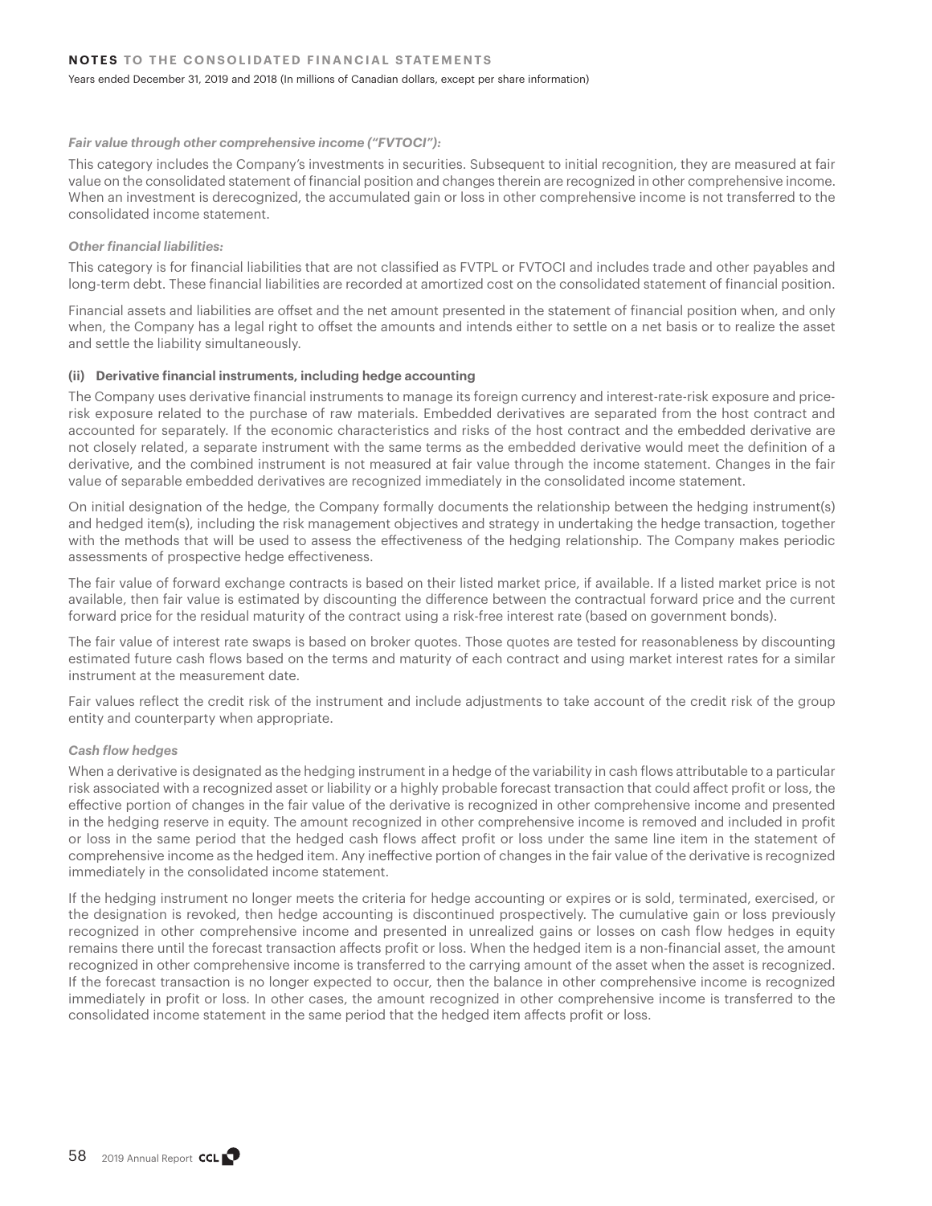*Fair value through other comprehensive income ("FVTOCI"):*

This category includes the Company's investments in securities. Subsequent to initial recognition, they are measured at fair value on the consolidated statement of financial position and changes therein are recognized in other comprehensive income. When an investment is derecognized, the accumulated gain or loss in other comprehensive income is not transferred to the consolidated income statement.

*Other financial liabilities:*

This category is for financial liabilities that are not classified as FVTPL or FVTOCI and includes trade and other payables and long-term debt. These financial liabilities are recorded at amortized cost on the consolidated statement of financial position.

Financial assets and liabilities are offset and the net amount presented in the statement of financial position when, and only when, the Company has a legal right to offset the amounts and intends either to settle on a net basis or to realize the asset and settle the liability simultaneously.

**(ii) Derivative financial instruments, including hedge accounting**

The Company uses derivative financial instruments to manage its foreign currency and interest-rate-risk exposure and price-risk exposure related to the purchase of raw materials. Embedded derivatives are separated from the host contract and accounted for separately. If the economic characteristics and risks of the host contract and the embedded derivative are not closely related, a separate instrument with the same terms as the embedded derivative would meet the definition of a derivative, and the combined instrument is not measured at fair value through the income statement. Changes in the fair value of separable embedded derivatives are recognized immediately in the consolidated income statement.

On initial designation of the hedge, the Company formally documents the relationship between the hedging instrument(s) and hedged item(s), including the risk management objectives and strategy in undertaking the hedge transaction, together with the methods that will be used to assess the effectiveness of the hedging relationship. The Company makes periodic assessments of prospective hedge effectiveness.

The fair value of forward exchange contracts is based on their listed market price, if available. If a listed market price is not available, then fair value is estimated by discounting the difference between the contractual forward price and the current forward price for the residual maturity of the contract using a risk-free interest rate (based on government bonds).

The fair value of interest rate swaps is based on broker quotes. Those quotes are tested for reasonableness by discounting estimated future cash flows based on the terms and maturity of each contract and using market interest rates for a similar instrument at the measurement date.

Fair values reflect the credit risk of the instrument and include adjustments to take account of the credit risk of the group entity and counterparty when appropriate.

*Cash flow hedges*

When a derivative is designated as the hedging instrument in a hedge of the variability in cash flows attributable to a particular risk associated with a recognized asset or liability or a highly probable forecast transaction that could affect profit or loss, the effective portion of changes in the fair value of the derivative is recognized in other comprehensive income and presented in the hedging reserve in equity. The amount recognized in other comprehensive income is removed and included in profit or loss in the same period that the hedged cash flows affect profit or loss under the same line item in the statement of comprehensive income as the hedged item. Any ineffective portion of changes in the fair value of the derivative is recognized immediately in the consolidated income statement.

If the hedging instrument no longer meets the criteria for hedge accounting or expires or is sold, terminated, exercised, or the designation is revoked, then hedge accounting is discontinued prospectively. The cumulative gain or loss previously recognized in other comprehensive income and presented in unrealized gains or losses on cash flow hedges in equity remains there until the forecast transaction affects profit or loss. When the hedged item is a non-financial asset, the amount recognized in other comprehensive income is transferred to the carrying amount of the asset when the asset is recognized. If the forecast transaction is no longer expected to occur, then the balance in other comprehensive income is recognized immediately in profit or loss. In other cases, the amount recognized in other comprehensive income is transferred to the consolidated income statement in the same period that the hedged item affects profit or loss.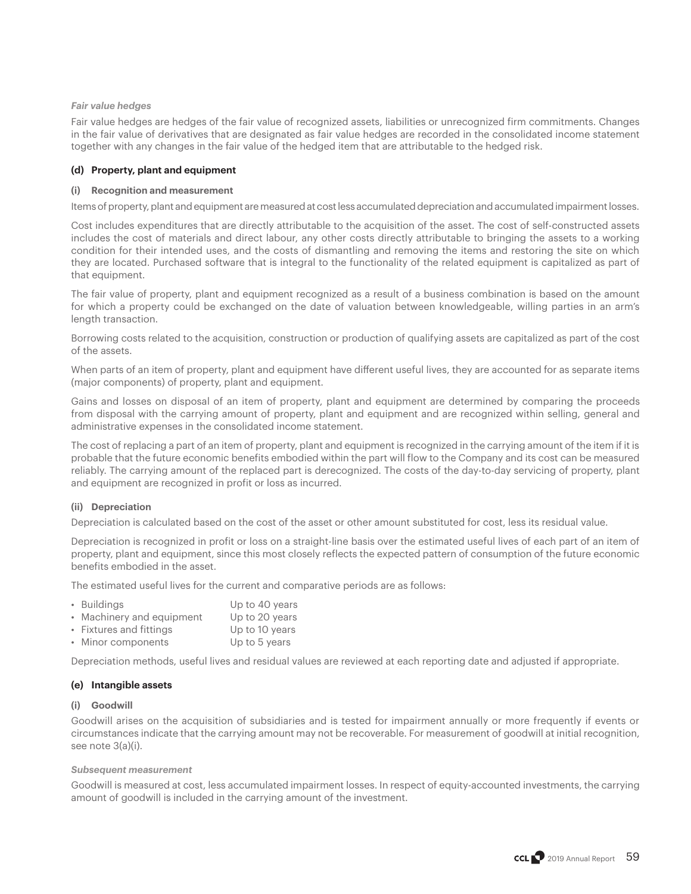*Fair value hedges*

Fair value hedges are hedges of the fair value of recognized assets, liabilities or unrecognized firm commitments. Changes in the fair value of derivatives that are designated as fair value hedges are recorded in the consolidated income statement together with any changes in the fair value of the hedged item that are attributable to the hedged risk.

**(d) Property, plant and equipment**

**(i) Recognition and measurement**

Items of property, plant and equipment are measured at cost less accumulated depreciation and accumulated impairment losses.

Cost includes expenditures that are directly attributable to the acquisition of the asset. The cost of self-constructed assets includes the cost of materials and direct labour, any other costs directly attributable to bringing the assets to a working condition for their intended uses, and the costs of dismantling and removing the items and restoring the site on which they are located. Purchased software that is integral to the functionality of the related equipment is capitalized as part of that equipment.

The fair value of property, plant and equipment recognized as a result of a business combination is based on the amount for which a property could be exchanged on the date of valuation between knowledgeable, willing parties in an arm's length transaction.

Borrowing costs related to the acquisition, construction or production of qualifying assets are capitalized as part of the cost of the assets.

When parts of an item of property, plant and equipment have different useful lives, they are accounted for as separate items (major components) of property, plant and equipment.

Gains and losses on disposal of an item of property, plant and equipment are determined by comparing the proceeds from disposal with the carrying amount of property, plant and equipment and are recognized within selling, general and administrative expenses in the consolidated income statement.

The cost of replacing a part of an item of property, plant and equipment is recognized in the carrying amount of the item if it is probable that the future economic benefits embodied within the part will flow to the Company and its cost can be measured reliably. The carrying amount of the replaced part is derecognized. The costs of the day-to-day servicing of property, plant and equipment are recognized in profit or loss as incurred.

**(ii) Depreciation**

Depreciation is calculated based on the cost of the asset or other amount substituted for cost, less its residual value.

Depreciation is recognized in profit or loss on a straight-line basis over the estimated useful lives of each part of an item of property, plant and equipment, since this most closely reflects the expected pattern of consumption of the future economic benefits embodied in the asset.

The estimated useful lives for the current and comparative periods are as follows:

- Buildings — Up to 40 years
- Machinery and equipment — Up to 20 years
- Fixtures and fittings — Up to 10 years
- Minor components — Up to 5 years

Depreciation methods, useful lives and residual values are reviewed at each reporting date and adjusted if appropriate.

**(e) Intangible assets**

**(i) Goodwill**

Goodwill arises on the acquisition of subsidiaries and is tested for impairment annually or more frequently if events or circumstances indicate that the carrying amount may not be recoverable. For measurement of goodwill at initial recognition, see note 3(a)(i).

*Subsequent measurement*

Goodwill is measured at cost, less accumulated impairment losses. In respect of equity-accounted investments, the carrying amount of goodwill is included in the carrying amount of the investment.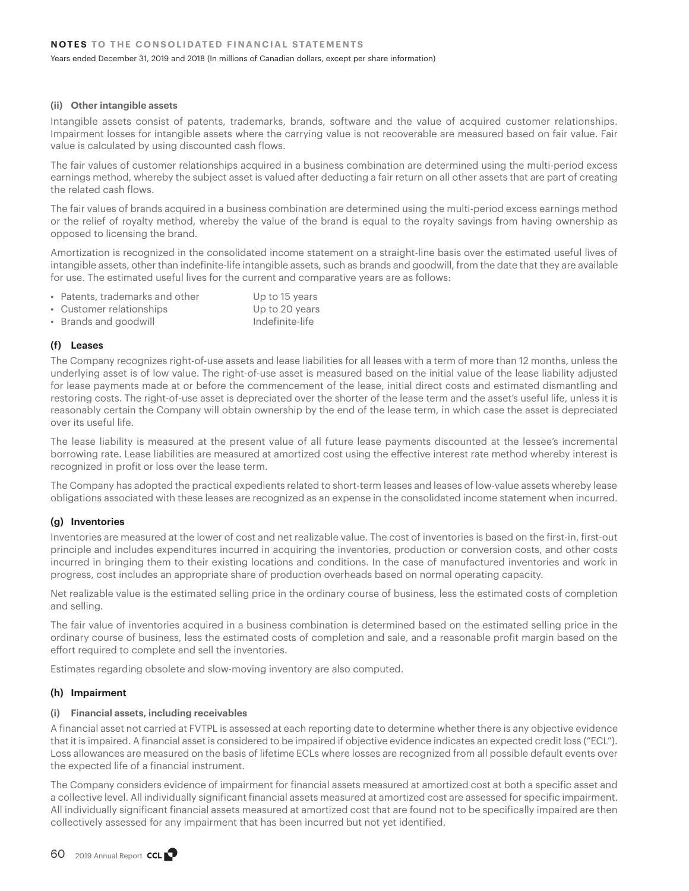#### (ii) Other intangible assets

Intangible assets consist of patents, trademarks, brands, software and the value of acquired customer relationships. Impairment losses for intangible assets where the carrying value is not recoverable are measured based on fair value. Fair value is calculated by using discounted cash flows.

The fair values of customer relationships acquired in a business combination are determined using the multi-period excess earnings method, whereby the subject asset is valued after deducting a fair return on all other assets that are part of creating the related cash flows.

The fair values of brands acquired in a business combination are determined using the multi-period excess earnings method or the relief of royalty method, whereby the value of the brand is equal to the royalty savings from having ownership as opposed to licensing the brand.

Amortization is recognized in the consolidated income statement on a straight-line basis over the estimated useful lives of intangible assets, other than indefinite-life intangible assets, such as brands and goodwill, from the date that they are available for use. The estimated useful lives for the current and comparative years are as follows:

- Patents, trademarks and other — Up to 15 years
- Customer relationships — Up to 20 years
- Brands and goodwill — Indefinite-life

### (f) Leases

The Company recognizes right-of-use assets and lease liabilities for all leases with a term of more than 12 months, unless the underlying asset is of low value. The right-of-use asset is measured based on the initial value of the lease liability adjusted for lease payments made at or before the commencement of the lease, initial direct costs and estimated dismantling and restoring costs. The right-of-use asset is depreciated over the shorter of the lease term and the asset's useful life, unless it is reasonably certain the Company will obtain ownership by the end of the lease term, in which case the asset is depreciated over its useful life.

The lease liability is measured at the present value of all future lease payments discounted at the lessee's incremental borrowing rate. Lease liabilities are measured at amortized cost using the effective interest rate method whereby interest is recognized in profit or loss over the lease term.

The Company has adopted the practical expedients related to short-term leases and leases of low-value assets whereby lease obligations associated with these leases are recognized as an expense in the consolidated income statement when incurred.

### (g) Inventories

Inventories are measured at the lower of cost and net realizable value. The cost of inventories is based on the first-in, first-out principle and includes expenditures incurred in acquiring the inventories, production or conversion costs, and other costs incurred in bringing them to their existing locations and conditions. In the case of manufactured inventories and work in progress, cost includes an appropriate share of production overheads based on normal operating capacity.

Net realizable value is the estimated selling price in the ordinary course of business, less the estimated costs of completion and selling.

The fair value of inventories acquired in a business combination is determined based on the estimated selling price in the ordinary course of business, less the estimated costs of completion and sale, and a reasonable profit margin based on the effort required to complete and sell the inventories.

Estimates regarding obsolete and slow-moving inventory are also computed.

### (h) Impairment

#### (i) Financial assets, including receivables

A financial asset not carried at FVTPL is assessed at each reporting date to determine whether there is any objective evidence that it is impaired. A financial asset is considered to be impaired if objective evidence indicates an expected credit loss ("ECL"). Loss allowances are measured on the basis of lifetime ECLs where losses are recognized from all possible default events over the expected life of a financial instrument.

The Company considers evidence of impairment for financial assets measured at amortized cost at both a specific asset and a collective level. All individually significant financial assets measured at amortized cost are assessed for specific impairment. All individually significant financial assets measured at amortized cost that are found not to be specifically impaired are then collectively assessed for any impairment that has been incurred but not yet identified.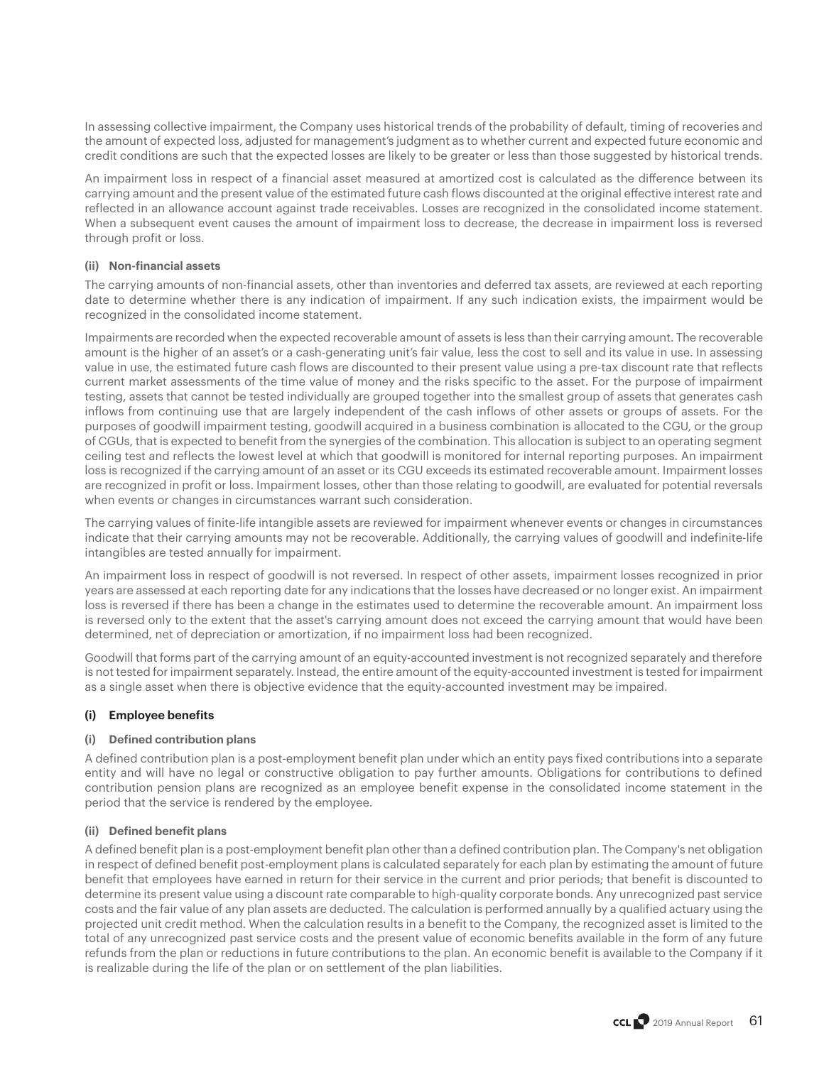In assessing collective impairment, the Company uses historical trends of the probability of default, timing of recoveries and the amount of expected loss, adjusted for management's judgment as to whether current and expected future economic and credit conditions are such that the expected losses are likely to be greater or less than those suggested by historical trends.

An impairment loss in respect of a financial asset measured at amortized cost is calculated as the difference between its carrying amount and the present value of the estimated future cash flows discounted at the original effective interest rate and reflected in an allowance account against trade receivables. Losses are recognized in the consolidated income statement. When a subsequent event causes the amount of impairment loss to decrease, the decrease in impairment loss is reversed through profit or loss.

#### (ii) Non-financial assets

The carrying amounts of non-financial assets, other than inventories and deferred tax assets, are reviewed at each reporting date to determine whether there is any indication of impairment. If any such indication exists, the impairment would be recognized in the consolidated income statement.

Impairments are recorded when the expected recoverable amount of assets is less than their carrying amount. The recoverable amount is the higher of an asset's or a cash-generating unit's fair value, less the cost to sell and its value in use. In assessing value in use, the estimated future cash flows are discounted to their present value using a pre-tax discount rate that reflects current market assessments of the time value of money and the risks specific to the asset. For the purpose of impairment testing, assets that cannot be tested individually are grouped together into the smallest group of assets that generates cash inflows from continuing use that are largely independent of the cash inflows of other assets or groups of assets. For the purposes of goodwill impairment testing, goodwill acquired in a business combination is allocated to the CGU, or the group of CGUs, that is expected to benefit from the synergies of the combination. This allocation is subject to an operating segment ceiling test and reflects the lowest level at which that goodwill is monitored for internal reporting purposes. An impairment loss is recognized if the carrying amount of an asset or its CGU exceeds its estimated recoverable amount. Impairment losses are recognized in profit or loss. Impairment losses, other than those relating to goodwill, are evaluated for potential reversals when events or changes in circumstances warrant such consideration.

The carrying values of finite-life intangible assets are reviewed for impairment whenever events or changes in circumstances indicate that their carrying amounts may not be recoverable. Additionally, the carrying values of goodwill and indefinite-life intangibles are tested annually for impairment.

An impairment loss in respect of goodwill is not reversed. In respect of other assets, impairment losses recognized in prior years are assessed at each reporting date for any indications that the losses have decreased or no longer exist. An impairment loss is reversed if there has been a change in the estimates used to determine the recoverable amount. An impairment loss is reversed only to the extent that the asset's carrying amount does not exceed the carrying amount that would have been determined, net of depreciation or amortization, if no impairment loss had been recognized.

Goodwill that forms part of the carrying amount of an equity-accounted investment is not recognized separately and therefore is not tested for impairment separately. Instead, the entire amount of the equity-accounted investment is tested for impairment as a single asset when there is objective evidence that the equity-accounted investment may be impaired.

### (i) Employee benefits

#### (i) Defined contribution plans

A defined contribution plan is a post-employment benefit plan under which an entity pays fixed contributions into a separate entity and will have no legal or constructive obligation to pay further amounts. Obligations for contributions to defined contribution pension plans are recognized as an employee benefit expense in the consolidated income statement in the period that the service is rendered by the employee.

#### (ii) Defined benefit plans

A defined benefit plan is a post-employment benefit plan other than a defined contribution plan. The Company's net obligation in respect of defined benefit post-employment plans is calculated separately for each plan by estimating the amount of future benefit that employees have earned in return for their service in the current and prior periods; that benefit is discounted to determine its present value using a discount rate comparable to high-quality corporate bonds. Any unrecognized past service costs and the fair value of any plan assets are deducted. The calculation is performed annually by a qualified actuary using the projected unit credit method. When the calculation results in a benefit to the Company, the recognized asset is limited to the total of any unrecognized past service costs and the present value of economic benefits available in the form of any future refunds from the plan or reductions in future contributions to the plan. An economic benefit is available to the Company if it is realizable during the life of the plan or on settlement of the plan liabilities.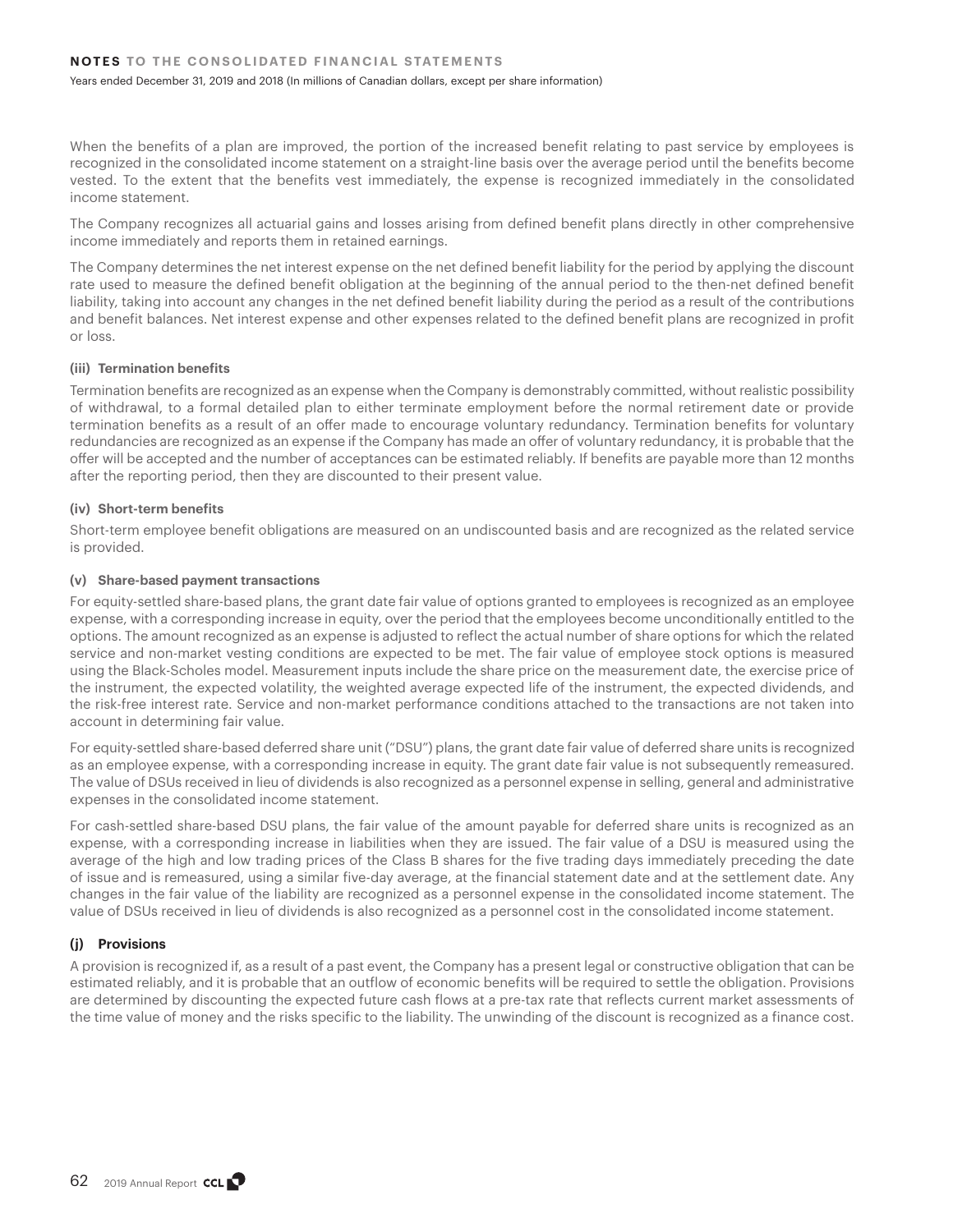When the benefits of a plan are improved, the portion of the increased benefit relating to past service by employees is recognized in the consolidated income statement on a straight-line basis over the average period until the benefits become vested. To the extent that the benefits vest immediately, the expense is recognized immediately in the consolidated income statement.

The Company recognizes all actuarial gains and losses arising from defined benefit plans directly in other comprehensive income immediately and reports them in retained earnings.

The Company determines the net interest expense on the net defined benefit liability for the period by applying the discount rate used to measure the defined benefit obligation at the beginning of the annual period to the then-net defined benefit liability, taking into account any changes in the net defined benefit liability during the period as a result of the contributions and benefit balances. Net interest expense and other expenses related to the defined benefit plans are recognized in profit or loss.

**(iii) Termination benefits**

Termination benefits are recognized as an expense when the Company is demonstrably committed, without realistic possibility of withdrawal, to a formal detailed plan to either terminate employment before the normal retirement date or provide termination benefits as a result of an offer made to encourage voluntary redundancy. Termination benefits for voluntary redundancies are recognized as an expense if the Company has made an offer of voluntary redundancy, it is probable that the offer will be accepted and the number of acceptances can be estimated reliably. If benefits are payable more than 12 months after the reporting period, then they are discounted to their present value.

**(iv) Short-term benefits**

Short-term employee benefit obligations are measured on an undiscounted basis and are recognized as the related service is provided.

**(v) Share-based payment transactions**

For equity-settled share-based plans, the grant date fair value of options granted to employees is recognized as an employee expense, with a corresponding increase in equity, over the period that the employees become unconditionally entitled to the options. The amount recognized as an expense is adjusted to reflect the actual number of share options for which the related service and non-market vesting conditions are expected to be met. The fair value of employee stock options is measured using the Black-Scholes model. Measurement inputs include the share price on the measurement date, the exercise price of the instrument, the expected volatility, the weighted average expected life of the instrument, the expected dividends, and the risk-free interest rate. Service and non-market performance conditions attached to the transactions are not taken into account in determining fair value.

For equity-settled share-based deferred share unit ("DSU") plans, the grant date fair value of deferred share units is recognized as an employee expense, with a corresponding increase in equity. The grant date fair value is not subsequently remeasured. The value of DSUs received in lieu of dividends is also recognized as a personnel expense in selling, general and administrative expenses in the consolidated income statement.

For cash-settled share-based DSU plans, the fair value of the amount payable for deferred share units is recognized as an expense, with a corresponding increase in liabilities when they are issued. The fair value of a DSU is measured using the average of the high and low trading prices of the Class B shares for the five trading days immediately preceding the date of issue and is remeasured, using a similar five-day average, at the financial statement date and at the settlement date. Any changes in the fair value of the liability are recognized as a personnel expense in the consolidated income statement. The value of DSUs received in lieu of dividends is also recognized as a personnel cost in the consolidated income statement.

### (j) Provisions

A provision is recognized if, as a result of a past event, the Company has a present legal or constructive obligation that can be estimated reliably, and it is probable that an outflow of economic benefits will be required to settle the obligation. Provisions are determined by discounting the expected future cash flows at a pre-tax rate that reflects current market assessments of the time value of money and the risks specific to the liability. The unwinding of the discount is recognized as a finance cost.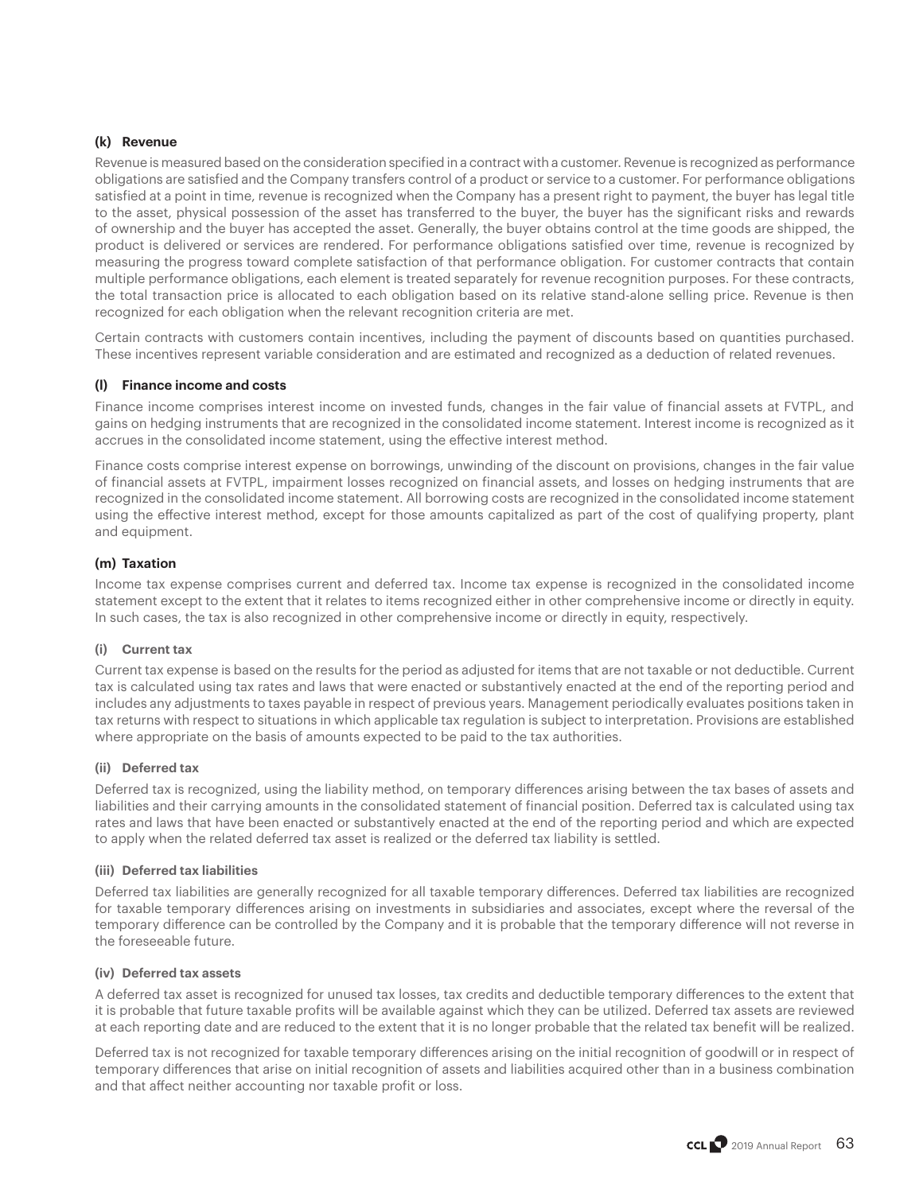#### (k) Revenue

Revenue is measured based on the consideration specified in a contract with a customer. Revenue is recognized as performance obligations are satisfied and the Company transfers control of a product or service to a customer. For performance obligations satisfied at a point in time, revenue is recognized when the Company has a present right to payment, the buyer has legal title to the asset, physical possession of the asset has transferred to the buyer, the buyer has the significant risks and rewards of ownership and the buyer has accepted the asset. Generally, the buyer obtains control at the time goods are shipped, the product is delivered or services are rendered. For performance obligations satisfied over time, revenue is recognized by measuring the progress toward complete satisfaction of that performance obligation. For customer contracts that contain multiple performance obligations, each element is treated separately for revenue recognition purposes. For these contracts, the total transaction price is allocated to each obligation based on its relative stand-alone selling price. Revenue is then recognized for each obligation when the relevant recognition criteria are met.

Certain contracts with customers contain incentives, including the payment of discounts based on quantities purchased. These incentives represent variable consideration and are estimated and recognized as a deduction of related revenues.

#### (l) Finance income and costs

Finance income comprises interest income on invested funds, changes in the fair value of financial assets at FVTPL, and gains on hedging instruments that are recognized in the consolidated income statement. Interest income is recognized as it accrues in the consolidated income statement, using the effective interest method.

Finance costs comprise interest expense on borrowings, unwinding of the discount on provisions, changes in the fair value of financial assets at FVTPL, impairment losses recognized on financial assets, and losses on hedging instruments that are recognized in the consolidated income statement. All borrowing costs are recognized in the consolidated income statement using the effective interest method, except for those amounts capitalized as part of the cost of qualifying property, plant and equipment.

#### (m) Taxation

Income tax expense comprises current and deferred tax. Income tax expense is recognized in the consolidated income statement except to the extent that it relates to items recognized either in other comprehensive income or directly in equity. In such cases, the tax is also recognized in other comprehensive income or directly in equity, respectively.

##### (i) Current tax

Current tax expense is based on the results for the period as adjusted for items that are not taxable or not deductible. Current tax is calculated using tax rates and laws that were enacted or substantively enacted at the end of the reporting period and includes any adjustments to taxes payable in respect of previous years. Management periodically evaluates positions taken in tax returns with respect to situations in which applicable tax regulation is subject to interpretation. Provisions are established where appropriate on the basis of amounts expected to be paid to the tax authorities.

##### (ii) Deferred tax

Deferred tax is recognized, using the liability method, on temporary differences arising between the tax bases of assets and liabilities and their carrying amounts in the consolidated statement of financial position. Deferred tax is calculated using tax rates and laws that have been enacted or substantively enacted at the end of the reporting period and which are expected to apply when the related deferred tax asset is realized or the deferred tax liability is settled.

##### (iii) Deferred tax liabilities

Deferred tax liabilities are generally recognized for all taxable temporary differences. Deferred tax liabilities are recognized for taxable temporary differences arising on investments in subsidiaries and associates, except where the reversal of the temporary difference can be controlled by the Company and it is probable that the temporary difference will not reverse in the foreseeable future.

##### (iv) Deferred tax assets

A deferred tax asset is recognized for unused tax losses, tax credits and deductible temporary differences to the extent that it is probable that future taxable profits will be available against which they can be utilized. Deferred tax assets are reviewed at each reporting date and are reduced to the extent that it is no longer probable that the related tax benefit will be realized.

Deferred tax is not recognized for taxable temporary differences arising on the initial recognition of goodwill or in respect of temporary differences that arise on initial recognition of assets and liabilities acquired other than in a business combination and that affect neither accounting nor taxable profit or loss.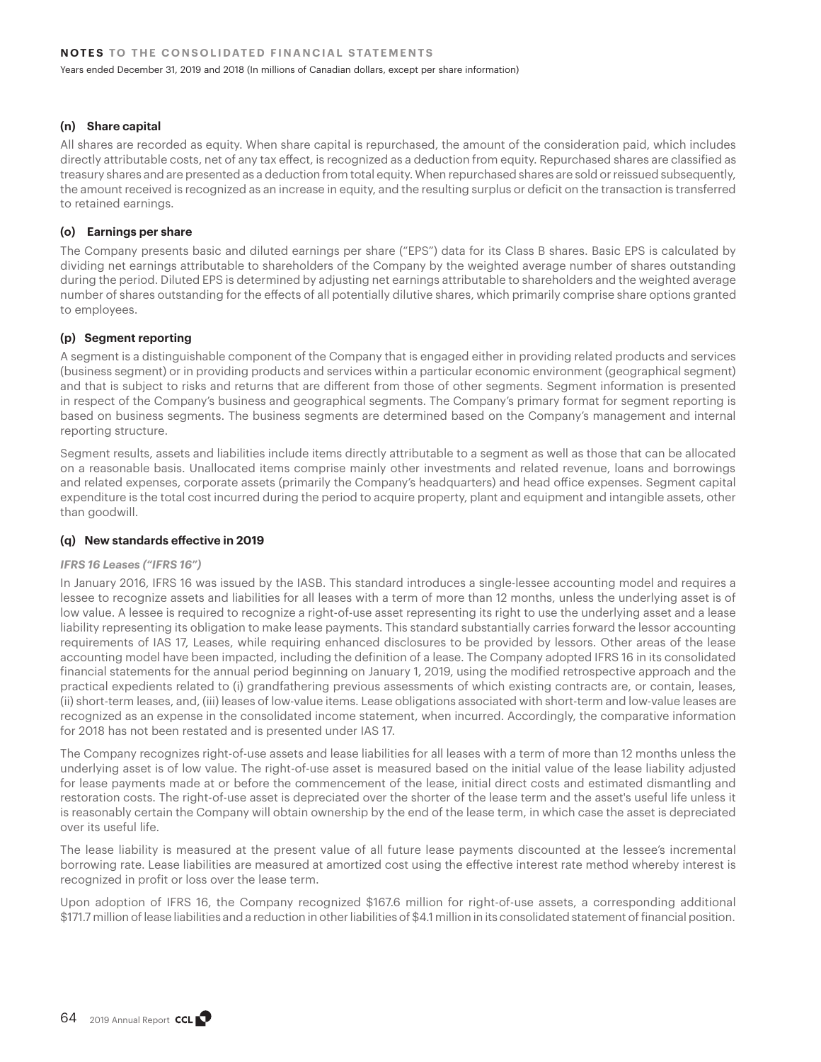### (n) Share capital

All shares are recorded as equity. When share capital is repurchased, the amount of the consideration paid, which includes directly attributable costs, net of any tax effect, is recognized as a deduction from equity. Repurchased shares are classified as treasury shares and are presented as a deduction from total equity. When repurchased shares are sold or reissued subsequently, the amount received is recognized as an increase in equity, and the resulting surplus or deficit on the transaction is transferred to retained earnings.

### (o) Earnings per share

The Company presents basic and diluted earnings per share ("EPS") data for its Class B shares. Basic EPS is calculated by dividing net earnings attributable to shareholders of the Company by the weighted average number of shares outstanding during the period. Diluted EPS is determined by adjusting net earnings attributable to shareholders and the weighted average number of shares outstanding for the effects of all potentially dilutive shares, which primarily comprise share options granted to employees.

### (p) Segment reporting

A segment is a distinguishable component of the Company that is engaged either in providing related products and services (business segment) or in providing products and services within a particular economic environment (geographical segment) and that is subject to risks and returns that are different from those of other segments. Segment information is presented in respect of the Company's business and geographical segments. The Company's primary format for segment reporting is based on business segments. The business segments are determined based on the Company's management and internal reporting structure.

Segment results, assets and liabilities include items directly attributable to a segment as well as those that can be allocated on a reasonable basis. Unallocated items comprise mainly other investments and related revenue, loans and borrowings and related expenses, corporate assets (primarily the Company's headquarters) and head office expenses. Segment capital expenditure is the total cost incurred during the period to acquire property, plant and equipment and intangible assets, other than goodwill.

### (q) New standards effective in 2019

***IFRS 16 Leases ("IFRS 16")***

In January 2016, IFRS 16 was issued by the IASB. This standard introduces a single-lessee accounting model and requires a lessee to recognize assets and liabilities for all leases with a term of more than 12 months, unless the underlying asset is of low value. A lessee is required to recognize a right-of-use asset representing its right to use the underlying asset and a lease liability representing its obligation to make lease payments. This standard substantially carries forward the lessor accounting requirements of IAS 17, Leases, while requiring enhanced disclosures to be provided by lessors. Other areas of the lease accounting model have been impacted, including the definition of a lease. The Company adopted IFRS 16 in its consolidated financial statements for the annual period beginning on January 1, 2019, using the modified retrospective approach and the practical expedients related to (i) grandfathering previous assessments of which existing contracts are, or contain, leases, (ii) short-term leases, and, (iii) leases of low-value items. Lease obligations associated with short-term and low-value leases are recognized as an expense in the consolidated income statement, when incurred. Accordingly, the comparative information for 2018 has not been restated and is presented under IAS 17.

The Company recognizes right-of-use assets and lease liabilities for all leases with a term of more than 12 months unless the underlying asset is of low value. The right-of-use asset is measured based on the initial value of the lease liability adjusted for lease payments made at or before the commencement of the lease, initial direct costs and estimated dismantling and restoration costs. The right-of-use asset is depreciated over the shorter of the lease term and the asset's useful life unless it is reasonably certain the Company will obtain ownership by the end of the lease term, in which case the asset is depreciated over its useful life.

The lease liability is measured at the present value of all future lease payments discounted at the lessee's incremental borrowing rate. Lease liabilities are measured at amortized cost using the effective interest rate method whereby interest is recognized in profit or loss over the lease term.

Upon adoption of IFRS 16, the Company recognized $167.6 million for right-of-use assets, a corresponding additional $171.7 million of lease liabilities and a reduction in other liabilities of $4.1 million in its consolidated statement of financial position.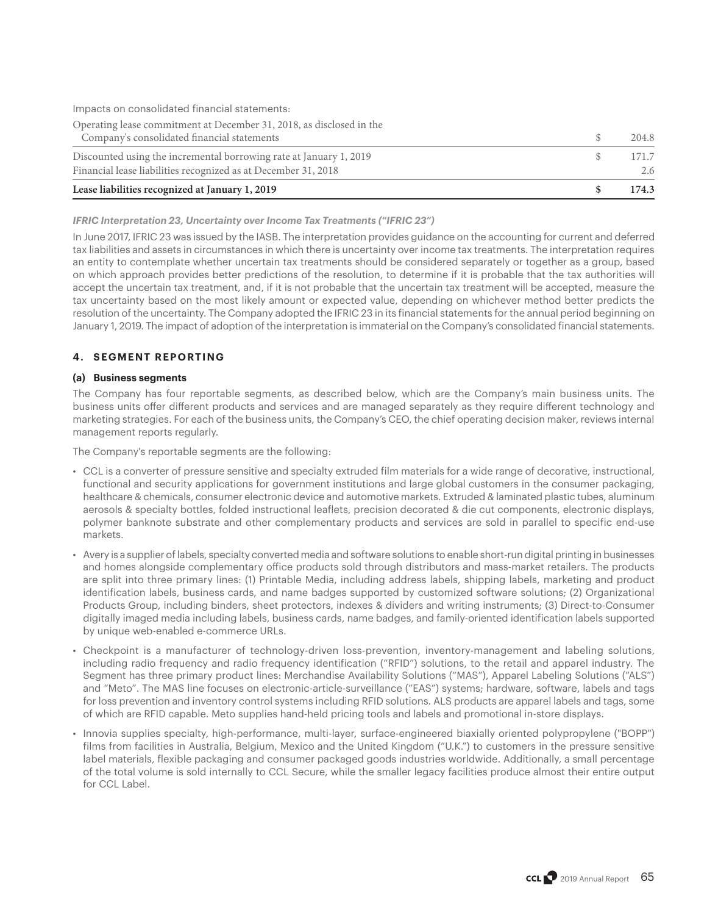Impacts on consolidated financial statements:

| | | |
|---|---|---|
| Operating lease commitment at December 31, 2018, as disclosed in the Company's consolidated financial statements | $ | 204.8 |
| Discounted using the incremental borrowing rate at January 1, 2019 | $ | 171.7 |
| Financial lease liabilities recognized as at December 31, 2018 | | 2.6 |
| **Lease liabilities recognized at January 1, 2019** | **$** | **174.3** |

***IFRIC Interpretation 23, Uncertainty over Income Tax Treatments ("IFRIC 23")***

In June 2017, IFRIC 23 was issued by the IASB. The interpretation provides guidance on the accounting for current and deferred tax liabilities and assets in circumstances in which there is uncertainty over income tax treatments. The interpretation requires an entity to contemplate whether uncertain tax treatments should be considered separately or together as a group, based on which approach provides better predictions of the resolution, to determine if it is probable that the tax authorities will accept the uncertain tax treatment, and, if it is not probable that the uncertain tax treatment will be accepted, measure the tax uncertainty based on the most likely amount or expected value, depending on whichever method better predicts the resolution of the uncertainty. The Company adopted the IFRIC 23 in its financial statements for the annual period beginning on January 1, 2019. The impact of adoption of the interpretation is immaterial on the Company's consolidated financial statements.

## 4. SEGMENT REPORTING

### (a) Business segments

The Company has four reportable segments, as described below, which are the Company's main business units. The business units offer different products and services and are managed separately as they require different technology and marketing strategies. For each of the business units, the Company's CEO, the chief operating decision maker, reviews internal management reports regularly.

The Company's reportable segments are the following:

- CCL is a converter of pressure sensitive and specialty extruded film materials for a wide range of decorative, instructional, functional and security applications for government institutions and large global customers in the consumer packaging, healthcare & chemicals, consumer electronic device and automotive markets. Extruded & laminated plastic tubes, aluminum aerosols & specialty bottles, folded instructional leaflets, precision decorated & die cut components, electronic displays, polymer banknote substrate and other complementary products and services are sold in parallel to specific end-use markets.
- Avery is a supplier of labels, specialty converted media and software solutions to enable short-run digital printing in businesses and homes alongside complementary office products sold through distributors and mass-market retailers. The products are split into three primary lines: (1) Printable Media, including address labels, shipping labels, marketing and product identification labels, business cards, and name badges supported by customized software solutions; (2) Organizational Products Group, including binders, sheet protectors, indexes & dividers and writing instruments; (3) Direct-to-Consumer digitally imaged media including labels, business cards, name badges, and family-oriented identification labels supported by unique web-enabled e-commerce URLs.
- Checkpoint is a manufacturer of technology-driven loss-prevention, inventory-management and labeling solutions, including radio frequency and radio frequency identification ("RFID") solutions, to the retail and apparel industry. The Segment has three primary product lines: Merchandise Availability Solutions ("MAS"), Apparel Labeling Solutions ("ALS") and "Meto". The MAS line focuses on electronic-article-surveillance ("EAS") systems; hardware, software, labels and tags for loss prevention and inventory control systems including RFID solutions. ALS products are apparel labels and tags, some of which are RFID capable. Meto supplies hand-held pricing tools and labels and promotional in-store displays.
- Innovia supplies specialty, high-performance, multi-layer, surface-engineered biaxially oriented polypropylene ("BOPP") films from facilities in Australia, Belgium, Mexico and the United Kingdom ("U.K.") to customers in the pressure sensitive label materials, flexible packaging and consumer packaged goods industries worldwide. Additionally, a small percentage of the total volume is sold internally to CCL Secure, while the smaller legacy facilities produce almost their entire output for CCL Label.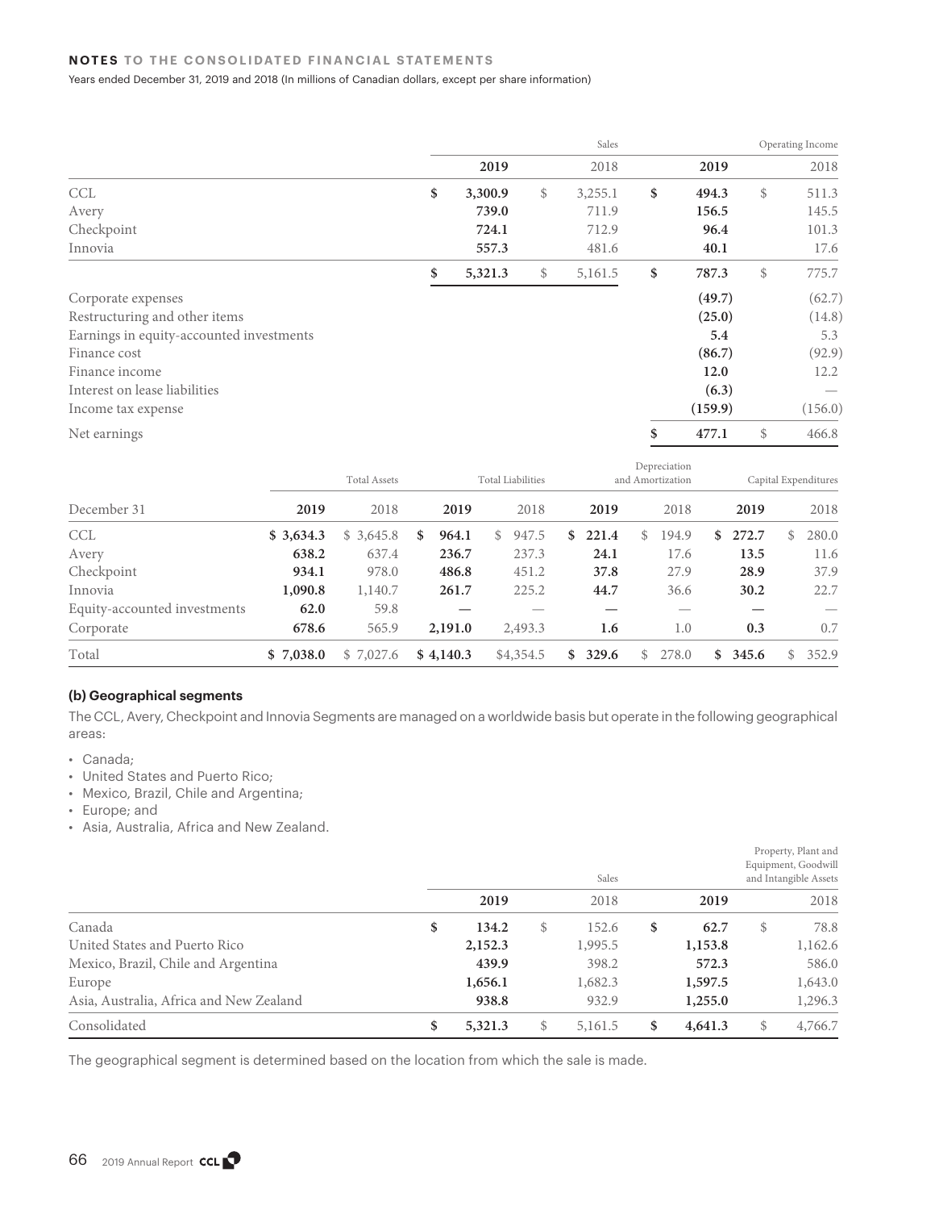|  | Sales |  | Operating Income |  |
|---|---|---|---|---|
|  | **2019** | 2018 | **2019** | 2018 |
| CCL | **$ 3,300.9** | $ 3,255.1 | **$ 494.3** | $ 511.3 |
| Avery | **739.0** | 711.9 | **156.5** | 145.5 |
| Checkpoint | **724.1** | 712.9 | **96.4** | 101.3 |
| Innovia | **557.3** | 481.6 | **40.1** | 17.6 |
|  | **$ 5,321.3** | $ 5,161.5 | **$ 787.3** | $ 775.7 |
| Corporate expenses |  |  | **(49.7)** | (62.7) |
| Restructuring and other items |  |  | **(25.0)** | (14.8) |
| Earnings in equity-accounted investments |  |  | **5.4** | 5.3 |
| Finance cost |  |  | **(86.7)** | (92.9) |
| Finance income |  |  | **12.0** | 12.2 |
| Interest on lease liabilities |  |  | **(6.3)** | — |
| Income tax expense |  |  | **(159.9)** | (156.0) |
| Net earnings |  |  | **$ 477.1** | $ 466.8 |

|  | Total Assets |  | Total Liabilities |  | Depreciation and Amortization |  | Capital Expenditures |  |
|---|---|---|---|---|---|---|---|---|
| December 31 | **2019** | 2018 | **2019** | 2018 | **2019** | 2018 | **2019** | 2018 |
| CCL | **$ 3,634.3** | $ 3,645.8 | **$ 964.1** | $ 947.5 | **$ 221.4** | $ 194.9 | **$ 272.7** | $ 280.0 |
| Avery | **638.2** | 637.4 | **236.7** | 237.3 | **24.1** | 17.6 | **13.5** | 11.6 |
| Checkpoint | **934.1** | 978.0 | **486.8** | 451.2 | **37.8** | 27.9 | **28.9** | 37.9 |
| Innovia | **1,090.8** | 1,140.7 | **261.7** | 225.2 | **44.7** | 36.6 | **30.2** | 22.7 |
| Equity-accounted investments | **62.0** | 59.8 | **—** | — | **—** | — | **—** | — |
| Corporate | **678.6** | 565.9 | **2,191.0** | 2,493.3 | **1.6** | 1.0 | **0.3** | 0.7 |
| Total | **$ 7,038.0** | $ 7,027.6 | **$ 4,140.3** | $4,354.5 | **$ 329.6** | $ 278.0 | **$ 345.6** | $ 352.9 |

### (b) Geographical segments

The CCL, Avery, Checkpoint and Innovia Segments are managed on a worldwide basis but operate in the following geographical areas:

- Canada;
- United States and Puerto Rico;
- Mexico, Brazil, Chile and Argentina;
- Europe; and
- Asia, Australia, Africa and New Zealand.

|  | Sales |  | Property, Plant and Equipment, Goodwill and Intangible Assets |  |
|---|---|---|---|---|
|  | **2019** | 2018 | **2019** | 2018 |
| Canada | **$ 134.2** | $ 152.6 | **$ 62.7** | $ 78.8 |
| United States and Puerto Rico | **2,152.3** | 1,995.5 | **1,153.8** | 1,162.6 |
| Mexico, Brazil, Chile and Argentina | **439.9** | 398.2 | **572.3** | 586.0 |
| Europe | **1,656.1** | 1,682.3 | **1,597.5** | 1,643.0 |
| Asia, Australia, Africa and New Zealand | **938.8** | 932.9 | **1,255.0** | 1,296.3 |
| Consolidated | **$ 5,321.3** | $ 5,161.5 | **$ 4,641.3** | $ 4,766.7 |

The geographical segment is determined based on the location from which the sale is made.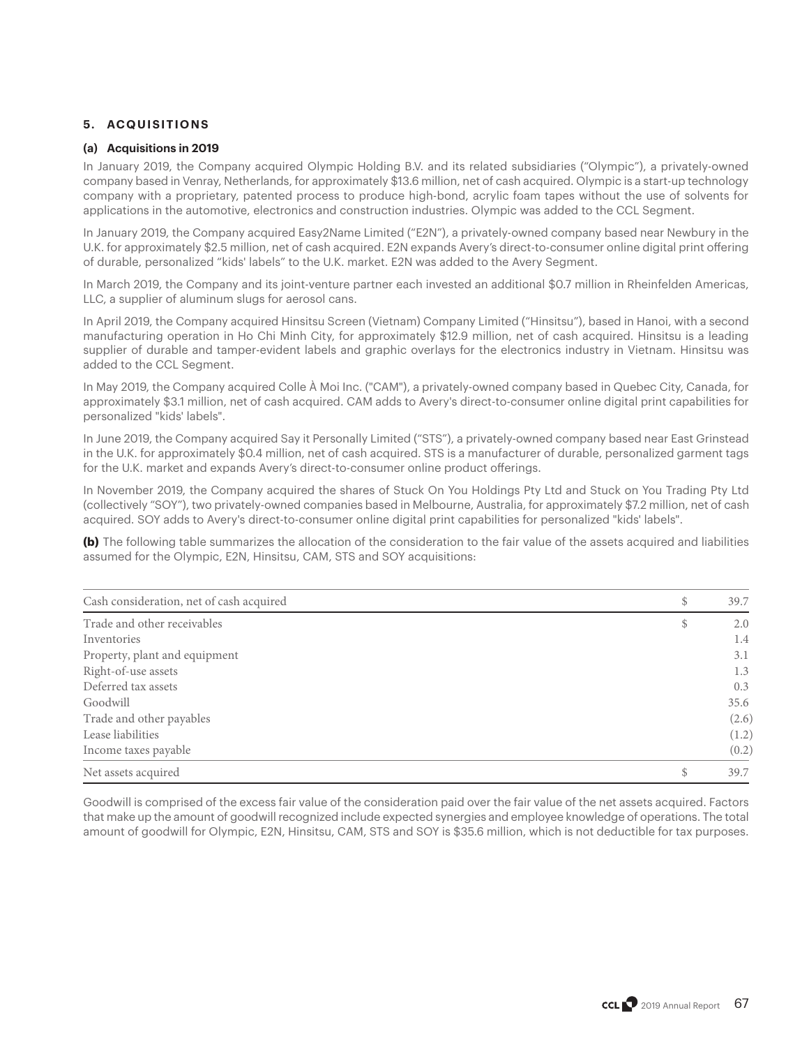## 5. ACQUISITIONS

### (a) Acquisitions in 2019

In January 2019, the Company acquired Olympic Holding B.V. and its related subsidiaries ("Olympic"), a privately-owned company based in Venray, Netherlands, for approximately $13.6 million, net of cash acquired. Olympic is a start-up technology company with a proprietary, patented process to produce high-bond, acrylic foam tapes without the use of solvents for applications in the automotive, electronics and construction industries. Olympic was added to the CCL Segment.

In January 2019, the Company acquired Easy2Name Limited ("E2N"), a privately-owned company based near Newbury in the U.K. for approximately $2.5 million, net of cash acquired. E2N expands Avery's direct-to-consumer online digital print offering of durable, personalized "kids' labels" to the U.K. market. E2N was added to the Avery Segment.

In March 2019, the Company and its joint-venture partner each invested an additional $0.7 million in Rheinfelden Americas, LLC, a supplier of aluminum slugs for aerosol cans.

In April 2019, the Company acquired Hinsitsu Screen (Vietnam) Company Limited ("Hinsitsu"), based in Hanoi, with a second manufacturing operation in Ho Chi Minh City, for approximately $12.9 million, net of cash acquired. Hinsitsu is a leading supplier of durable and tamper-evident labels and graphic overlays for the electronics industry in Vietnam. Hinsitsu was added to the CCL Segment.

In May 2019, the Company acquired Colle À Moi Inc. ("CAM"), a privately-owned company based in Quebec City, Canada, for approximately $3.1 million, net of cash acquired. CAM adds to Avery's direct-to-consumer online digital print capabilities for personalized "kids' labels".

In June 2019, the Company acquired Say it Personally Limited ("STS"), a privately-owned company based near East Grinstead in the U.K. for approximately $0.4 million, net of cash acquired. STS is a manufacturer of durable, personalized garment tags for the U.K. market and expands Avery's direct-to-consumer online product offerings.

In November 2019, the Company acquired the shares of Stuck On You Holdings Pty Ltd and Stuck on You Trading Pty Ltd (collectively "SOY"), two privately-owned companies based in Melbourne, Australia, for approximately $7.2 million, net of cash acquired. SOY adds to Avery's direct-to-consumer online digital print capabilities for personalized "kids' labels".

**(b)** The following table summarizes the allocation of the consideration to the fair value of the assets acquired and liabilities assumed for the Olympic, E2N, Hinsitsu, CAM, STS and SOY acquisitions:

| | | |
|---|---|---|
| Cash consideration, net of cash acquired | $ | 39.7 |
| Trade and other receivables | $ | 2.0 |
| Inventories | | 1.4 |
| Property, plant and equipment | | 3.1 |
| Right-of-use assets | | 1.3 |
| Deferred tax assets | | 0.3 |
| Goodwill | | 35.6 |
| Trade and other payables | | (2.6) |
| Lease liabilities | | (1.2) |
| Income taxes payable | | (0.2) |
| Net assets acquired | $ | 39.7 |

Goodwill is comprised of the excess fair value of the consideration paid over the fair value of the net assets acquired. Factors that make up the amount of goodwill recognized include expected synergies and employee knowledge of operations. The total amount of goodwill for Olympic, E2N, Hinsitsu, CAM, STS and SOY is $35.6 million, which is not deductible for tax purposes.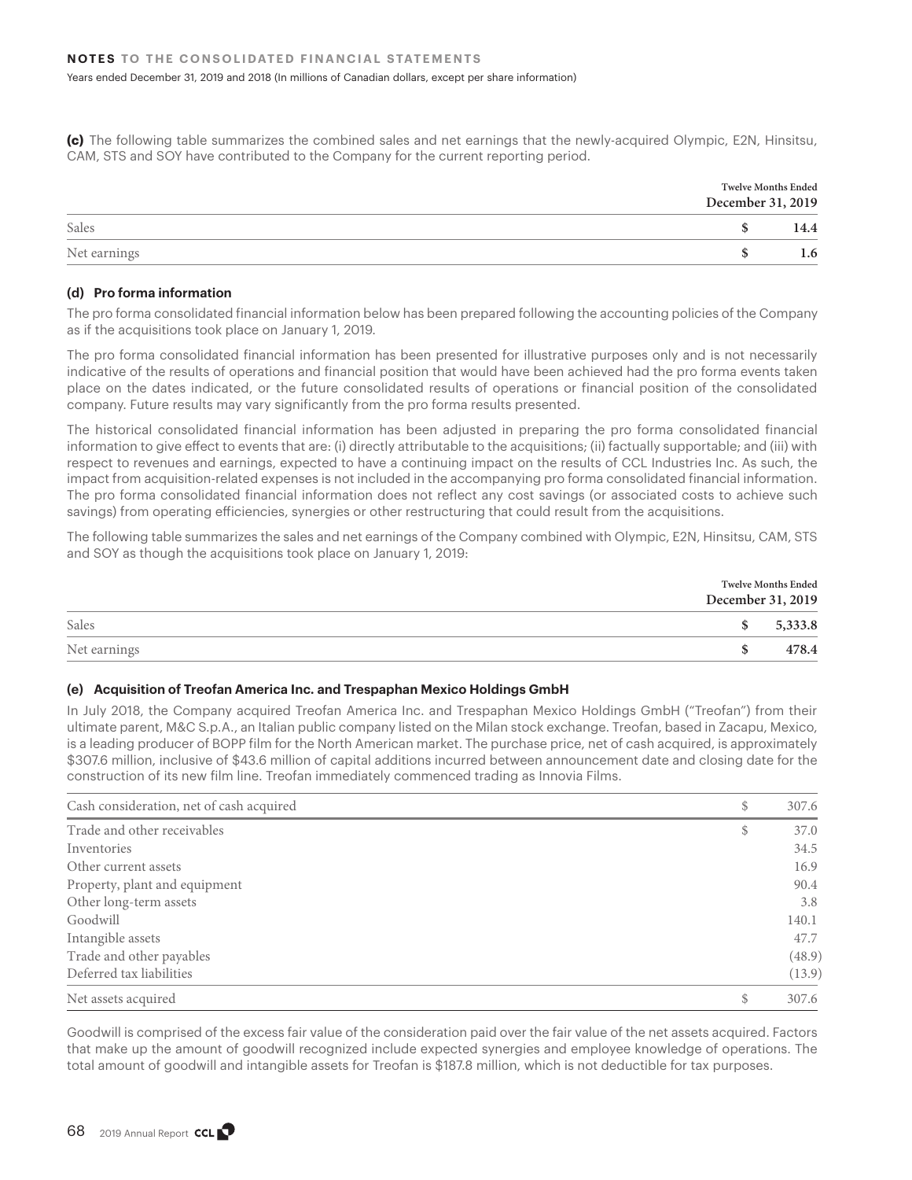**(c)** The following table summarizes the combined sales and net earnings that the newly-acquired Olympic, E2N, Hinsitsu, CAM, STS and SOY have contributed to the Company for the current reporting period.

| | Twelve Months Ended December 31, 2019 |
|---|---|
| Sales | $ 14.4 |
| Net earnings | $ 1.6 |

### (d) Pro forma information

The pro forma consolidated financial information below has been prepared following the accounting policies of the Company as if the acquisitions took place on January 1, 2019.

The pro forma consolidated financial information has been presented for illustrative purposes only and is not necessarily indicative of the results of operations and financial position that would have been achieved had the pro forma events taken place on the dates indicated, or the future consolidated results of operations or financial position of the consolidated company. Future results may vary significantly from the pro forma results presented.

The historical consolidated financial information has been adjusted in preparing the pro forma consolidated financial information to give effect to events that are: (i) directly attributable to the acquisitions; (ii) factually supportable; and (iii) with respect to revenues and earnings, expected to have a continuing impact on the results of CCL Industries Inc. As such, the impact from acquisition-related expenses is not included in the accompanying pro forma consolidated financial information. The pro forma consolidated financial information does not reflect any cost savings (or associated costs to achieve such savings) from operating efficiencies, synergies or other restructuring that could result from the acquisitions.

The following table summarizes the sales and net earnings of the Company combined with Olympic, E2N, Hinsitsu, CAM, STS and SOY as though the acquisitions took place on January 1, 2019:

| | Twelve Months Ended December 31, 2019 |
|---|---|
| Sales | $ 5,333.8 |
| Net earnings | $ 478.4 |

### (e) Acquisition of Treofan America Inc. and Trespaphan Mexico Holdings GmbH

In July 2018, the Company acquired Treofan America Inc. and Trespaphan Mexico Holdings GmbH ("Treofan") from their ultimate parent, M&C S.p.A., an Italian public company listed on the Milan stock exchange. Treofan, based in Zacapu, Mexico, is a leading producer of BOPP film for the North American market. The purchase price, net of cash acquired, is approximately $307.6 million, inclusive of $43.6 million of capital additions incurred between announcement date and closing date for the construction of its new film line. Treofan immediately commenced trading as Innovia Films.

| | | |
|---|---|---|
| Cash consideration, net of cash acquired | $ | 307.6 |
| Trade and other receivables | $ | 37.0 |
| Inventories | | 34.5 |
| Other current assets | | 16.9 |
| Property, plant and equipment | | 90.4 |
| Other long-term assets | | 3.8 |
| Goodwill | | 140.1 |
| Intangible assets | | 47.7 |
| Trade and other payables | | (48.9) |
| Deferred tax liabilities | | (13.9) |
| Net assets acquired | $ | 307.6 |

Goodwill is comprised of the excess fair value of the consideration paid over the fair value of the net assets acquired. Factors that make up the amount of goodwill recognized include expected synergies and employee knowledge of operations. The total amount of goodwill and intangible assets for Treofan is $187.8 million, which is not deductible for tax purposes.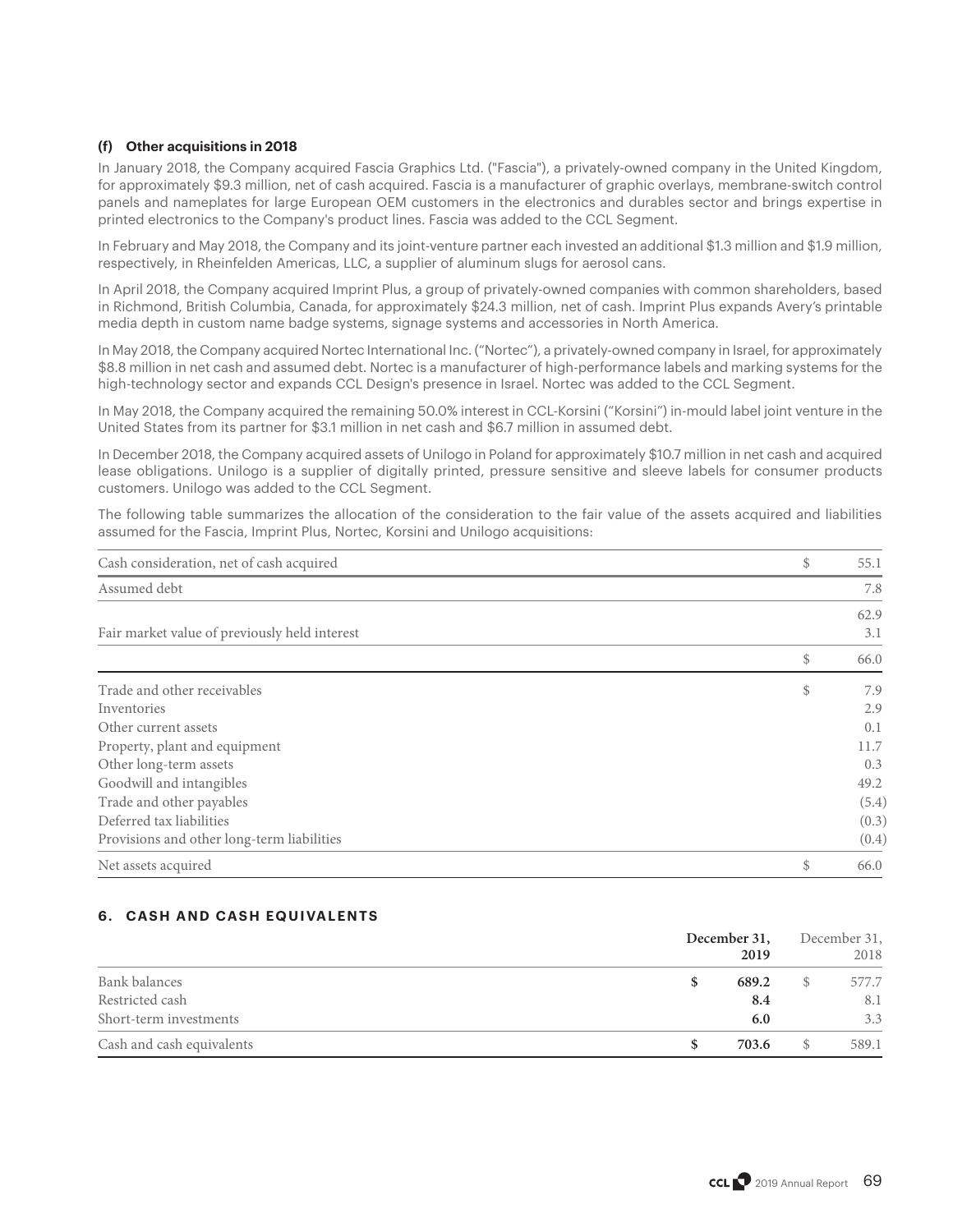### (f) Other acquisitions in 2018

In January 2018, the Company acquired Fascia Graphics Ltd. ("Fascia"), a privately-owned company in the United Kingdom, for approximately $9.3 million, net of cash acquired. Fascia is a manufacturer of graphic overlays, membrane-switch control panels and nameplates for large European OEM customers in the electronics and durables sector and brings expertise in printed electronics to the Company's product lines. Fascia was added to the CCL Segment.

In February and May 2018, the Company and its joint-venture partner each invested an additional $1.3 million and $1.9 million, respectively, in Rheinfelden Americas, LLC, a supplier of aluminum slugs for aerosol cans.

In April 2018, the Company acquired Imprint Plus, a group of privately-owned companies with common shareholders, based in Richmond, British Columbia, Canada, for approximately $24.3 million, net of cash. Imprint Plus expands Avery's printable media depth in custom name badge systems, signage systems and accessories in North America.

In May 2018, the Company acquired Nortec International Inc. ("Nortec"), a privately-owned company in Israel, for approximately $8.8 million in net cash and assumed debt. Nortec is a manufacturer of high-performance labels and marking systems for the high-technology sector and expands CCL Design's presence in Israel. Nortec was added to the CCL Segment.

In May 2018, the Company acquired the remaining 50.0% interest in CCL-Korsini ("Korsini") in-mould label joint venture in the United States from its partner for $3.1 million in net cash and $6.7 million in assumed debt.

In December 2018, the Company acquired assets of Unilogo in Poland for approximately $10.7 million in net cash and acquired lease obligations. Unilogo is a supplier of digitally printed, pressure sensitive and sleeve labels for consumer products customers. Unilogo was added to the CCL Segment.

The following table summarizes the allocation of the consideration to the fair value of the assets acquired and liabilities assumed for the Fascia, Imprint Plus, Nortec, Korsini and Unilogo acquisitions:

| | | |
|---|---|---|
| Cash consideration, net of cash acquired | $ | 55.1 |
| Assumed debt | | 7.8 |
| | | 62.9 |
| Fair market value of previously held interest | | 3.1 |
| | $ | 66.0 |
| Trade and other receivables | $ | 7.9 |
| Inventories | | 2.9 |
| Other current assets | | 0.1 |
| Property, plant and equipment | | 11.7 |
| Other long-term assets | | 0.3 |
| Goodwill and intangibles | | 49.2 |
| Trade and other payables | | (5.4) |
| Deferred tax liabilities | | (0.3) |
| Provisions and other long-term liabilities | | (0.4) |
| Net assets acquired | $ | 66.0 |

## 6. CASH AND CASH EQUIVALENTS

| | | December 31, 2019 | | December 31, 2018 |
|---|---|---|---|---|
| Bank balances | $ | **689.2** | $ | 577.7 |
| Restricted cash | | **8.4** | | 8.1 |
| Short-term investments | | **6.0** | | 3.3 |
| Cash and cash equivalents | $ | **703.6** | $ | 589.1 |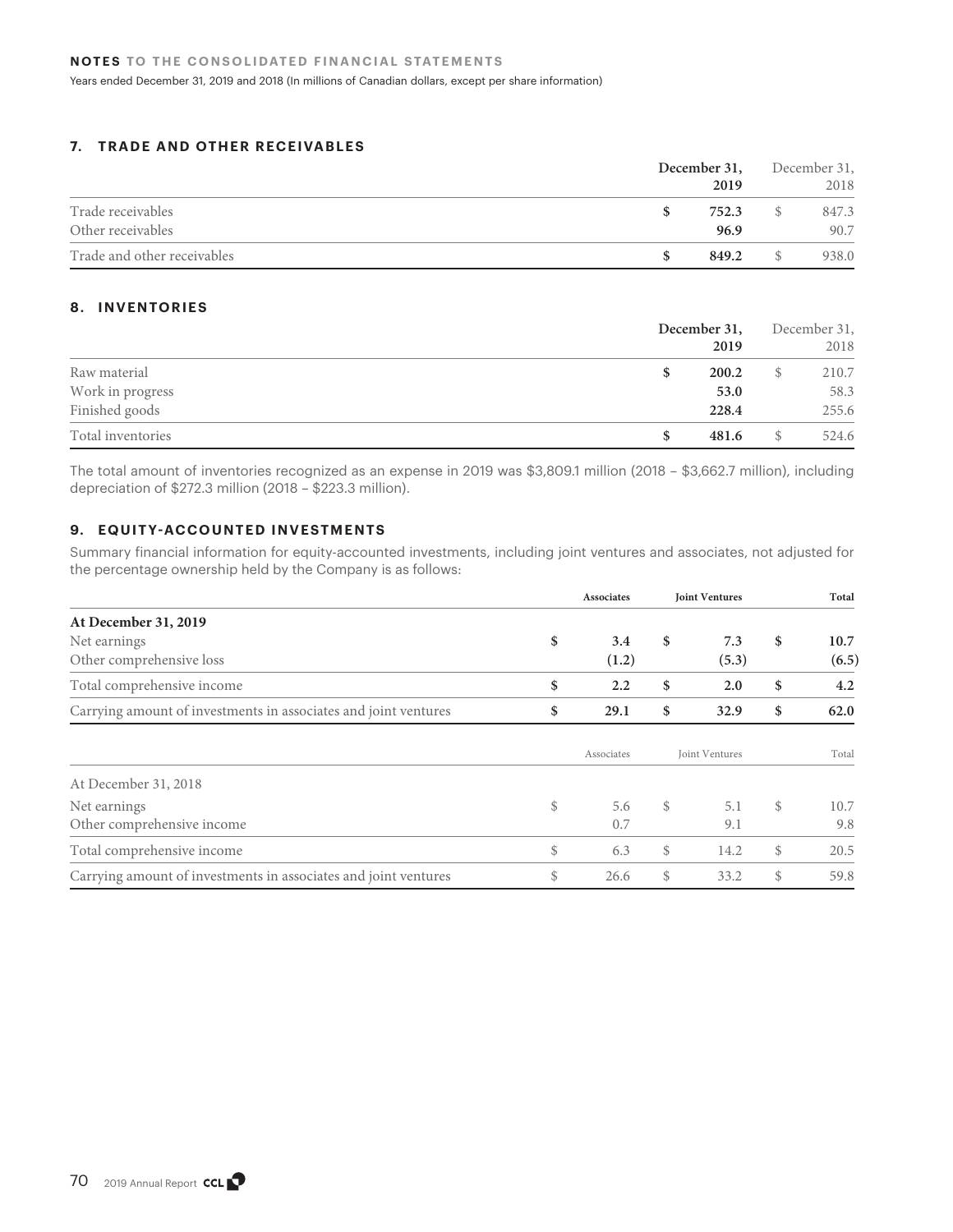## 7. TRADE AND OTHER RECEIVABLES

| | December 31, 2019 | December 31, 2018 |
|---|---|---|
| Trade receivables | $ 752.3 | $ 847.3 |
| Other receivables | 96.9 | 90.7 |
| Trade and other receivables | $ 849.2 | $ 938.0 |

## 8. INVENTORIES

| | December 31, 2019 | December 31, 2018 |
|---|---|---|
| Raw material | $ 200.2 | $ 210.7 |
| Work in progress | 53.0 | 58.3 |
| Finished goods | 228.4 | 255.6 |
| Total inventories | $ 481.6 | $ 524.6 |

The total amount of inventories recognized as an expense in 2019 was $3,809.1 million (2018 – $3,662.7 million), including depreciation of $272.3 million (2018 – $223.3 million).

## 9. EQUITY-ACCOUNTED INVESTMENTS

Summary financial information for equity-accounted investments, including joint ventures and associates, not adjusted for the percentage ownership held by the Company is as follows:

| | Associates | Joint Ventures | Total |
|---|---|---|---|
| **At December 31, 2019** | | | |
| Net earnings | $ 3.4 | $ 7.3 | $ 10.7 |
| Other comprehensive loss | (1.2) | (5.3) | (6.5) |
| Total comprehensive income | $ 2.2 | $ 2.0 | $ 4.2 |
| Carrying amount of investments in associates and joint ventures | $ 29.1 | $ 32.9 | $ 62.0 |

| | Associates | Joint Ventures | Total |
|---|---|---|---|
| At December 31, 2018 | | | |
| Net earnings | $ 5.6 | $ 5.1 | $ 10.7 |
| Other comprehensive income | 0.7 | 9.1 | 9.8 |
| Total comprehensive income | $ 6.3 | $ 14.2 | $ 20.5 |
| Carrying amount of investments in associates and joint ventures | $ 26.6 | $ 33.2 | $ 59.8 |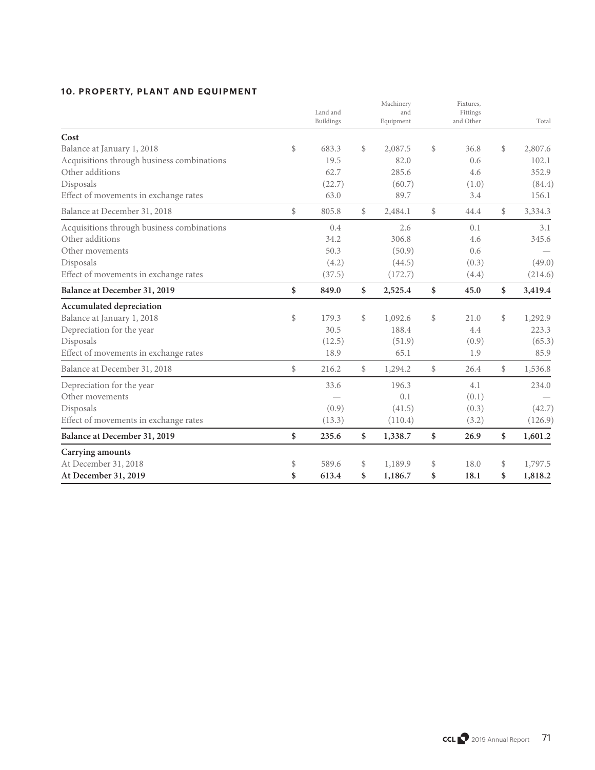## 10. PROPERTY, PLANT AND EQUIPMENT

| | Land and Buildings | Machinery and Equipment | Fixtures, Fittings and Other | Total |
|---|---|---|---|---|
| **Cost** | | | | |
| Balance at January 1, 2018 | $ 683.3 | $ 2,087.5 | $ 36.8 | $ 2,807.6 |
| Acquisitions through business combinations | 19.5 | 82.0 | 0.6 | 102.1 |
| Other additions | 62.7 | 285.6 | 4.6 | 352.9 |
| Disposals | (22.7) | (60.7) | (1.0) | (84.4) |
| Effect of movements in exchange rates | 63.0 | 89.7 | 3.4 | 156.1 |
| Balance at December 31, 2018 | $ 805.8 | $ 2,484.1 | $ 44.4 | $ 3,334.3 |
| Acquisitions through business combinations | 0.4 | 2.6 | 0.1 | 3.1 |
| Other additions | 34.2 | 306.8 | 4.6 | 345.6 |
| Other movements | 50.3 | (50.9) | 0.6 | — |
| Disposals | (4.2) | (44.5) | (0.3) | (49.0) |
| Effect of movements in exchange rates | (37.5) | (172.7) | (4.4) | (214.6) |
| **Balance at December 31, 2019** | **$ 849.0** | **$ 2,525.4** | **$ 45.0** | **$ 3,419.4** |
| **Accumulated depreciation** | | | | |
| Balance at January 1, 2018 | $ 179.3 | $ 1,092.6 | $ 21.0 | $ 1,292.9 |
| Depreciation for the year | 30.5 | 188.4 | 4.4 | 223.3 |
| Disposals | (12.5) | (51.9) | (0.9) | (65.3) |
| Effect of movements in exchange rates | 18.9 | 65.1 | 1.9 | 85.9 |
| Balance at December 31, 2018 | $ 216.2 | $ 1,294.2 | $ 26.4 | $ 1,536.8 |
| Depreciation for the year | 33.6 | 196.3 | 4.1 | 234.0 |
| Other movements | — | 0.1 | (0.1) | — |
| Disposals | (0.9) | (41.5) | (0.3) | (42.7) |
| Effect of movements in exchange rates | (13.3) | (110.4) | (3.2) | (126.9) |
| **Balance at December 31, 2019** | **$ 235.6** | **$ 1,338.7** | **$ 26.9** | **$ 1,601.2** |
| **Carrying amounts** | | | | |
| At December 31, 2018 | $ 589.6 | $ 1,189.9 | $ 18.0 | $ 1,797.5 |
| **At December 31, 2019** | **$ 613.4** | **$ 1,186.7** | **$ 18.1** | **$ 1,818.2** |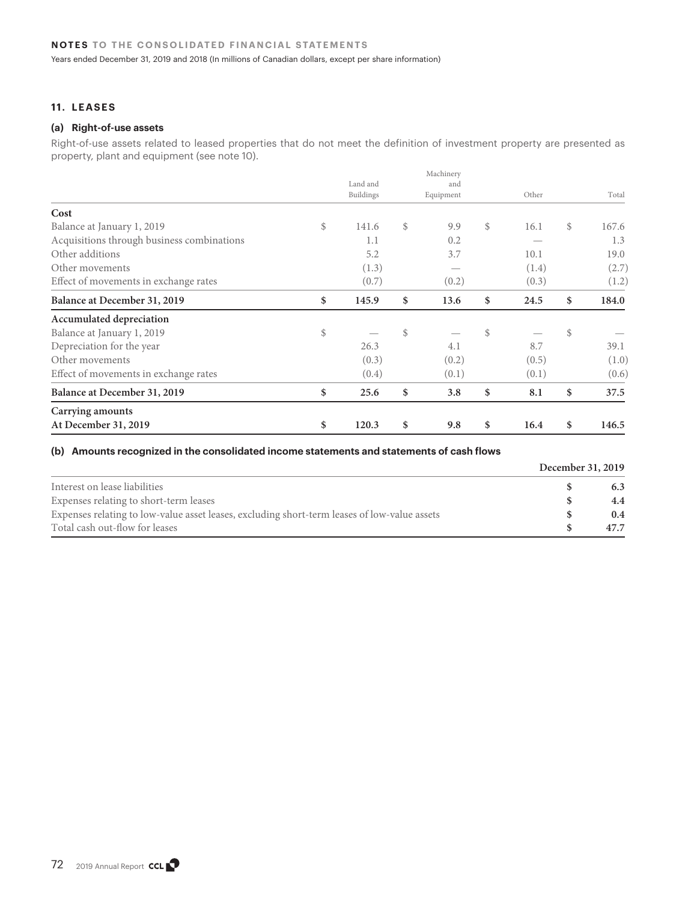## 11. LEASES

### (a) Right-of-use assets

Right-of-use assets related to leased properties that do not meet the definition of investment property are presented as property, plant and equipment (see note 10).

| | Land and Buildings | Machinery and Equipment | Other | Total |
|---|---|---|---|---|
| **Cost** | | | | |
| Balance at January 1, 2019 | $ 141.6 | $ 9.9 | $ 16.1 | $ 167.6 |
| Acquisitions through business combinations | 1.1 | 0.2 | — | 1.3 |
| Other additions | 5.2 | 3.7 | 10.1 | 19.0 |
| Other movements | (1.3) | — | (1.4) | (2.7) |
| Effect of movements in exchange rates | (0.7) | (0.2) | (0.3) | (1.2) |
| **Balance at December 31, 2019** | **$ 145.9** | **$ 13.6** | **$ 24.5** | **$ 184.0** |
| **Accumulated depreciation** | | | | |
| Balance at January 1, 2019 | $ — | $ — | $ — | $ — |
| Depreciation for the year | 26.3 | 4.1 | 8.7 | 39.1 |
| Other movements | (0.3) | (0.2) | (0.5) | (1.0) |
| Effect of movements in exchange rates | (0.4) | (0.1) | (0.1) | (0.6) |
| **Balance at December 31, 2019** | **$ 25.6** | **$ 3.8** | **$ 8.1** | **$ 37.5** |
| **Carrying amounts** | | | | |
| **At December 31, 2019** | **$ 120.3** | **$ 9.8** | **$ 16.4** | **$ 146.5** |

### (b) Amounts recognized in the consolidated income statements and statements of cash flows

| | December 31, 2019 |
|---|---|
| Interest on lease liabilities | $ 6.3 |
| Expenses relating to short-term leases | $ 4.4 |
| Expenses relating to low-value asset leases, excluding short-term leases of low-value assets | $ 0.4 |
| Total cash out-flow for leases | $ 47.7 |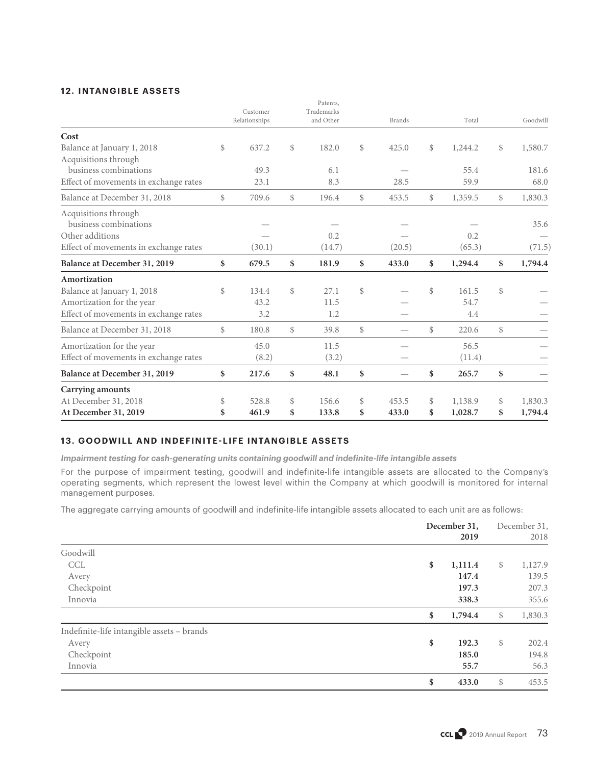## 12. INTANGIBLE ASSETS

| | Customer Relationships | Patents, Trademarks and Other | Brands | Total | Goodwill |
|---|---|---|---|---|---|
| **Cost** | | | | | |
| Balance at January 1, 2018 | $ 637.2 | $ 182.0 | $ 425.0 | $ 1,244.2 | $ 1,580.7 |
| Acquisitions through business combinations | 49.3 | 6.1 | — | 55.4 | 181.6 |
| Effect of movements in exchange rates | 23.1 | 8.3 | 28.5 | 59.9 | 68.0 |
| Balance at December 31, 2018 | $ 709.6 | $ 196.4 | $ 453.5 | $ 1,359.5 | $ 1,830.3 |
| Acquisitions through business combinations | — | — | — | — | 35.6 |
| Other additions | — | 0.2 | — | 0.2 | — |
| Effect of movements in exchange rates | (30.1) | (14.7) | (20.5) | (65.3) | (71.5) |
| **Balance at December 31, 2019** | **$ 679.5** | **$ 181.9** | **$ 433.0** | **$ 1,294.4** | **$ 1,794.4** |
| **Amortization** | | | | | |
| Balance at January 1, 2018 | $ 134.4 | $ 27.1 | $ — | $ 161.5 | $ — |
| Amortization for the year | 43.2 | 11.5 | — | 54.7 | — |
| Effect of movements in exchange rates | 3.2 | 1.2 | — | 4.4 | — |
| Balance at December 31, 2018 | $ 180.8 | $ 39.8 | $ — | $ 220.6 | $ — |
| Amortization for the year | 45.0 | 11.5 | — | 56.5 | — |
| Effect of movements in exchange rates | (8.2) | (3.2) | — | (11.4) | — |
| **Balance at December 31, 2019** | **$ 217.6** | **$ 48.1** | **$ —** | **$ 265.7** | **$ —** |
| **Carrying amounts** | | | | | |
| At December 31, 2018 | $ 528.8 | $ 156.6 | $ 453.5 | $ 1,138.9 | $ 1,830.3 |
| **At December 31, 2019** | **$ 461.9** | **$ 133.8** | **$ 433.0** | **$ 1,028.7** | **$ 1,794.4** |

## 13. GOODWILL AND INDEFINITE-LIFE INTANGIBLE ASSETS

***Impairment testing for cash-generating units containing goodwill and indefinite-life intangible assets***

For the purpose of impairment testing, goodwill and indefinite-life intangible assets are allocated to the Company's operating segments, which represent the lowest level within the Company at which goodwill is monitored for internal management purposes.

The aggregate carrying amounts of goodwill and indefinite-life intangible assets allocated to each unit are as follows:

| | **December 31, 2019** | December 31, 2018 |
|---|---|---|
| Goodwill | | |
| CCL | **$ 1,111.4** | $ 1,127.9 |
| Avery | **147.4** | 139.5 |
| Checkpoint | **197.3** | 207.3 |
| Innovia | **338.3** | 355.6 |
| | **$ 1,794.4** | $ 1,830.3 |
| Indefinite-life intangible assets – brands | | |
| Avery | **$ 192.3** | $ 202.4 |
| Checkpoint | **185.0** | 194.8 |
| Innovia | **55.7** | 56.3 |
| | **$ 433.0** | $ 453.5 |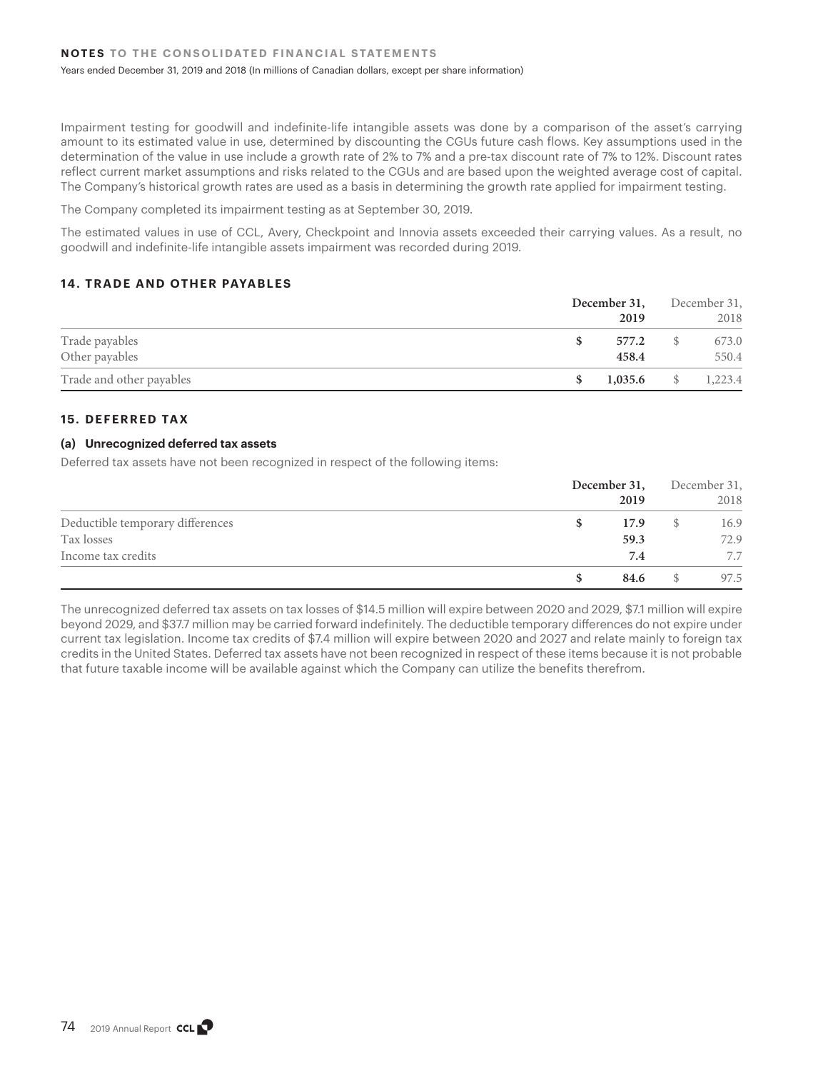Impairment testing for goodwill and indefinite-life intangible assets was done by a comparison of the asset's carrying amount to its estimated value in use, determined by discounting the CGUs future cash flows. Key assumptions used in the determination of the value in use include a growth rate of 2% to 7% and a pre-tax discount rate of 7% to 12%. Discount rates reflect current market assumptions and risks related to the CGUs and are based upon the weighted average cost of capital. The Company's historical growth rates are used as a basis in determining the growth rate applied for impairment testing.

The Company completed its impairment testing as at September 30, 2019.

The estimated values in use of CCL, Avery, Checkpoint and Innovia assets exceeded their carrying values. As a result, no goodwill and indefinite-life intangible assets impairment was recorded during 2019.

## 14. TRADE AND OTHER PAYABLES

| | December 31, 2019 | December 31, 2018 |
|---|---|---|
| Trade payables | $ 577.2 | $ 673.0 |
| Other payables | 458.4 | 550.4 |
| Trade and other payables | $ 1,035.6 | $ 1,223.4 |

## 15. DEFERRED TAX

### (a) Unrecognized deferred tax assets

Deferred tax assets have not been recognized in respect of the following items:

| | December 31, 2019 | December 31, 2018 |
|---|---|---|
| Deductible temporary differences | $ 17.9 | $ 16.9 |
| Tax losses | 59.3 | 72.9 |
| Income tax credits | 7.4 | 7.7 |
| | $ 84.6 | $ 97.5 |

The unrecognized deferred tax assets on tax losses of $14.5 million will expire between 2020 and 2029, $7.1 million will expire beyond 2029, and $37.7 million may be carried forward indefinitely. The deductible temporary differences do not expire under current tax legislation. Income tax credits of $7.4 million will expire between 2020 and 2027 and relate mainly to foreign tax credits in the United States. Deferred tax assets have not been recognized in respect of these items because it is not probable that future taxable income will be available against which the Company can utilize the benefits therefrom.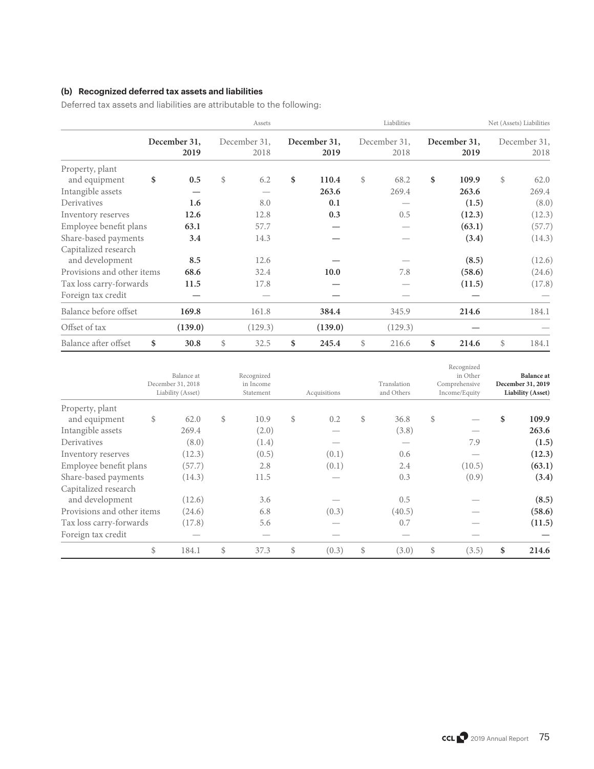### (b) Recognized deferred tax assets and liabilities

Deferred tax assets and liabilities are attributable to the following:

| | Assets | | Liabilities | | Net (Assets) Liabilities | |
|---|---|---|---|---|---|---|
| | **December 31, 2019** | December 31, 2018 | **December 31, 2019** | December 31, 2018 | **December 31, 2019** | December 31, 2018 |
| Property, plant and equipment | **$ 0.5** | $ 6.2 | **$ 110.4** | $ 68.2 | **$ 109.9** | $ 62.0 |
| Intangible assets | **—** | — | **263.6** | 269.4 | **263.6** | 269.4 |
| Derivatives | **1.6** | 8.0 | **0.1** | — | **(1.5)** | (8.0) |
| Inventory reserves | **12.6** | 12.8 | **0.3** | 0.5 | **(12.3)** | (12.3) |
| Employee benefit plans | **63.1** | 57.7 | **—** | — | **(63.1)** | (57.7) |
| Share-based payments | **3.4** | 14.3 | **—** | — | **(3.4)** | (14.3) |
| Capitalized research and development | **8.5** | 12.6 | **—** | — | **(8.5)** | (12.6) |
| Provisions and other items | **68.6** | 32.4 | **10.0** | 7.8 | **(58.6)** | (24.6) |
| Tax loss carry-forwards | **11.5** | 17.8 | **—** | — | **(11.5)** | (17.8) |
| Foreign tax credit | **—** | — | **—** | — | **—** | — |
| Balance before offset | **169.8** | 161.8 | **384.4** | 345.9 | **214.6** | 184.1 |
| Offset of tax | **(139.0)** | (129.3) | **(139.0)** | (129.3) | **—** | — |
| Balance after offset | **$ 30.8** | $ 32.5 | **$ 245.4** | $ 216.6 | **$ 214.6** | $ 184.1 |

| | Balance at December 31, 2018 Liability (Asset) | Recognized in Income Statement | Acquisitions | Translation and Others | Recognized in Other Comprehensive Income/Equity | **Balance at December 31, 2019 Liability (Asset)** |
|---|---|---|---|---|---|---|
| Property, plant and equipment | $ 62.0 | $ 10.9 | $ 0.2 | $ 36.8 | $ — | **$ 109.9** |
| Intangible assets | 269.4 | (2.0) | — | (3.8) | — | **263.6** |
| Derivatives | (8.0) | (1.4) | — | — | 7.9 | **(1.5)** |
| Inventory reserves | (12.3) | (0.5) | (0.1) | 0.6 | — | **(12.3)** |
| Employee benefit plans | (57.7) | 2.8 | (0.1) | 2.4 | (10.5) | **(63.1)** |
| Share-based payments | (14.3) | 11.5 | — | 0.3 | (0.9) | **(3.4)** |
| Capitalized research and development | (12.6) | 3.6 | — | 0.5 | — | **(8.5)** |
| Provisions and other items | (24.6) | 6.8 | (0.3) | (40.5) | — | **(58.6)** |
| Tax loss carry-forwards | (17.8) | 5.6 | — | 0.7 | — | **(11.5)** |
| Foreign tax credit | — | — | — | — | — | **—** |
| | $ 184.1 | $ 37.3 | $ (0.3) | $ (3.0) | $ (3.5) | **$ 214.6** |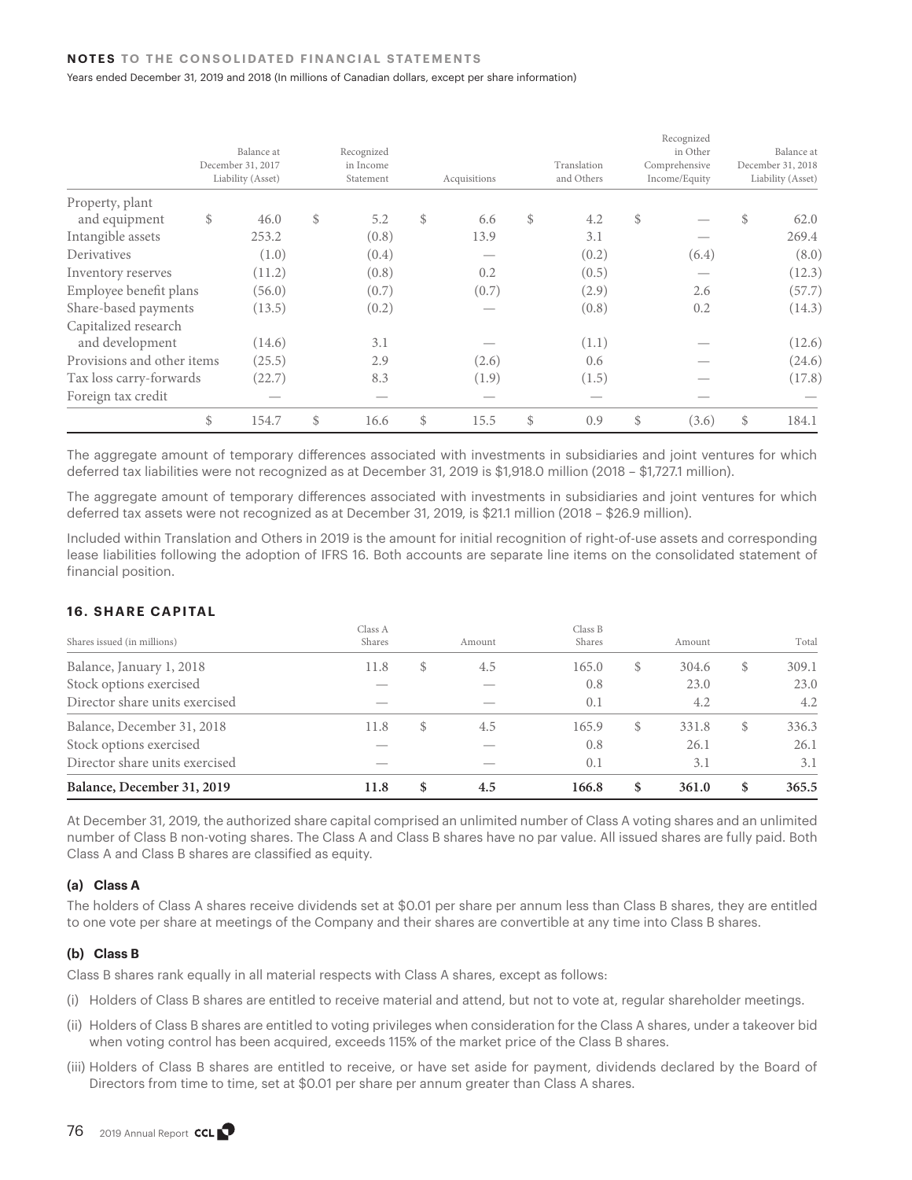| | Balance at December 31, 2017 Liability (Asset) | Recognized in Income Statement | Acquisitions | Translation and Others | Recognized in Other Comprehensive Income/Equity | Balance at December 31, 2018 Liability (Asset) |
|---|---|---|---|---|---|---|
| Property, plant and equipment | $ 46.0 | $ 5.2 | $ 6.6 | $ 4.2 | $ — | $ 62.0 |
| Intangible assets | 253.2 | (0.8) | 13.9 | 3.1 | — | 269.4 |
| Derivatives | (1.0) | (0.4) | — | (0.2) | (6.4) | (8.0) |
| Inventory reserves | (11.2) | (0.8) | 0.2 | (0.5) | — | (12.3) |
| Employee benefit plans | (56.0) | (0.7) | (0.7) | (2.9) | 2.6 | (57.7) |
| Share-based payments | (13.5) | (0.2) | — | (0.8) | 0.2 | (14.3) |
| Capitalized research and development | (14.6) | 3.1 | — | (1.1) | — | (12.6) |
| Provisions and other items | (25.5) | 2.9 | (2.6) | 0.6 | — | (24.6) |
| Tax loss carry-forwards | (22.7) | 8.3 | (1.9) | (1.5) | — | (17.8) |
| Foreign tax credit | — | — | — | — | — | — |
| | $ 154.7 | $ 16.6 | $ 15.5 | $ 0.9 | $ (3.6) | $ 184.1 |

The aggregate amount of temporary differences associated with investments in subsidiaries and joint ventures for which deferred tax liabilities were not recognized as at December 31, 2019 is $1,918.0 million (2018 – $1,727.1 million).

The aggregate amount of temporary differences associated with investments in subsidiaries and joint ventures for which deferred tax assets were not recognized as at December 31, 2019, is $21.1 million (2018 – $26.9 million).

Included within Translation and Others in 2019 is the amount for initial recognition of right-of-use assets and corresponding lease liabilities following the adoption of IFRS 16. Both accounts are separate line items on the consolidated statement of financial position.

### 16. SHARE CAPITAL

| Shares issued (in millions) | Class A Shares | Amount | Class B Shares | Amount | Total |
|---|---|---|---|---|---|
| Balance, January 1, 2018 | 11.8 | $ 4.5 | 165.0 | $ 304.6 | $ 309.1 |
| Stock options exercised | — | — | 0.8 | 23.0 | 23.0 |
| Director share units exercised | — | — | 0.1 | 4.2 | 4.2 |
| Balance, December 31, 2018 | 11.8 | $ 4.5 | 165.9 | $ 331.8 | $ 336.3 |
| Stock options exercised | — | — | 0.8 | 26.1 | 26.1 |
| Director share units exercised | — | — | 0.1 | 3.1 | 3.1 |
| **Balance, December 31, 2019** | **11.8** | **$ 4.5** | **166.8** | **$ 361.0** | **$ 365.5** |

At December 31, 2019, the authorized share capital comprised an unlimited number of Class A voting shares and an unlimited number of Class B non-voting shares. The Class A and Class B shares have no par value. All issued shares are fully paid. Both Class A and Class B shares are classified as equity.

#### (a) Class A

The holders of Class A shares receive dividends set at $0.01 per share per annum less than Class B shares, they are entitled to one vote per share at meetings of the Company and their shares are convertible at any time into Class B shares.

#### (b) Class B

Class B shares rank equally in all material respects with Class A shares, except as follows:

(i) Holders of Class B shares are entitled to receive material and attend, but not to vote at, regular shareholder meetings.

(ii) Holders of Class B shares are entitled to voting privileges when consideration for the Class A shares, under a takeover bid when voting control has been acquired, exceeds 115% of the market price of the Class B shares.

(iii) Holders of Class B shares are entitled to receive, or have set aside for payment, dividends declared by the Board of Directors from time to time, set at $0.01 per share per annum greater than Class A shares.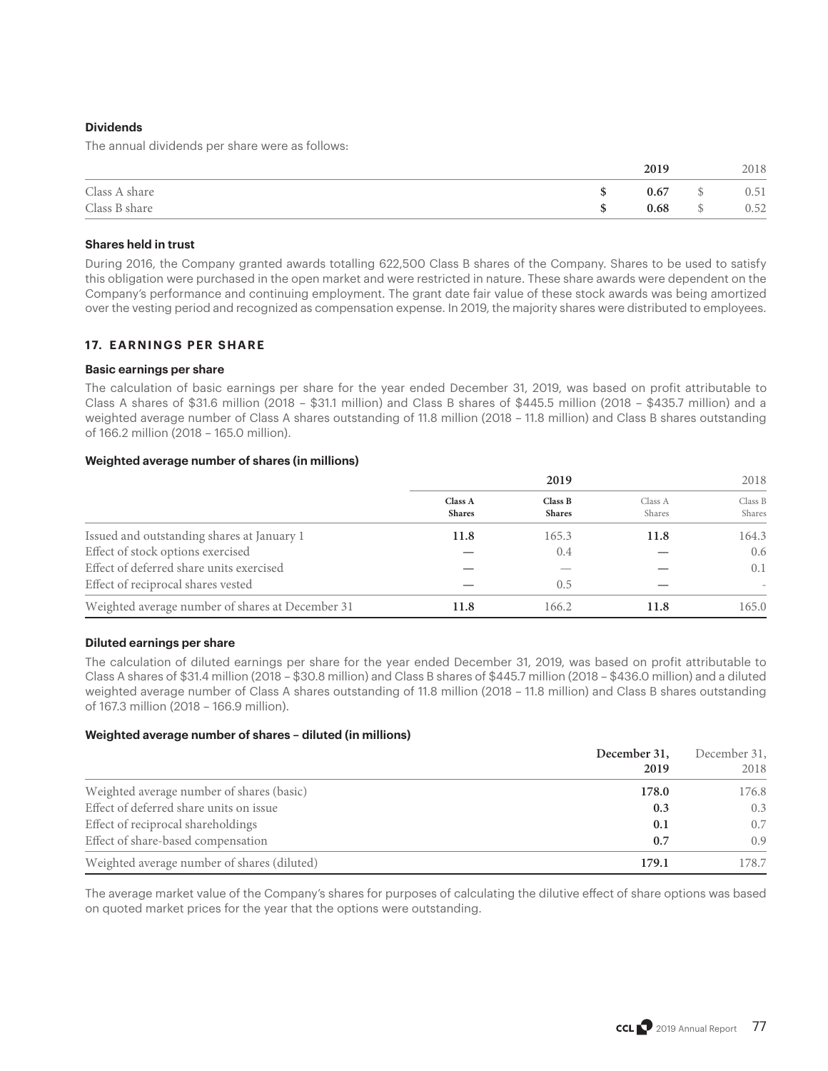**Dividends**

The annual dividends per share were as follows:

| | 2019 | 2018 |
|---|---|---|
| Class A share | $ 0.67 | $ 0.51 |
| Class B share | $ 0.68 | $ 0.52 |

**Shares held in trust**

During 2016, the Company granted awards totalling 622,500 Class B shares of the Company. Shares to be used to satisfy this obligation were purchased in the open market and were restricted in nature. These share awards were dependent on the Company's performance and continuing employment. The grant date fair value of these stock awards was being amortized over the vesting period and recognized as compensation expense. In 2019, the majority shares were distributed to employees.

## 17. EARNINGS PER SHARE

**Basic earnings per share**

The calculation of basic earnings per share for the year ended December 31, 2019, was based on profit attributable to Class A shares of $31.6 million (2018 – $31.1 million) and Class B shares of $445.5 million (2018 – $435.7 million) and a weighted average number of Class A shares outstanding of 11.8 million (2018 – 11.8 million) and Class B shares outstanding of 166.2 million (2018 – 165.0 million).

**Weighted average number of shares (in millions)**

| | 2019 | | 2018 | |
|---|---|---|---|---|
| | Class A Shares | Class B Shares | Class A Shares | Class B Shares |
| Issued and outstanding shares at January 1 | 11.8 | 165.3 | 11.8 | 164.3 |
| Effect of stock options exercised | — | 0.4 | — | 0.6 |
| Effect of deferred share units exercised | — | — | — | 0.1 |
| Effect of reciprocal shares vested | — | 0.5 | — | - |
| Weighted average number of shares at December 31 | 11.8 | 166.2 | 11.8 | 165.0 |

**Diluted earnings per share**

The calculation of diluted earnings per share for the year ended December 31, 2019, was based on profit attributable to Class A shares of $31.4 million (2018 – $30.8 million) and Class B shares of $445.7 million (2018 – $436.0 million) and a diluted weighted average number of Class A shares outstanding of 11.8 million (2018 – 11.8 million) and Class B shares outstanding of 167.3 million (2018 – 166.9 million).

**Weighted average number of shares – diluted (in millions)**

| | December 31, 2019 | December 31, 2018 |
|---|---|---|
| Weighted average number of shares (basic) | 178.0 | 176.8 |
| Effect of deferred share units on issue | 0.3 | 0.3 |
| Effect of reciprocal shareholdings | 0.1 | 0.7 |
| Effect of share-based compensation | 0.7 | 0.9 |
| Weighted average number of shares (diluted) | 179.1 | 178.7 |

The average market value of the Company's shares for purposes of calculating the dilutive effect of share options was based on quoted market prices for the year that the options were outstanding.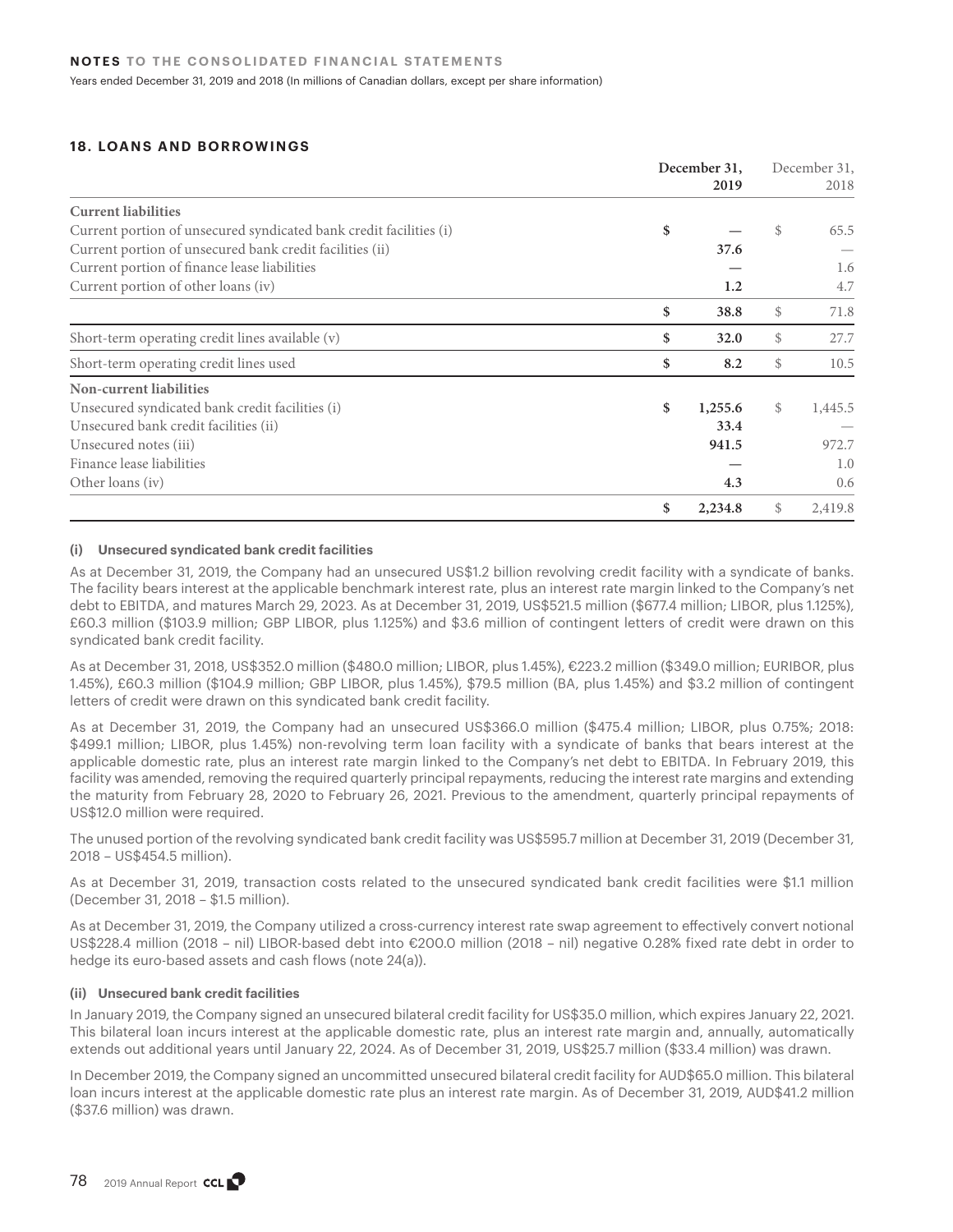## 18. LOANS AND BORROWINGS

| | December 31, 2019 | December 31, 2018 |
|---|---|---|
| **Current liabilities** | | |
| Current portion of unsecured syndicated bank credit facilities (i) | $ — | $ 65.5 |
| Current portion of unsecured bank credit facilities (ii) | 37.6 | — |
| Current portion of finance lease liabilities | — | 1.6 |
| Current portion of other loans (iv) | 1.2 | 4.7 |
| | $ 38.8 | $ 71.8 |
| Short-term operating credit lines available (v) | $ 32.0 | $ 27.7 |
| Short-term operating credit lines used | $ 8.2 | $ 10.5 |
| **Non-current liabilities** | | |
| Unsecured syndicated bank credit facilities (i) | $ 1,255.6 | $ 1,445.5 |
| Unsecured bank credit facilities (ii) | 33.4 | — |
| Unsecured notes (iii) | 941.5 | 972.7 |
| Finance lease liabilities | — | 1.0 |
| Other loans (iv) | 4.3 | 0.6 |
| | $ 2,234.8 | $ 2,419.8 |

#### (i) Unsecured syndicated bank credit facilities

As at December 31, 2019, the Company had an unsecured US$1.2 billion revolving credit facility with a syndicate of banks. The facility bears interest at the applicable benchmark interest rate, plus an interest rate margin linked to the Company's net debt to EBITDA, and matures March 29, 2023. As at December 31, 2019, US$521.5 million ($677.4 million; LIBOR, plus 1.125%), £60.3 million ($103.9 million; GBP LIBOR, plus 1.125%) and $3.6 million of contingent letters of credit were drawn on this syndicated bank credit facility.

As at December 31, 2018, US$352.0 million ($480.0 million; LIBOR, plus 1.45%), €223.2 million ($349.0 million; EURIBOR, plus 1.45%), £60.3 million ($104.9 million; GBP LIBOR, plus 1.45%), $79.5 million (BA, plus 1.45%) and $3.2 million of contingent letters of credit were drawn on this syndicated bank credit facility.

As at December 31, 2019, the Company had an unsecured US$366.0 million ($475.4 million; LIBOR, plus 0.75%; 2018: $499.1 million; LIBOR, plus 1.45%) non-revolving term loan facility with a syndicate of banks that bears interest at the applicable domestic rate, plus an interest rate margin linked to the Company's net debt to EBITDA. In February 2019, this facility was amended, removing the required quarterly principal repayments, reducing the interest rate margins and extending the maturity from February 28, 2020 to February 26, 2021. Previous to the amendment, quarterly principal repayments of US$12.0 million were required.

The unused portion of the revolving syndicated bank credit facility was US$595.7 million at December 31, 2019 (December 31, 2018 – US$454.5 million).

As at December 31, 2019, transaction costs related to the unsecured syndicated bank credit facilities were $1.1 million (December 31, 2018 – $1.5 million).

As at December 31, 2019, the Company utilized a cross-currency interest rate swap agreement to effectively convert notional US$228.4 million (2018 – nil) LIBOR-based debt into €200.0 million (2018 – nil) negative 0.28% fixed rate debt in order to hedge its euro-based assets and cash flows (note 24(a)).

#### (ii) Unsecured bank credit facilities

In January 2019, the Company signed an unsecured bilateral credit facility for US$35.0 million, which expires January 22, 2021. This bilateral loan incurs interest at the applicable domestic rate, plus an interest rate margin and, annually, automatically extends out additional years until January 22, 2024. As of December 31, 2019, US$25.7 million ($33.4 million) was drawn.

In December 2019, the Company signed an uncommitted unsecured bilateral credit facility for AUD$65.0 million. This bilateral loan incurs interest at the applicable domestic rate plus an interest rate margin. As of December 31, 2019, AUD$41.2 million ($37.6 million) was drawn.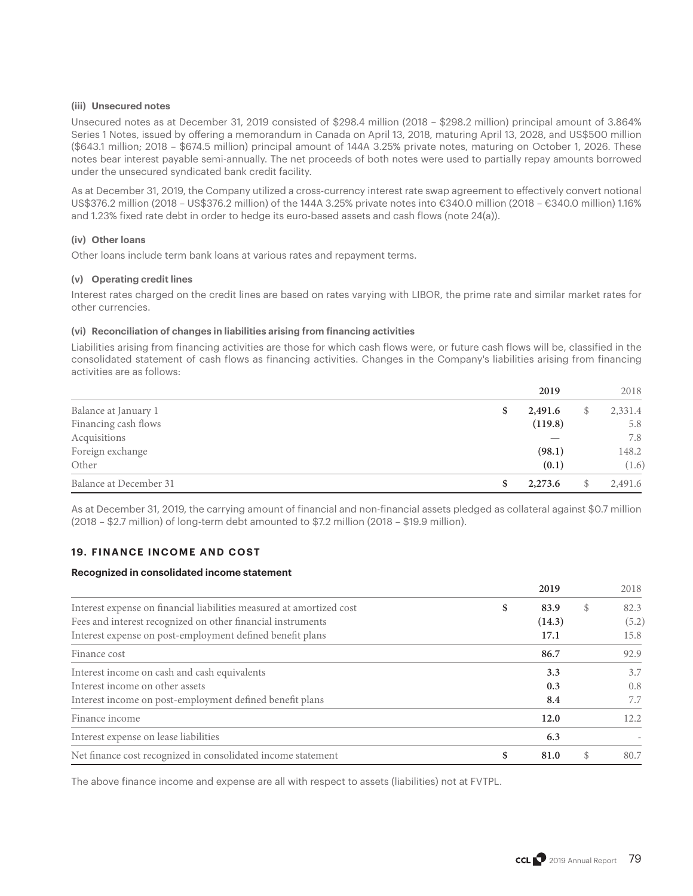#### (iii) Unsecured notes

Unsecured notes as at December 31, 2019 consisted of $298.4 million (2018 – $298.2 million) principal amount of 3.864% Series 1 Notes, issued by offering a memorandum in Canada on April 13, 2018, maturing April 13, 2028, and US$500 million ($643.1 million; 2018 – $674.5 million) principal amount of 144A 3.25% private notes, maturing on October 1, 2026. These notes bear interest payable semi-annually. The net proceeds of both notes were used to partially repay amounts borrowed under the unsecured syndicated bank credit facility.

As at December 31, 2019, the Company utilized a cross-currency interest rate swap agreement to effectively convert notional US$376.2 million (2018 – US$376.2 million) of the 144A 3.25% private notes into €340.0 million (2018 – €340.0 million) 1.16% and 1.23% fixed rate debt in order to hedge its euro-based assets and cash flows (note 24(a)).

#### (iv) Other loans

Other loans include term bank loans at various rates and repayment terms.

#### (v) Operating credit lines

Interest rates charged on the credit lines are based on rates varying with LIBOR, the prime rate and similar market rates for other currencies.

#### (vi) Reconciliation of changes in liabilities arising from financing activities

Liabilities arising from financing activities are those for which cash flows were, or future cash flows will be, classified in the consolidated statement of cash flows as financing activities. Changes in the Company's liabilities arising from financing activities are as follows:

| | 2019 | 2018 |
|---|---|---|
| Balance at January 1 | $ 2,491.6 | $ 2,331.4 |
| Financing cash flows | (119.8) | 5.8 |
| Acquisitions | — | 7.8 |
| Foreign exchange | (98.1) | 148.2 |
| Other | (0.1) | (1.6) |
| Balance at December 31 | $ 2,273.6 | $ 2,491.6 |

As at December 31, 2019, the carrying amount of financial and non-financial assets pledged as collateral against $0.7 million (2018 – $2.7 million) of long-term debt amounted to $7.2 million (2018 – $19.9 million).

## 19. FINANCE INCOME AND COST

#### Recognized in consolidated income statement

| | 2019 | 2018 |
|---|---|---|
| Interest expense on financial liabilities measured at amortized cost | $ 83.9 | $ 82.3 |
| Fees and interest recognized on other financial instruments | (14.3) | (5.2) |
| Interest expense on post-employment defined benefit plans | 17.1 | 15.8 |
| Finance cost | 86.7 | 92.9 |
| Interest income on cash and cash equivalents | 3.3 | 3.7 |
| Interest income on other assets | 0.3 | 0.8 |
| Interest income on post-employment defined benefit plans | 8.4 | 7.7 |
| Finance income | 12.0 | 12.2 |
| Interest expense on lease liabilities | 6.3 | - |
| Net finance cost recognized in consolidated income statement | $ 81.0 | $ 80.7 |

The above finance income and expense are all with respect to assets (liabilities) not at FVTPL.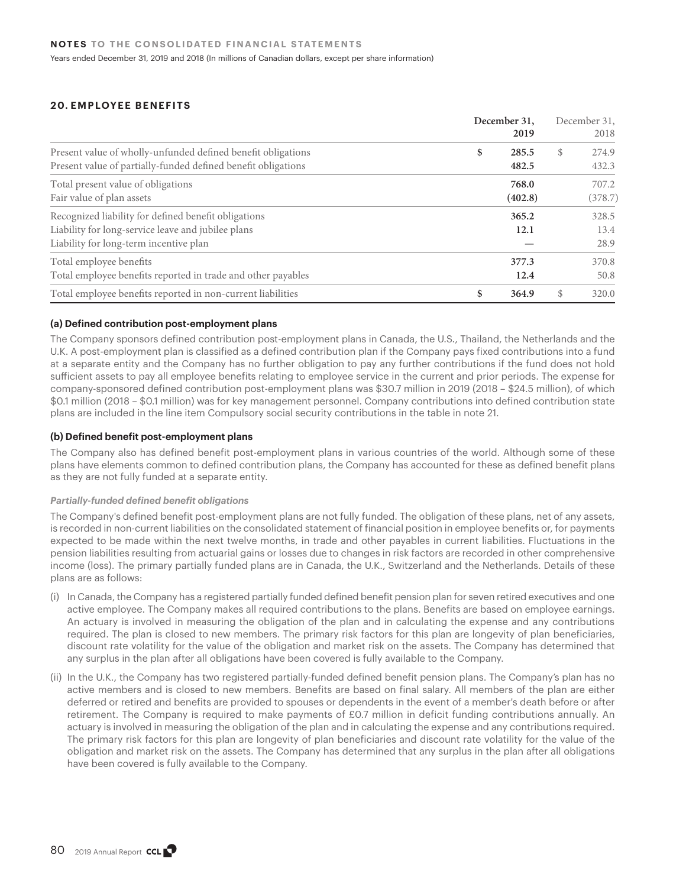## 20. EMPLOYEE BENEFITS

| | December 31, 2019 | December 31, 2018 |
|---|---|---|
| Present value of wholly-unfunded defined benefit obligations | $ 285.5 | $ 274.9 |
| Present value of partially-funded defined benefit obligations | 482.5 | 432.3 |
| Total present value of obligations | 768.0 | 707.2 |
| Fair value of plan assets | (402.8) | (378.7) |
| Recognized liability for defined benefit obligations | 365.2 | 328.5 |
| Liability for long-service leave and jubilee plans | 12.1 | 13.4 |
| Liability for long-term incentive plan | — | 28.9 |
| Total employee benefits | 377.3 | 370.8 |
| Total employee benefits reported in trade and other payables | 12.4 | 50.8 |
| Total employee benefits reported in non-current liabilities | $ 364.9 | $ 320.0 |

### (a) Defined contribution post-employment plans

The Company sponsors defined contribution post-employment plans in Canada, the U.S., Thailand, the Netherlands and the U.K. A post-employment plan is classified as a defined contribution plan if the Company pays fixed contributions into a fund at a separate entity and the Company has no further obligation to pay any further contributions if the fund does not hold sufficient assets to pay all employee benefits relating to employee service in the current and prior periods. The expense for company-sponsored defined contribution post-employment plans was $30.7 million in 2019 (2018 – $24.5 million), of which $0.1 million (2018 – $0.1 million) was for key management personnel. Company contributions into defined contribution state plans are included in the line item Compulsory social security contributions in the table in note 21.

### (b) Defined benefit post-employment plans

The Company also has defined benefit post-employment plans in various countries of the world. Although some of these plans have elements common to defined contribution plans, the Company has accounted for these as defined benefit plans as they are not fully funded at a separate entity.

#### *Partially-funded defined benefit obligations*

The Company's defined benefit post-employment plans are not fully funded. The obligation of these plans, net of any assets, is recorded in non-current liabilities on the consolidated statement of financial position in employee benefits or, for payments expected to be made within the next twelve months, in trade and other payables in current liabilities. Fluctuations in the pension liabilities resulting from actuarial gains or losses due to changes in risk factors are recorded in other comprehensive income (loss). The primary partially funded plans are in Canada, the U.K., Switzerland and the Netherlands. Details of these plans are as follows:

(i) In Canada, the Company has a registered partially funded defined benefit pension plan for seven retired executives and one active employee. The Company makes all required contributions to the plans. Benefits are based on employee earnings. An actuary is involved in measuring the obligation of the plan and in calculating the expense and any contributions required. The plan is closed to new members. The primary risk factors for this plan are longevity of plan beneficiaries, discount rate volatility for the value of the obligation and market risk on the assets. The Company has determined that any surplus in the plan after all obligations have been covered is fully available to the Company.

(ii) In the U.K., the Company has two registered partially-funded defined benefit pension plans. The Company's plan has no active members and is closed to new members. Benefits are based on final salary. All members of the plan are either deferred or retired and benefits are provided to spouses or dependents in the event of a member's death before or after retirement. The Company is required to make payments of £0.7 million in deficit funding contributions annually. An actuary is involved in measuring the obligation of the plan and in calculating the expense and any contributions required. The primary risk factors for this plan are longevity of plan beneficiaries and discount rate volatility for the value of the obligation and market risk on the assets. The Company has determined that any surplus in the plan after all obligations have been covered is fully available to the Company.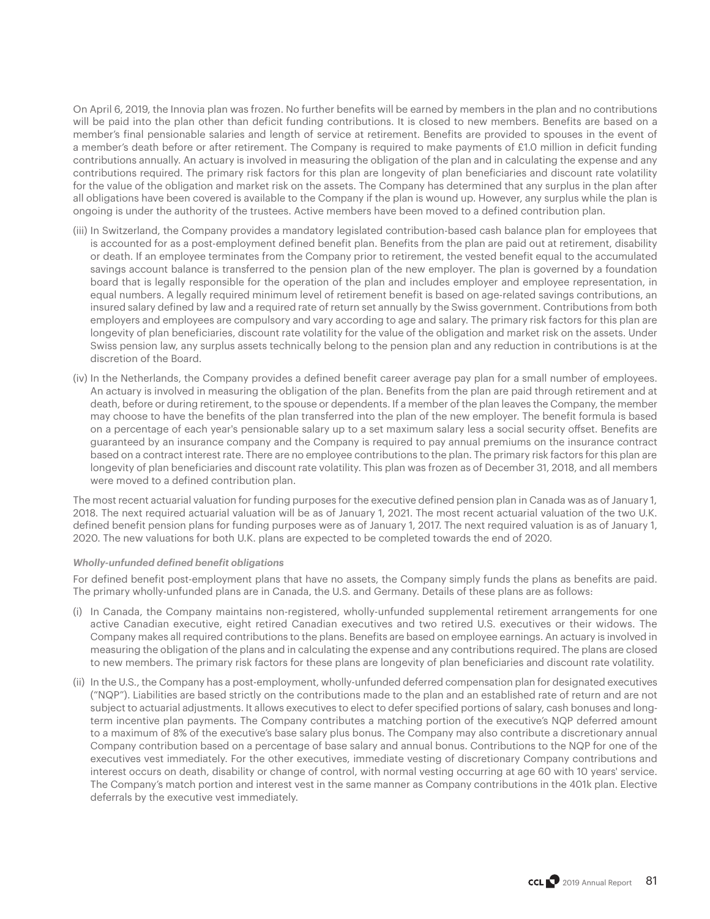On April 6, 2019, the Innovia plan was frozen. No further benefits will be earned by members in the plan and no contributions will be paid into the plan other than deficit funding contributions. It is closed to new members. Benefits are based on a member's final pensionable salaries and length of service at retirement. Benefits are provided to spouses in the event of a member's death before or after retirement. The Company is required to make payments of £1.0 million in deficit funding contributions annually. An actuary is involved in measuring the obligation of the plan and in calculating the expense and any contributions required. The primary risk factors for this plan are longevity of plan beneficiaries and discount rate volatility for the value of the obligation and market risk on the assets. The Company has determined that any surplus in the plan after all obligations have been covered is available to the Company if the plan is wound up. However, any surplus while the plan is ongoing is under the authority of the trustees. Active members have been moved to a defined contribution plan.

(iii) In Switzerland, the Company provides a mandatory legislated contribution-based cash balance plan for employees that is accounted for as a post-employment defined benefit plan. Benefits from the plan are paid out at retirement, disability or death. If an employee terminates from the Company prior to retirement, the vested benefit equal to the accumulated savings account balance is transferred to the pension plan of the new employer. The plan is governed by a foundation board that is legally responsible for the operation of the plan and includes employer and employee representation, in equal numbers. A legally required minimum level of retirement benefit is based on age-related savings contributions, an insured salary defined by law and a required rate of return set annually by the Swiss government. Contributions from both employers and employees are compulsory and vary according to age and salary. The primary risk factors for this plan are longevity of plan beneficiaries, discount rate volatility for the value of the obligation and market risk on the assets. Under Swiss pension law, any surplus assets technically belong to the pension plan and any reduction in contributions is at the discretion of the Board.

(iv) In the Netherlands, the Company provides a defined benefit career average pay plan for a small number of employees. An actuary is involved in measuring the obligation of the plan. Benefits from the plan are paid through retirement and at death, before or during retirement, to the spouse or dependents. If a member of the plan leaves the Company, the member may choose to have the benefits of the plan transferred into the plan of the new employer. The benefit formula is based on a percentage of each year's pensionable salary up to a set maximum salary less a social security offset. Benefits are guaranteed by an insurance company and the Company is required to pay annual premiums on the insurance contract based on a contract interest rate. There are no employee contributions to the plan. The primary risk factors for this plan are longevity of plan beneficiaries and discount rate volatility. This plan was frozen as of December 31, 2018, and all members were moved to a defined contribution plan.

The most recent actuarial valuation for funding purposes for the executive defined pension plan in Canada was as of January 1, 2018. The next required actuarial valuation will be as of January 1, 2021. The most recent actuarial valuation of the two U.K. defined benefit pension plans for funding purposes were as of January 1, 2017. The next required valuation is as of January 1, 2020. The new valuations for both U.K. plans are expected to be completed towards the end of 2020.

***Wholly-unfunded defined benefit obligations***

For defined benefit post-employment plans that have no assets, the Company simply funds the plans as benefits are paid. The primary wholly-unfunded plans are in Canada, the U.S. and Germany. Details of these plans are as follows:

(i) In Canada, the Company maintains non-registered, wholly-unfunded supplemental retirement arrangements for one active Canadian executive, eight retired Canadian executives and two retired U.S. executives or their widows. The Company makes all required contributions to the plans. Benefits are based on employee earnings. An actuary is involved in measuring the obligation of the plans and in calculating the expense and any contributions required. The plans are closed to new members. The primary risk factors for these plans are longevity of plan beneficiaries and discount rate volatility.

(ii) In the U.S., the Company has a post-employment, wholly-unfunded deferred compensation plan for designated executives ("NQP"). Liabilities are based strictly on the contributions made to the plan and an established rate of return and are not subject to actuarial adjustments. It allows executives to elect to defer specified portions of salary, cash bonuses and long-term incentive plan payments. The Company contributes a matching portion of the executive's NQP deferred amount to a maximum of 8% of the executive's base salary plus bonus. The Company may also contribute a discretionary annual Company contribution based on a percentage of base salary and annual bonus. Contributions to the NQP for one of the executives vest immediately. For the other executives, immediate vesting of discretionary Company contributions and interest occurs on death, disability or change of control, with normal vesting occurring at age 60 with 10 years' service. The Company's match portion and interest vest in the same manner as Company contributions in the 401k plan. Elective deferrals by the executive vest immediately.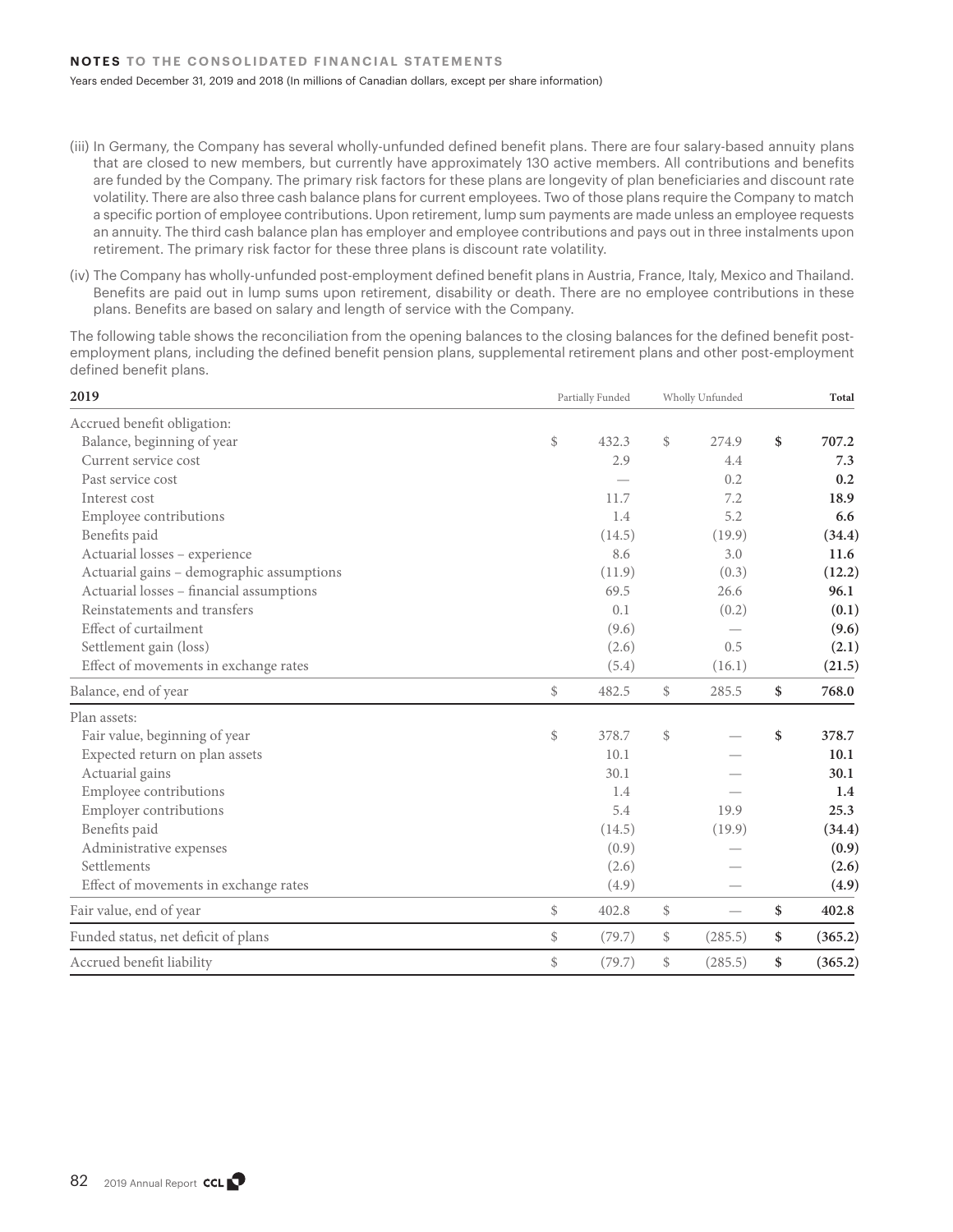(iii) In Germany, the Company has several wholly-unfunded defined benefit plans. There are four salary-based annuity plans that are closed to new members, but currently have approximately 130 active members. All contributions and benefits are funded by the Company. The primary risk factors for these plans are longevity of plan beneficiaries and discount rate volatility. There are also three cash balance plans for current employees. Two of those plans require the Company to match a specific portion of employee contributions. Upon retirement, lump sum payments are made unless an employee requests an annuity. The third cash balance plan has employer and employee contributions and pays out in three instalments upon retirement. The primary risk factor for these three plans is discount rate volatility.

(iv) The Company has wholly-unfunded post-employment defined benefit plans in Austria, France, Italy, Mexico and Thailand. Benefits are paid out in lump sums upon retirement, disability or death. There are no employee contributions in these plans. Benefits are based on salary and length of service with the Company.

The following table shows the reconciliation from the opening balances to the closing balances for the defined benefit post-employment plans, including the defined benefit pension plans, supplemental retirement plans and other post-employment defined benefit plans.

| **2019** | Partially Funded | Wholly Unfunded | **Total** |
|---|---|---|---|
| Accrued benefit obligation: | | | |
| Balance, beginning of year | $ 432.3 | $ 274.9 | **$ 707.2** |
| Current service cost | 2.9 | 4.4 | **7.3** |
| Past service cost | — | 0.2 | **0.2** |
| Interest cost | 11.7 | 7.2 | **18.9** |
| Employee contributions | 1.4 | 5.2 | **6.6** |
| Benefits paid | (14.5) | (19.9) | **(34.4)** |
| Actuarial losses – experience | 8.6 | 3.0 | **11.6** |
| Actuarial gains – demographic assumptions | (11.9) | (0.3) | **(12.2)** |
| Actuarial losses – financial assumptions | 69.5 | 26.6 | **96.1** |
| Reinstatements and transfers | 0.1 | (0.2) | **(0.1)** |
| Effect of curtailment | (9.6) | — | **(9.6)** |
| Settlement gain (loss) | (2.6) | 0.5 | **(2.1)** |
| Effect of movements in exchange rates | (5.4) | (16.1) | **(21.5)** |
| Balance, end of year | $ 482.5 | $ 285.5 | **$ 768.0** |
| Plan assets: | | | |
| Fair value, beginning of year | $ 378.7 | $ — | **$ 378.7** |
| Expected return on plan assets | 10.1 | — | **10.1** |
| Actuarial gains | 30.1 | — | **30.1** |
| Employee contributions | 1.4 | — | **1.4** |
| Employer contributions | 5.4 | 19.9 | **25.3** |
| Benefits paid | (14.5) | (19.9) | **(34.4)** |
| Administrative expenses | (0.9) | — | **(0.9)** |
| Settlements | (2.6) | — | **(2.6)** |
| Effect of movements in exchange rates | (4.9) | — | **(4.9)** |
| Fair value, end of year | $ 402.8 | $ — | **$ 402.8** |
| Funded status, net deficit of plans | $ (79.7) | $ (285.5) | **$ (365.2)** |
| Accrued benefit liability | $ (79.7) | $ (285.5) | **$ (365.2)** |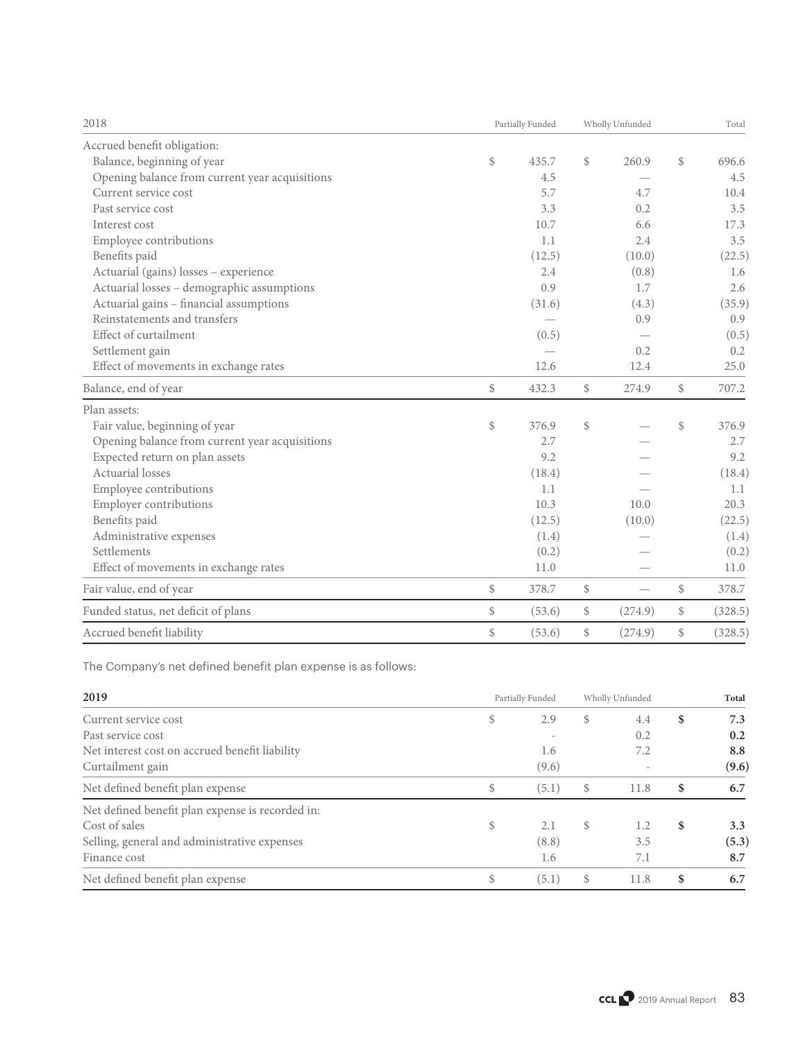| 2018 | Partially Funded | Wholly Unfunded | Total |
|---|---|---|---|
| Accrued benefit obligation: | | | |
| Balance, beginning of year | $ 435.7 | $ 260.9 | $ 696.6 |
| Opening balance from current year acquisitions | 4.5 | — | 4.5 |
| Current service cost | 5.7 | 4.7 | 10.4 |
| Past service cost | 3.3 | 0.2 | 3.5 |
| Interest cost | 10.7 | 6.6 | 17.3 |
| Employee contributions | 1.1 | 2.4 | 3.5 |
| Benefits paid | (12.5) | (10.0) | (22.5) |
| Actuarial (gains) losses – experience | 2.4 | (0.8) | 1.6 |
| Actuarial losses – demographic assumptions | 0.9 | 1.7 | 2.6 |
| Actuarial gains – financial assumptions | (31.6) | (4.3) | (35.9) |
| Reinstatements and transfers | — | 0.9 | 0.9 |
| Effect of curtailment | (0.5) | — | (0.5) |
| Settlement gain | — | 0.2 | 0.2 |
| Effect of movements in exchange rates | 12.6 | 12.4 | 25.0 |
| Balance, end of year | $ 432.3 | $ 274.9 | $ 707.2 |
| Plan assets: | | | |
| Fair value, beginning of year | $ 376.9 | $ — | $ 376.9 |
| Opening balance from current year acquisitions | 2.7 | — | 2.7 |
| Expected return on plan assets | 9.2 | — | 9.2 |
| Actuarial losses | (18.4) | — | (18.4) |
| Employee contributions | 1.1 | — | 1.1 |
| Employer contributions | 10.3 | 10.0 | 20.3 |
| Benefits paid | (12.5) | (10.0) | (22.5) |
| Administrative expenses | (1.4) | — | (1.4) |
| Settlements | (0.2) | — | (0.2) |
| Effect of movements in exchange rates | 11.0 | — | 11.0 |
| Fair value, end of year | $ 378.7 | $ — | $ 378.7 |
| Funded status, net deficit of plans | $ (53.6) | $ (274.9) | $ (328.5) |
| Accrued benefit liability | $ (53.6) | $ (274.9) | $ (328.5) |

The Company's net defined benefit plan expense is as follows:

| **2019** | Partially Funded | Wholly Unfunded | **Total** |
|---|---|---|---|
| Current service cost | $ 2.9 | $ 4.4 | **$ 7.3** |
| Past service cost | - | 0.2 | **0.2** |
| Net interest cost on accrued benefit liability | 1.6 | 7.2 | **8.8** |
| Curtailment gain | (9.6) | - | **(9.6)** |
| Net defined benefit plan expense | $ (5.1) | $ 11.8 | **$ 6.7** |
| Net defined benefit plan expense is recorded in: | | | |
| Cost of sales | $ 2.1 | $ 1.2 | **$ 3.3** |
| Selling, general and administrative expenses | (8.8) | 3.5 | **(5.3)** |
| Finance cost | 1.6 | 7.1 | **8.7** |
| Net defined benefit plan expense | $ (5.1) | $ 11.8 | **$ 6.7** |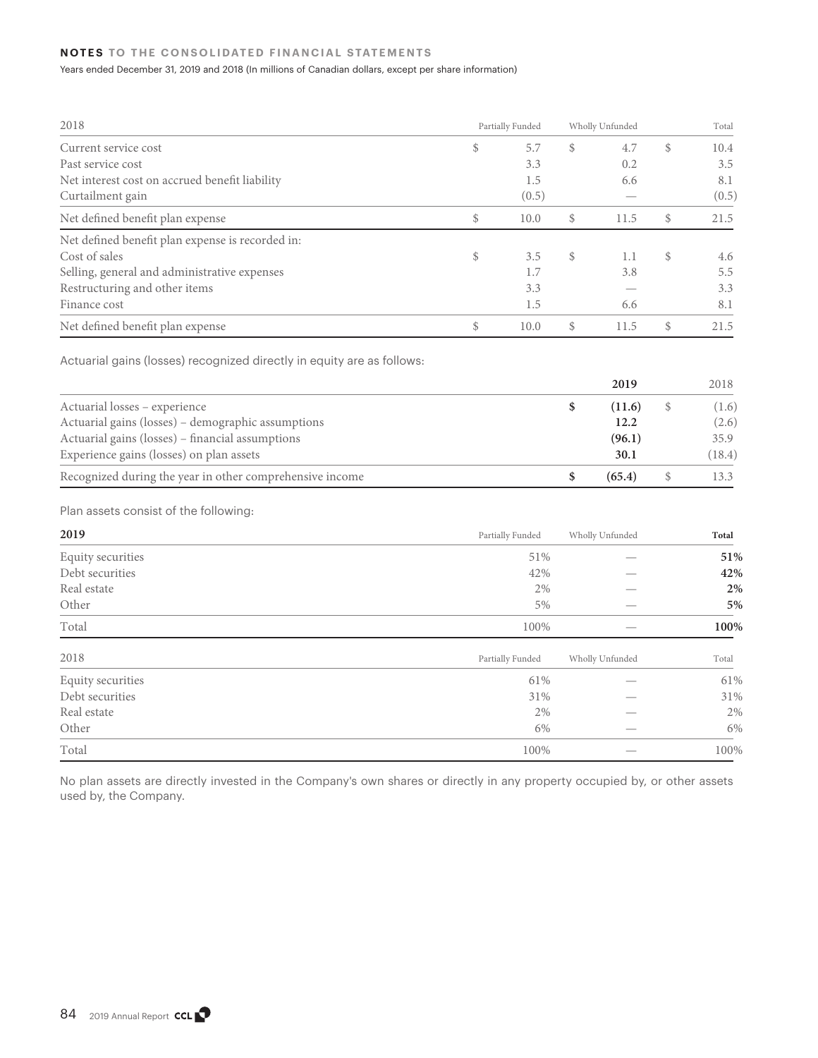| 2018 | Partially Funded | Wholly Unfunded | Total |
|---|---|---|---|
| Current service cost | $ 5.7 | $ 4.7 | $ 10.4 |
| Past service cost | 3.3 | 0.2 | 3.5 |
| Net interest cost on accrued benefit liability | 1.5 | 6.6 | 8.1 |
| Curtailment gain | (0.5) | — | (0.5) |
| Net defined benefit plan expense | $ 10.0 | $ 11.5 | $ 21.5 |
| Net defined benefit plan expense is recorded in: | | | |
| Cost of sales | $ 3.5 | $ 1.1 | $ 4.6 |
| Selling, general and administrative expenses | 1.7 | 3.8 | 5.5 |
| Restructuring and other items | 3.3 | — | 3.3 |
| Finance cost | 1.5 | 6.6 | 8.1 |
| Net defined benefit plan expense | $ 10.0 | $ 11.5 | $ 21.5 |

Actuarial gains (losses) recognized directly in equity are as follows:

| | **2019** | 2018 |
|---|---|---|
| Actuarial losses – experience | **$ (11.6)** | $ (1.6) |
| Actuarial gains (losses) – demographic assumptions | **12.2** | (2.6) |
| Actuarial gains (losses) – financial assumptions | **(96.1)** | 35.9 |
| Experience gains (losses) on plan assets | **30.1** | (18.4) |
| Recognized during the year in other comprehensive income | **$ (65.4)** | $ 13.3 |

Plan assets consist of the following:

| **2019** | Partially Funded | Wholly Unfunded | **Total** |
|---|---|---|---|
| Equity securities | 51% | — | **51%** |
| Debt securities | 42% | — | **42%** |
| Real estate | 2% | — | **2%** |
| Other | 5% | — | **5%** |
| Total | 100% | — | **100%** |

| 2018 | Partially Funded | Wholly Unfunded | Total |
|---|---|---|---|
| Equity securities | 61% | — | 61% |
| Debt securities | 31% | — | 31% |
| Real estate | 2% | — | 2% |
| Other | 6% | — | 6% |
| Total | 100% | — | 100% |

No plan assets are directly invested in the Company's own shares or directly in any property occupied by, or other assets used by, the Company.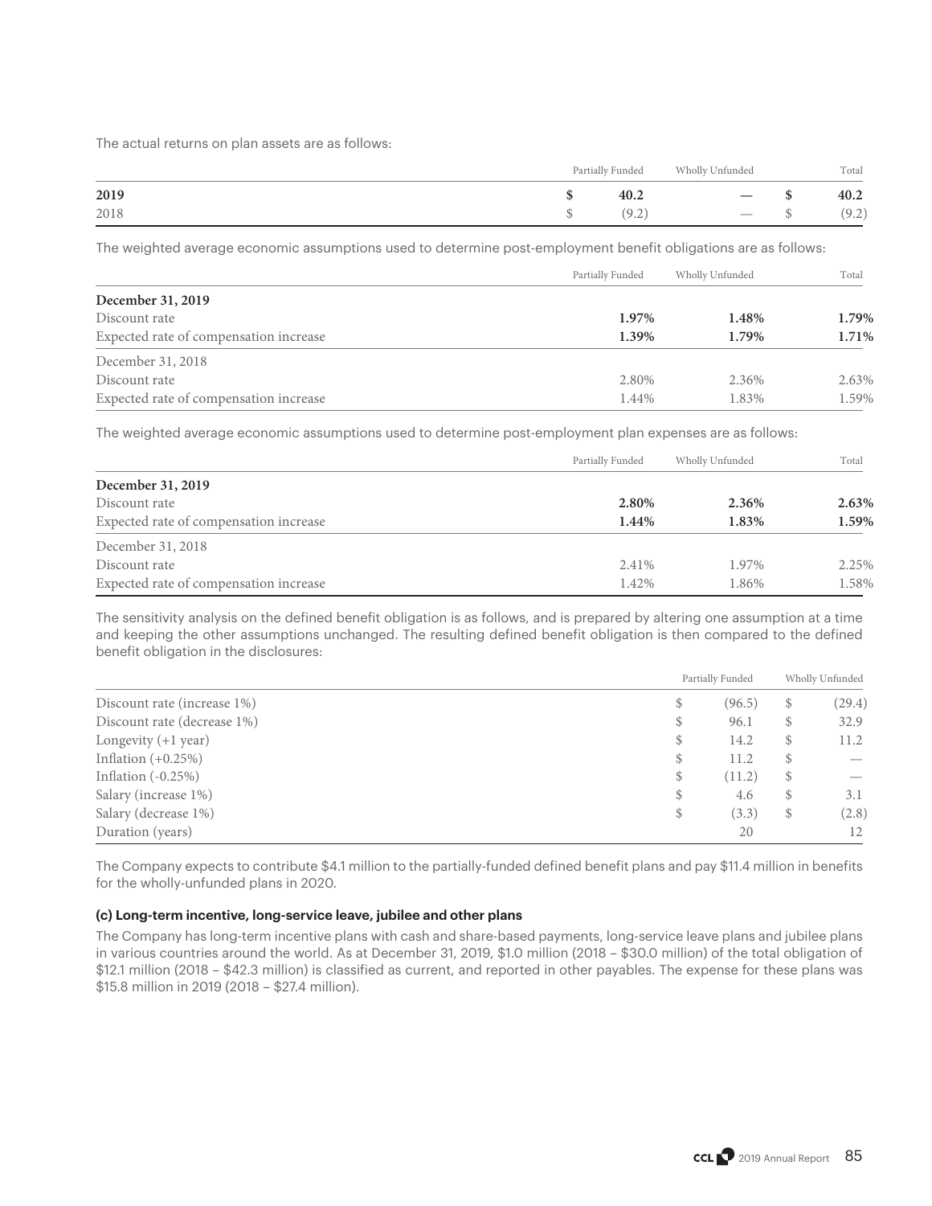The actual returns on plan assets are as follows:

| | Partially Funded | Wholly Unfunded | Total |
|---|---|---|---|
| **2019** | **$ 40.2** | **—** | **$ 40.2** |
| 2018 | $ (9.2) | — | $ (9.2) |

The weighted average economic assumptions used to determine post-employment benefit obligations are as follows:

| | Partially Funded | Wholly Unfunded | Total |
|---|---|---|---|
| **December 31, 2019** | | | |
| Discount rate | **1.97%** | **1.48%** | **1.79%** |
| Expected rate of compensation increase | **1.39%** | **1.79%** | **1.71%** |
| December 31, 2018 | | | |
| Discount rate | 2.80% | 2.36% | 2.63% |
| Expected rate of compensation increase | 1.44% | 1.83% | 1.59% |

The weighted average economic assumptions used to determine post-employment plan expenses are as follows:

| | Partially Funded | Wholly Unfunded | Total |
|---|---|---|---|
| **December 31, 2019** | | | |
| Discount rate | **2.80%** | **2.36%** | **2.63%** |
| Expected rate of compensation increase | **1.44%** | **1.83%** | **1.59%** |
| December 31, 2018 | | | |
| Discount rate | 2.41% | 1.97% | 2.25% |
| Expected rate of compensation increase | 1.42% | 1.86% | 1.58% |

The sensitivity analysis on the defined benefit obligation is as follows, and is prepared by altering one assumption at a time and keeping the other assumptions unchanged. The resulting defined benefit obligation is then compared to the defined benefit obligation in the disclosures:

| | Partially Funded | Wholly Unfunded |
|---|---|---|
| Discount rate (increase 1%) | $ (96.5) | $ (29.4) |
| Discount rate (decrease 1%) | $ 96.1 | $ 32.9 |
| Longevity (+1 year) | $ 14.2 | $ 11.2 |
| Inflation (+0.25%) | $ 11.2 | $ — |
| Inflation (-0.25%) | $ (11.2) | $ — |
| Salary (increase 1%) | $ 4.6 | $ 3.1 |
| Salary (decrease 1%) | $ (3.3) | $ (2.8) |
| Duration (years) | 20 | 12 |

The Company expects to contribute $4.1 million to the partially-funded defined benefit plans and pay $11.4 million in benefits for the wholly-unfunded plans in 2020.

#### (c) Long-term incentive, long-service leave, jubilee and other plans

The Company has long-term incentive plans with cash and share-based payments, long-service leave plans and jubilee plans in various countries around the world. As at December 31, 2019, $1.0 million (2018 – $30.0 million) of the total obligation of $12.1 million (2018 – $42.3 million) is classified as current, and reported in other payables. The expense for these plans was $15.8 million in 2019 (2018 – $27.4 million).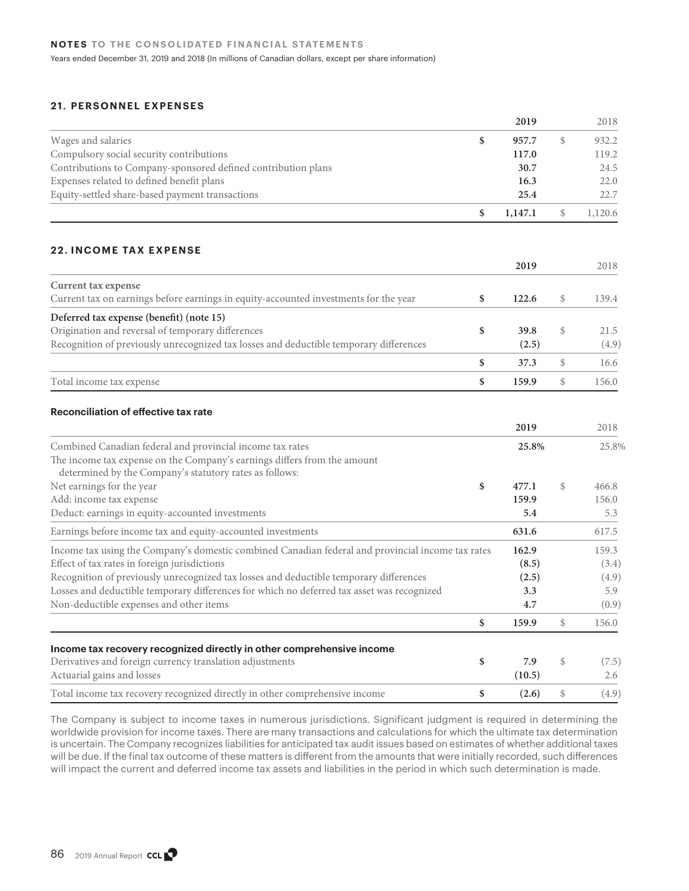## 21. PERSONNEL EXPENSES

| | 2019 | 2018 |
|---|---|---|
| Wages and salaries | $ 957.7 | $ 932.2 |
| Compulsory social security contributions | 117.0 | 119.2 |
| Contributions to Company-sponsored defined contribution plans | 30.7 | 24.5 |
| Expenses related to defined benefit plans | 16.3 | 22.0 |
| Equity-settled share-based payment transactions | 25.4 | 22.7 |
| | $ 1,147.1 | $ 1,120.6 |

## 22. INCOME TAX EXPENSE

| | 2019 | 2018 |
|---|---|---|
| **Current tax expense** | | |
| Current tax on earnings before earnings in equity-accounted investments for the year | $ 122.6 | $ 139.4 |
| **Deferred tax expense (benefit) (note 15)** | | |
| Origination and reversal of temporary differences | $ 39.8 | $ 21.5 |
| Recognition of previously unrecognized tax losses and deductible temporary differences | (2.5) | (4.9) |
| | $ 37.3 | $ 16.6 |
| Total income tax expense | $ 159.9 | $ 156.0 |

### Reconciliation of effective tax rate

| | 2019 | 2018 |
|---|---|---|
| Combined Canadian federal and provincial income tax rates | 25.8% | 25.8% |
| The income tax expense on the Company's earnings differs from the amount determined by the Company's statutory rates as follows: | | |
| Net earnings for the year | $ 477.1 | $ 466.8 |
| Add: income tax expense | 159.9 | 156.0 |
| Deduct: earnings in equity-accounted investments | 5.4 | 5.3 |
| Earnings before income tax and equity-accounted investments | 631.6 | 617.5 |
| Income tax using the Company's domestic combined Canadian federal and provincial income tax rates | 162.9 | 159.3 |
| Effect of tax rates in foreign jurisdictions | (8.5) | (3.4) |
| Recognition of previously unrecognized tax losses and deductible temporary differences | (2.5) | (4.9) |
| Losses and deductible temporary differences for which no deferred tax asset was recognized | 3.3 | 5.9 |
| Non-deductible expenses and other items | 4.7 | (0.9) |
| | $ 159.9 | $ 156.0 |

### Income tax recovery recognized directly in other comprehensive income

| | 2019 | 2018 |
|---|---|---|
| Derivatives and foreign currency translation adjustments | $ 7.9 | $ (7.5) |
| Actuarial gains and losses | (10.5) | 2.6 |
| Total income tax recovery recognized directly in other comprehensive income | $ (2.6) | $ (4.9) |

The Company is subject to income taxes in numerous jurisdictions. Significant judgment is required in determining the worldwide provision for income taxes. There are many transactions and calculations for which the ultimate tax determination is uncertain. The Company recognizes liabilities for anticipated tax audit issues based on estimates of whether additional taxes will be due. If the final tax outcome of these matters is different from the amounts that were initially recorded, such differences will impact the current and deferred income tax assets and liabilities in the period in which such determination is made.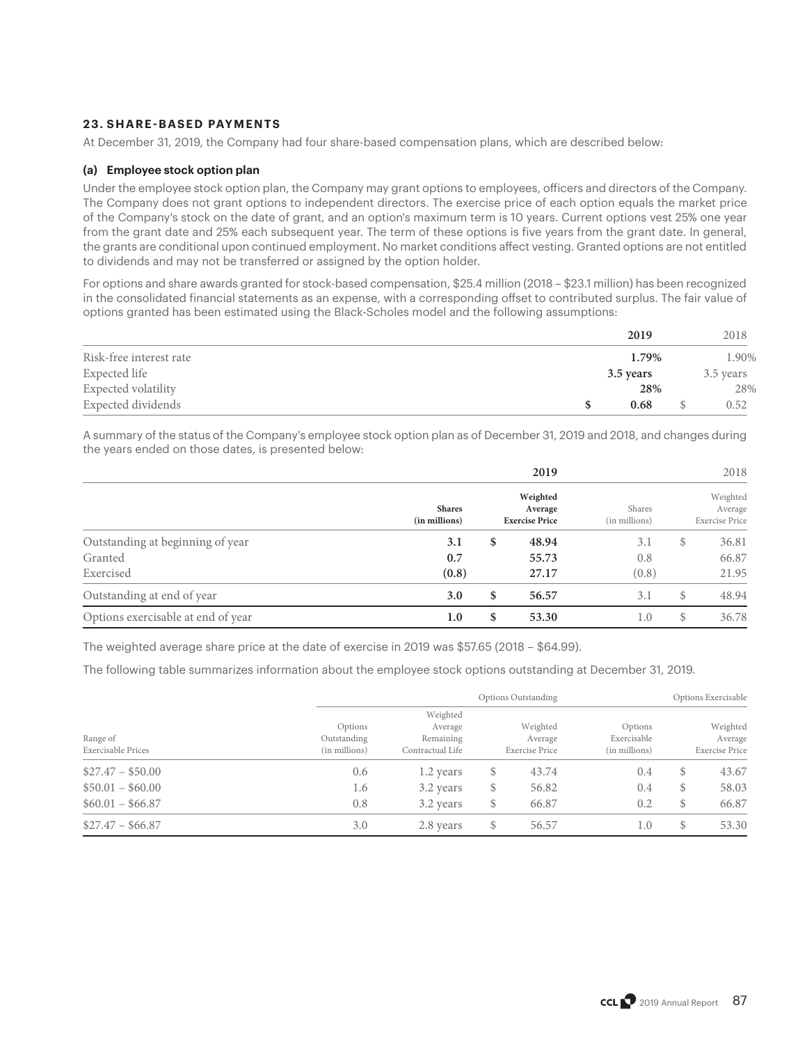## 23. SHARE-BASED PAYMENTS

At December 31, 2019, the Company had four share-based compensation plans, which are described below:

### (a) Employee stock option plan

Under the employee stock option plan, the Company may grant options to employees, officers and directors of the Company. The Company does not grant options to independent directors. The exercise price of each option equals the market price of the Company's stock on the date of grant, and an option's maximum term is 10 years. Current options vest 25% one year from the grant date and 25% each subsequent year. The term of these options is five years from the grant date. In general, the grants are conditional upon continued employment. No market conditions affect vesting. Granted options are not entitled to dividends and may not be transferred or assigned by the option holder.

For options and share awards granted for stock-based compensation, $25.4 million (2018 – $23.1 million) has been recognized in the consolidated financial statements as an expense, with a corresponding offset to contributed surplus. The fair value of options granted has been estimated using the Black-Scholes model and the following assumptions:

| | 2019 | 2018 |
|---|---|---|
| Risk-free interest rate | 1.79% | 1.90% |
| Expected life | 3.5 years | 3.5 years |
| Expected volatility | 28% | 28% |
| Expected dividends | $ 0.68 | $ 0.52 |

A summary of the status of the Company's employee stock option plan as of December 31, 2019 and 2018, and changes during the years ended on those dates, is presented below:

| | 2019 | | 2018 | |
|---|---|---|---|---|
| | Shares (in millions) | Weighted Average Exercise Price | Shares (in millions) | Weighted Average Exercise Price |
| Outstanding at beginning of year | 3.1 | $ 48.94 | 3.1 | $ 36.81 |
| Granted | 0.7 | 55.73 | 0.8 | 66.87 |
| Exercised | (0.8) | 27.17 | (0.8) | 21.95 |
| Outstanding at end of year | 3.0 | $ 56.57 | 3.1 | $ 48.94 |
| Options exercisable at end of year | 1.0 | $ 53.30 | 1.0 | $ 36.78 |

The weighted average share price at the date of exercise in 2019 was $57.65 (2018 – $64.99).

The following table summarizes information about the employee stock options outstanding at December 31, 2019.

| | Options Outstanding | | | Options Exercisable | |
|---|---|---|---|---|---|
| Range of Exercisable Prices | Options Outstanding (in millions) | Weighted Average Remaining Contractual Life | Weighted Average Exercise Price | Options Exercisable (in millions) | Weighted Average Exercise Price |
| $27.47 – $50.00 | 0.6 | 1.2 years | $ 43.74 | 0.4 | $ 43.67 |
| $50.01 – $60.00 | 1.6 | 3.2 years | $ 56.82 | 0.4 | $ 58.03 |
| $60.01 – $66.87 | 0.8 | 3.2 years | $ 66.87 | 0.2 | $ 66.87 |
| $27.47 – $66.87 | 3.0 | 2.8 years | $ 56.57 | 1.0 | $ 53.30 |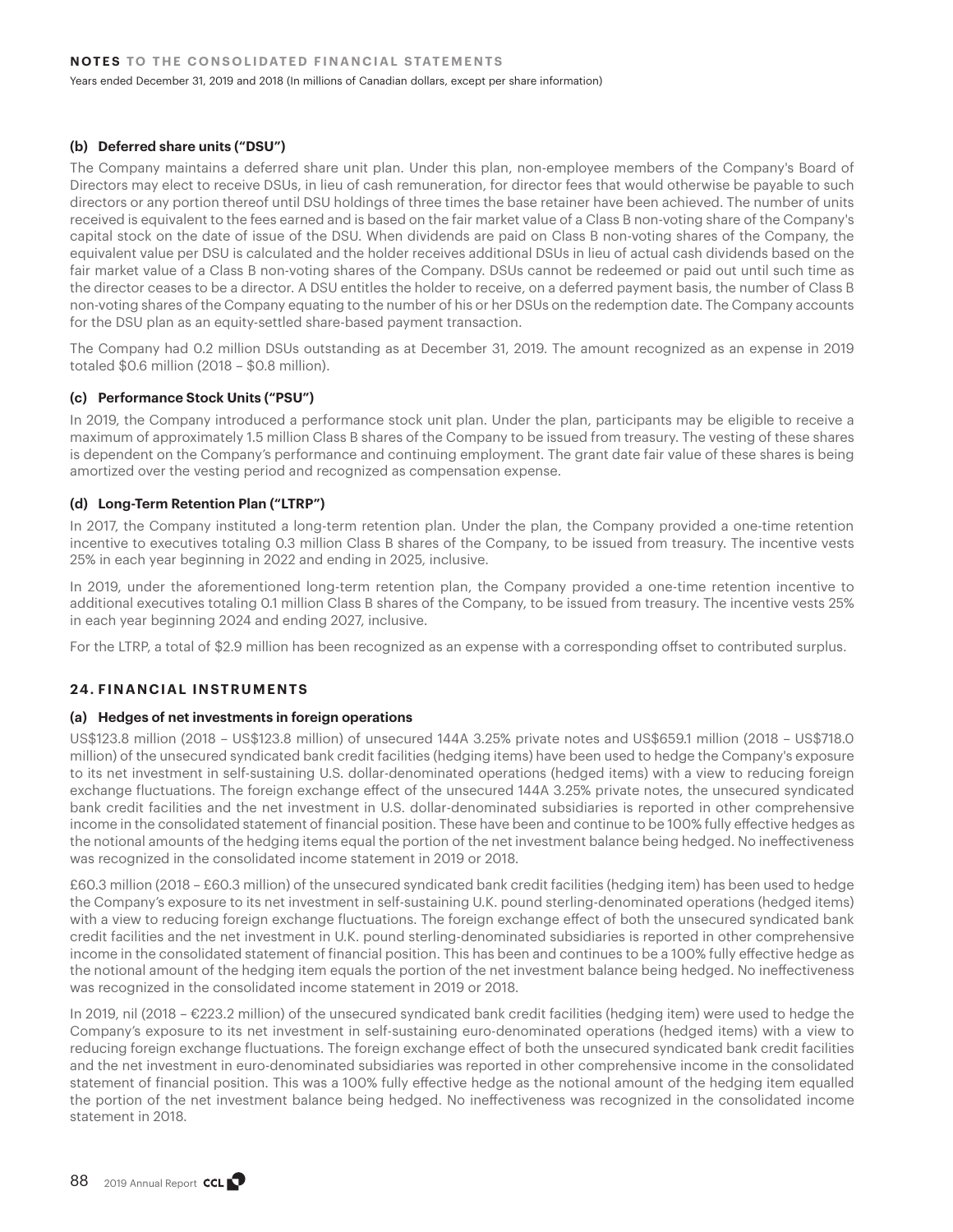### (b) Deferred share units ("DSU")

The Company maintains a deferred share unit plan. Under this plan, non-employee members of the Company's Board of Directors may elect to receive DSUs, in lieu of cash remuneration, for director fees that would otherwise be payable to such directors or any portion thereof until DSU holdings of three times the base retainer have been achieved. The number of units received is equivalent to the fees earned and is based on the fair market value of a Class B non-voting share of the Company's capital stock on the date of issue of the DSU. When dividends are paid on Class B non-voting shares of the Company, the equivalent value per DSU is calculated and the holder receives additional DSUs in lieu of actual cash dividends based on the fair market value of a Class B non-voting shares of the Company. DSUs cannot be redeemed or paid out until such time as the director ceases to be a director. A DSU entitles the holder to receive, on a deferred payment basis, the number of Class B non-voting shares of the Company equating to the number of his or her DSUs on the redemption date. The Company accounts for the DSU plan as an equity-settled share-based payment transaction.

The Company had 0.2 million DSUs outstanding as at December 31, 2019. The amount recognized as an expense in 2019 totaled $0.6 million (2018 – $0.8 million).

### (c) Performance Stock Units ("PSU")

In 2019, the Company introduced a performance stock unit plan. Under the plan, participants may be eligible to receive a maximum of approximately 1.5 million Class B shares of the Company to be issued from treasury. The vesting of these shares is dependent on the Company's performance and continuing employment. The grant date fair value of these shares is being amortized over the vesting period and recognized as compensation expense.

### (d) Long-Term Retention Plan ("LTRP")

In 2017, the Company instituted a long-term retention plan. Under the plan, the Company provided a one-time retention incentive to executives totaling 0.3 million Class B shares of the Company, to be issued from treasury. The incentive vests 25% in each year beginning in 2022 and ending in 2025, inclusive.

In 2019, under the aforementioned long-term retention plan, the Company provided a one-time retention incentive to additional executives totaling 0.1 million Class B shares of the Company, to be issued from treasury. The incentive vests 25% in each year beginning 2024 and ending 2027, inclusive.

For the LTRP, a total of $2.9 million has been recognized as an expense with a corresponding offset to contributed surplus.

## 24. FINANCIAL INSTRUMENTS

### (a) Hedges of net investments in foreign operations

US$123.8 million (2018 – US$123.8 million) of unsecured 144A 3.25% private notes and US$659.1 million (2018 – US$718.0 million) of the unsecured syndicated bank credit facilities (hedging items) have been used to hedge the Company's exposure to its net investment in self-sustaining U.S. dollar-denominated operations (hedged items) with a view to reducing foreign exchange fluctuations. The foreign exchange effect of the unsecured 144A 3.25% private notes, the unsecured syndicated bank credit facilities and the net investment in U.S. dollar-denominated subsidiaries is reported in other comprehensive income in the consolidated statement of financial position. These have been and continue to be 100% fully effective hedges as the notional amounts of the hedging items equal the portion of the net investment balance being hedged. No ineffectiveness was recognized in the consolidated income statement in 2019 or 2018.

£60.3 million (2018 – £60.3 million) of the unsecured syndicated bank credit facilities (hedging item) has been used to hedge the Company's exposure to its net investment in self-sustaining U.K. pound sterling-denominated operations (hedged items) with a view to reducing foreign exchange fluctuations. The foreign exchange effect of both the unsecured syndicated bank credit facilities and the net investment in U.K. pound sterling-denominated subsidiaries is reported in other comprehensive income in the consolidated statement of financial position. This has been and continues to be a 100% fully effective hedge as the notional amount of the hedging item equals the portion of the net investment balance being hedged. No ineffectiveness was recognized in the consolidated income statement in 2019 or 2018.

In 2019, nil (2018 – €223.2 million) of the unsecured syndicated bank credit facilities (hedging item) were used to hedge the Company's exposure to its net investment in self-sustaining euro-denominated operations (hedged items) with a view to reducing foreign exchange fluctuations. The foreign exchange effect of both the unsecured syndicated bank credit facilities and the net investment in euro-denominated subsidiaries was reported in other comprehensive income in the consolidated statement of financial position. This was a 100% fully effective hedge as the notional amount of the hedging item equalled the portion of the net investment balance being hedged. No ineffectiveness was recognized in the consolidated income statement in 2018.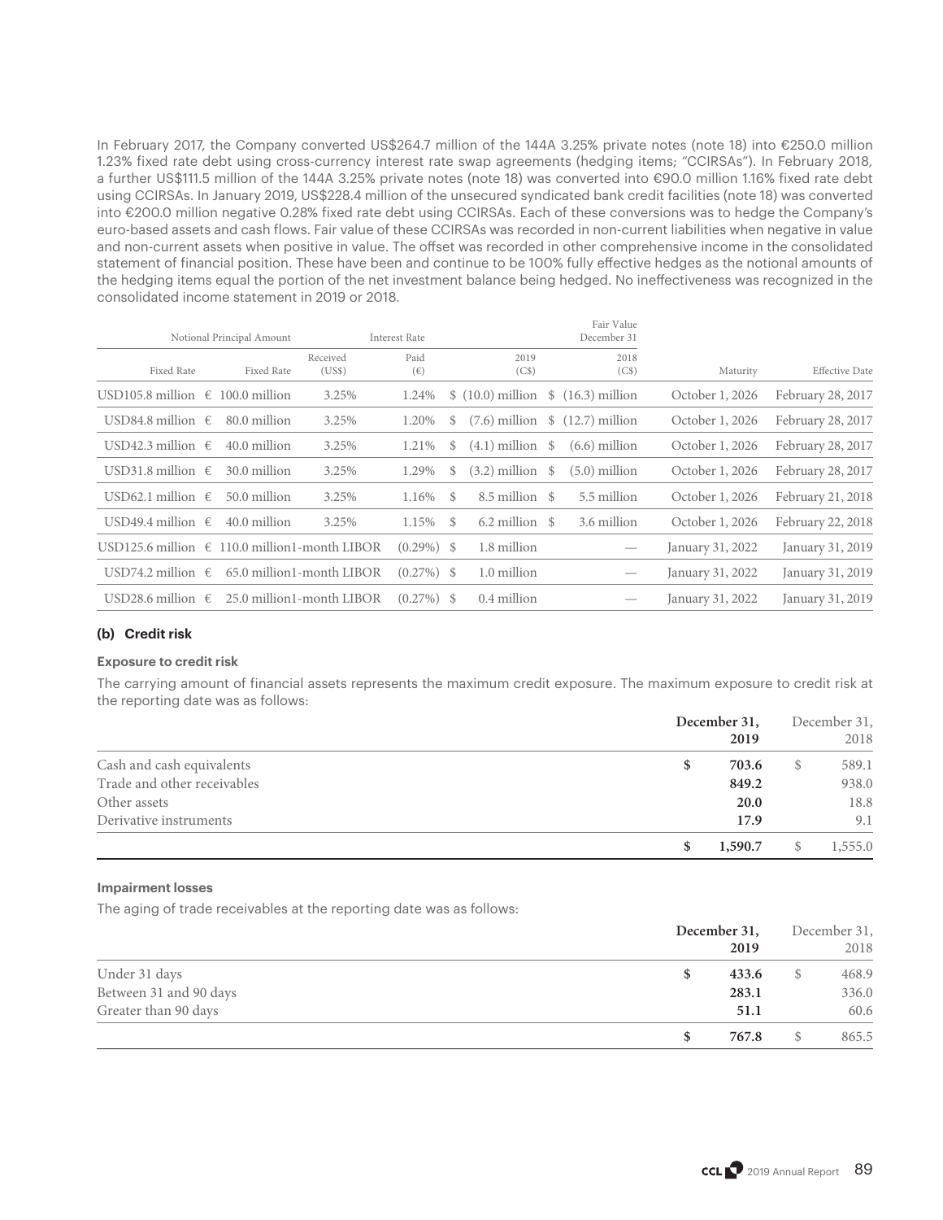In February 2017, the Company converted US$264.7 million of the 144A 3.25% private notes (note 18) into €250.0 million 1.23% fixed rate debt using cross-currency interest rate swap agreements (hedging items; "CCIRSAs"). In February 2018, a further US$111.5 million of the 144A 3.25% private notes (note 18) was converted into €90.0 million 1.16% fixed rate debt using CCIRSAs. In January 2019, US$228.4 million of the unsecured syndicated bank credit facilities (note 18) was converted into €200.0 million negative 0.28% fixed rate debt using CCIRSAs. Each of these conversions was to hedge the Company's euro-based assets and cash flows. Fair value of these CCIRSAs was recorded in non-current liabilities when negative in value and non-current assets when positive in value. The offset was recorded in other comprehensive income in the consolidated statement of financial position. These have been and continue to be 100% fully effective hedges as the notional amounts of the hedging items equal the portion of the net investment balance being hedged. No ineffectiveness was recognized in the consolidated income statement in 2019 or 2018.

| Notional Principal Amount | | Interest Rate | | Fair Value December 31 | | | |
|---|---|---|---|---|---|---|---|
| Fixed Rate | Fixed Rate | Received (US$) | Paid (€) | 2019 (C$) | 2018 (C$) | Maturity | Effective Date |
| USD105.8 million | € 100.0 million | 3.25% | 1.24% | $ (10.0) million | $ (16.3) million | October 1, 2026 | February 28, 2017 |
| USD84.8 million | € 80.0 million | 3.25% | 1.20% | $ (7.6) million | $ (12.7) million | October 1, 2026 | February 28, 2017 |
| USD42.3 million | € 40.0 million | 3.25% | 1.21% | $ (4.1) million | $ (6.6) million | October 1, 2026 | February 28, 2017 |
| USD31.8 million | € 30.0 million | 3.25% | 1.29% | $ (3.2) million | $ (5.0) million | October 1, 2026 | February 28, 2017 |
| USD62.1 million | € 50.0 million | 3.25% | 1.16% | $ 8.5 million | $ 5.5 million | October 1, 2026 | February 21, 2018 |
| USD49.4 million | € 40.0 million | 3.25% | 1.15% | $ 6.2 million | $ 3.6 million | October 1, 2026 | February 22, 2018 |
| USD125.6 million | € 110.0 million | 1-month LIBOR | (0.29%) | $ 1.8 million | — | January 31, 2022 | January 31, 2019 |
| USD74.2 million | € 65.0 million | 1-month LIBOR | (0.27%) | $ 1.0 million | — | January 31, 2022 | January 31, 2019 |
| USD28.6 million | € 25.0 million | 1-month LIBOR | (0.27%) | $ 0.4 million | — | January 31, 2022 | January 31, 2019 |

### (b) Credit risk

#### Exposure to credit risk

The carrying amount of financial assets represents the maximum credit exposure. The maximum exposure to credit risk at the reporting date was as follows:

| | December 31, 2019 | December 31, 2018 |
|---|---|---|
| Cash and cash equivalents | $ 703.6 | $ 589.1 |
| Trade and other receivables | 849.2 | 938.0 |
| Other assets | 20.0 | 18.8 |
| Derivative instruments | 17.9 | 9.1 |
| | $ 1,590.7 | $ 1,555.0 |

#### Impairment losses

The aging of trade receivables at the reporting date was as follows:

| | December 31, 2019 | December 31, 2018 |
|---|---|---|
| Under 31 days | $ 433.6 | $ 468.9 |
| Between 31 and 90 days | 283.1 | 336.0 |
| Greater than 90 days | 51.1 | 60.6 |
| | $ 767.8 | $ 865.5 |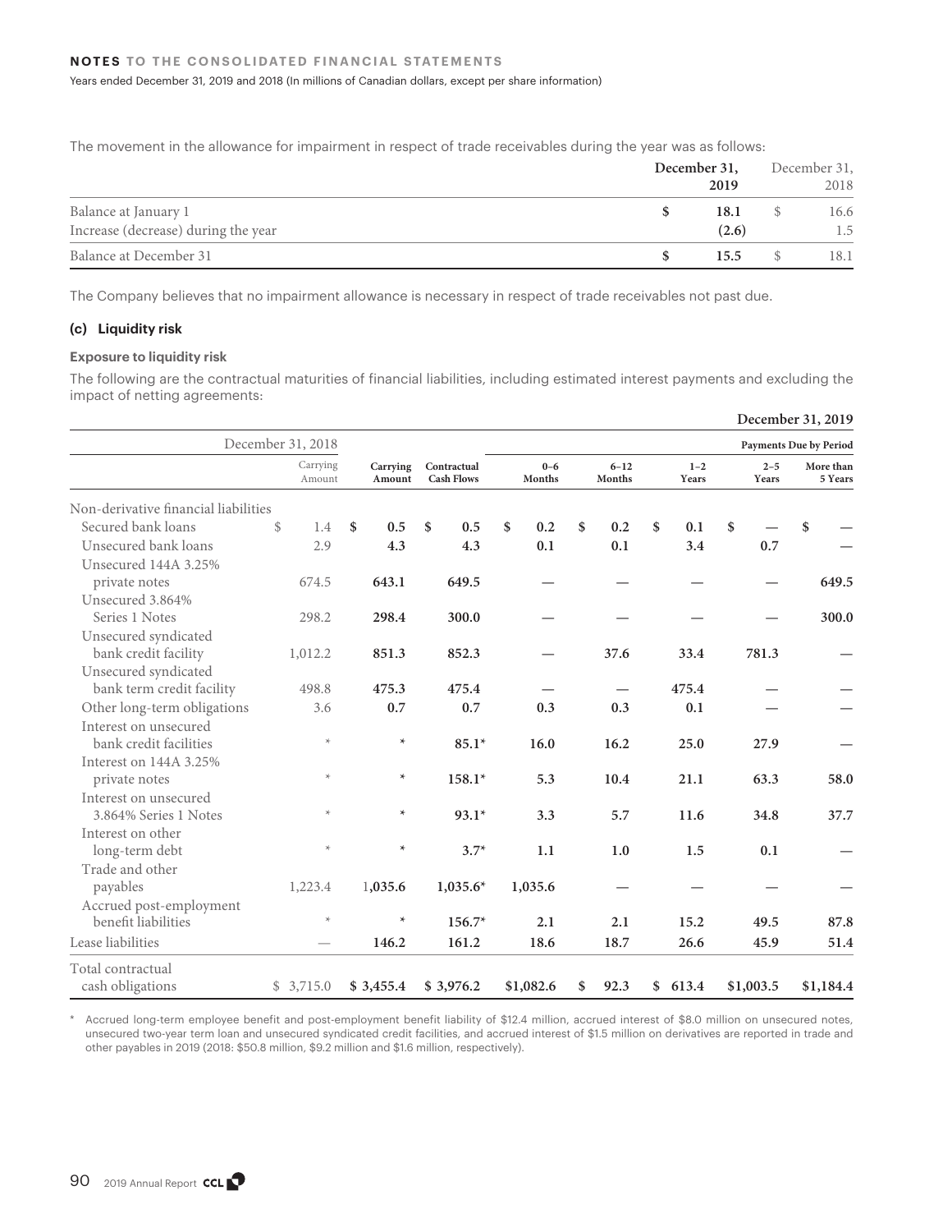The movement in the allowance for impairment in respect of trade receivables during the year was as follows:

| | December 31, 2019 | December 31, 2018 |
|---|---|---|
| Balance at January 1 | $ 18.1 | $ 16.6 |
| Increase (decrease) during the year | (2.6) | 1.5 |
| Balance at December 31 | $ 15.5 | $ 18.1 |

The Company believes that no impairment allowance is necessary in respect of trade receivables not past due.

#### (c) Liquidity risk

**Exposure to liquidity risk**

The following are the contractual maturities of financial liabilities, including estimated interest payments and excluding the impact of netting agreements:

| | December 31, 2018 | December 31, 2019 | | | | | | | |
|---|---|---|---|---|---|---|---|---|---|
| | | | | Payments Due by Period | | | | | |
| | Carrying Amount | Carrying Amount | Contractual Cash Flows | 0–6 Months | 6–12 Months | 1–2 Years | 2–5 Years | More than 5 Years |
| Non-derivative financial liabilities | | | | | | | | |
| Secured bank loans | $ 1.4 | $ 0.5 | $ 0.5 | $ 0.2 | $ 0.2 | $ 0.1 | $ — | $ — |
| Unsecured bank loans | 2.9 | 4.3 | 4.3 | 0.1 | 0.1 | 3.4 | 0.7 | — |
| Unsecured 144A 3.25% private notes | 674.5 | 643.1 | 649.5 | — | — | — | — | 649.5 |
| Unsecured 3.864% Series 1 Notes | 298.2 | 298.4 | 300.0 | — | — | — | — | 300.0 |
| Unsecured syndicated bank credit facility | 1,012.2 | 851.3 | 852.3 | — | 37.6 | 33.4 | 781.3 | — |
| Unsecured syndicated bank term credit facility | 498.8 | 475.3 | 475.4 | — | — | 475.4 | — | — |
| Other long-term obligations | 3.6 | 0.7 | 0.7 | 0.3 | 0.3 | 0.1 | — | — |
| Interest on unsecured bank credit facilities | * | * | 85.1* | 16.0 | 16.2 | 25.0 | 27.9 | — |
| Interest on 144A 3.25% private notes | * | * | 158.1* | 5.3 | 10.4 | 21.1 | 63.3 | 58.0 |
| Interest on unsecured 3.864% Series 1 Notes | * | * | 93.1* | 3.3 | 5.7 | 11.6 | 34.8 | 37.7 |
| Interest on other long-term debt | * | * | 3.7* | 1.1 | 1.0 | 1.5 | 0.1 | — |
| Trade and other payables | 1,223.4 | 1,035.6 | 1,035.6* | 1,035.6 | — | — | — | — |
| Accrued post-employment benefit liabilities | * | * | 156.7* | 2.1 | 2.1 | 15.2 | 49.5 | 87.8 |
| Lease liabilities | — | 146.2 | 161.2 | 18.6 | 18.7 | 26.6 | 45.9 | 51.4 |
| Total contractual cash obligations | $ 3,715.0 | $ 3,455.4 | $ 3,976.2 | $1,082.6 | $ 92.3 | $ 613.4 | $1,003.5 | $1,184.4 |

\* Accrued long-term employee benefit and post-employment benefit liability of $12.4 million, accrued interest of $8.0 million on unsecured notes, unsecured two-year term loan and unsecured syndicated credit facilities, and accrued interest of $1.5 million on derivatives are reported in trade and other payables in 2019 (2018: $50.8 million, $9.2 million and $1.6 million, respectively).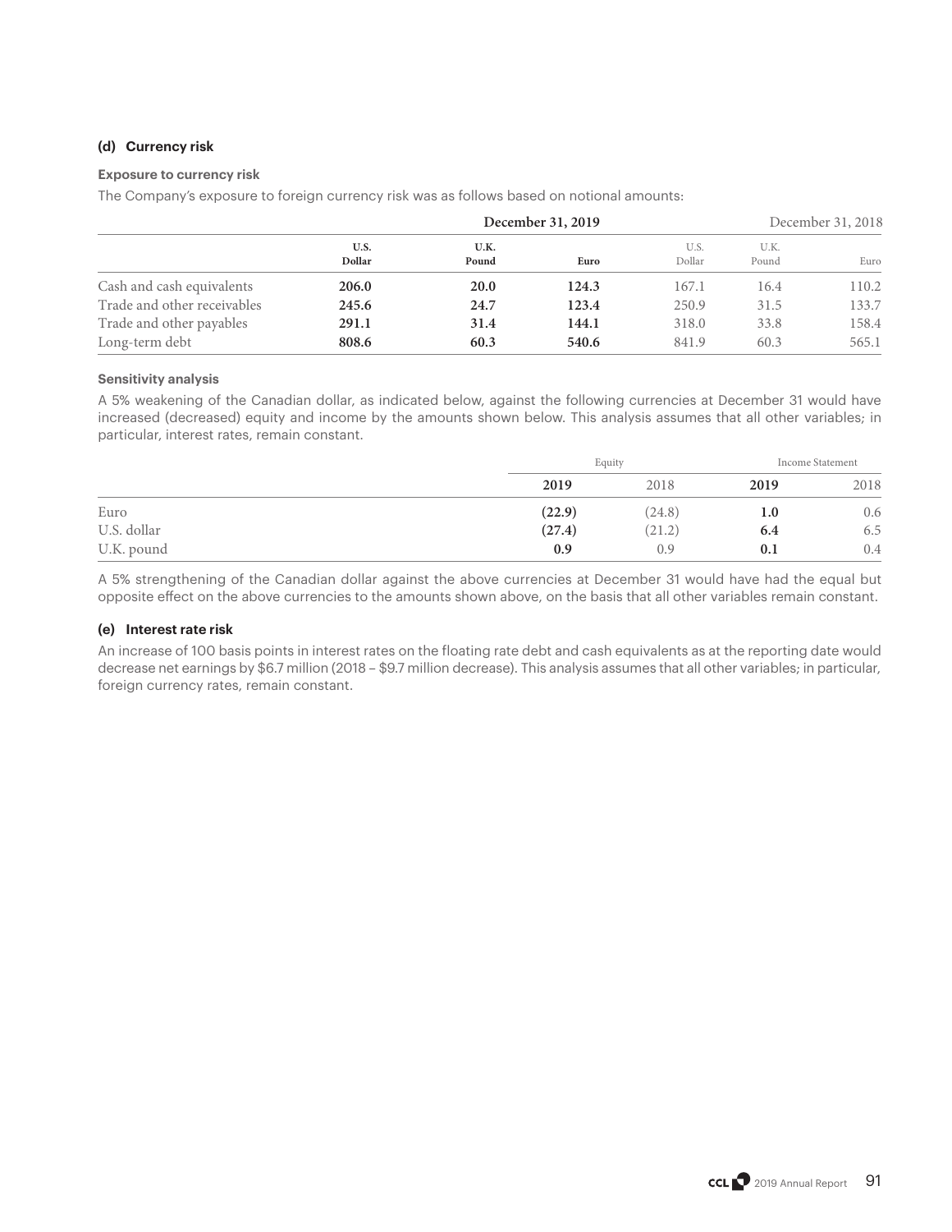### (d) Currency risk

#### Exposure to currency risk

The Company's exposure to foreign currency risk was as follows based on notional amounts:

| | December 31, 2019 | | | December 31, 2018 | | |
|---|---|---|---|---|---|---|
| | **U.S. Dollar** | **U.K. Pound** | **Euro** | U.S. Dollar | U.K. Pound | Euro |
| Cash and cash equivalents | **206.0** | **20.0** | **124.3** | 167.1 | 16.4 | 110.2 |
| Trade and other receivables | **245.6** | **24.7** | **123.4** | 250.9 | 31.5 | 133.7 |
| Trade and other payables | **291.1** | **31.4** | **144.1** | 318.0 | 33.8 | 158.4 |
| Long-term debt | **808.6** | **60.3** | **540.6** | 841.9 | 60.3 | 565.1 |

#### Sensitivity analysis

A 5% weakening of the Canadian dollar, as indicated below, against the following currencies at December 31 would have increased (decreased) equity and income by the amounts shown below. This analysis assumes that all other variables; in particular, interest rates, remain constant.

| | Equity | | Income Statement | |
|---|---|---|---|---|
| | **2019** | 2018 | **2019** | 2018 |
| Euro | **(22.9)** | (24.8) | **1.0** | 0.6 |
| U.S. dollar | **(27.4)** | (21.2) | **6.4** | 6.5 |
| U.K. pound | **0.9** | 0.9 | **0.1** | 0.4 |

A 5% strengthening of the Canadian dollar against the above currencies at December 31 would have had the equal but opposite effect on the above currencies to the amounts shown above, on the basis that all other variables remain constant.

### (e) Interest rate risk

An increase of 100 basis points in interest rates on the floating rate debt and cash equivalents as at the reporting date would decrease net earnings by $6.7 million (2018 – $9.7 million decrease). This analysis assumes that all other variables; in particular, foreign currency rates, remain constant.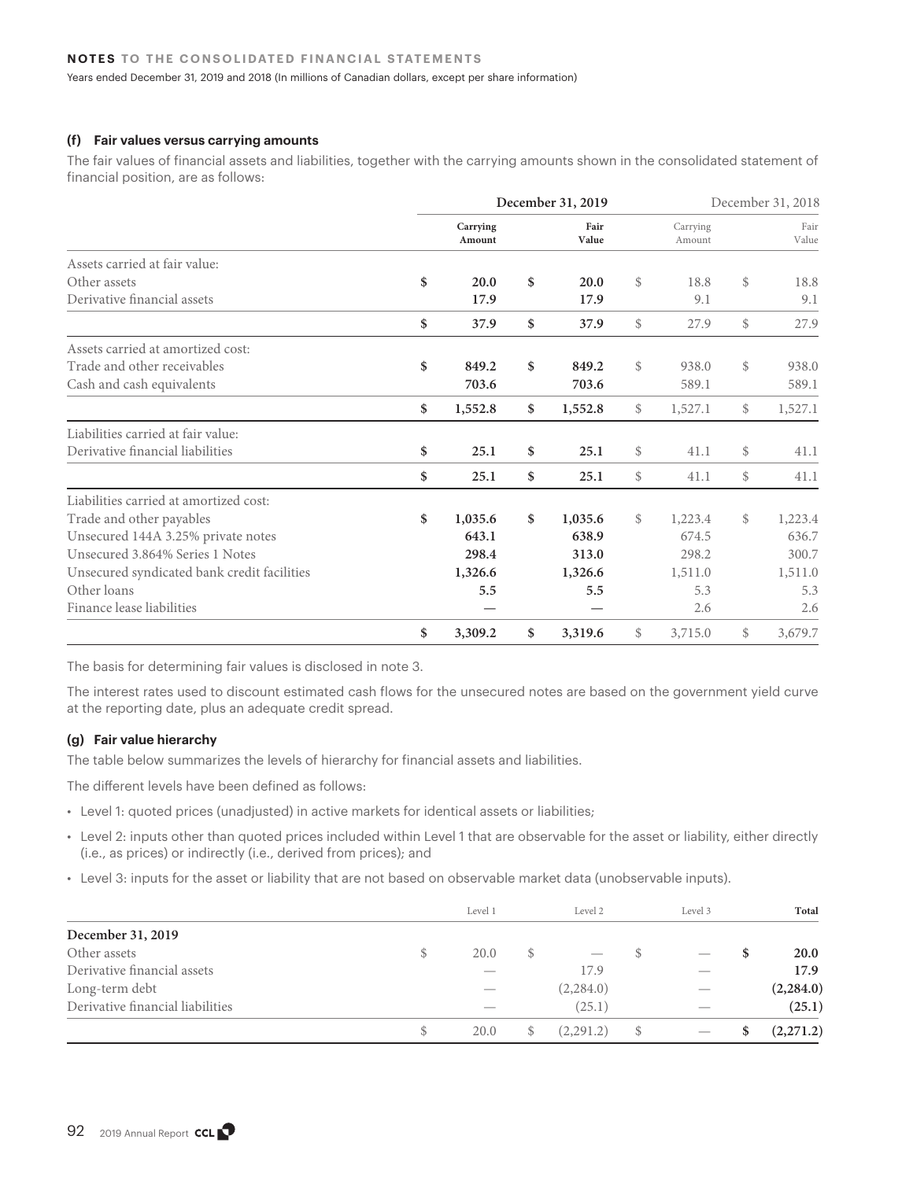### (f) Fair values versus carrying amounts

The fair values of financial assets and liabilities, together with the carrying amounts shown in the consolidated statement of financial position, are as follows:

| | December 31, 2019 | | December 31, 2018 | |
|---|---|---|---|---|
| | Carrying Amount | Fair Value | Carrying Amount | Fair Value |
| Assets carried at fair value: | | | | |
| Other assets | $ 20.0 | $ 20.0 | $ 18.8 | $ 18.8 |
| Derivative financial assets | 17.9 | 17.9 | 9.1 | 9.1 |
| | $ 37.9 | $ 37.9 | $ 27.9 | $ 27.9 |
| Assets carried at amortized cost: | | | | |
| Trade and other receivables | $ 849.2 | $ 849.2 | $ 938.0 | $ 938.0 |
| Cash and cash equivalents | 703.6 | 703.6 | 589.1 | 589.1 |
| | $ 1,552.8 | $ 1,552.8 | $ 1,527.1 | $ 1,527.1 |
| Liabilities carried at fair value: | | | | |
| Derivative financial liabilities | $ 25.1 | $ 25.1 | $ 41.1 | $ 41.1 |
| | $ 25.1 | $ 25.1 | $ 41.1 | $ 41.1 |
| Liabilities carried at amortized cost: | | | | |
| Trade and other payables | $ 1,035.6 | $ 1,035.6 | $ 1,223.4 | $ 1,223.4 |
| Unsecured 144A 3.25% private notes | 643.1 | 638.9 | 674.5 | 636.7 |
| Unsecured 3.864% Series 1 Notes | 298.4 | 313.0 | 298.2 | 300.7 |
| Unsecured syndicated bank credit facilities | 1,326.6 | 1,326.6 | 1,511.0 | 1,511.0 |
| Other loans | 5.5 | 5.5 | 5.3 | 5.3 |
| Finance lease liabilities | — | — | 2.6 | 2.6 |
| | $ 3,309.2 | $ 3,319.6 | $ 3,715.0 | $ 3,679.7 |

The basis for determining fair values is disclosed in note 3.

The interest rates used to discount estimated cash flows for the unsecured notes are based on the government yield curve at the reporting date, plus an adequate credit spread.

### (g) Fair value hierarchy

The table below summarizes the levels of hierarchy for financial assets and liabilities.

The different levels have been defined as follows:

- Level 1: quoted prices (unadjusted) in active markets for identical assets or liabilities;
- Level 2: inputs other than quoted prices included within Level 1 that are observable for the asset or liability, either directly (i.e., as prices) or indirectly (i.e., derived from prices); and
- Level 3: inputs for the asset or liability that are not based on observable market data (unobservable inputs).

| | Level 1 | Level 2 | Level 3 | Total |
|---|---|---|---|---|
| **December 31, 2019** | | | | |
| Other assets | $ 20.0 | $ — | $ — | $ 20.0 |
| Derivative financial assets | — | 17.9 | — | 17.9 |
| Long-term debt | — | (2,284.0) | — | (2,284.0) |
| Derivative financial liabilities | — | (25.1) | — | (25.1) |
| | $ 20.0 | $ (2,291.2) | $ — | $ (2,271.2) |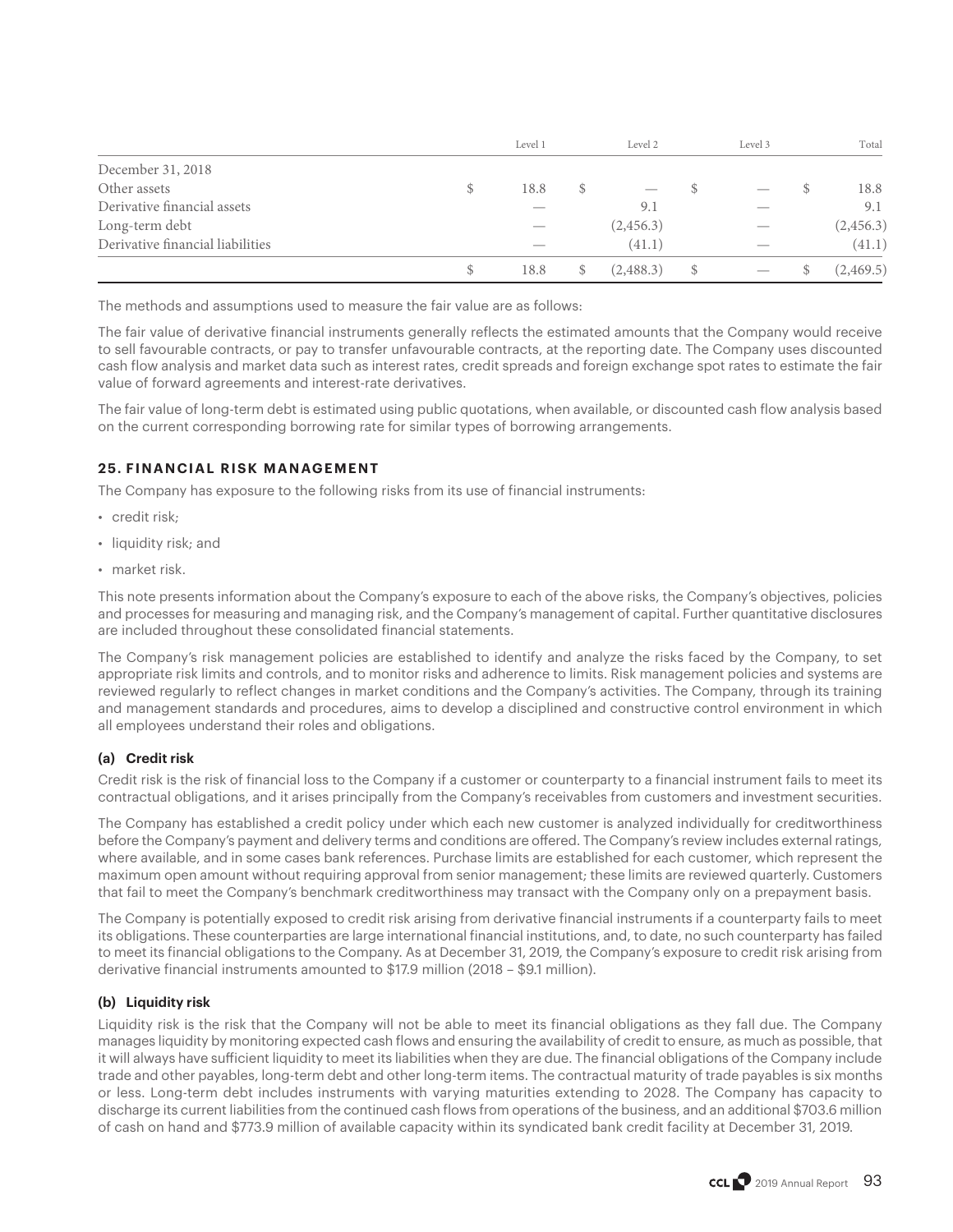| | | Level 1 | | Level 2 | | Level 3 | | Total |
|---|---|---|---|---|---|---|---|---|
| December 31, 2018 | | | | | | | | |
| Other assets | $ | 18.8 | $ | — | $ | — | $ | 18.8 |
| Derivative financial assets | | — | | 9.1 | | — | | 9.1 |
| Long-term debt | | — | | (2,456.3) | | — | | (2,456.3) |
| Derivative financial liabilities | | — | | (41.1) | | — | | (41.1) |
| | $ | 18.8 | $ | (2,488.3) | $ | — | $ | (2,469.5) |

The methods and assumptions used to measure the fair value are as follows:

The fair value of derivative financial instruments generally reflects the estimated amounts that the Company would receive to sell favourable contracts, or pay to transfer unfavourable contracts, at the reporting date. The Company uses discounted cash flow analysis and market data such as interest rates, credit spreads and foreign exchange spot rates to estimate the fair value of forward agreements and interest-rate derivatives.

The fair value of long-term debt is estimated using public quotations, when available, or discounted cash flow analysis based on the current corresponding borrowing rate for similar types of borrowing arrangements.

## 25. FINANCIAL RISK MANAGEMENT

The Company has exposure to the following risks from its use of financial instruments:

- credit risk;
- liquidity risk; and
- market risk.

This note presents information about the Company's exposure to each of the above risks, the Company's objectives, policies and processes for measuring and managing risk, and the Company's management of capital. Further quantitative disclosures are included throughout these consolidated financial statements.

The Company's risk management policies are established to identify and analyze the risks faced by the Company, to set appropriate risk limits and controls, and to monitor risks and adherence to limits. Risk management policies and systems are reviewed regularly to reflect changes in market conditions and the Company's activities. The Company, through its training and management standards and procedures, aims to develop a disciplined and constructive control environment in which all employees understand their roles and obligations.

### (a) Credit risk

Credit risk is the risk of financial loss to the Company if a customer or counterparty to a financial instrument fails to meet its contractual obligations, and it arises principally from the Company's receivables from customers and investment securities.

The Company has established a credit policy under which each new customer is analyzed individually for creditworthiness before the Company's payment and delivery terms and conditions are offered. The Company's review includes external ratings, where available, and in some cases bank references. Purchase limits are established for each customer, which represent the maximum open amount without requiring approval from senior management; these limits are reviewed quarterly. Customers that fail to meet the Company's benchmark creditworthiness may transact with the Company only on a prepayment basis.

The Company is potentially exposed to credit risk arising from derivative financial instruments if a counterparty fails to meet its obligations. These counterparties are large international financial institutions, and, to date, no such counterparty has failed to meet its financial obligations to the Company. As at December 31, 2019, the Company's exposure to credit risk arising from derivative financial instruments amounted to $17.9 million (2018 – $9.1 million).

### (b) Liquidity risk

Liquidity risk is the risk that the Company will not be able to meet its financial obligations as they fall due. The Company manages liquidity by monitoring expected cash flows and ensuring the availability of credit to ensure, as much as possible, that it will always have sufficient liquidity to meet its liabilities when they are due. The financial obligations of the Company include trade and other payables, long-term debt and other long-term items. The contractual maturity of trade payables is six months or less. Long-term debt includes instruments with varying maturities extending to 2028. The Company has capacity to discharge its current liabilities from the continued cash flows from operations of the business, and an additional $703.6 million of cash on hand and $773.9 million of available capacity within its syndicated bank credit facility at December 31, 2019.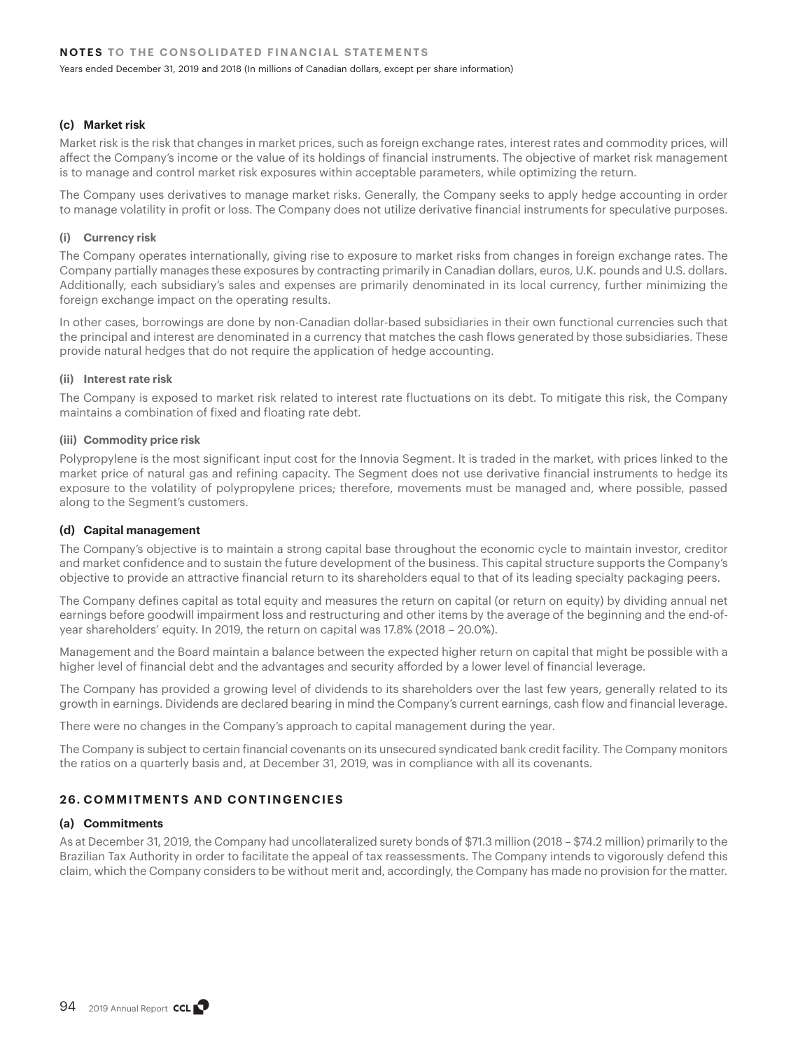#### (c) Market risk

Market risk is the risk that changes in market prices, such as foreign exchange rates, interest rates and commodity prices, will affect the Company's income or the value of its holdings of financial instruments. The objective of market risk management is to manage and control market risk exposures within acceptable parameters, while optimizing the return.

The Company uses derivatives to manage market risks. Generally, the Company seeks to apply hedge accounting in order to manage volatility in profit or loss. The Company does not utilize derivative financial instruments for speculative purposes.

##### (i) Currency risk

The Company operates internationally, giving rise to exposure to market risks from changes in foreign exchange rates. The Company partially manages these exposures by contracting primarily in Canadian dollars, euros, U.K. pounds and U.S. dollars. Additionally, each subsidiary's sales and expenses are primarily denominated in its local currency, further minimizing the foreign exchange impact on the operating results.

In other cases, borrowings are done by non-Canadian dollar-based subsidiaries in their own functional currencies such that the principal and interest are denominated in a currency that matches the cash flows generated by those subsidiaries. These provide natural hedges that do not require the application of hedge accounting.

##### (ii) Interest rate risk

The Company is exposed to market risk related to interest rate fluctuations on its debt. To mitigate this risk, the Company maintains a combination of fixed and floating rate debt.

##### (iii) Commodity price risk

Polypropylene is the most significant input cost for the Innovia Segment. It is traded in the market, with prices linked to the market price of natural gas and refining capacity. The Segment does not use derivative financial instruments to hedge its exposure to the volatility of polypropylene prices; therefore, movements must be managed and, where possible, passed along to the Segment's customers.

#### (d) Capital management

The Company's objective is to maintain a strong capital base throughout the economic cycle to maintain investor, creditor and market confidence and to sustain the future development of the business. This capital structure supports the Company's objective to provide an attractive financial return to its shareholders equal to that of its leading specialty packaging peers.

The Company defines capital as total equity and measures the return on capital (or return on equity) by dividing annual net earnings before goodwill impairment loss and restructuring and other items by the average of the beginning and the end-of-year shareholders' equity. In 2019, the return on capital was 17.8% (2018 – 20.0%).

Management and the Board maintain a balance between the expected higher return on capital that might be possible with a higher level of financial debt and the advantages and security afforded by a lower level of financial leverage.

The Company has provided a growing level of dividends to its shareholders over the last few years, generally related to its growth in earnings. Dividends are declared bearing in mind the Company's current earnings, cash flow and financial leverage.

There were no changes in the Company's approach to capital management during the year.

The Company is subject to certain financial covenants on its unsecured syndicated bank credit facility. The Company monitors the ratios on a quarterly basis and, at December 31, 2019, was in compliance with all its covenants.

## 26. COMMITMENTS AND CONTINGENCIES

#### (a) Commitments

As at December 31, 2019, the Company had uncollateralized surety bonds of $71.3 million (2018 – $74.2 million) primarily to the Brazilian Tax Authority in order to facilitate the appeal of tax reassessments. The Company intends to vigorously defend this claim, which the Company considers to be without merit and, accordingly, the Company has made no provision for the matter.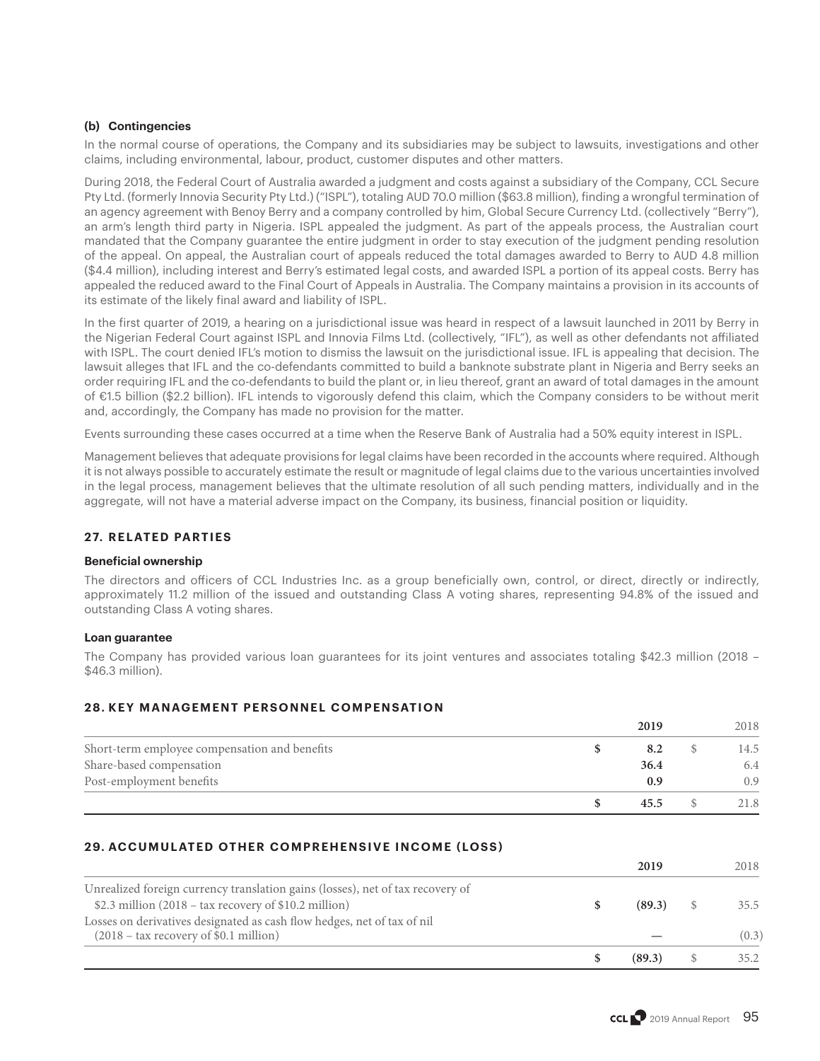### (b) Contingencies

In the normal course of operations, the Company and its subsidiaries may be subject to lawsuits, investigations and other claims, including environmental, labour, product, customer disputes and other matters.

During 2018, the Federal Court of Australia awarded a judgment and costs against a subsidiary of the Company, CCL Secure Pty Ltd. (formerly Innovia Security Pty Ltd.) ("ISPL"), totaling AUD 70.0 million ($63.8 million), finding a wrongful termination of an agency agreement with Benoy Berry and a company controlled by him, Global Secure Currency Ltd. (collectively "Berry"), an arm's length third party in Nigeria. ISPL appealed the judgment. As part of the appeals process, the Australian court mandated that the Company guarantee the entire judgment in order to stay execution of the judgment pending resolution of the appeal. On appeal, the Australian court of appeals reduced the total damages awarded to Berry to AUD 4.8 million ($4.4 million), including interest and Berry's estimated legal costs, and awarded ISPL a portion of its appeal costs. Berry has appealed the reduced award to the Final Court of Appeals in Australia. The Company maintains a provision in its accounts of its estimate of the likely final award and liability of ISPL.

In the first quarter of 2019, a hearing on a jurisdictional issue was heard in respect of a lawsuit launched in 2011 by Berry in the Nigerian Federal Court against ISPL and Innovia Films Ltd. (collectively, "IFL"), as well as other defendants not affiliated with ISPL. The court denied IFL's motion to dismiss the lawsuit on the jurisdictional issue. IFL is appealing that decision. The lawsuit alleges that IFL and the co-defendants committed to build a banknote substrate plant in Nigeria and Berry seeks an order requiring IFL and the co-defendants to build the plant or, in lieu thereof, grant an award of total damages in the amount of €1.5 billion ($2.2 billion). IFL intends to vigorously defend this claim, which the Company considers to be without merit and, accordingly, the Company has made no provision for the matter.

Events surrounding these cases occurred at a time when the Reserve Bank of Australia had a 50% equity interest in ISPL.

Management believes that adequate provisions for legal claims have been recorded in the accounts where required. Although it is not always possible to accurately estimate the result or magnitude of legal claims due to the various uncertainties involved in the legal process, management believes that the ultimate resolution of all such pending matters, individually and in the aggregate, will not have a material adverse impact on the Company, its business, financial position or liquidity.

## 27. RELATED PARTIES

### Beneficial ownership

The directors and officers of CCL Industries Inc. as a group beneficially own, control, or direct, directly or indirectly, approximately 11.2 million of the issued and outstanding Class A voting shares, representing 94.8% of the issued and outstanding Class A voting shares.

### Loan guarantee

The Company has provided various loan guarantees for its joint ventures and associates totaling $42.3 million (2018 – $46.3 million).

## 28. KEY MANAGEMENT PERSONNEL COMPENSATION

| | 2019 | 2018 |
|---|---|---|
| Short-term employee compensation and benefits | $ 8.2 | $ 14.5 |
| Share-based compensation | 36.4 | 6.4 |
| Post-employment benefits | 0.9 | 0.9 |
| | $ 45.5 | $ 21.8 |

## 29. ACCUMULATED OTHER COMPREHENSIVE INCOME (LOSS)

| | 2019 | 2018 |
|---|---|---|
| Unrealized foreign currency translation gains (losses), net of tax recovery of $2.3 million (2018 – tax recovery of $10.2 million) | $ (89.3) | $ 35.5 |
| Losses on derivatives designated as cash flow hedges, net of tax of nil (2018 – tax recovery of $0.1 million) | — | (0.3) |
| | $ (89.3) | $ 35.2 |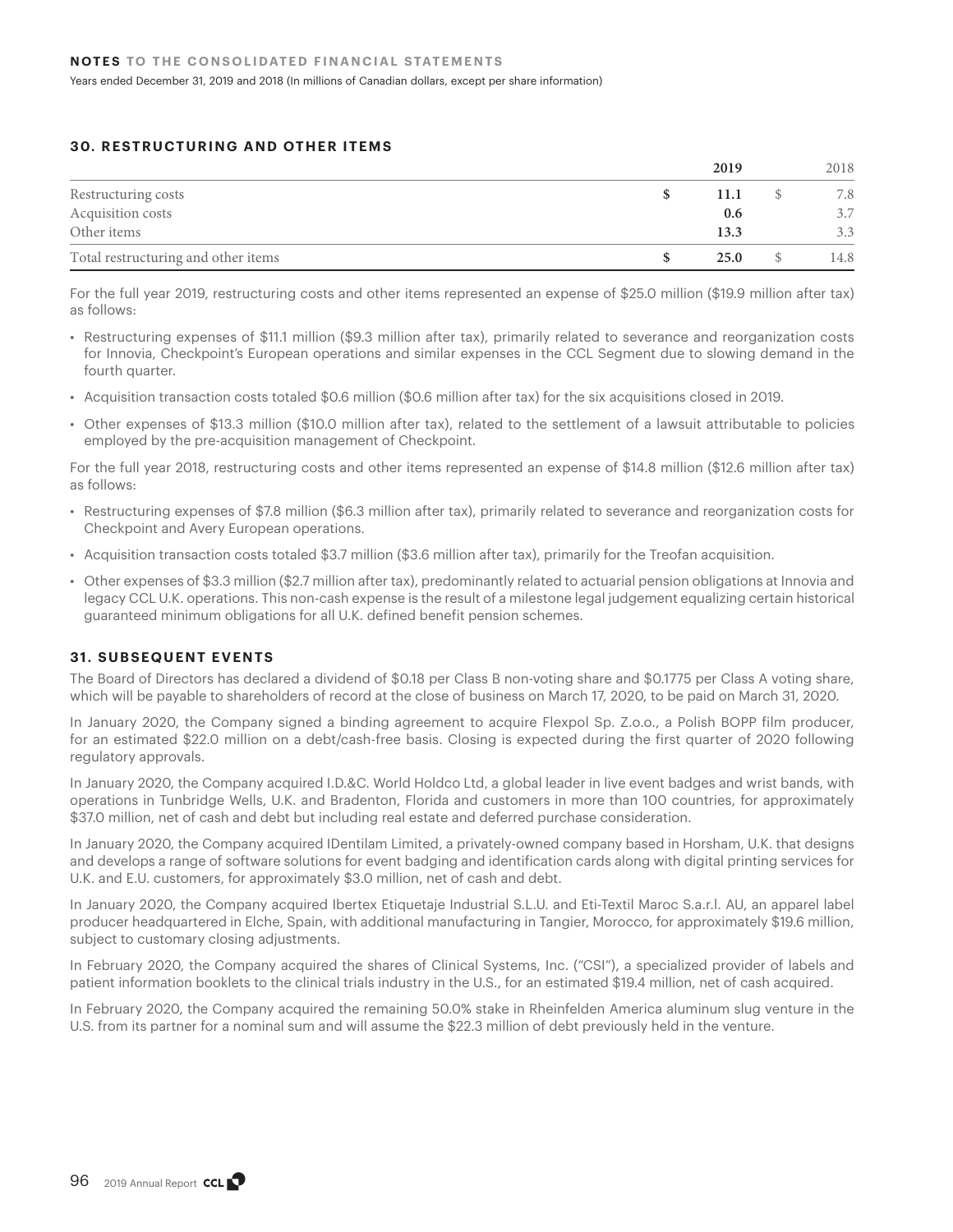## 30. RESTRUCTURING AND OTHER ITEMS

| | 2019 | 2018 |
|---|---|---|
| Restructuring costs | $ 11.1 | $ 7.8 |
| Acquisition costs | 0.6 | 3.7 |
| Other items | 13.3 | 3.3 |
| Total restructuring and other items | $ 25.0 | $ 14.8 |

For the full year 2019, restructuring costs and other items represented an expense of $25.0 million ($19.9 million after tax) as follows:

- Restructuring expenses of $11.1 million ($9.3 million after tax), primarily related to severance and reorganization costs for Innovia, Checkpoint's European operations and similar expenses in the CCL Segment due to slowing demand in the fourth quarter.
- Acquisition transaction costs totaled $0.6 million ($0.6 million after tax) for the six acquisitions closed in 2019.
- Other expenses of $13.3 million ($10.0 million after tax), related to the settlement of a lawsuit attributable to policies employed by the pre-acquisition management of Checkpoint.

For the full year 2018, restructuring costs and other items represented an expense of $14.8 million ($12.6 million after tax) as follows:

- Restructuring expenses of $7.8 million ($6.3 million after tax), primarily related to severance and reorganization costs for Checkpoint and Avery European operations.
- Acquisition transaction costs totaled $3.7 million ($3.6 million after tax), primarily for the Treofan acquisition.
- Other expenses of $3.3 million ($2.7 million after tax), predominantly related to actuarial pension obligations at Innovia and legacy CCL U.K. operations. This non-cash expense is the result of a milestone legal judgement equalizing certain historical guaranteed minimum obligations for all U.K. defined benefit pension schemes.

## 31. SUBSEQUENT EVENTS

The Board of Directors has declared a dividend of $0.18 per Class B non-voting share and $0.1775 per Class A voting share, which will be payable to shareholders of record at the close of business on March 17, 2020, to be paid on March 31, 2020.

In January 2020, the Company signed a binding agreement to acquire Flexpol Sp. Z.o.o., a Polish BOPP film producer, for an estimated $22.0 million on a debt/cash-free basis. Closing is expected during the first quarter of 2020 following regulatory approvals.

In January 2020, the Company acquired I.D.&C. World Holdco Ltd, a global leader in live event badges and wrist bands, with operations in Tunbridge Wells, U.K. and Bradenton, Florida and customers in more than 100 countries, for approximately $37.0 million, net of cash and debt but including real estate and deferred purchase consideration.

In January 2020, the Company acquired IDentilam Limited, a privately-owned company based in Horsham, U.K. that designs and develops a range of software solutions for event badging and identification cards along with digital printing services for U.K. and E.U. customers, for approximately $3.0 million, net of cash and debt.

In January 2020, the Company acquired Ibertex Etiquetaje Industrial S.L.U. and Eti-Textil Maroc S.a.r.l. AU, an apparel label producer headquartered in Elche, Spain, with additional manufacturing in Tangier, Morocco, for approximately $19.6 million, subject to customary closing adjustments.

In February 2020, the Company acquired the shares of Clinical Systems, Inc. ("CSI"), a specialized provider of labels and patient information booklets to the clinical trials industry in the U.S., for an estimated $19.4 million, net of cash acquired.

In February 2020, the Company acquired the remaining 50.0% stake in Rheinfelden America aluminum slug venture in the U.S. from its partner for a nominal sum and will assume the $22.3 million of debt previously held in the venture.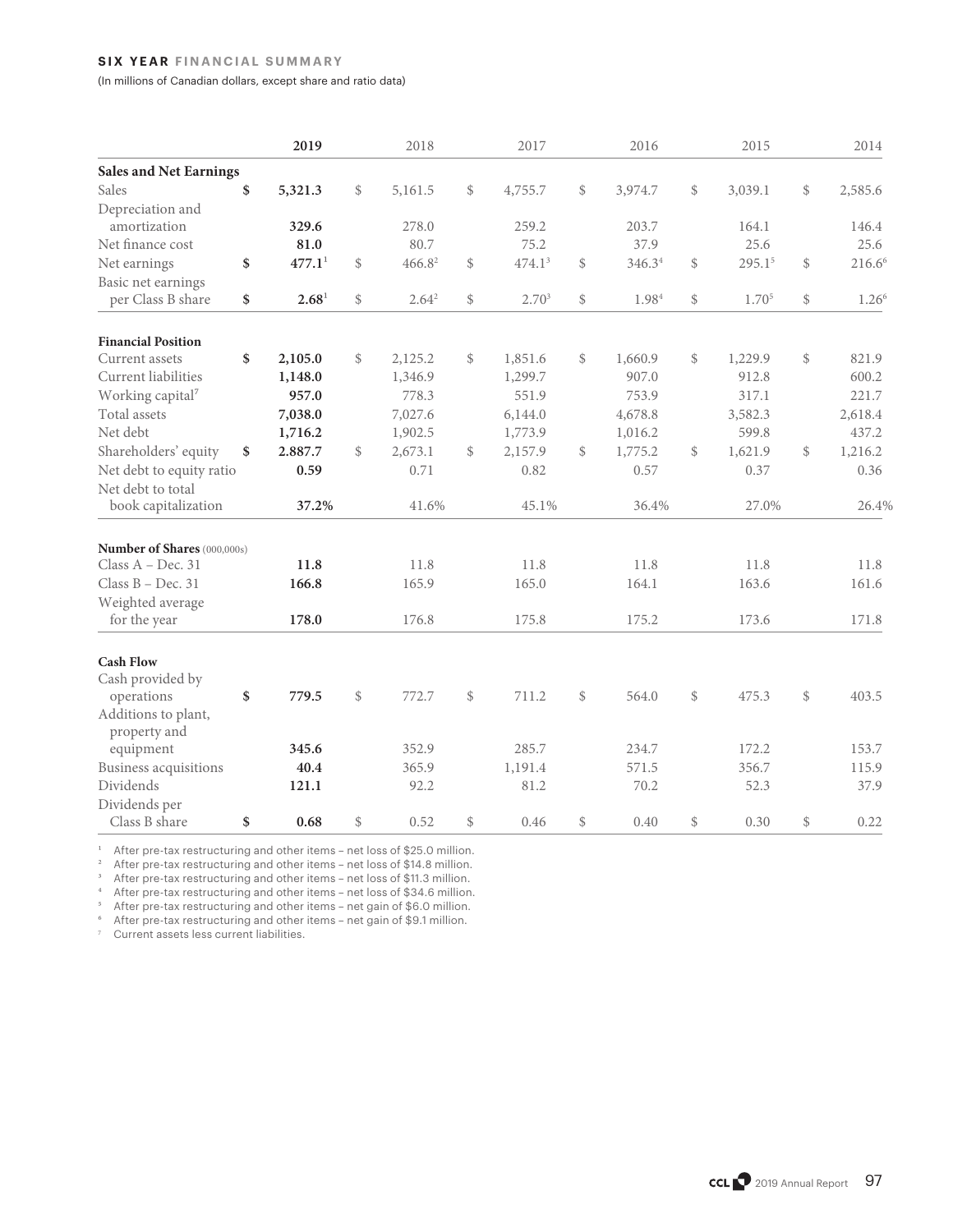## SIX YEAR FINANCIAL SUMMARY

(In millions of Canadian dollars, except share and ratio data)

| | **2019** | 2018 | 2017 | 2016 | 2015 | 2014 |
|---|---|---|---|---|---|---|
| **Sales and Net Earnings** | | | | | | |
| Sales | **$ 5,321.3** | $ 5,161.5 | $ 4,755.7 | $ 3,974.7 | $ 3,039.1 | $ 2,585.6 |
| Depreciation and amortization | **329.6** | 278.0 | 259.2 | 203.7 | 164.1 | 146.4 |
| Net finance cost | **81.0** | 80.7 | 75.2 | 37.9 | 25.6 | 25.6 |
| Net earnings | **$ 477.1**[1] | $ 466.8[2] | $ 474.1[3] | $ 346.3[4] | $ 295.1[5] | $ 216.6[6] |
| Basic net earnings per Class B share | **$ 2.68**[1] | $ 2.64[2] | $ 2.70[3] | $ 1.98[4] | $ 1.70[5] | $ 1.26[6] |
| **Financial Position** | | | | | | |
| Current assets | **$ 2,105.0** | $ 2,125.2 | $ 1,851.6 | $ 1,660.9 | $ 1,229.9 | $ 821.9 |
| Current liabilities | **1,148.0** | 1,346.9 | 1,299.7 | 907.0 | 912.8 | 600.2 |
| Working capital[7] | **957.0** | 778.3 | 551.9 | 753.9 | 317.1 | 221.7 |
| Total assets | **7,038.0** | 7,027.6 | 6,144.0 | 4,678.8 | 3,582.3 | 2,618.4 |
| Net debt | **1,716.2** | 1,902.5 | 1,773.9 | 1,016.2 | 599.8 | 437.2 |
| Shareholders' equity | **$ 2.887.7** | $ 2,673.1 | $ 2,157.9 | $ 1,775.2 | $ 1,621.9 | $ 1,216.2 |
| Net debt to equity ratio | **0.59** | 0.71 | 0.82 | 0.57 | 0.37 | 0.36 |
| Net debt to total book capitalization | **37.2%** | 41.6% | 45.1% | 36.4% | 27.0% | 26.4% |
| **Number of Shares** (000,000s) | | | | | | |
| Class A – Dec. 31 | **11.8** | 11.8 | 11.8 | 11.8 | 11.8 | 11.8 |
| Class B – Dec. 31 | **166.8** | 165.9 | 165.0 | 164.1 | 163.6 | 161.6 |
| Weighted average for the year | **178.0** | 176.8 | 175.8 | 175.2 | 173.6 | 171.8 |
| **Cash Flow** | | | | | | |
| Cash provided by operations | **$ 779.5** | $ 772.7 | $ 711.2 | $ 564.0 | $ 475.3 | $ 403.5 |
| Additions to plant, property and equipment | **345.6** | 352.9 | 285.7 | 234.7 | 172.2 | 153.7 |
| Business acquisitions | **40.4** | 365.9 | 1,191.4 | 571.5 | 356.7 | 115.9 |
| Dividends | **121.1** | 92.2 | 81.2 | 70.2 | 52.3 | 37.9 |
| Dividends per Class B share | **$ 0.68** | $ 0.52 | $ 0.46 | $ 0.40 | $ 0.30 | $ 0.22 |

[1] After pre-tax restructuring and other items – net loss of $25.0 million.
[2] After pre-tax restructuring and other items – net loss of $14.8 million.
[3] After pre-tax restructuring and other items – net loss of $11.3 million.
[4] After pre-tax restructuring and other items – net loss of $34.6 million.
[5] After pre-tax restructuring and other items – net gain of $6.0 million.
[6] After pre-tax restructuring and other items – net gain of $9.1 million.
[7] Current assets less current liabilities.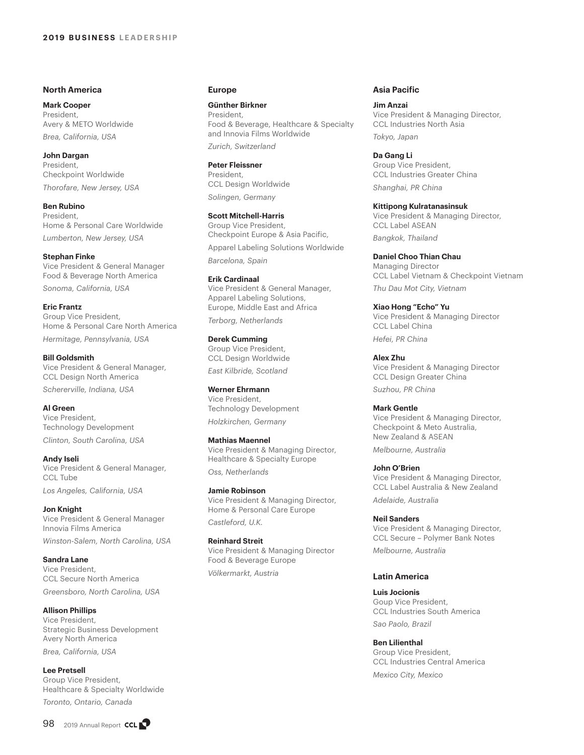# 2019 BUSINESS LEADERSHIP

## North America

**Mark Cooper**
President,
Avery & METO Worldwide
*Brea, California, USA*

**John Dargan**
President,
Checkpoint Worldwide
*Thorofare, New Jersey, USA*

**Ben Rubino**
President,
Home & Personal Care Worldwide
*Lumberton, New Jersey, USA*

**Stephan Finke**
Vice President & General Manager
Food & Beverage North America
*Sonoma, California, USA*

**Eric Frantz**
Group Vice President,
Home & Personal Care North America
*Hermitage, Pennsylvania, USA*

**Bill Goldsmith**
Vice President & General Manager,
CCL Design North America
*Schererville, Indiana, USA*

**Al Green**
Vice President,
Technology Development
*Clinton, South Carolina, USA*

**Andy Iseli**
Vice President & General Manager,
CCL Tube
*Los Angeles, California, USA*

**Jon Knight**
Vice President & General Manager
Innovia Films America
*Winston-Salem, North Carolina, USA*

**Sandra Lane**
Vice President,
CCL Secure North America
*Greensboro, North Carolina, USA*

**Allison Phillips**
Vice President,
Strategic Business Development
Avery North America
*Brea, California, USA*

**Lee Pretsell**
Group Vice President,
Healthcare & Specialty Worldwide
*Toronto, Ontario, Canada*

## Europe

**Günther Birkner**
President,
Food & Beverage, Healthcare & Specialty and Innovia Films Worldwide
*Zurich, Switzerland*

**Peter Fleissner**
President,
CCL Design Worldwide
*Solingen, Germany*

**Scott Mitchell-Harris**
Group Vice President,
Checkpoint Europe & Asia Pacific,
Apparel Labeling Solutions Worldwide
*Barcelona, Spain*

**Erik Cardinaal**
Vice President & General Manager,
Apparel Labeling Solutions,
Europe, Middle East and Africa
*Terborg, Netherlands*

**Derek Cumming**
Group Vice President,
CCL Design Worldwide
*East Kilbride, Scotland*

**Werner Ehrmann**
Vice President,
Technology Development
*Holzkirchen, Germany*

**Mathias Maennel**
Vice President & Managing Director,
Healthcare & Specialty Europe
*Oss, Netherlands*

**Jamie Robinson**
Vice President & Managing Director,
Home & Personal Care Europe
*Castleford, U.K.*

**Reinhard Streit**
Vice President & Managing Director
Food & Beverage Europe
*Völkermarkt, Austria*

## Asia Pacific

**Jim Anzai**
Vice President & Managing Director,
CCL Industries North Asia
*Tokyo, Japan*

**Da Gang Li**
Group Vice President,
CCL Industries Greater China
*Shanghai, PR China*

**Kittipong Kulratanasinsuk**
Vice President & Managing Director,
CCL Label ASEAN
*Bangkok, Thailand*

**Daniel Choo Thian Chau**
Managing Director
CCL Label Vietnam & Checkpoint Vietnam
*Thu Dau Mot City, Vietnam*

**Xiao Hong "Echo" Yu**
Vice President & Managing Director
CCL Label China
*Hefei, PR China*

**Alex Zhu**
Vice President & Managing Director
CCL Design Greater China
*Suzhou, PR China*

**Mark Gentle**
Vice President & Managing Director,
Checkpoint & Meto Australia,
New Zealand & ASEAN
*Melbourne, Australia*

**John O'Brien**
Vice President & Managing Director,
CCL Label Australia & New Zealand
*Adelaide, Australia*

**Neil Sanders**
Vice President & Managing Director,
CCL Secure – Polymer Bank Notes
*Melbourne, Australia*

## Latin America

**Luis Jocionis**
Goup Vice President,
CCL Industries South America
*Sao Paolo, Brazil*

**Ben Lilienthal**
Group Vice President,
CCL Industries Central America
*Mexico City, Mexico*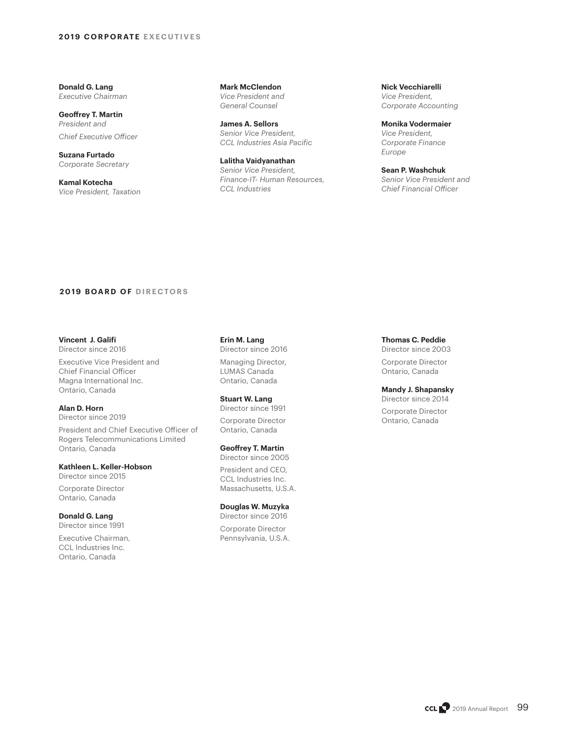## 2019 CORPORATE EXECUTIVES

**Donald G. Lang**
*Executive Chairman*

**Geoffrey T. Martin**
*President and*
*Chief Executive Officer*

**Suzana Furtado**
*Corporate Secretary*

**Kamal Kotecha**
*Vice President, Taxation*

**Mark McClendon**
*Vice President and*
*General Counsel*

**James A. Sellors**
*Senior Vice President,*
*CCL Industries Asia Pacific*

**Lalitha Vaidyanathan**
*Senior Vice President,*
*Finance-IT- Human Resources,*
*CCL Industries*

**Nick Vecchiarelli**
*Vice President,*
*Corporate Accounting*

**Monika Vodermaier**
*Vice President,*
*Corporate Finance*
*Europe*

**Sean P. Washchuk**
*Senior Vice President and*
*Chief Financial Officer*

## 2019 BOARD OF DIRECTORS

**Vincent J. Galifi**
Director since 2016

Executive Vice President and
Chief Financial Officer
Magna International Inc.
Ontario, Canada

**Alan D. Horn**
Director since 2019

President and Chief Executive Officer of
Rogers Telecommunications Limited
Ontario, Canada

**Kathleen L. Keller-Hobson**
Director since 2015

Corporate Director
Ontario, Canada

**Donald G. Lang**
Director since 1991

Executive Chairman,
CCL Industries Inc.
Ontario, Canada

**Erin M. Lang**
Director since 2016

Managing Director,
LUMAS Canada
Ontario, Canada

**Stuart W. Lang**
Director since 1991

Corporate Director
Ontario, Canada

**Geoffrey T. Martin**
Director since 2005

President and CEO,
CCL Industries Inc.
Massachusetts, U.S.A.

**Douglas W. Muzyka**
Director since 2016

Corporate Director
Pennsylvania, U.S.A.

**Thomas C. Peddie**
Director since 2003

Corporate Director
Ontario, Canada

**Mandy J. Shapansky**
Director since 2014

Corporate Director
Ontario, Canada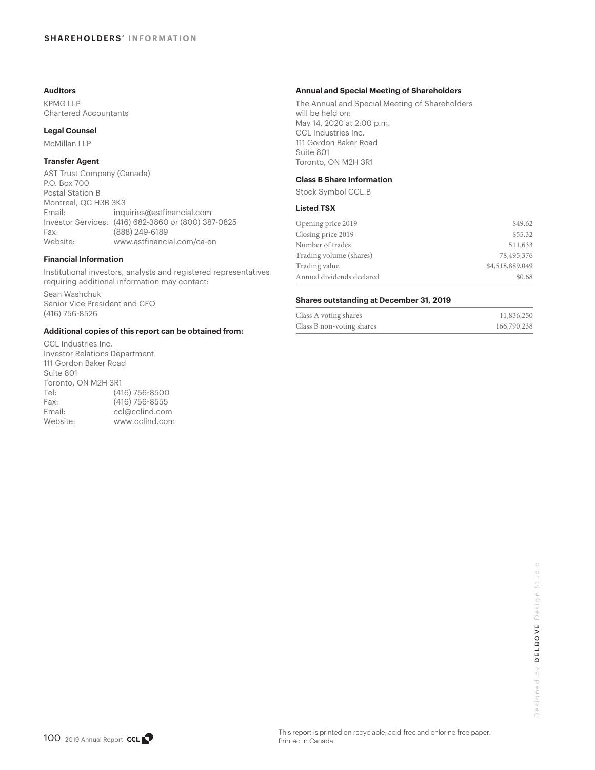## SHAREHOLDERS' INFORMATION

### Auditors

KPMG LLP
Chartered Accountants

### Legal Counsel

McMillan LLP

### Transfer Agent

AST Trust Company (Canada)
P.O. Box 700
Postal Station B
Montreal, QC H3B 3K3

| | |
|---|---|
| Email: | inquiries@astfinancial.com |
| Investor Services: | (416) 682-3860 or (800) 387-0825 |
| Fax: | (888) 249-6189 |
| Website: | www.astfinancial.com/ca-en |

### Financial Information

Institutional investors, analysts and registered representatives requiring additional information may contact:

Sean Washchuk
Senior Vice President and CFO
(416) 756-8526

### Additional copies of this report can be obtained from:

CCL Industries Inc.
Investor Relations Department
111 Gordon Baker Road
Suite 801
Toronto, ON M2H 3R1

| | |
|---|---|
| Tel: | (416) 756-8500 |
| Fax: | (416) 756-8555 |
| Email: | ccl@cclind.com |
| Website: | www.cclind.com |

### Annual and Special Meeting of Shareholders

The Annual and Special Meeting of Shareholders will be held on:
May 14, 2020 at 2:00 p.m.
CCL Industries Inc.
111 Gordon Baker Road
Suite 801
Toronto, ON M2H 3R1

### Class B Share Information

Stock Symbol CCL.B

### Listed TSX

| | |
|---|---|
| Opening price 2019 | $49.62 |
| Closing price 2019 | $55.32 |
| Number of trades | 511,633 |
| Trading volume (shares) | 78,495,376 |
| Trading value | $4,518,889,049 |
| Annual dividends declared | $0.68 |

### Shares outstanding at December 31, 2019

| | |
|---|---|
| Class A voting shares | 11,836,250 |
| Class B non-voting shares | 166,790,238 |

Designed by DELBOVE Design Studio

This report is printed on recyclable, acid-free and chlorine free paper.
Printed in Canada.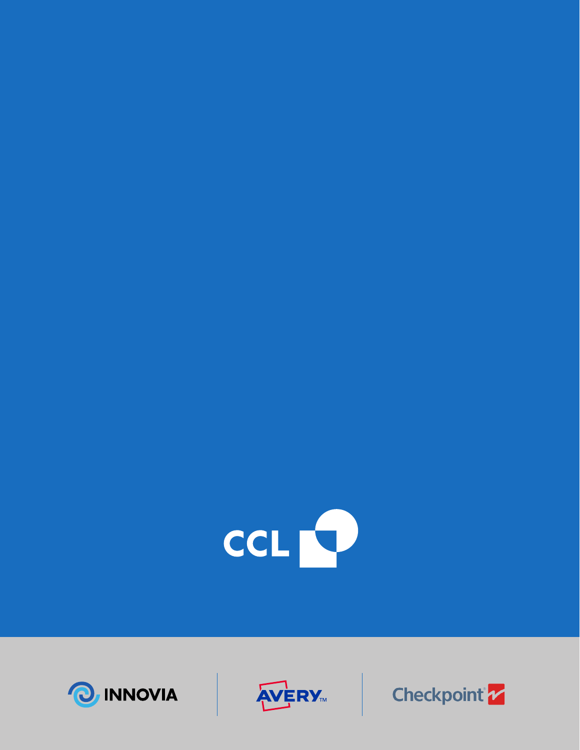CCL

INNOVIA | AVERY™ | Checkpoint®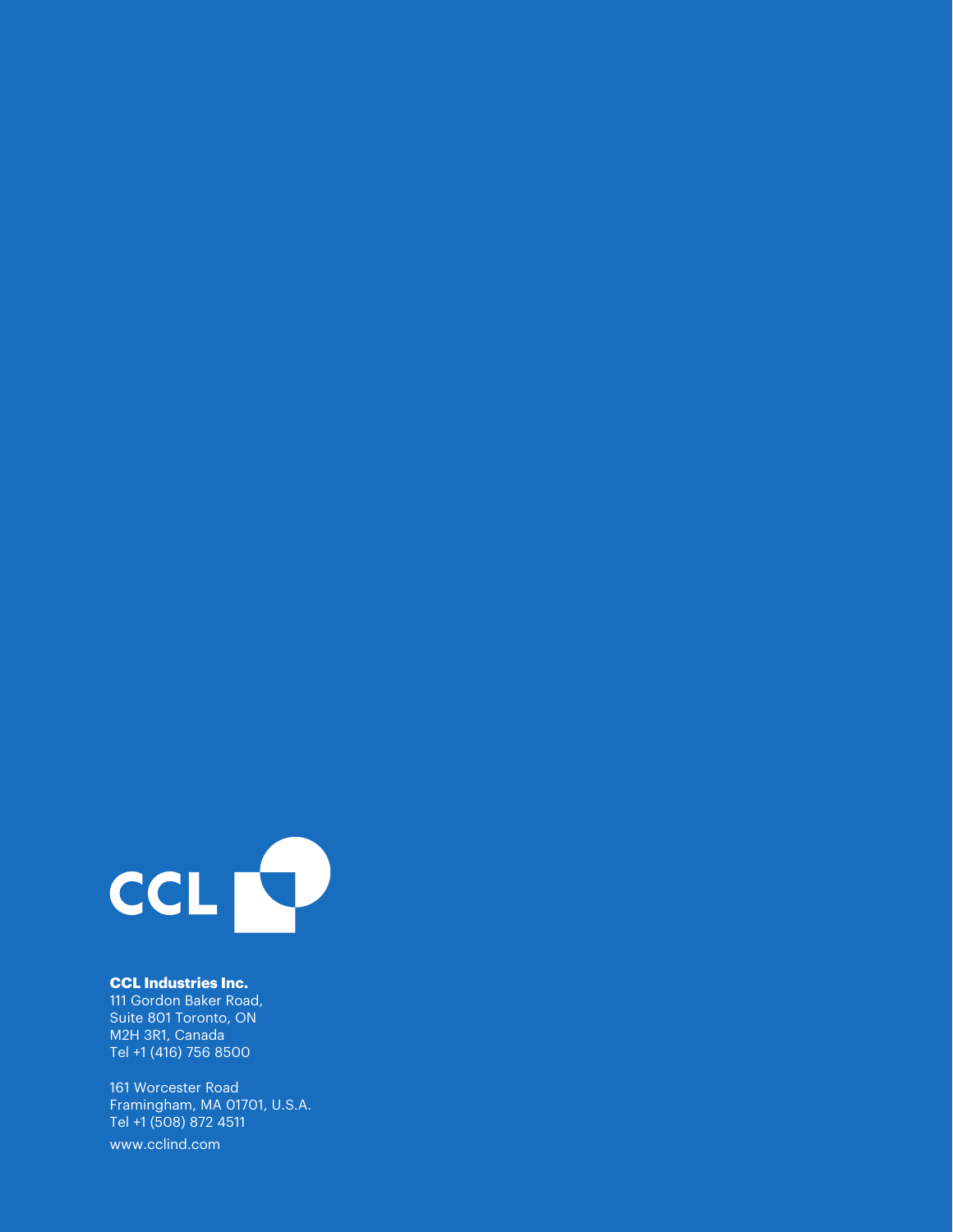CCL

**CCL Industries Inc.**
111 Gordon Baker Road,
Suite 801 Toronto, ON
M2H 3R1, Canada
Tel +1 (416) 756 8500

161 Worcester Road
Framingham, MA 01701, U.S.A.
Tel +1 (508) 872 4511

www.cclind.com